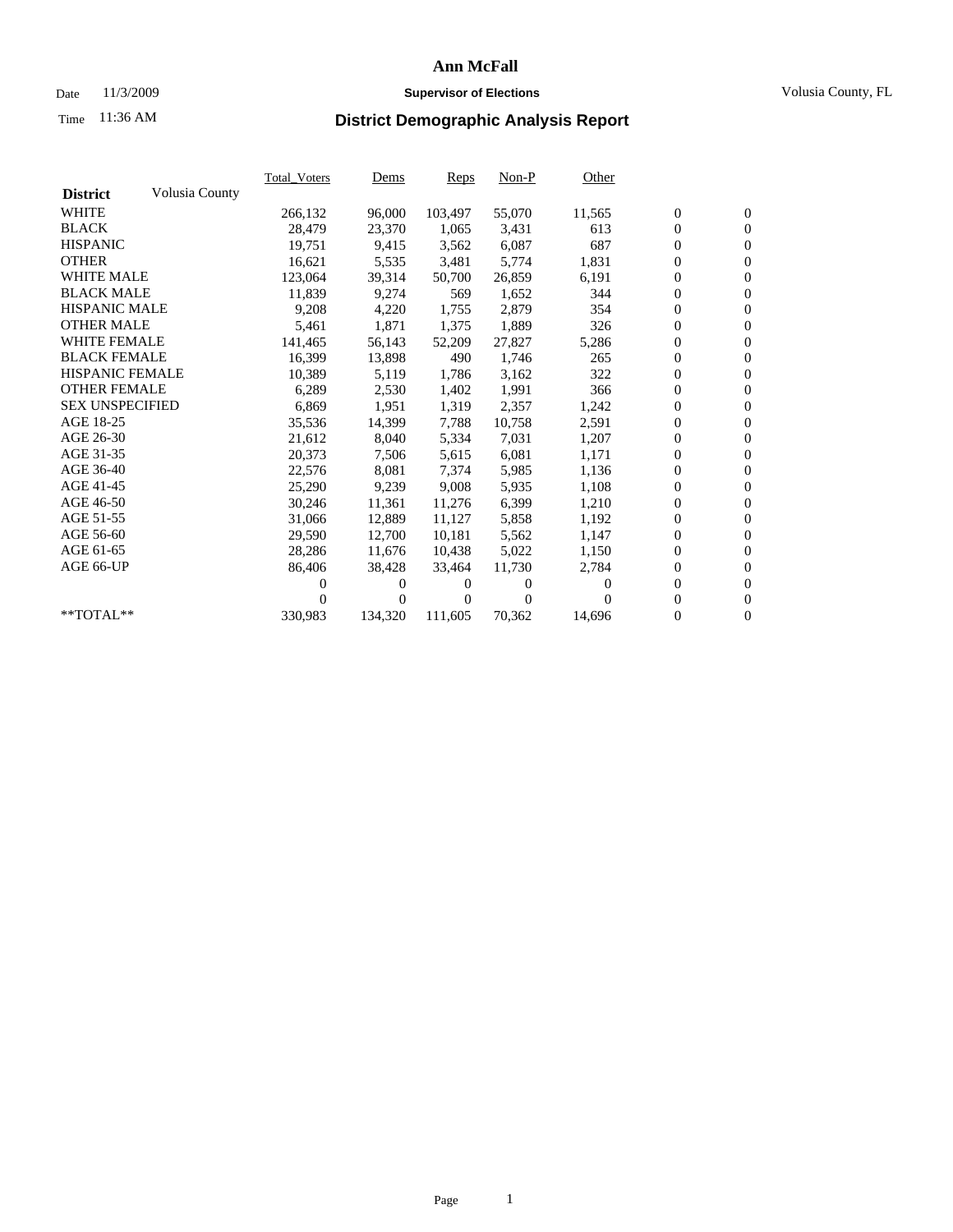# Ann McFall

Date 11/3/2009 **Supervisor of Elections** Volusia County, FL

Time 11:36 AM

## District Demographic Analysis Report

| District | Volusia County | Total_Voters | Dems | Reps | Non-P | Other | | |
|---|---|---|---|---|---|---|---|---|
| WHITE | | 266,132 | 96,000 | 103,497 | 55,070 | 11,565 | 0 | 0 |
| BLACK | | 28,479 | 23,370 | 1,065 | 3,431 | 613 | 0 | 0 |
| HISPANIC | | 19,751 | 9,415 | 3,562 | 6,087 | 687 | 0 | 0 |
| OTHER | | 16,621 | 5,535 | 3,481 | 5,774 | 1,831 | 0 | 0 |
| WHITE MALE | | 123,064 | 39,314 | 50,700 | 26,859 | 6,191 | 0 | 0 |
| BLACK MALE | | 11,839 | 9,274 | 569 | 1,652 | 344 | 0 | 0 |
| HISPANIC MALE | | 9,208 | 4,220 | 1,755 | 2,879 | 354 | 0 | 0 |
| OTHER MALE | | 5,461 | 1,871 | 1,375 | 1,889 | 326 | 0 | 0 |
| WHITE FEMALE | | 141,465 | 56,143 | 52,209 | 27,827 | 5,286 | 0 | 0 |
| BLACK FEMALE | | 16,399 | 13,898 | 490 | 1,746 | 265 | 0 | 0 |
| HISPANIC FEMALE | | 10,389 | 5,119 | 1,786 | 3,162 | 322 | 0 | 0 |
| OTHER FEMALE | | 6,289 | 2,530 | 1,402 | 1,991 | 366 | 0 | 0 |
| SEX UNSPECIFIED | | 6,869 | 1,951 | 1,319 | 2,357 | 1,242 | 0 | 0 |
| AGE 18-25 | | 35,536 | 14,399 | 7,788 | 10,758 | 2,591 | 0 | 0 |
| AGE 26-30 | | 21,612 | 8,040 | 5,334 | 7,031 | 1,207 | 0 | 0 |
| AGE 31-35 | | 20,373 | 7,506 | 5,615 | 6,081 | 1,171 | 0 | 0 |
| AGE 36-40 | | 22,576 | 8,081 | 7,374 | 5,985 | 1,136 | 0 | 0 |
| AGE 41-45 | | 25,290 | 9,239 | 9,008 | 5,935 | 1,108 | 0 | 0 |
| AGE 46-50 | | 30,246 | 11,361 | 11,276 | 6,399 | 1,210 | 0 | 0 |
| AGE 51-55 | | 31,066 | 12,889 | 11,127 | 5,858 | 1,192 | 0 | 0 |
| AGE 56-60 | | 29,590 | 12,700 | 10,181 | 5,562 | 1,147 | 0 | 0 |
| AGE 61-65 | | 28,286 | 11,676 | 10,438 | 5,022 | 1,150 | 0 | 0 |
| AGE 66-UP | | 86,406 | 38,428 | 33,464 | 11,730 | 2,784 | 0 | 0 |
| | | 0 | 0 | 0 | 0 | 0 | 0 | 0 |
| | | 0 | 0 | 0 | 0 | 0 | 0 | 0 |
| **TOTAL** | | 330,983 | 134,320 | 111,605 | 70,362 | 14,696 | 0 | 0 |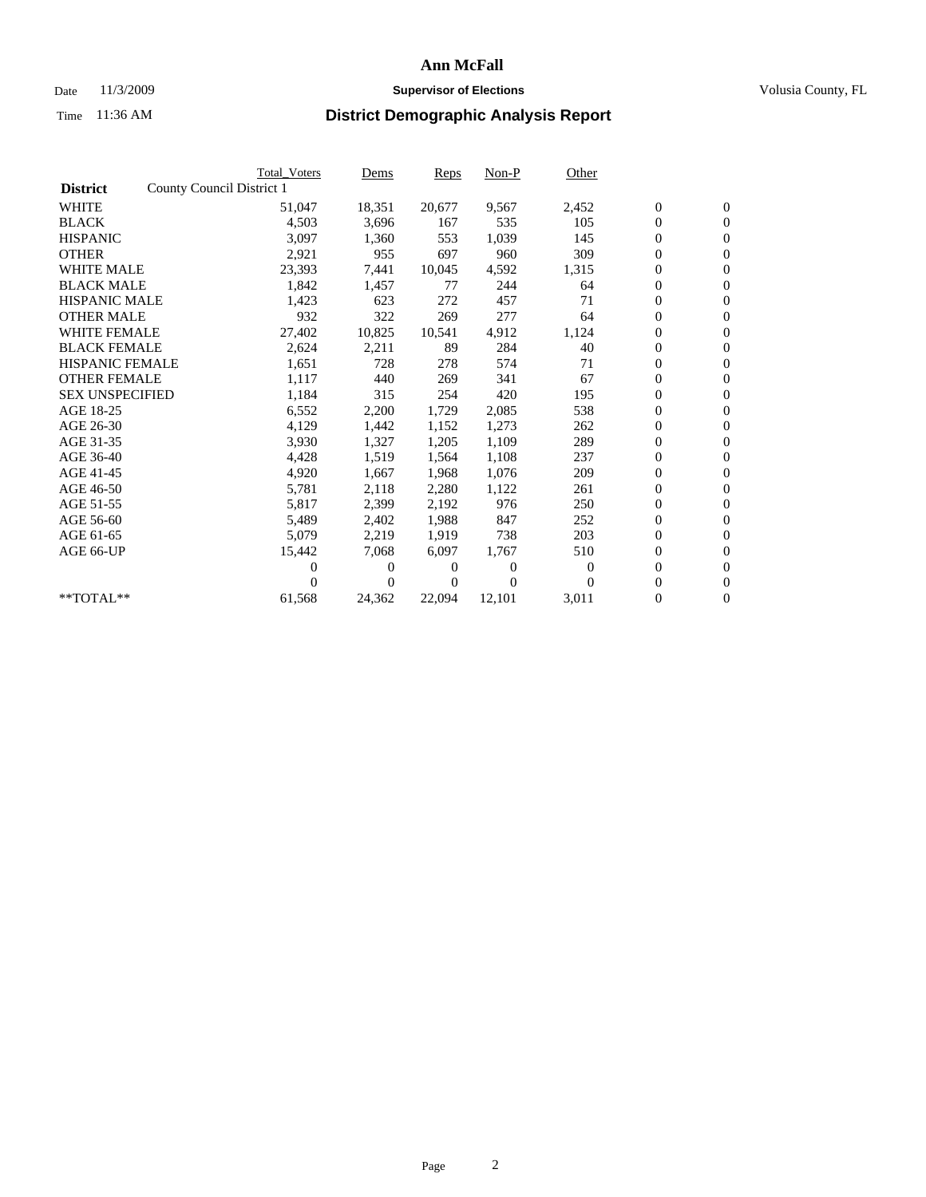# Ann McFall

Date 11/3/2009 **Supervisor of Elections** Volusia County, FL

Time 11:36 AM **District Demographic Analysis Report**

| | Total_Voters | Dems | Reps | Non-P | Other | | |
|---|---|---|---|---|---|---|---|
| **District** County Council District 1 | | | | | | | |
| WHITE | 51,047 | 18,351 | 20,677 | 9,567 | 2,452 | 0 | 0 |
| BLACK | 4,503 | 3,696 | 167 | 535 | 105 | 0 | 0 |
| HISPANIC | 3,097 | 1,360 | 553 | 1,039 | 145 | 0 | 0 |
| OTHER | 2,921 | 955 | 697 | 960 | 309 | 0 | 0 |
| WHITE MALE | 23,393 | 7,441 | 10,045 | 4,592 | 1,315 | 0 | 0 |
| BLACK MALE | 1,842 | 1,457 | 77 | 244 | 64 | 0 | 0 |
| HISPANIC MALE | 1,423 | 623 | 272 | 457 | 71 | 0 | 0 |
| OTHER MALE | 932 | 322 | 269 | 277 | 64 | 0 | 0 |
| WHITE FEMALE | 27,402 | 10,825 | 10,541 | 4,912 | 1,124 | 0 | 0 |
| BLACK FEMALE | 2,624 | 2,211 | 89 | 284 | 40 | 0 | 0 |
| HISPANIC FEMALE | 1,651 | 728 | 278 | 574 | 71 | 0 | 0 |
| OTHER FEMALE | 1,117 | 440 | 269 | 341 | 67 | 0 | 0 |
| SEX UNSPECIFIED | 1,184 | 315 | 254 | 420 | 195 | 0 | 0 |
| AGE 18-25 | 6,552 | 2,200 | 1,729 | 2,085 | 538 | 0 | 0 |
| AGE 26-30 | 4,129 | 1,442 | 1,152 | 1,273 | 262 | 0 | 0 |
| AGE 31-35 | 3,930 | 1,327 | 1,205 | 1,109 | 289 | 0 | 0 |
| AGE 36-40 | 4,428 | 1,519 | 1,564 | 1,108 | 237 | 0 | 0 |
| AGE 41-45 | 4,920 | 1,667 | 1,968 | 1,076 | 209 | 0 | 0 |
| AGE 46-50 | 5,781 | 2,118 | 2,280 | 1,122 | 261 | 0 | 0 |
| AGE 51-55 | 5,817 | 2,399 | 2,192 | 976 | 250 | 0 | 0 |
| AGE 56-60 | 5,489 | 2,402 | 1,988 | 847 | 252 | 0 | 0 |
| AGE 61-65 | 5,079 | 2,219 | 1,919 | 738 | 203 | 0 | 0 |
| AGE 66-UP | 15,442 | 7,068 | 6,097 | 1,767 | 510 | 0 | 0 |
| | 0 | 0 | 0 | 0 | 0 | 0 | 0 |
| | 0 | 0 | 0 | 0 | 0 | 0 | 0 |
| **TOTAL** | 61,568 | 24,362 | 22,094 | 12,101 | 3,011 | 0 | 0 |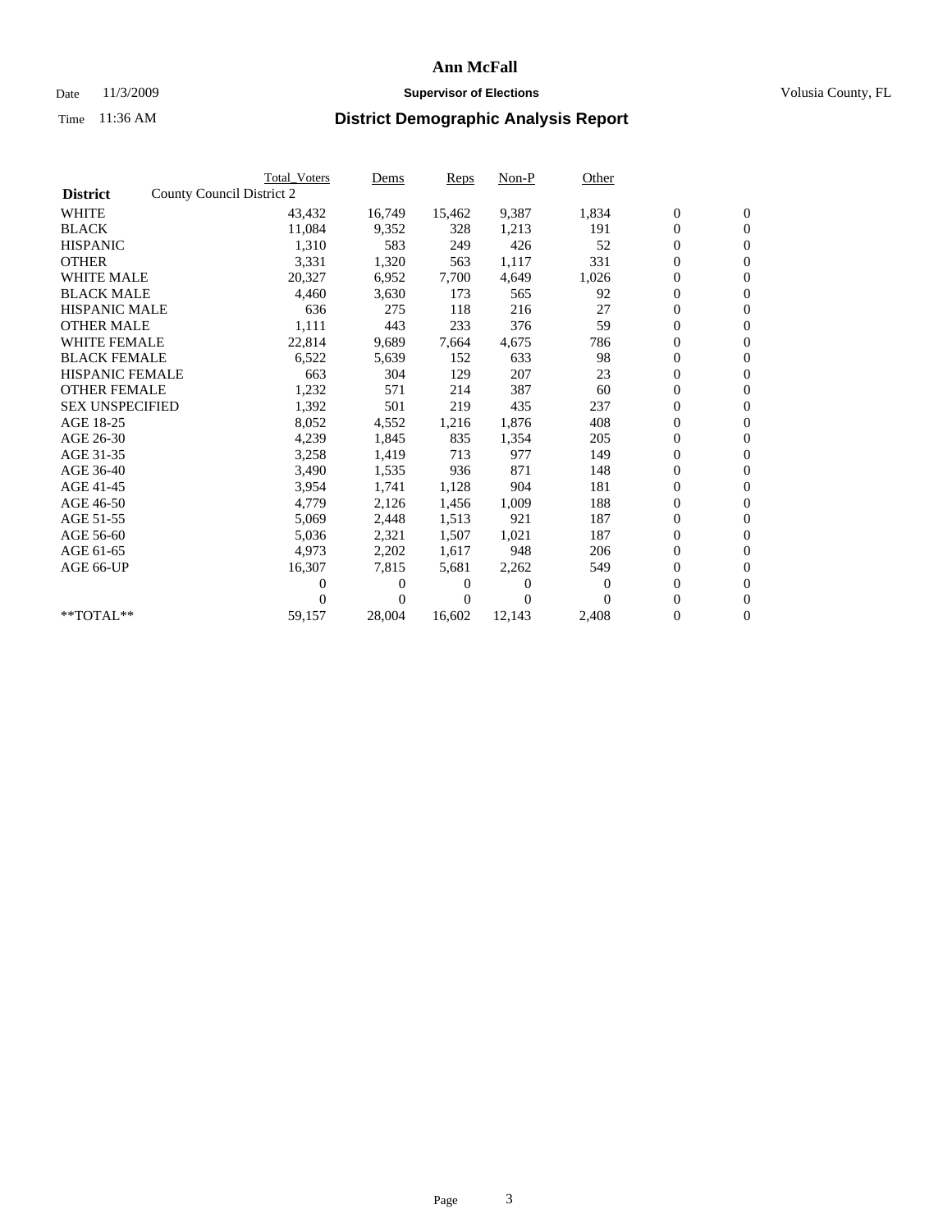# Ann McFall

Date 11/3/2009 **Supervisor of Elections** Volusia County, FL

Time 11:36 AM **District Demographic Analysis Report**

| | Total_Voters | Dems | Reps | Non-P | Other | | |
|---|---|---|---|---|---|---|---|
| **District** County Council District 2 | | | | | | | |
| WHITE | 43,432 | 16,749 | 15,462 | 9,387 | 1,834 | 0 | 0 |
| BLACK | 11,084 | 9,352 | 328 | 1,213 | 191 | 0 | 0 |
| HISPANIC | 1,310 | 583 | 249 | 426 | 52 | 0 | 0 |
| OTHER | 3,331 | 1,320 | 563 | 1,117 | 331 | 0 | 0 |
| WHITE MALE | 20,327 | 6,952 | 7,700 | 4,649 | 1,026 | 0 | 0 |
| BLACK MALE | 4,460 | 3,630 | 173 | 565 | 92 | 0 | 0 |
| HISPANIC MALE | 636 | 275 | 118 | 216 | 27 | 0 | 0 |
| OTHER MALE | 1,111 | 443 | 233 | 376 | 59 | 0 | 0 |
| WHITE FEMALE | 22,814 | 9,689 | 7,664 | 4,675 | 786 | 0 | 0 |
| BLACK FEMALE | 6,522 | 5,639 | 152 | 633 | 98 | 0 | 0 |
| HISPANIC FEMALE | 663 | 304 | 129 | 207 | 23 | 0 | 0 |
| OTHER FEMALE | 1,232 | 571 | 214 | 387 | 60 | 0 | 0 |
| SEX UNSPECIFIED | 1,392 | 501 | 219 | 435 | 237 | 0 | 0 |
| AGE 18-25 | 8,052 | 4,552 | 1,216 | 1,876 | 408 | 0 | 0 |
| AGE 26-30 | 4,239 | 1,845 | 835 | 1,354 | 205 | 0 | 0 |
| AGE 31-35 | 3,258 | 1,419 | 713 | 977 | 149 | 0 | 0 |
| AGE 36-40 | 3,490 | 1,535 | 936 | 871 | 148 | 0 | 0 |
| AGE 41-45 | 3,954 | 1,741 | 1,128 | 904 | 181 | 0 | 0 |
| AGE 46-50 | 4,779 | 2,126 | 1,456 | 1,009 | 188 | 0 | 0 |
| AGE 51-55 | 5,069 | 2,448 | 1,513 | 921 | 187 | 0 | 0 |
| AGE 56-60 | 5,036 | 2,321 | 1,507 | 1,021 | 187 | 0 | 0 |
| AGE 61-65 | 4,973 | 2,202 | 1,617 | 948 | 206 | 0 | 0 |
| AGE 66-UP | 16,307 | 7,815 | 5,681 | 2,262 | 549 | 0 | 0 |
| | 0 | 0 | 0 | 0 | 0 | 0 | 0 |
| | 0 | 0 | 0 | 0 | 0 | 0 | 0 |
| **TOTAL** | 59,157 | 28,004 | 16,602 | 12,143 | 2,408 | 0 | 0 |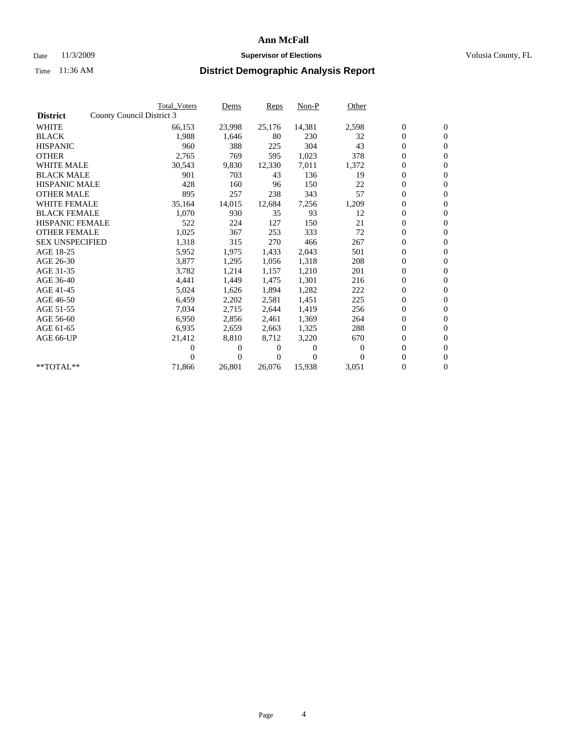# Ann McFall

Date 11/3/2009 **Supervisor of Elections** Volusia County, FL

Time 11:36 AM **District Demographic Analysis Report**

| | Total_Voters | Dems | Reps | Non-P | Other | | |
|---|---|---|---|---|---|---|---|
| **District** County Council District 3 | | | | | | | |
| WHITE | 66,153 | 23,998 | 25,176 | 14,381 | 2,598 | 0 | 0 |
| BLACK | 1,988 | 1,646 | 80 | 230 | 32 | 0 | 0 |
| HISPANIC | 960 | 388 | 225 | 304 | 43 | 0 | 0 |
| OTHER | 2,765 | 769 | 595 | 1,023 | 378 | 0 | 0 |
| WHITE MALE | 30,543 | 9,830 | 12,330 | 7,011 | 1,372 | 0 | 0 |
| BLACK MALE | 901 | 703 | 43 | 136 | 19 | 0 | 0 |
| HISPANIC MALE | 428 | 160 | 96 | 150 | 22 | 0 | 0 |
| OTHER MALE | 895 | 257 | 238 | 343 | 57 | 0 | 0 |
| WHITE FEMALE | 35,164 | 14,015 | 12,684 | 7,256 | 1,209 | 0 | 0 |
| BLACK FEMALE | 1,070 | 930 | 35 | 93 | 12 | 0 | 0 |
| HISPANIC FEMALE | 522 | 224 | 127 | 150 | 21 | 0 | 0 |
| OTHER FEMALE | 1,025 | 367 | 253 | 333 | 72 | 0 | 0 |
| SEX UNSPECIFIED | 1,318 | 315 | 270 | 466 | 267 | 0 | 0 |
| AGE 18-25 | 5,952 | 1,975 | 1,433 | 2,043 | 501 | 0 | 0 |
| AGE 26-30 | 3,877 | 1,295 | 1,056 | 1,318 | 208 | 0 | 0 |
| AGE 31-35 | 3,782 | 1,214 | 1,157 | 1,210 | 201 | 0 | 0 |
| AGE 36-40 | 4,441 | 1,449 | 1,475 | 1,301 | 216 | 0 | 0 |
| AGE 41-45 | 5,024 | 1,626 | 1,894 | 1,282 | 222 | 0 | 0 |
| AGE 46-50 | 6,459 | 2,202 | 2,581 | 1,451 | 225 | 0 | 0 |
| AGE 51-55 | 7,034 | 2,715 | 2,644 | 1,419 | 256 | 0 | 0 |
| AGE 56-60 | 6,950 | 2,856 | 2,461 | 1,369 | 264 | 0 | 0 |
| AGE 61-65 | 6,935 | 2,659 | 2,663 | 1,325 | 288 | 0 | 0 |
| AGE 66-UP | 21,412 | 8,810 | 8,712 | 3,220 | 670 | 0 | 0 |
| | 0 | 0 | 0 | 0 | 0 | 0 | 0 |
| | 0 | 0 | 0 | 0 | 0 | 0 | 0 |
| **TOTAL** | 71,866 | 26,801 | 26,076 | 15,938 | 3,051 | 0 | 0 |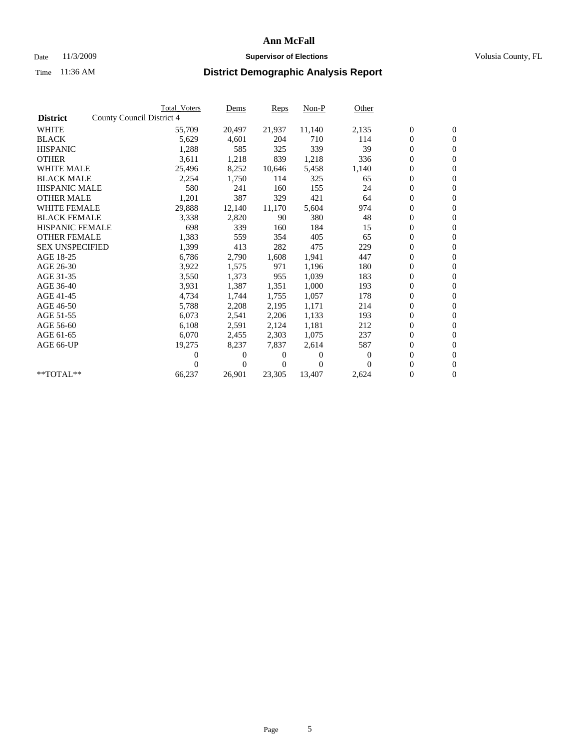# Ann McFall

Date 11/3/2009 **Supervisor of Elections** Volusia County, FL

Time 11:36 AM **District Demographic Analysis Report**

| | Total_Voters | Dems | Reps | Non-P | Other | | |
|---|---|---|---|---|---|---|---|
| **District** County Council District 4 | | | | | | | |
| WHITE | 55,709 | 20,497 | 21,937 | 11,140 | 2,135 | 0 | 0 |
| BLACK | 5,629 | 4,601 | 204 | 710 | 114 | 0 | 0 |
| HISPANIC | 1,288 | 585 | 325 | 339 | 39 | 0 | 0 |
| OTHER | 3,611 | 1,218 | 839 | 1,218 | 336 | 0 | 0 |
| WHITE MALE | 25,496 | 8,252 | 10,646 | 5,458 | 1,140 | 0 | 0 |
| BLACK MALE | 2,254 | 1,750 | 114 | 325 | 65 | 0 | 0 |
| HISPANIC MALE | 580 | 241 | 160 | 155 | 24 | 0 | 0 |
| OTHER MALE | 1,201 | 387 | 329 | 421 | 64 | 0 | 0 |
| WHITE FEMALE | 29,888 | 12,140 | 11,170 | 5,604 | 974 | 0 | 0 |
| BLACK FEMALE | 3,338 | 2,820 | 90 | 380 | 48 | 0 | 0 |
| HISPANIC FEMALE | 698 | 339 | 160 | 184 | 15 | 0 | 0 |
| OTHER FEMALE | 1,383 | 559 | 354 | 405 | 65 | 0 | 0 |
| SEX UNSPECIFIED | 1,399 | 413 | 282 | 475 | 229 | 0 | 0 |
| AGE 18-25 | 6,786 | 2,790 | 1,608 | 1,941 | 447 | 0 | 0 |
| AGE 26-30 | 3,922 | 1,575 | 971 | 1,196 | 180 | 0 | 0 |
| AGE 31-35 | 3,550 | 1,373 | 955 | 1,039 | 183 | 0 | 0 |
| AGE 36-40 | 3,931 | 1,387 | 1,351 | 1,000 | 193 | 0 | 0 |
| AGE 41-45 | 4,734 | 1,744 | 1,755 | 1,057 | 178 | 0 | 0 |
| AGE 46-50 | 5,788 | 2,208 | 2,195 | 1,171 | 214 | 0 | 0 |
| AGE 51-55 | 6,073 | 2,541 | 2,206 | 1,133 | 193 | 0 | 0 |
| AGE 56-60 | 6,108 | 2,591 | 2,124 | 1,181 | 212 | 0 | 0 |
| AGE 61-65 | 6,070 | 2,455 | 2,303 | 1,075 | 237 | 0 | 0 |
| AGE 66-UP | 19,275 | 8,237 | 7,837 | 2,614 | 587 | 0 | 0 |
| | 0 | 0 | 0 | 0 | 0 | 0 | 0 |
| | 0 | 0 | 0 | 0 | 0 | 0 | 0 |
| **TOTAL** | 66,237 | 26,901 | 23,305 | 13,407 | 2,624 | 0 | 0 |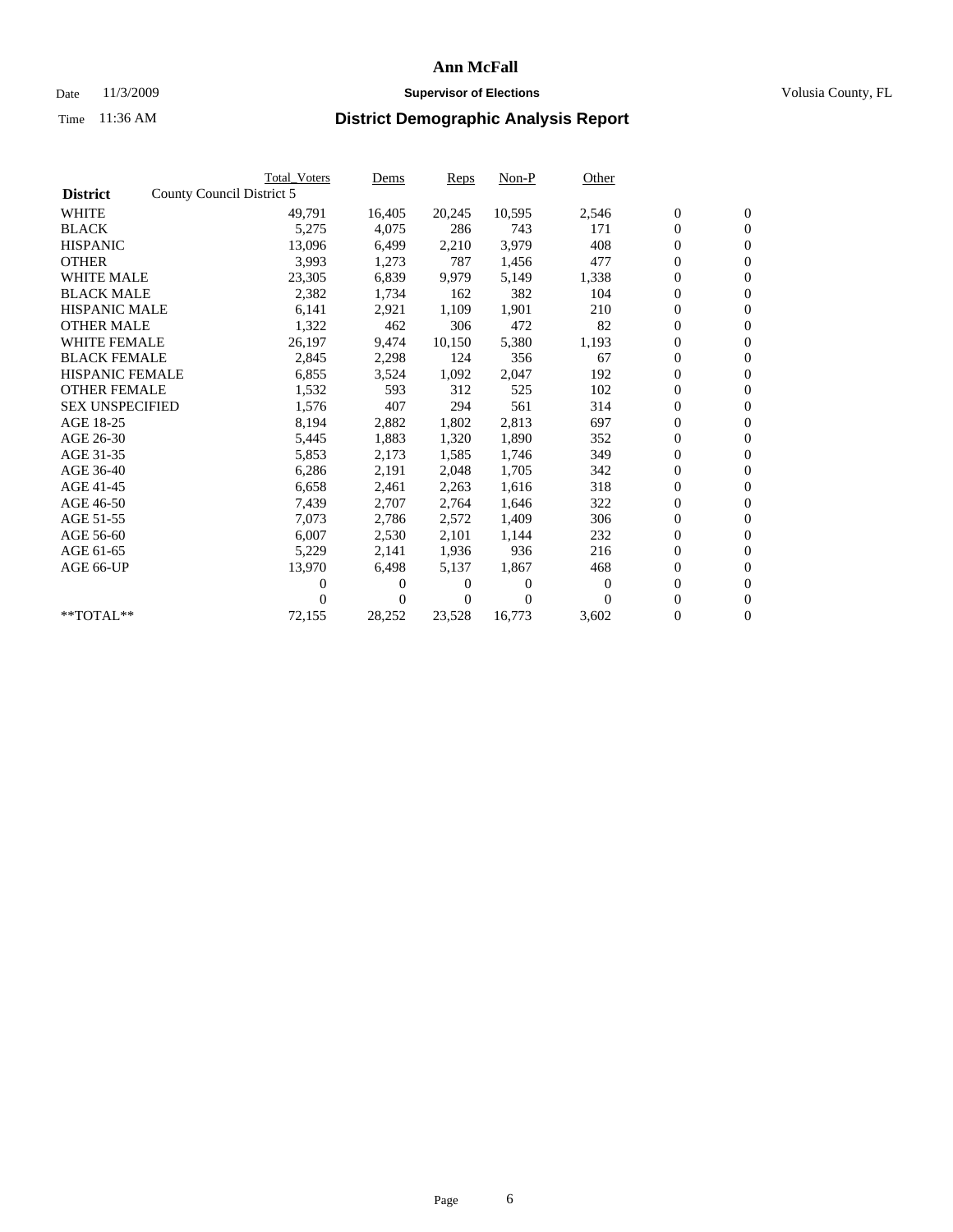# Ann McFall

Date 11/3/2009 **Supervisor of Elections** Volusia County, FL

Time 11:36 AM **District Demographic Analysis Report**

| | Total_Voters | Dems | Reps | Non-P | Other | | |
|---|---|---|---|---|---|---|---|
| **District** County Council District 5 | | | | | | | |
| WHITE | 49,791 | 16,405 | 20,245 | 10,595 | 2,546 | 0 | 0 |
| BLACK | 5,275 | 4,075 | 286 | 743 | 171 | 0 | 0 |
| HISPANIC | 13,096 | 6,499 | 2,210 | 3,979 | 408 | 0 | 0 |
| OTHER | 3,993 | 1,273 | 787 | 1,456 | 477 | 0 | 0 |
| WHITE MALE | 23,305 | 6,839 | 9,979 | 5,149 | 1,338 | 0 | 0 |
| BLACK MALE | 2,382 | 1,734 | 162 | 382 | 104 | 0 | 0 |
| HISPANIC MALE | 6,141 | 2,921 | 1,109 | 1,901 | 210 | 0 | 0 |
| OTHER MALE | 1,322 | 462 | 306 | 472 | 82 | 0 | 0 |
| WHITE FEMALE | 26,197 | 9,474 | 10,150 | 5,380 | 1,193 | 0 | 0 |
| BLACK FEMALE | 2,845 | 2,298 | 124 | 356 | 67 | 0 | 0 |
| HISPANIC FEMALE | 6,855 | 3,524 | 1,092 | 2,047 | 192 | 0 | 0 |
| OTHER FEMALE | 1,532 | 593 | 312 | 525 | 102 | 0 | 0 |
| SEX UNSPECIFIED | 1,576 | 407 | 294 | 561 | 314 | 0 | 0 |
| AGE 18-25 | 8,194 | 2,882 | 1,802 | 2,813 | 697 | 0 | 0 |
| AGE 26-30 | 5,445 | 1,883 | 1,320 | 1,890 | 352 | 0 | 0 |
| AGE 31-35 | 5,853 | 2,173 | 1,585 | 1,746 | 349 | 0 | 0 |
| AGE 36-40 | 6,286 | 2,191 | 2,048 | 1,705 | 342 | 0 | 0 |
| AGE 41-45 | 6,658 | 2,461 | 2,263 | 1,616 | 318 | 0 | 0 |
| AGE 46-50 | 7,439 | 2,707 | 2,764 | 1,646 | 322 | 0 | 0 |
| AGE 51-55 | 7,073 | 2,786 | 2,572 | 1,409 | 306 | 0 | 0 |
| AGE 56-60 | 6,007 | 2,530 | 2,101 | 1,144 | 232 | 0 | 0 |
| AGE 61-65 | 5,229 | 2,141 | 1,936 | 936 | 216 | 0 | 0 |
| AGE 66-UP | 13,970 | 6,498 | 5,137 | 1,867 | 468 | 0 | 0 |
| | 0 | 0 | 0 | 0 | 0 | 0 | 0 |
| | 0 | 0 | 0 | 0 | 0 | 0 | 0 |
| **TOTAL** | 72,155 | 28,252 | 23,528 | 16,773 | 3,602 | 0 | 0 |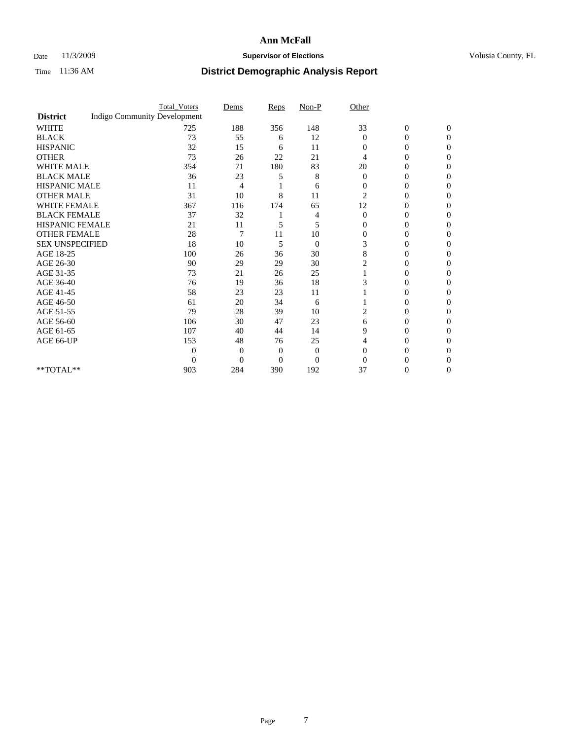# Ann McFall

Date 11/3/2009 **Supervisor of Elections** Volusia County, FL

Time 11:36 AM **District Demographic Analysis Report**

| | Total_Voters | Dems | Reps | Non-P | Other | | |
|---|---|---|---|---|---|---|---|
| **District** Indigo Community Development | | | | | | | |
| WHITE | 725 | 188 | 356 | 148 | 33 | 0 | 0 |
| BLACK | 73 | 55 | 6 | 12 | 0 | 0 | 0 |
| HISPANIC | 32 | 15 | 6 | 11 | 0 | 0 | 0 |
| OTHER | 73 | 26 | 22 | 21 | 4 | 0 | 0 |
| WHITE MALE | 354 | 71 | 180 | 83 | 20 | 0 | 0 |
| BLACK MALE | 36 | 23 | 5 | 8 | 0 | 0 | 0 |
| HISPANIC MALE | 11 | 4 | 1 | 6 | 0 | 0 | 0 |
| OTHER MALE | 31 | 10 | 8 | 11 | 2 | 0 | 0 |
| WHITE FEMALE | 367 | 116 | 174 | 65 | 12 | 0 | 0 |
| BLACK FEMALE | 37 | 32 | 1 | 4 | 0 | 0 | 0 |
| HISPANIC FEMALE | 21 | 11 | 5 | 5 | 0 | 0 | 0 |
| OTHER FEMALE | 28 | 7 | 11 | 10 | 0 | 0 | 0 |
| SEX UNSPECIFIED | 18 | 10 | 5 | 0 | 3 | 0 | 0 |
| AGE 18-25 | 100 | 26 | 36 | 30 | 8 | 0 | 0 |
| AGE 26-30 | 90 | 29 | 29 | 30 | 2 | 0 | 0 |
| AGE 31-35 | 73 | 21 | 26 | 25 | 1 | 0 | 0 |
| AGE 36-40 | 76 | 19 | 36 | 18 | 3 | 0 | 0 |
| AGE 41-45 | 58 | 23 | 23 | 11 | 1 | 0 | 0 |
| AGE 46-50 | 61 | 20 | 34 | 6 | 1 | 0 | 0 |
| AGE 51-55 | 79 | 28 | 39 | 10 | 2 | 0 | 0 |
| AGE 56-60 | 106 | 30 | 47 | 23 | 6 | 0 | 0 |
| AGE 61-65 | 107 | 40 | 44 | 14 | 9 | 0 | 0 |
| AGE 66-UP | 153 | 48 | 76 | 25 | 4 | 0 | 0 |
| | 0 | 0 | 0 | 0 | 0 | 0 | 0 |
| | 0 | 0 | 0 | 0 | 0 | 0 | 0 |
| **TOTAL** | 903 | 284 | 390 | 192 | 37 | 0 | 0 |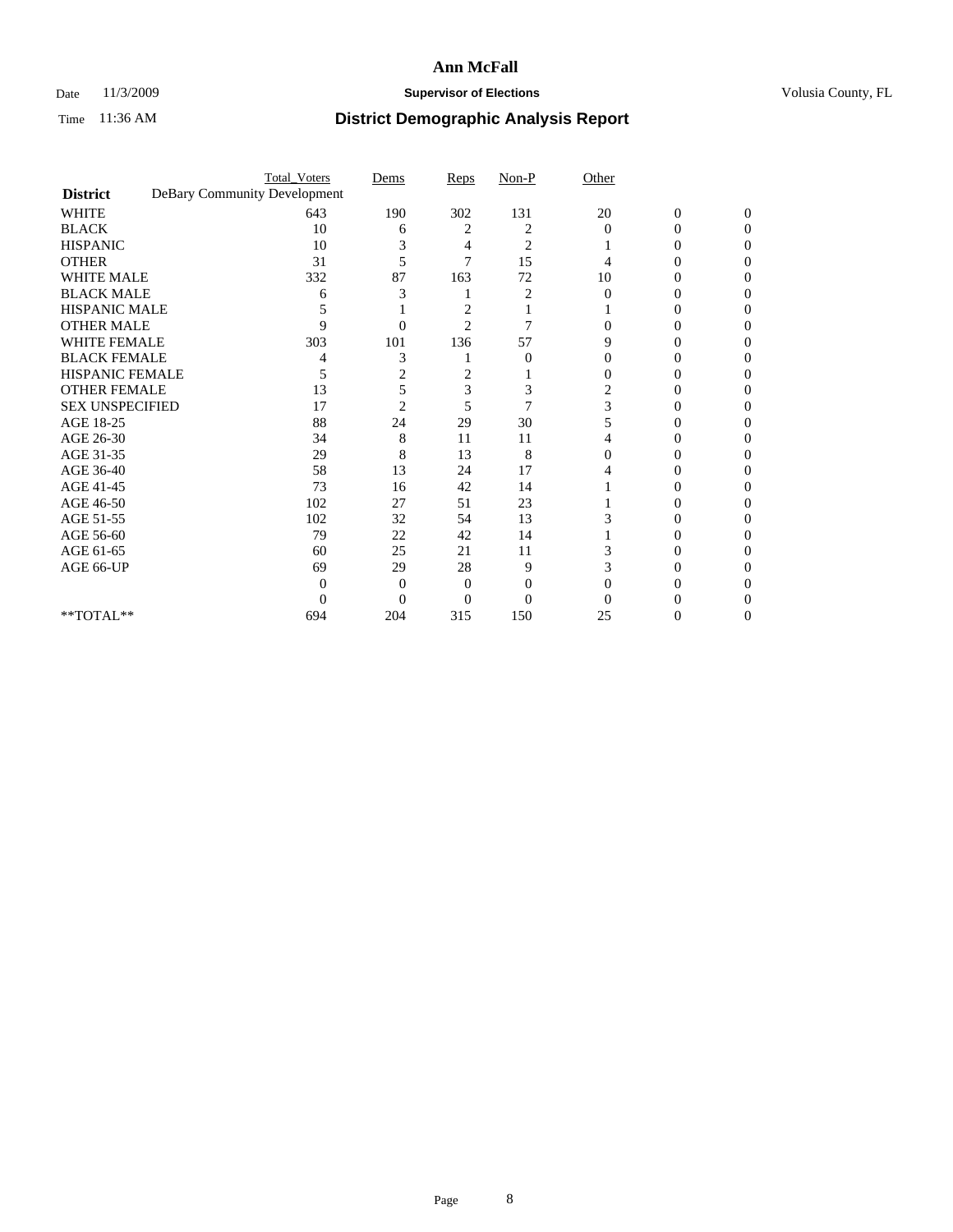# Ann McFall

Date 11/3/2009 **Supervisor of Elections** Volusia County, FL

Time 11:36 AM **District Demographic Analysis Report**

| | Total_Voters | Dems | Reps | Non-P | Other | | |
|---|---|---|---|---|---|---|---|
| **District** DeBary Community Development | | | | | | | |
| WHITE | 643 | 190 | 302 | 131 | 20 | 0 | 0 |
| BLACK | 10 | 6 | 2 | 2 | 0 | 0 | 0 |
| HISPANIC | 10 | 3 | 4 | 2 | 1 | 0 | 0 |
| OTHER | 31 | 5 | 7 | 15 | 4 | 0 | 0 |
| WHITE MALE | 332 | 87 | 163 | 72 | 10 | 0 | 0 |
| BLACK MALE | 6 | 3 | 1 | 2 | 0 | 0 | 0 |
| HISPANIC MALE | 5 | 1 | 2 | 1 | 1 | 0 | 0 |
| OTHER MALE | 9 | 0 | 2 | 7 | 0 | 0 | 0 |
| WHITE FEMALE | 303 | 101 | 136 | 57 | 9 | 0 | 0 |
| BLACK FEMALE | 4 | 3 | 1 | 0 | 0 | 0 | 0 |
| HISPANIC FEMALE | 5 | 2 | 2 | 1 | 0 | 0 | 0 |
| OTHER FEMALE | 13 | 5 | 3 | 3 | 2 | 0 | 0 |
| SEX UNSPECIFIED | 17 | 2 | 5 | 7 | 3 | 0 | 0 |
| AGE 18-25 | 88 | 24 | 29 | 30 | 5 | 0 | 0 |
| AGE 26-30 | 34 | 8 | 11 | 11 | 4 | 0 | 0 |
| AGE 31-35 | 29 | 8 | 13 | 8 | 0 | 0 | 0 |
| AGE 36-40 | 58 | 13 | 24 | 17 | 4 | 0 | 0 |
| AGE 41-45 | 73 | 16 | 42 | 14 | 1 | 0 | 0 |
| AGE 46-50 | 102 | 27 | 51 | 23 | 1 | 0 | 0 |
| AGE 51-55 | 102 | 32 | 54 | 13 | 3 | 0 | 0 |
| AGE 56-60 | 79 | 22 | 42 | 14 | 1 | 0 | 0 |
| AGE 61-65 | 60 | 25 | 21 | 11 | 3 | 0 | 0 |
| AGE 66-UP | 69 | 29 | 28 | 9 | 3 | 0 | 0 |
| | 0 | 0 | 0 | 0 | 0 | 0 | 0 |
| | 0 | 0 | 0 | 0 | 0 | 0 | 0 |
| **TOTAL** | 694 | 204 | 315 | 150 | 25 | 0 | 0 |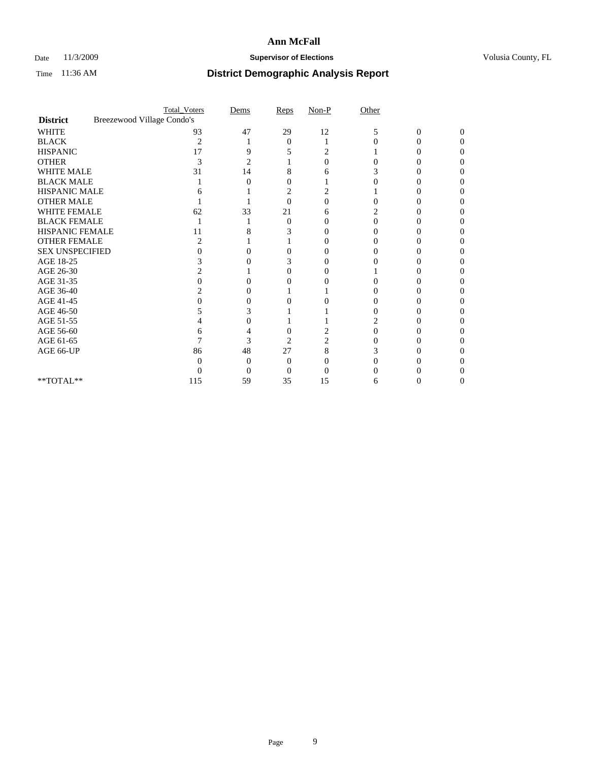# Ann McFall

Date 11/3/2009 **Supervisor of Elections** Volusia County, FL

Time 11:36 AM **District Demographic Analysis Report**

| | Total_Voters | Dems | Reps | Non-P | Other | | |
|---|---|---|---|---|---|---|---|
| **District** Breezewood Village Condo's | | | | | | | |
| WHITE | 93 | 47 | 29 | 12 | 5 | 0 | 0 |
| BLACK | 2 | 1 | 0 | 1 | 0 | 0 | 0 |
| HISPANIC | 17 | 9 | 5 | 2 | 1 | 0 | 0 |
| OTHER | 3 | 2 | 1 | 0 | 0 | 0 | 0 |
| WHITE MALE | 31 | 14 | 8 | 6 | 3 | 0 | 0 |
| BLACK MALE | 1 | 0 | 0 | 1 | 0 | 0 | 0 |
| HISPANIC MALE | 6 | 1 | 2 | 2 | 1 | 0 | 0 |
| OTHER MALE | 1 | 1 | 0 | 0 | 0 | 0 | 0 |
| WHITE FEMALE | 62 | 33 | 21 | 6 | 2 | 0 | 0 |
| BLACK FEMALE | 1 | 1 | 0 | 0 | 0 | 0 | 0 |
| HISPANIC FEMALE | 11 | 8 | 3 | 0 | 0 | 0 | 0 |
| OTHER FEMALE | 2 | 1 | 1 | 0 | 0 | 0 | 0 |
| SEX UNSPECIFIED | 0 | 0 | 0 | 0 | 0 | 0 | 0 |
| AGE 18-25 | 3 | 0 | 3 | 0 | 0 | 0 | 0 |
| AGE 26-30 | 2 | 1 | 0 | 0 | 1 | 0 | 0 |
| AGE 31-35 | 0 | 0 | 0 | 0 | 0 | 0 | 0 |
| AGE 36-40 | 2 | 0 | 1 | 1 | 0 | 0 | 0 |
| AGE 41-45 | 0 | 0 | 0 | 0 | 0 | 0 | 0 |
| AGE 46-50 | 5 | 3 | 1 | 1 | 0 | 0 | 0 |
| AGE 51-55 | 4 | 0 | 1 | 1 | 2 | 0 | 0 |
| AGE 56-60 | 6 | 4 | 0 | 2 | 0 | 0 | 0 |
| AGE 61-65 | 7 | 3 | 2 | 2 | 0 | 0 | 0 |
| AGE 66-UP | 86 | 48 | 27 | 8 | 3 | 0 | 0 |
| | 0 | 0 | 0 | 0 | 0 | 0 | 0 |
| | 0 | 0 | 0 | 0 | 0 | 0 | 0 |
| **TOTAL** | 115 | 59 | 35 | 15 | 6 | 0 | 0 |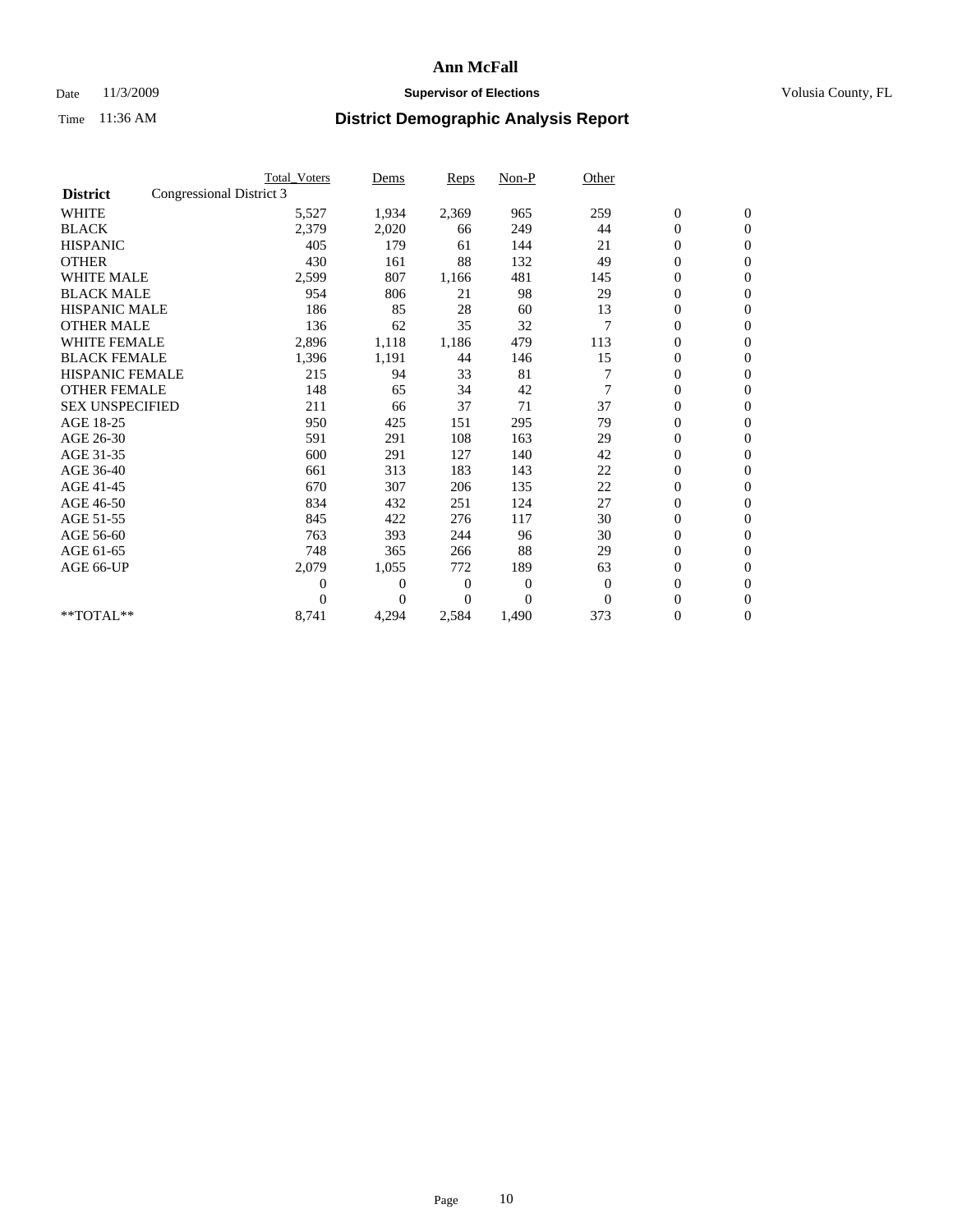# Ann McFall

Date 11/3/2009 **Supervisor of Elections** Volusia County, FL

Time 11:36 AM **District Demographic Analysis Report**

| | Total_Voters | Dems | Reps | Non-P | Other | | |
|---|---|---|---|---|---|---|---|
| **District** Congressional District 3 | | | | | | | |
| WHITE | 5,527 | 1,934 | 2,369 | 965 | 259 | 0 | 0 |
| BLACK | 2,379 | 2,020 | 66 | 249 | 44 | 0 | 0 |
| HISPANIC | 405 | 179 | 61 | 144 | 21 | 0 | 0 |
| OTHER | 430 | 161 | 88 | 132 | 49 | 0 | 0 |
| WHITE MALE | 2,599 | 807 | 1,166 | 481 | 145 | 0 | 0 |
| BLACK MALE | 954 | 806 | 21 | 98 | 29 | 0 | 0 |
| HISPANIC MALE | 186 | 85 | 28 | 60 | 13 | 0 | 0 |
| OTHER MALE | 136 | 62 | 35 | 32 | 7 | 0 | 0 |
| WHITE FEMALE | 2,896 | 1,118 | 1,186 | 479 | 113 | 0 | 0 |
| BLACK FEMALE | 1,396 | 1,191 | 44 | 146 | 15 | 0 | 0 |
| HISPANIC FEMALE | 215 | 94 | 33 | 81 | 7 | 0 | 0 |
| OTHER FEMALE | 148 | 65 | 34 | 42 | 7 | 0 | 0 |
| SEX UNSPECIFIED | 211 | 66 | 37 | 71 | 37 | 0 | 0 |
| AGE 18-25 | 950 | 425 | 151 | 295 | 79 | 0 | 0 |
| AGE 26-30 | 591 | 291 | 108 | 163 | 29 | 0 | 0 |
| AGE 31-35 | 600 | 291 | 127 | 140 | 42 | 0 | 0 |
| AGE 36-40 | 661 | 313 | 183 | 143 | 22 | 0 | 0 |
| AGE 41-45 | 670 | 307 | 206 | 135 | 22 | 0 | 0 |
| AGE 46-50 | 834 | 432 | 251 | 124 | 27 | 0 | 0 |
| AGE 51-55 | 845 | 422 | 276 | 117 | 30 | 0 | 0 |
| AGE 56-60 | 763 | 393 | 244 | 96 | 30 | 0 | 0 |
| AGE 61-65 | 748 | 365 | 266 | 88 | 29 | 0 | 0 |
| AGE 66-UP | 2,079 | 1,055 | 772 | 189 | 63 | 0 | 0 |
| | 0 | 0 | 0 | 0 | 0 | 0 | 0 |
| | 0 | 0 | 0 | 0 | 0 | 0 | 0 |
| **TOTAL** | 8,741 | 4,294 | 2,584 | 1,490 | 373 | 0 | 0 |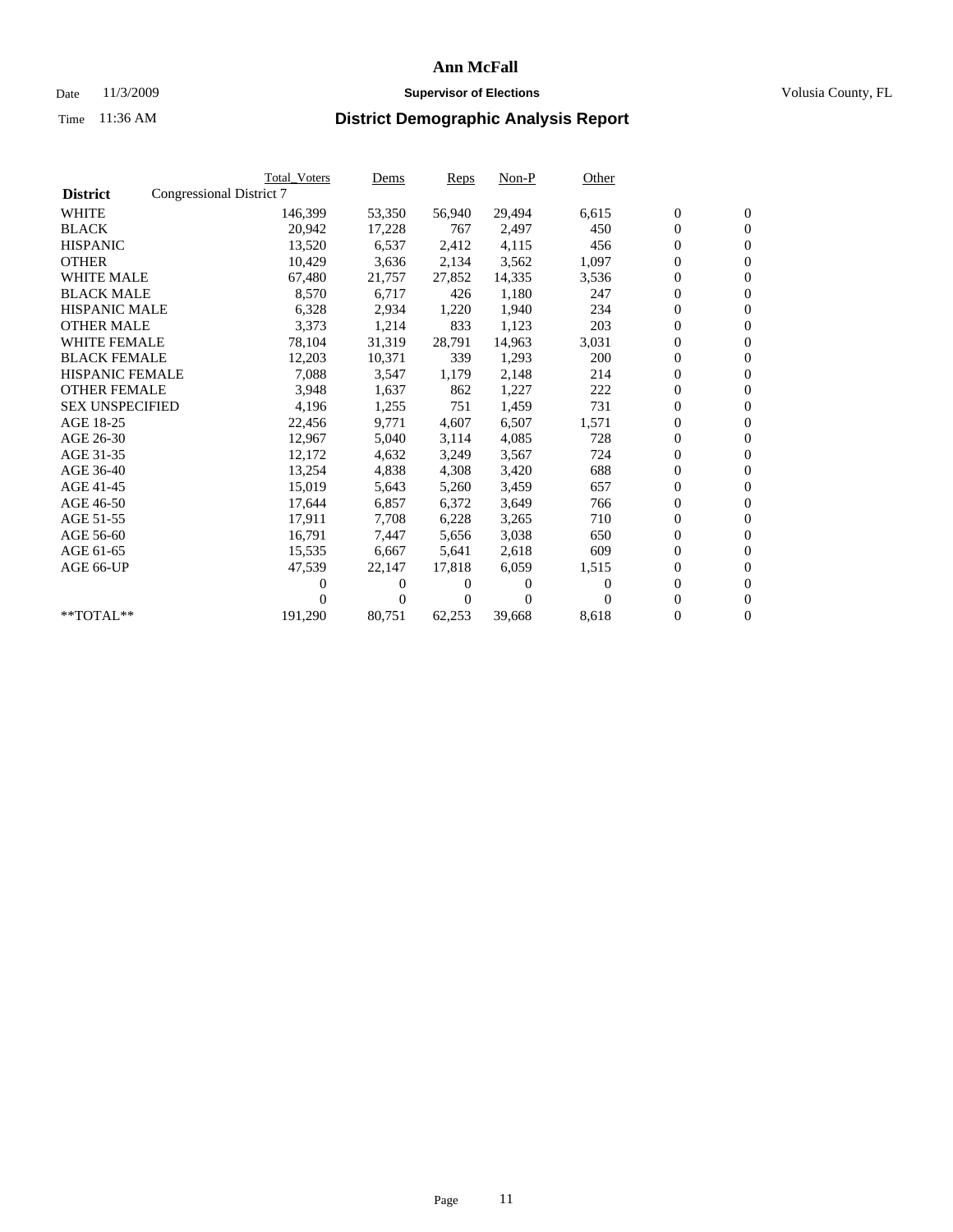# Ann McFall

Date 11/3/2009 **Supervisor of Elections** Volusia County, FL

Time 11:36 AM **District Demographic Analysis Report**

| **District** | Congressional District 7 | Total_Voters | Dems | Reps | Non-P | Other | | |
|---|---|---|---|---|---|---|---|---|
| WHITE | | 146,399 | 53,350 | 56,940 | 29,494 | 6,615 | 0 | 0 |
| BLACK | | 20,942 | 17,228 | 767 | 2,497 | 450 | 0 | 0 |
| HISPANIC | | 13,520 | 6,537 | 2,412 | 4,115 | 456 | 0 | 0 |
| OTHER | | 10,429 | 3,636 | 2,134 | 3,562 | 1,097 | 0 | 0 |
| WHITE MALE | | 67,480 | 21,757 | 27,852 | 14,335 | 3,536 | 0 | 0 |
| BLACK MALE | | 8,570 | 6,717 | 426 | 1,180 | 247 | 0 | 0 |
| HISPANIC MALE | | 6,328 | 2,934 | 1,220 | 1,940 | 234 | 0 | 0 |
| OTHER MALE | | 3,373 | 1,214 | 833 | 1,123 | 203 | 0 | 0 |
| WHITE FEMALE | | 78,104 | 31,319 | 28,791 | 14,963 | 3,031 | 0 | 0 |
| BLACK FEMALE | | 12,203 | 10,371 | 339 | 1,293 | 200 | 0 | 0 |
| HISPANIC FEMALE | | 7,088 | 3,547 | 1,179 | 2,148 | 214 | 0 | 0 |
| OTHER FEMALE | | 3,948 | 1,637 | 862 | 1,227 | 222 | 0 | 0 |
| SEX UNSPECIFIED | | 4,196 | 1,255 | 751 | 1,459 | 731 | 0 | 0 |
| AGE 18-25 | | 22,456 | 9,771 | 4,607 | 6,507 | 1,571 | 0 | 0 |
| AGE 26-30 | | 12,967 | 5,040 | 3,114 | 4,085 | 728 | 0 | 0 |
| AGE 31-35 | | 12,172 | 4,632 | 3,249 | 3,567 | 724 | 0 | 0 |
| AGE 36-40 | | 13,254 | 4,838 | 4,308 | 3,420 | 688 | 0 | 0 |
| AGE 41-45 | | 15,019 | 5,643 | 5,260 | 3,459 | 657 | 0 | 0 |
| AGE 46-50 | | 17,644 | 6,857 | 6,372 | 3,649 | 766 | 0 | 0 |
| AGE 51-55 | | 17,911 | 7,708 | 6,228 | 3,265 | 710 | 0 | 0 |
| AGE 56-60 | | 16,791 | 7,447 | 5,656 | 3,038 | 650 | 0 | 0 |
| AGE 61-65 | | 15,535 | 6,667 | 5,641 | 2,618 | 609 | 0 | 0 |
| AGE 66-UP | | 47,539 | 22,147 | 17,818 | 6,059 | 1,515 | 0 | 0 |
| | | 0 | 0 | 0 | 0 | 0 | 0 | 0 |
| | | 0 | 0 | 0 | 0 | 0 | 0 | 0 |
| **TOTAL** | | 191,290 | 80,751 | 62,253 | 39,668 | 8,618 | 0 | 0 |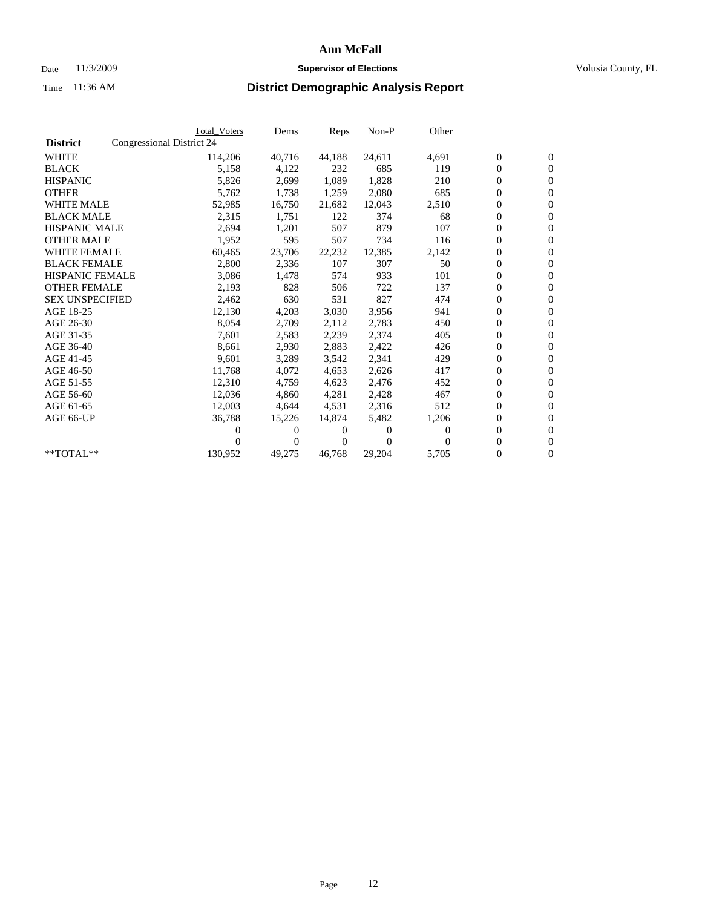# Ann McFall

Date 11/3/2009 **Supervisor of Elections** Volusia County, FL

Time 11:36 AM **District Demographic Analysis Report**

| | Total_Voters | Dems | Reps | Non-P | Other | | |
|---|---|---|---|---|---|---|---|
| **District** Congressional District 24 | | | | | | | |
| WHITE | 114,206 | 40,716 | 44,188 | 24,611 | 4,691 | 0 | 0 |
| BLACK | 5,158 | 4,122 | 232 | 685 | 119 | 0 | 0 |
| HISPANIC | 5,826 | 2,699 | 1,089 | 1,828 | 210 | 0 | 0 |
| OTHER | 5,762 | 1,738 | 1,259 | 2,080 | 685 | 0 | 0 |
| WHITE MALE | 52,985 | 16,750 | 21,682 | 12,043 | 2,510 | 0 | 0 |
| BLACK MALE | 2,315 | 1,751 | 122 | 374 | 68 | 0 | 0 |
| HISPANIC MALE | 2,694 | 1,201 | 507 | 879 | 107 | 0 | 0 |
| OTHER MALE | 1,952 | 595 | 507 | 734 | 116 | 0 | 0 |
| WHITE FEMALE | 60,465 | 23,706 | 22,232 | 12,385 | 2,142 | 0 | 0 |
| BLACK FEMALE | 2,800 | 2,336 | 107 | 307 | 50 | 0 | 0 |
| HISPANIC FEMALE | 3,086 | 1,478 | 574 | 933 | 101 | 0 | 0 |
| OTHER FEMALE | 2,193 | 828 | 506 | 722 | 137 | 0 | 0 |
| SEX UNSPECIFIED | 2,462 | 630 | 531 | 827 | 474 | 0 | 0 |
| AGE 18-25 | 12,130 | 4,203 | 3,030 | 3,956 | 941 | 0 | 0 |
| AGE 26-30 | 8,054 | 2,709 | 2,112 | 2,783 | 450 | 0 | 0 |
| AGE 31-35 | 7,601 | 2,583 | 2,239 | 2,374 | 405 | 0 | 0 |
| AGE 36-40 | 8,661 | 2,930 | 2,883 | 2,422 | 426 | 0 | 0 |
| AGE 41-45 | 9,601 | 3,289 | 3,542 | 2,341 | 429 | 0 | 0 |
| AGE 46-50 | 11,768 | 4,072 | 4,653 | 2,626 | 417 | 0 | 0 |
| AGE 51-55 | 12,310 | 4,759 | 4,623 | 2,476 | 452 | 0 | 0 |
| AGE 56-60 | 12,036 | 4,860 | 4,281 | 2,428 | 467 | 0 | 0 |
| AGE 61-65 | 12,003 | 4,644 | 4,531 | 2,316 | 512 | 0 | 0 |
| AGE 66-UP | 36,788 | 15,226 | 14,874 | 5,482 | 1,206 | 0 | 0 |
| | 0 | 0 | 0 | 0 | 0 | 0 | 0 |
| | 0 | 0 | 0 | 0 | 0 | 0 | 0 |
| **TOTAL** | 130,952 | 49,275 | 46,768 | 29,204 | 5,705 | 0 | 0 |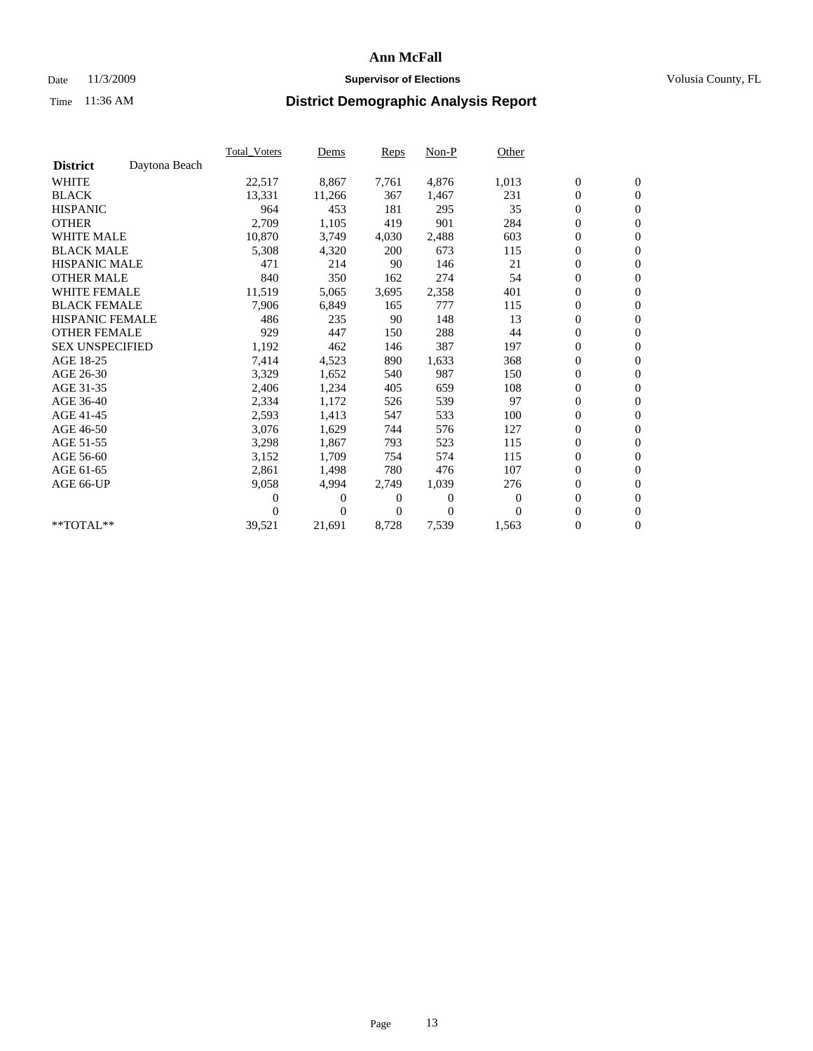# Ann McFall

Date 11/3/2009 **Supervisor of Elections** Volusia County, FL

Time 11:36 AM **District Demographic Analysis Report**

| | Total_Voters | Dems | Reps | Non-P | Other | | |
|---|---|---|---|---|---|---|---|
| **District** Daytona Beach | | | | | | | |
| WHITE | 22,517 | 8,867 | 7,761 | 4,876 | 1,013 | 0 | 0 |
| BLACK | 13,331 | 11,266 | 367 | 1,467 | 231 | 0 | 0 |
| HISPANIC | 964 | 453 | 181 | 295 | 35 | 0 | 0 |
| OTHER | 2,709 | 1,105 | 419 | 901 | 284 | 0 | 0 |
| WHITE MALE | 10,870 | 3,749 | 4,030 | 2,488 | 603 | 0 | 0 |
| BLACK MALE | 5,308 | 4,320 | 200 | 673 | 115 | 0 | 0 |
| HISPANIC MALE | 471 | 214 | 90 | 146 | 21 | 0 | 0 |
| OTHER MALE | 840 | 350 | 162 | 274 | 54 | 0 | 0 |
| WHITE FEMALE | 11,519 | 5,065 | 3,695 | 2,358 | 401 | 0 | 0 |
| BLACK FEMALE | 7,906 | 6,849 | 165 | 777 | 115 | 0 | 0 |
| HISPANIC FEMALE | 486 | 235 | 90 | 148 | 13 | 0 | 0 |
| OTHER FEMALE | 929 | 447 | 150 | 288 | 44 | 0 | 0 |
| SEX UNSPECIFIED | 1,192 | 462 | 146 | 387 | 197 | 0 | 0 |
| AGE 18-25 | 7,414 | 4,523 | 890 | 1,633 | 368 | 0 | 0 |
| AGE 26-30 | 3,329 | 1,652 | 540 | 987 | 150 | 0 | 0 |
| AGE 31-35 | 2,406 | 1,234 | 405 | 659 | 108 | 0 | 0 |
| AGE 36-40 | 2,334 | 1,172 | 526 | 539 | 97 | 0 | 0 |
| AGE 41-45 | 2,593 | 1,413 | 547 | 533 | 100 | 0 | 0 |
| AGE 46-50 | 3,076 | 1,629 | 744 | 576 | 127 | 0 | 0 |
| AGE 51-55 | 3,298 | 1,867 | 793 | 523 | 115 | 0 | 0 |
| AGE 56-60 | 3,152 | 1,709 | 754 | 574 | 115 | 0 | 0 |
| AGE 61-65 | 2,861 | 1,498 | 780 | 476 | 107 | 0 | 0 |
| AGE 66-UP | 9,058 | 4,994 | 2,749 | 1,039 | 276 | 0 | 0 |
| | 0 | 0 | 0 | 0 | 0 | 0 | 0 |
| | 0 | 0 | 0 | 0 | 0 | 0 | 0 |
| **TOTAL** | 39,521 | 21,691 | 8,728 | 7,539 | 1,563 | 0 | 0 |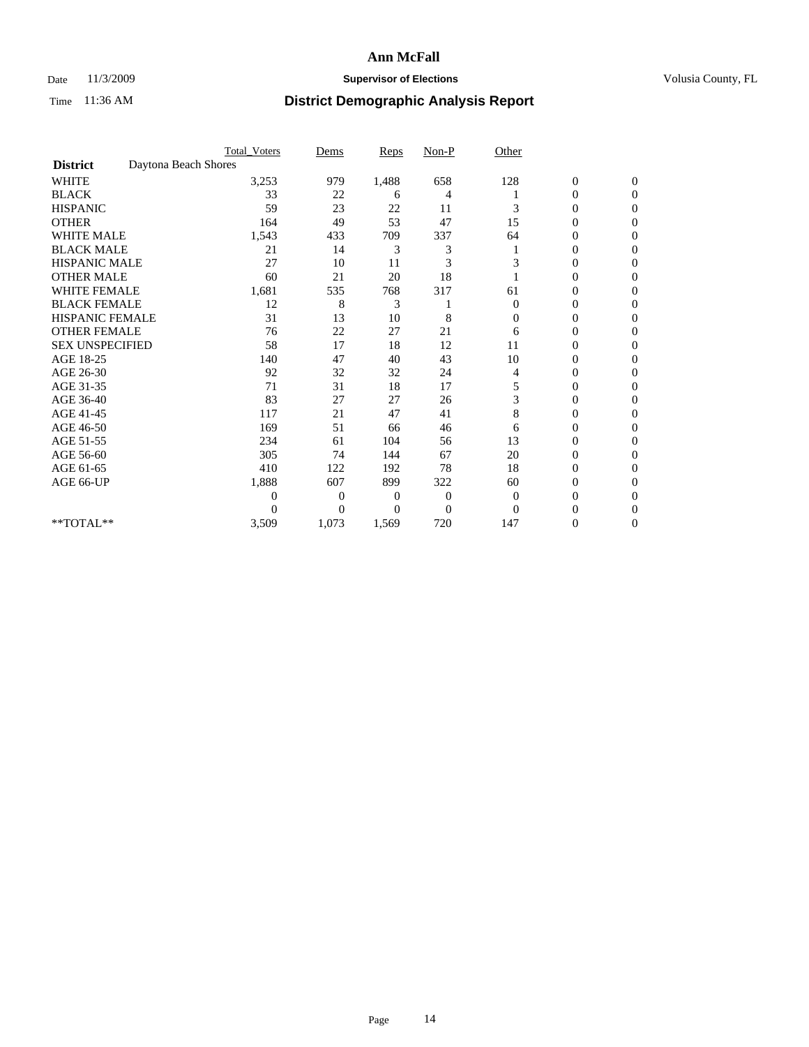**Ann McFall**

Date 11/3/2009 **Supervisor of Elections** Volusia County, FL

Time 11:36 AM **District Demographic Analysis Report**

| | Total_Voters | Dems | Reps | Non-P | Other | | |
|---|---|---|---|---|---|---|---|
| **District** Daytona Beach Shores | | | | | | | |
| WHITE | 3,253 | 979 | 1,488 | 658 | 128 | 0 | 0 |
| BLACK | 33 | 22 | 6 | 4 | 1 | 0 | 0 |
| HISPANIC | 59 | 23 | 22 | 11 | 3 | 0 | 0 |
| OTHER | 164 | 49 | 53 | 47 | 15 | 0 | 0 |
| WHITE MALE | 1,543 | 433 | 709 | 337 | 64 | 0 | 0 |
| BLACK MALE | 21 | 14 | 3 | 3 | 1 | 0 | 0 |
| HISPANIC MALE | 27 | 10 | 11 | 3 | 3 | 0 | 0 |
| OTHER MALE | 60 | 21 | 20 | 18 | 1 | 0 | 0 |
| WHITE FEMALE | 1,681 | 535 | 768 | 317 | 61 | 0 | 0 |
| BLACK FEMALE | 12 | 8 | 3 | 1 | 0 | 0 | 0 |
| HISPANIC FEMALE | 31 | 13 | 10 | 8 | 0 | 0 | 0 |
| OTHER FEMALE | 76 | 22 | 27 | 21 | 6 | 0 | 0 |
| SEX UNSPECIFIED | 58 | 17 | 18 | 12 | 11 | 0 | 0 |
| AGE 18-25 | 140 | 47 | 40 | 43 | 10 | 0 | 0 |
| AGE 26-30 | 92 | 32 | 32 | 24 | 4 | 0 | 0 |
| AGE 31-35 | 71 | 31 | 18 | 17 | 5 | 0 | 0 |
| AGE 36-40 | 83 | 27 | 27 | 26 | 3 | 0 | 0 |
| AGE 41-45 | 117 | 21 | 47 | 41 | 8 | 0 | 0 |
| AGE 46-50 | 169 | 51 | 66 | 46 | 6 | 0 | 0 |
| AGE 51-55 | 234 | 61 | 104 | 56 | 13 | 0 | 0 |
| AGE 56-60 | 305 | 74 | 144 | 67 | 20 | 0 | 0 |
| AGE 61-65 | 410 | 122 | 192 | 78 | 18 | 0 | 0 |
| AGE 66-UP | 1,888 | 607 | 899 | 322 | 60 | 0 | 0 |
| | 0 | 0 | 0 | 0 | 0 | 0 | 0 |
| | 0 | 0 | 0 | 0 | 0 | 0 | 0 |
| **TOTAL** | 3,509 | 1,073 | 1,569 | 720 | 147 | 0 | 0 |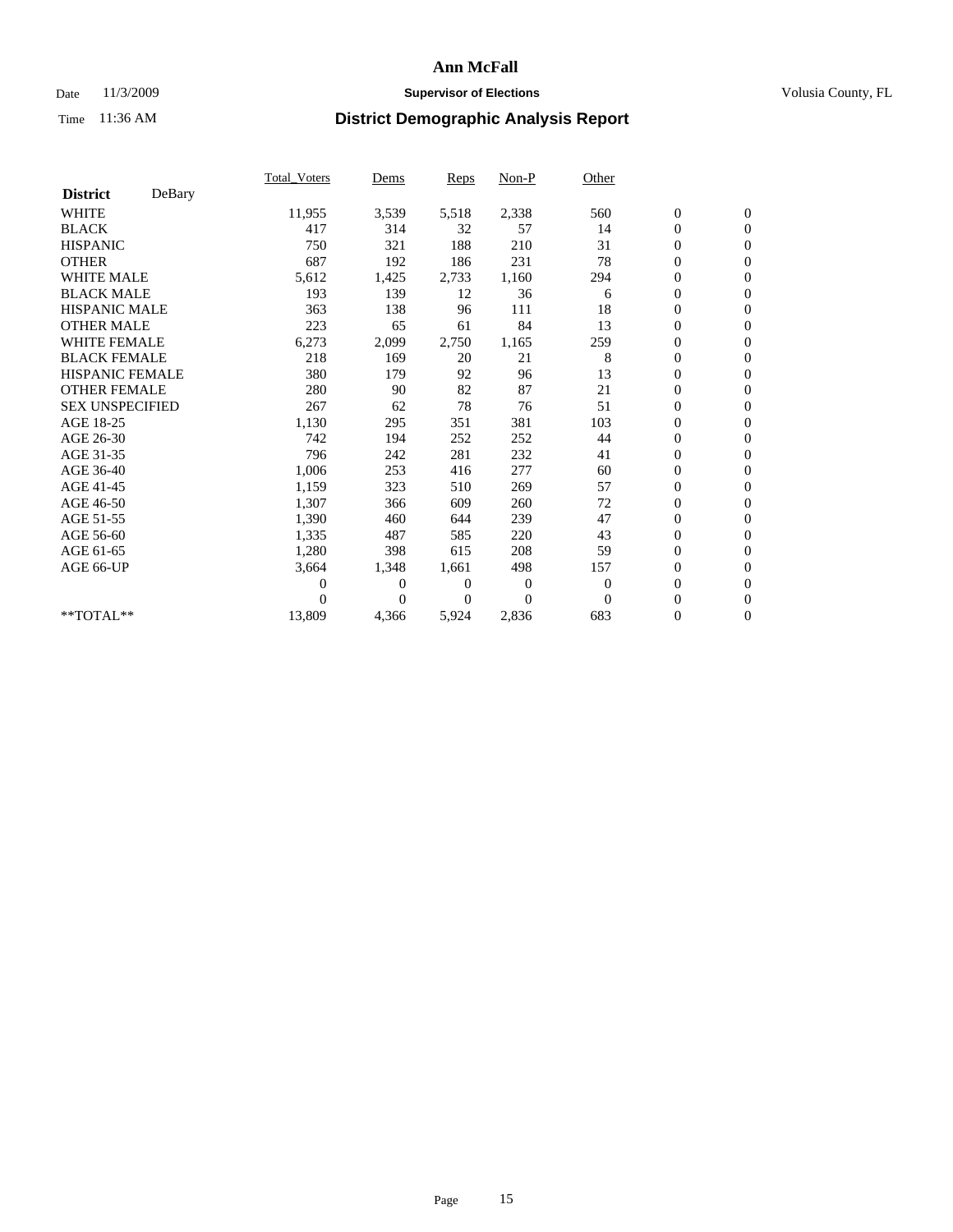# Ann McFall

Date 11/3/2009 **Supervisor of Elections** Volusia County, FL

Time 11:36 AM **District Demographic Analysis Report**

| | Total_Voters | Dems | Reps | Non-P | Other | | |
|---|---|---|---|---|---|---|---|
| **District** DeBary | | | | | | | |
| WHITE | 11,955 | 3,539 | 5,518 | 2,338 | 560 | 0 | 0 |
| BLACK | 417 | 314 | 32 | 57 | 14 | 0 | 0 |
| HISPANIC | 750 | 321 | 188 | 210 | 31 | 0 | 0 |
| OTHER | 687 | 192 | 186 | 231 | 78 | 0 | 0 |
| WHITE MALE | 5,612 | 1,425 | 2,733 | 1,160 | 294 | 0 | 0 |
| BLACK MALE | 193 | 139 | 12 | 36 | 6 | 0 | 0 |
| HISPANIC MALE | 363 | 138 | 96 | 111 | 18 | 0 | 0 |
| OTHER MALE | 223 | 65 | 61 | 84 | 13 | 0 | 0 |
| WHITE FEMALE | 6,273 | 2,099 | 2,750 | 1,165 | 259 | 0 | 0 |
| BLACK FEMALE | 218 | 169 | 20 | 21 | 8 | 0 | 0 |
| HISPANIC FEMALE | 380 | 179 | 92 | 96 | 13 | 0 | 0 |
| OTHER FEMALE | 280 | 90 | 82 | 87 | 21 | 0 | 0 |
| SEX UNSPECIFIED | 267 | 62 | 78 | 76 | 51 | 0 | 0 |
| AGE 18-25 | 1,130 | 295 | 351 | 381 | 103 | 0 | 0 |
| AGE 26-30 | 742 | 194 | 252 | 252 | 44 | 0 | 0 |
| AGE 31-35 | 796 | 242 | 281 | 232 | 41 | 0 | 0 |
| AGE 36-40 | 1,006 | 253 | 416 | 277 | 60 | 0 | 0 |
| AGE 41-45 | 1,159 | 323 | 510 | 269 | 57 | 0 | 0 |
| AGE 46-50 | 1,307 | 366 | 609 | 260 | 72 | 0 | 0 |
| AGE 51-55 | 1,390 | 460 | 644 | 239 | 47 | 0 | 0 |
| AGE 56-60 | 1,335 | 487 | 585 | 220 | 43 | 0 | 0 |
| AGE 61-65 | 1,280 | 398 | 615 | 208 | 59 | 0 | 0 |
| AGE 66-UP | 3,664 | 1,348 | 1,661 | 498 | 157 | 0 | 0 |
| | 0 | 0 | 0 | 0 | 0 | 0 | 0 |
| | 0 | 0 | 0 | 0 | 0 | 0 | 0 |
| **TOTAL** | 13,809 | 4,366 | 5,924 | 2,836 | 683 | 0 | 0 |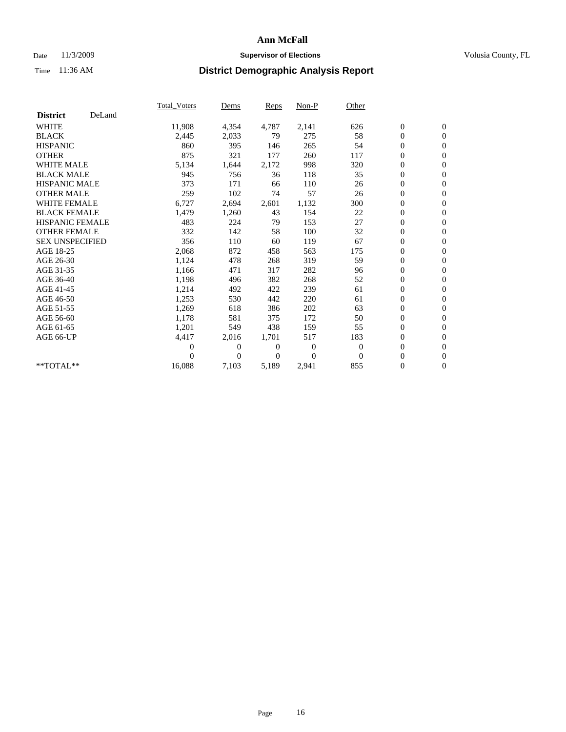# Ann McFall

Date 11/3/2009 **Supervisor of Elections** Volusia County, FL

Time 11:36 AM **District Demographic Analysis Report**

| **District** DeLand | Total_Voters | Dems | Reps | Non-P | Other | | |
|---|---|---|---|---|---|---|---|
| WHITE | 11,908 | 4,354 | 4,787 | 2,141 | 626 | 0 | 0 |
| BLACK | 2,445 | 2,033 | 79 | 275 | 58 | 0 | 0 |
| HISPANIC | 860 | 395 | 146 | 265 | 54 | 0 | 0 |
| OTHER | 875 | 321 | 177 | 260 | 117 | 0 | 0 |
| WHITE MALE | 5,134 | 1,644 | 2,172 | 998 | 320 | 0 | 0 |
| BLACK MALE | 945 | 756 | 36 | 118 | 35 | 0 | 0 |
| HISPANIC MALE | 373 | 171 | 66 | 110 | 26 | 0 | 0 |
| OTHER MALE | 259 | 102 | 74 | 57 | 26 | 0 | 0 |
| WHITE FEMALE | 6,727 | 2,694 | 2,601 | 1,132 | 300 | 0 | 0 |
| BLACK FEMALE | 1,479 | 1,260 | 43 | 154 | 22 | 0 | 0 |
| HISPANIC FEMALE | 483 | 224 | 79 | 153 | 27 | 0 | 0 |
| OTHER FEMALE | 332 | 142 | 58 | 100 | 32 | 0 | 0 |
| SEX UNSPECIFIED | 356 | 110 | 60 | 119 | 67 | 0 | 0 |
| AGE 18-25 | 2,068 | 872 | 458 | 563 | 175 | 0 | 0 |
| AGE 26-30 | 1,124 | 478 | 268 | 319 | 59 | 0 | 0 |
| AGE 31-35 | 1,166 | 471 | 317 | 282 | 96 | 0 | 0 |
| AGE 36-40 | 1,198 | 496 | 382 | 268 | 52 | 0 | 0 |
| AGE 41-45 | 1,214 | 492 | 422 | 239 | 61 | 0 | 0 |
| AGE 46-50 | 1,253 | 530 | 442 | 220 | 61 | 0 | 0 |
| AGE 51-55 | 1,269 | 618 | 386 | 202 | 63 | 0 | 0 |
| AGE 56-60 | 1,178 | 581 | 375 | 172 | 50 | 0 | 0 |
| AGE 61-65 | 1,201 | 549 | 438 | 159 | 55 | 0 | 0 |
| AGE 66-UP | 4,417 | 2,016 | 1,701 | 517 | 183 | 0 | 0 |
| | 0 | 0 | 0 | 0 | 0 | 0 | 0 |
| | 0 | 0 | 0 | 0 | 0 | 0 | 0 |
| **TOTAL** | 16,088 | 7,103 | 5,189 | 2,941 | 855 | 0 | 0 |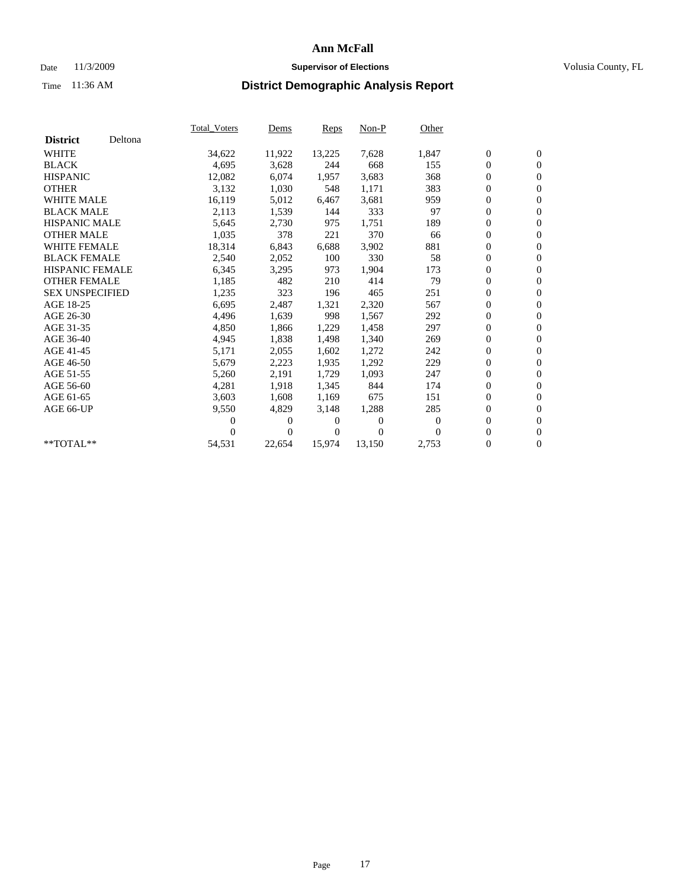# Ann McFall

Date 11/3/2009 **Supervisor of Elections** Volusia County, FL

Time 11:36 AM **District Demographic Analysis Report**

| **District** Deltona | Total_Voters | Dems | Reps | Non-P | Other | | |
|---|---|---|---|---|---|---|---|
| WHITE | 34,622 | 11,922 | 13,225 | 7,628 | 1,847 | 0 | 0 |
| BLACK | 4,695 | 3,628 | 244 | 668 | 155 | 0 | 0 |
| HISPANIC | 12,082 | 6,074 | 1,957 | 3,683 | 368 | 0 | 0 |
| OTHER | 3,132 | 1,030 | 548 | 1,171 | 383 | 0 | 0 |
| WHITE MALE | 16,119 | 5,012 | 6,467 | 3,681 | 959 | 0 | 0 |
| BLACK MALE | 2,113 | 1,539 | 144 | 333 | 97 | 0 | 0 |
| HISPANIC MALE | 5,645 | 2,730 | 975 | 1,751 | 189 | 0 | 0 |
| OTHER MALE | 1,035 | 378 | 221 | 370 | 66 | 0 | 0 |
| WHITE FEMALE | 18,314 | 6,843 | 6,688 | 3,902 | 881 | 0 | 0 |
| BLACK FEMALE | 2,540 | 2,052 | 100 | 330 | 58 | 0 | 0 |
| HISPANIC FEMALE | 6,345 | 3,295 | 973 | 1,904 | 173 | 0 | 0 |
| OTHER FEMALE | 1,185 | 482 | 210 | 414 | 79 | 0 | 0 |
| SEX UNSPECIFIED | 1,235 | 323 | 196 | 465 | 251 | 0 | 0 |
| AGE 18-25 | 6,695 | 2,487 | 1,321 | 2,320 | 567 | 0 | 0 |
| AGE 26-30 | 4,496 | 1,639 | 998 | 1,567 | 292 | 0 | 0 |
| AGE 31-35 | 4,850 | 1,866 | 1,229 | 1,458 | 297 | 0 | 0 |
| AGE 36-40 | 4,945 | 1,838 | 1,498 | 1,340 | 269 | 0 | 0 |
| AGE 41-45 | 5,171 | 2,055 | 1,602 | 1,272 | 242 | 0 | 0 |
| AGE 46-50 | 5,679 | 2,223 | 1,935 | 1,292 | 229 | 0 | 0 |
| AGE 51-55 | 5,260 | 2,191 | 1,729 | 1,093 | 247 | 0 | 0 |
| AGE 56-60 | 4,281 | 1,918 | 1,345 | 844 | 174 | 0 | 0 |
| AGE 61-65 | 3,603 | 1,608 | 1,169 | 675 | 151 | 0 | 0 |
| AGE 66-UP | 9,550 | 4,829 | 3,148 | 1,288 | 285 | 0 | 0 |
| | 0 | 0 | 0 | 0 | 0 | 0 | 0 |
| | 0 | 0 | 0 | 0 | 0 | 0 | 0 |
| **TOTAL** | 54,531 | 22,654 | 15,974 | 13,150 | 2,753 | 0 | 0 |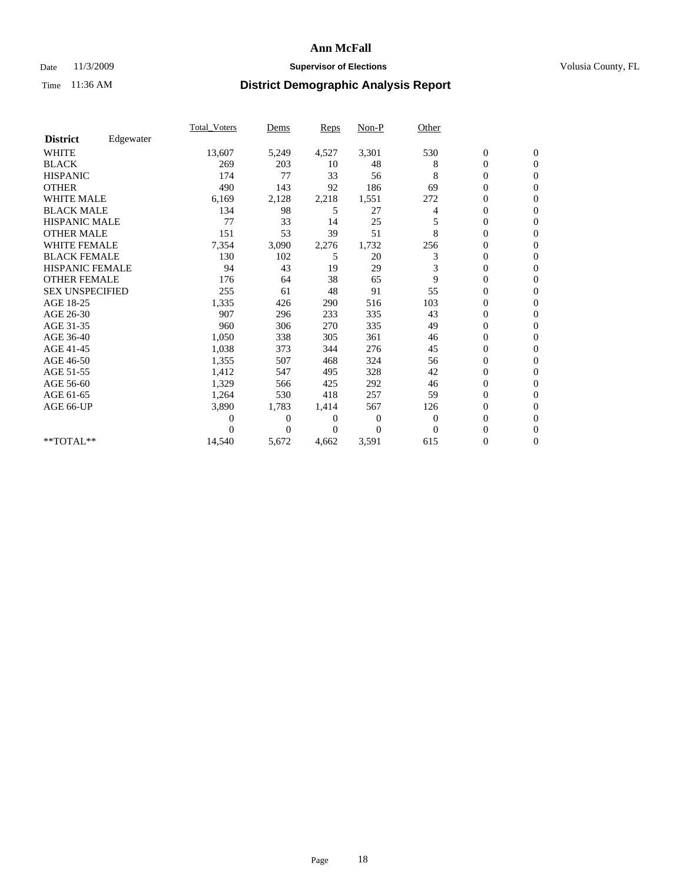# Ann McFall

Date 11/3/2009 **Supervisor of Elections** Volusia County, FL

Time 11:36 AM **District Demographic Analysis Report**

| | Total_Voters | Dems | Reps | Non-P | Other | | |
|---|---|---|---|---|---|---|---|
| **District** Edgewater | | | | | | | |
| WHITE | 13,607 | 5,249 | 4,527 | 3,301 | 530 | 0 | 0 |
| BLACK | 269 | 203 | 10 | 48 | 8 | 0 | 0 |
| HISPANIC | 174 | 77 | 33 | 56 | 8 | 0 | 0 |
| OTHER | 490 | 143 | 92 | 186 | 69 | 0 | 0 |
| WHITE MALE | 6,169 | 2,128 | 2,218 | 1,551 | 272 | 0 | 0 |
| BLACK MALE | 134 | 98 | 5 | 27 | 4 | 0 | 0 |
| HISPANIC MALE | 77 | 33 | 14 | 25 | 5 | 0 | 0 |
| OTHER MALE | 151 | 53 | 39 | 51 | 8 | 0 | 0 |
| WHITE FEMALE | 7,354 | 3,090 | 2,276 | 1,732 | 256 | 0 | 0 |
| BLACK FEMALE | 130 | 102 | 5 | 20 | 3 | 0 | 0 |
| HISPANIC FEMALE | 94 | 43 | 19 | 29 | 3 | 0 | 0 |
| OTHER FEMALE | 176 | 64 | 38 | 65 | 9 | 0 | 0 |
| SEX UNSPECIFIED | 255 | 61 | 48 | 91 | 55 | 0 | 0 |
| AGE 18-25 | 1,335 | 426 | 290 | 516 | 103 | 0 | 0 |
| AGE 26-30 | 907 | 296 | 233 | 335 | 43 | 0 | 0 |
| AGE 31-35 | 960 | 306 | 270 | 335 | 49 | 0 | 0 |
| AGE 36-40 | 1,050 | 338 | 305 | 361 | 46 | 0 | 0 |
| AGE 41-45 | 1,038 | 373 | 344 | 276 | 45 | 0 | 0 |
| AGE 46-50 | 1,355 | 507 | 468 | 324 | 56 | 0 | 0 |
| AGE 51-55 | 1,412 | 547 | 495 | 328 | 42 | 0 | 0 |
| AGE 56-60 | 1,329 | 566 | 425 | 292 | 46 | 0 | 0 |
| AGE 61-65 | 1,264 | 530 | 418 | 257 | 59 | 0 | 0 |
| AGE 66-UP | 3,890 | 1,783 | 1,414 | 567 | 126 | 0 | 0 |
| | 0 | 0 | 0 | 0 | 0 | 0 | 0 |
| | 0 | 0 | 0 | 0 | 0 | 0 | 0 |
| **TOTAL** | 14,540 | 5,672 | 4,662 | 3,591 | 615 | 0 | 0 |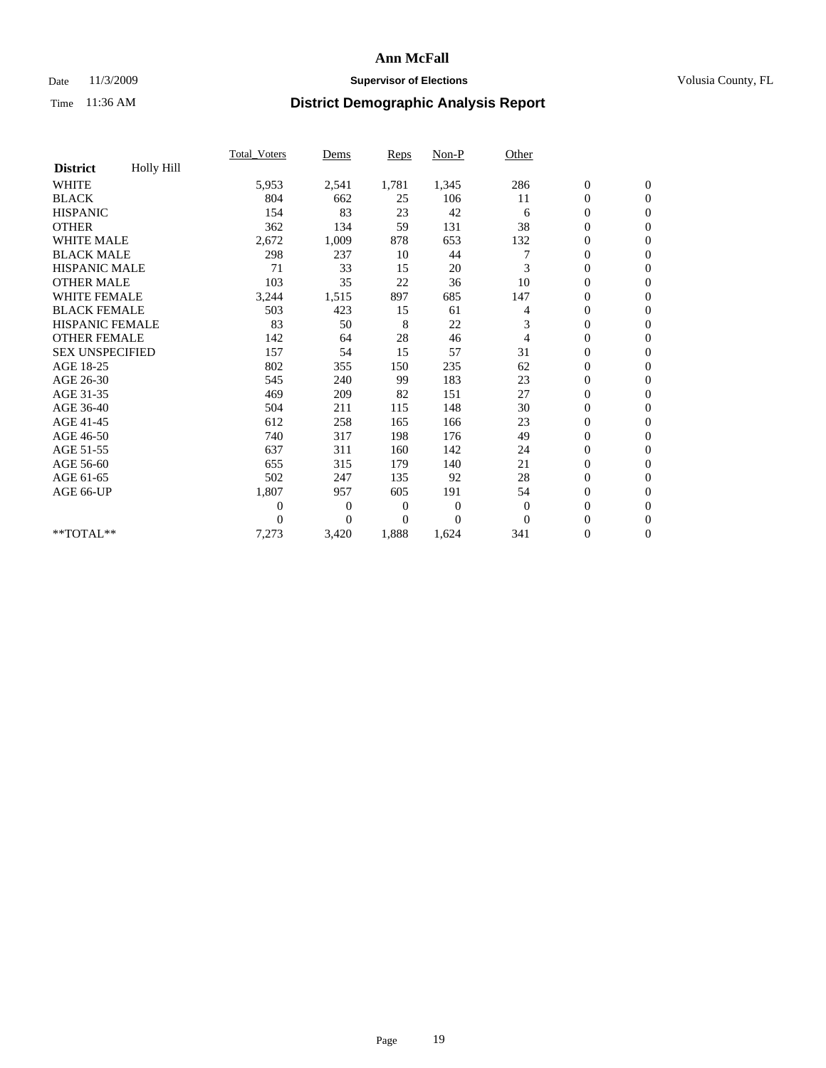# Ann McFall

Date 11/3/2009 **Supervisor of Elections** Volusia County, FL

Time 11:36 AM **District Demographic Analysis Report**

| | Total_Voters | Dems | Reps | Non-P | Other | | |
|---|---|---|---|---|---|---|---|
| **District** Holly Hill | | | | | | | |
| WHITE | 5,953 | 2,541 | 1,781 | 1,345 | 286 | 0 | 0 |
| BLACK | 804 | 662 | 25 | 106 | 11 | 0 | 0 |
| HISPANIC | 154 | 83 | 23 | 42 | 6 | 0 | 0 |
| OTHER | 362 | 134 | 59 | 131 | 38 | 0 | 0 |
| WHITE MALE | 2,672 | 1,009 | 878 | 653 | 132 | 0 | 0 |
| BLACK MALE | 298 | 237 | 10 | 44 | 7 | 0 | 0 |
| HISPANIC MALE | 71 | 33 | 15 | 20 | 3 | 0 | 0 |
| OTHER MALE | 103 | 35 | 22 | 36 | 10 | 0 | 0 |
| WHITE FEMALE | 3,244 | 1,515 | 897 | 685 | 147 | 0 | 0 |
| BLACK FEMALE | 503 | 423 | 15 | 61 | 4 | 0 | 0 |
| HISPANIC FEMALE | 83 | 50 | 8 | 22 | 3 | 0 | 0 |
| OTHER FEMALE | 142 | 64 | 28 | 46 | 4 | 0 | 0 |
| SEX UNSPECIFIED | 157 | 54 | 15 | 57 | 31 | 0 | 0 |
| AGE 18-25 | 802 | 355 | 150 | 235 | 62 | 0 | 0 |
| AGE 26-30 | 545 | 240 | 99 | 183 | 23 | 0 | 0 |
| AGE 31-35 | 469 | 209 | 82 | 151 | 27 | 0 | 0 |
| AGE 36-40 | 504 | 211 | 115 | 148 | 30 | 0 | 0 |
| AGE 41-45 | 612 | 258 | 165 | 166 | 23 | 0 | 0 |
| AGE 46-50 | 740 | 317 | 198 | 176 | 49 | 0 | 0 |
| AGE 51-55 | 637 | 311 | 160 | 142 | 24 | 0 | 0 |
| AGE 56-60 | 655 | 315 | 179 | 140 | 21 | 0 | 0 |
| AGE 61-65 | 502 | 247 | 135 | 92 | 28 | 0 | 0 |
| AGE 66-UP | 1,807 | 957 | 605 | 191 | 54 | 0 | 0 |
| | 0 | 0 | 0 | 0 | 0 | 0 | 0 |
| | 0 | 0 | 0 | 0 | 0 | 0 | 0 |
| **TOTAL** | 7,273 | 3,420 | 1,888 | 1,624 | 341 | 0 | 0 |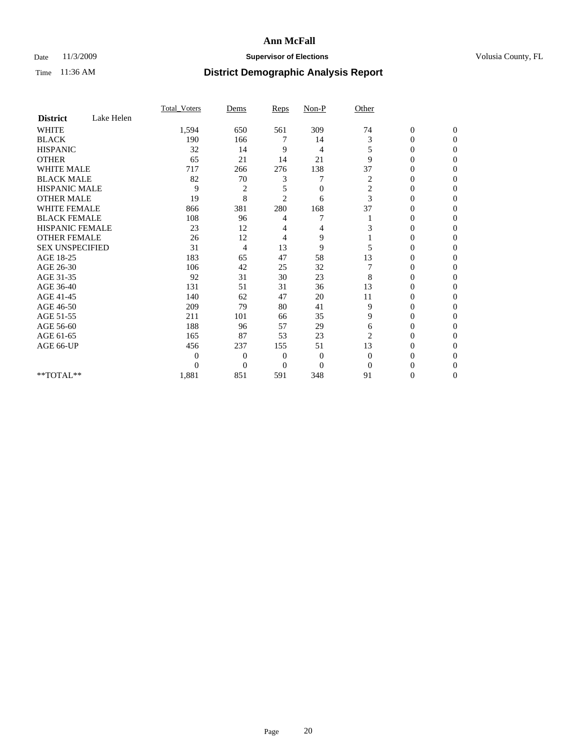# Ann McFall

Date 11/3/2009 **Supervisor of Elections** Volusia County, FL

Time 11:36 AM **District Demographic Analysis Report**

| | Total_Voters | Dems | Reps | Non-P | Other | | |
|---|---|---|---|---|---|---|---|
| **District** Lake Helen | | | | | | | |
| WHITE | 1,594 | 650 | 561 | 309 | 74 | 0 | 0 |
| BLACK | 190 | 166 | 7 | 14 | 3 | 0 | 0 |
| HISPANIC | 32 | 14 | 9 | 4 | 5 | 0 | 0 |
| OTHER | 65 | 21 | 14 | 21 | 9 | 0 | 0 |
| WHITE MALE | 717 | 266 | 276 | 138 | 37 | 0 | 0 |
| BLACK MALE | 82 | 70 | 3 | 7 | 2 | 0 | 0 |
| HISPANIC MALE | 9 | 2 | 5 | 0 | 2 | 0 | 0 |
| OTHER MALE | 19 | 8 | 2 | 6 | 3 | 0 | 0 |
| WHITE FEMALE | 866 | 381 | 280 | 168 | 37 | 0 | 0 |
| BLACK FEMALE | 108 | 96 | 4 | 7 | 1 | 0 | 0 |
| HISPANIC FEMALE | 23 | 12 | 4 | 4 | 3 | 0 | 0 |
| OTHER FEMALE | 26 | 12 | 4 | 9 | 1 | 0 | 0 |
| SEX UNSPECIFIED | 31 | 4 | 13 | 9 | 5 | 0 | 0 |
| AGE 18-25 | 183 | 65 | 47 | 58 | 13 | 0 | 0 |
| AGE 26-30 | 106 | 42 | 25 | 32 | 7 | 0 | 0 |
| AGE 31-35 | 92 | 31 | 30 | 23 | 8 | 0 | 0 |
| AGE 36-40 | 131 | 51 | 31 | 36 | 13 | 0 | 0 |
| AGE 41-45 | 140 | 62 | 47 | 20 | 11 | 0 | 0 |
| AGE 46-50 | 209 | 79 | 80 | 41 | 9 | 0 | 0 |
| AGE 51-55 | 211 | 101 | 66 | 35 | 9 | 0 | 0 |
| AGE 56-60 | 188 | 96 | 57 | 29 | 6 | 0 | 0 |
| AGE 61-65 | 165 | 87 | 53 | 23 | 2 | 0 | 0 |
| AGE 66-UP | 456 | 237 | 155 | 51 | 13 | 0 | 0 |
| | 0 | 0 | 0 | 0 | 0 | 0 | 0 |
| | 0 | 0 | 0 | 0 | 0 | 0 | 0 |
| **TOTAL** | 1,881 | 851 | 591 | 348 | 91 | 0 | 0 |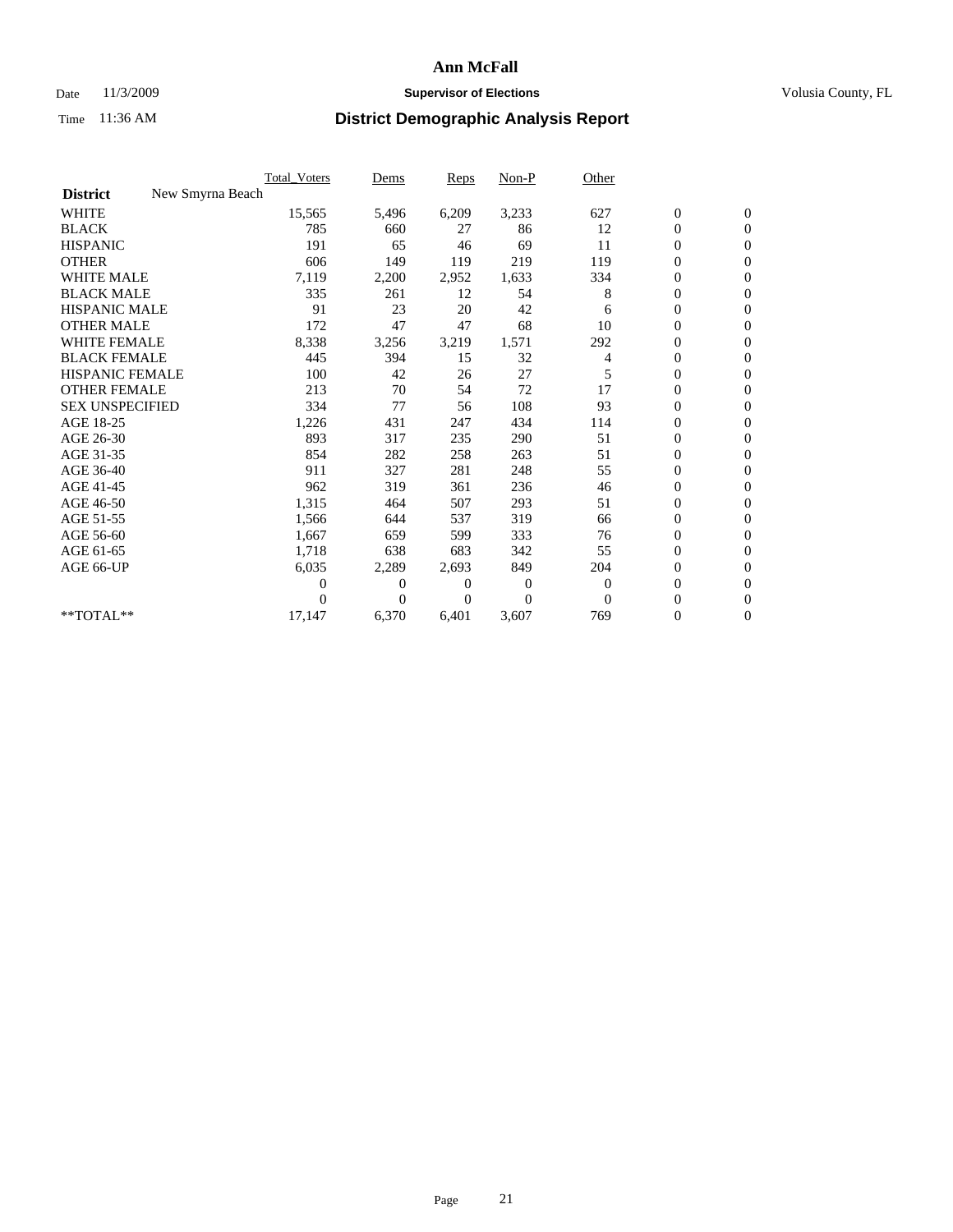# Ann McFall

Date 11/3/2009 **Supervisor of Elections** Volusia County, FL

Time 11:36 AM **District Demographic Analysis Report**

| | Total_Voters | Dems | Reps | Non-P | Other | | |
|---|---|---|---|---|---|---|---|
| **District** New Smyrna Beach | | | | | | | |
| WHITE | 15,565 | 5,496 | 6,209 | 3,233 | 627 | 0 | 0 |
| BLACK | 785 | 660 | 27 | 86 | 12 | 0 | 0 |
| HISPANIC | 191 | 65 | 46 | 69 | 11 | 0 | 0 |
| OTHER | 606 | 149 | 119 | 219 | 119 | 0 | 0 |
| WHITE MALE | 7,119 | 2,200 | 2,952 | 1,633 | 334 | 0 | 0 |
| BLACK MALE | 335 | 261 | 12 | 54 | 8 | 0 | 0 |
| HISPANIC MALE | 91 | 23 | 20 | 42 | 6 | 0 | 0 |
| OTHER MALE | 172 | 47 | 47 | 68 | 10 | 0 | 0 |
| WHITE FEMALE | 8,338 | 3,256 | 3,219 | 1,571 | 292 | 0 | 0 |
| BLACK FEMALE | 445 | 394 | 15 | 32 | 4 | 0 | 0 |
| HISPANIC FEMALE | 100 | 42 | 26 | 27 | 5 | 0 | 0 |
| OTHER FEMALE | 213 | 70 | 54 | 72 | 17 | 0 | 0 |
| SEX UNSPECIFIED | 334 | 77 | 56 | 108 | 93 | 0 | 0 |
| AGE 18-25 | 1,226 | 431 | 247 | 434 | 114 | 0 | 0 |
| AGE 26-30 | 893 | 317 | 235 | 290 | 51 | 0 | 0 |
| AGE 31-35 | 854 | 282 | 258 | 263 | 51 | 0 | 0 |
| AGE 36-40 | 911 | 327 | 281 | 248 | 55 | 0 | 0 |
| AGE 41-45 | 962 | 319 | 361 | 236 | 46 | 0 | 0 |
| AGE 46-50 | 1,315 | 464 | 507 | 293 | 51 | 0 | 0 |
| AGE 51-55 | 1,566 | 644 | 537 | 319 | 66 | 0 | 0 |
| AGE 56-60 | 1,667 | 659 | 599 | 333 | 76 | 0 | 0 |
| AGE 61-65 | 1,718 | 638 | 683 | 342 | 55 | 0 | 0 |
| AGE 66-UP | 6,035 | 2,289 | 2,693 | 849 | 204 | 0 | 0 |
| | 0 | 0 | 0 | 0 | 0 | 0 | 0 |
| | 0 | 0 | 0 | 0 | 0 | 0 | 0 |
| **TOTAL** | 17,147 | 6,370 | 6,401 | 3,607 | 769 | 0 | 0 |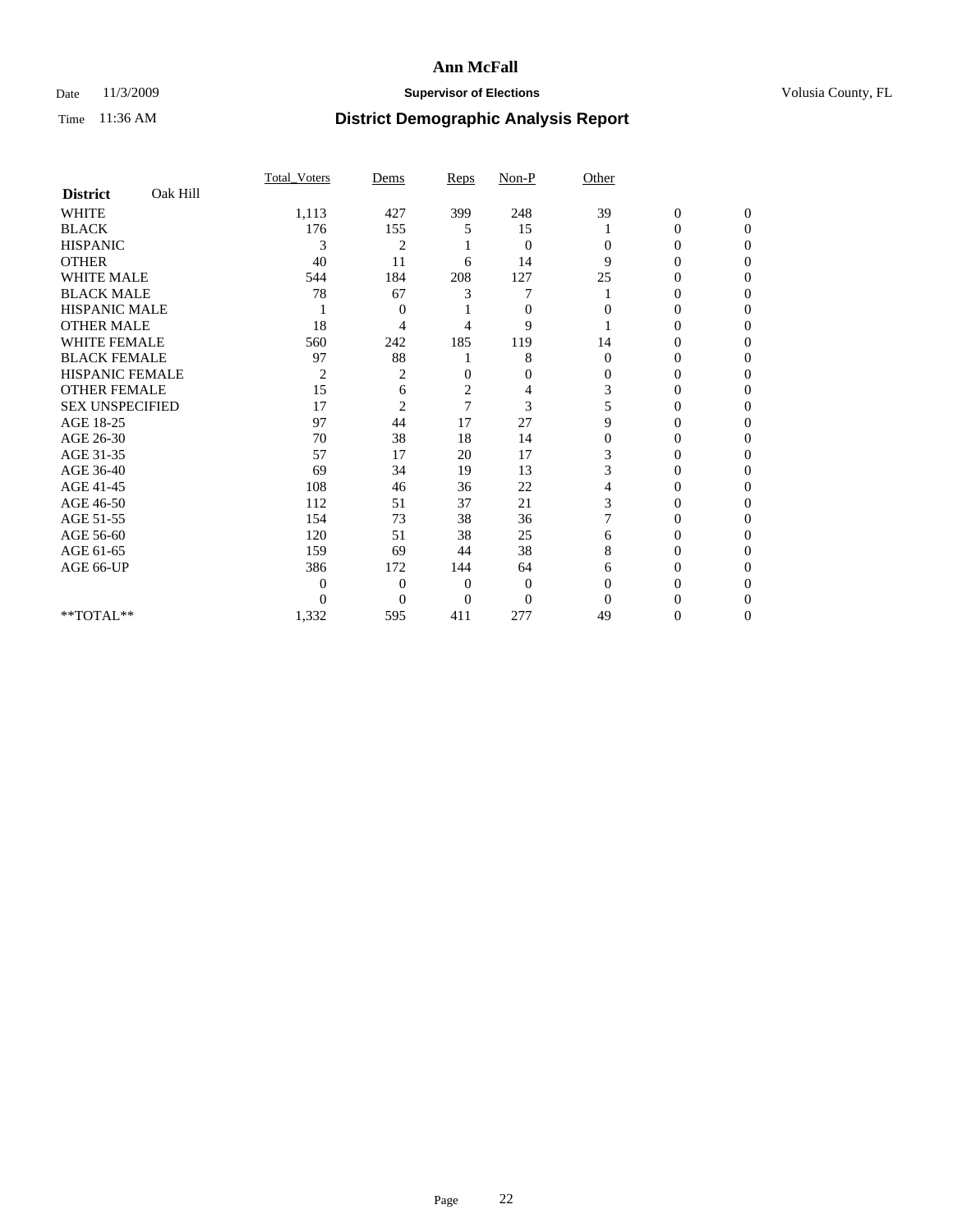# Ann McFall

Date 11/3/2009 **Supervisor of Elections** Volusia County, FL

Time 11:36 AM **District Demographic Analysis Report**

| | Total_Voters | Dems | Reps | Non-P | Other | | |
|---|---|---|---|---|---|---|---|
| **District** Oak Hill | | | | | | | |
| WHITE | 1,113 | 427 | 399 | 248 | 39 | 0 | 0 |
| BLACK | 176 | 155 | 5 | 15 | 1 | 0 | 0 |
| HISPANIC | 3 | 2 | 1 | 0 | 0 | 0 | 0 |
| OTHER | 40 | 11 | 6 | 14 | 9 | 0 | 0 |
| WHITE MALE | 544 | 184 | 208 | 127 | 25 | 0 | 0 |
| BLACK MALE | 78 | 67 | 3 | 7 | 1 | 0 | 0 |
| HISPANIC MALE | 1 | 0 | 1 | 0 | 0 | 0 | 0 |
| OTHER MALE | 18 | 4 | 4 | 9 | 1 | 0 | 0 |
| WHITE FEMALE | 560 | 242 | 185 | 119 | 14 | 0 | 0 |
| BLACK FEMALE | 97 | 88 | 1 | 8 | 0 | 0 | 0 |
| HISPANIC FEMALE | 2 | 2 | 0 | 0 | 0 | 0 | 0 |
| OTHER FEMALE | 15 | 6 | 2 | 4 | 3 | 0 | 0 |
| SEX UNSPECIFIED | 17 | 2 | 7 | 3 | 5 | 0 | 0 |
| AGE 18-25 | 97 | 44 | 17 | 27 | 9 | 0 | 0 |
| AGE 26-30 | 70 | 38 | 18 | 14 | 0 | 0 | 0 |
| AGE 31-35 | 57 | 17 | 20 | 17 | 3 | 0 | 0 |
| AGE 36-40 | 69 | 34 | 19 | 13 | 3 | 0 | 0 |
| AGE 41-45 | 108 | 46 | 36 | 22 | 4 | 0 | 0 |
| AGE 46-50 | 112 | 51 | 37 | 21 | 3 | 0 | 0 |
| AGE 51-55 | 154 | 73 | 38 | 36 | 7 | 0 | 0 |
| AGE 56-60 | 120 | 51 | 38 | 25 | 6 | 0 | 0 |
| AGE 61-65 | 159 | 69 | 44 | 38 | 8 | 0 | 0 |
| AGE 66-UP | 386 | 172 | 144 | 64 | 6 | 0 | 0 |
| | 0 | 0 | 0 | 0 | 0 | 0 | 0 |
| | 0 | 0 | 0 | 0 | 0 | 0 | 0 |
| **TOTAL** | 1,332 | 595 | 411 | 277 | 49 | 0 | 0 |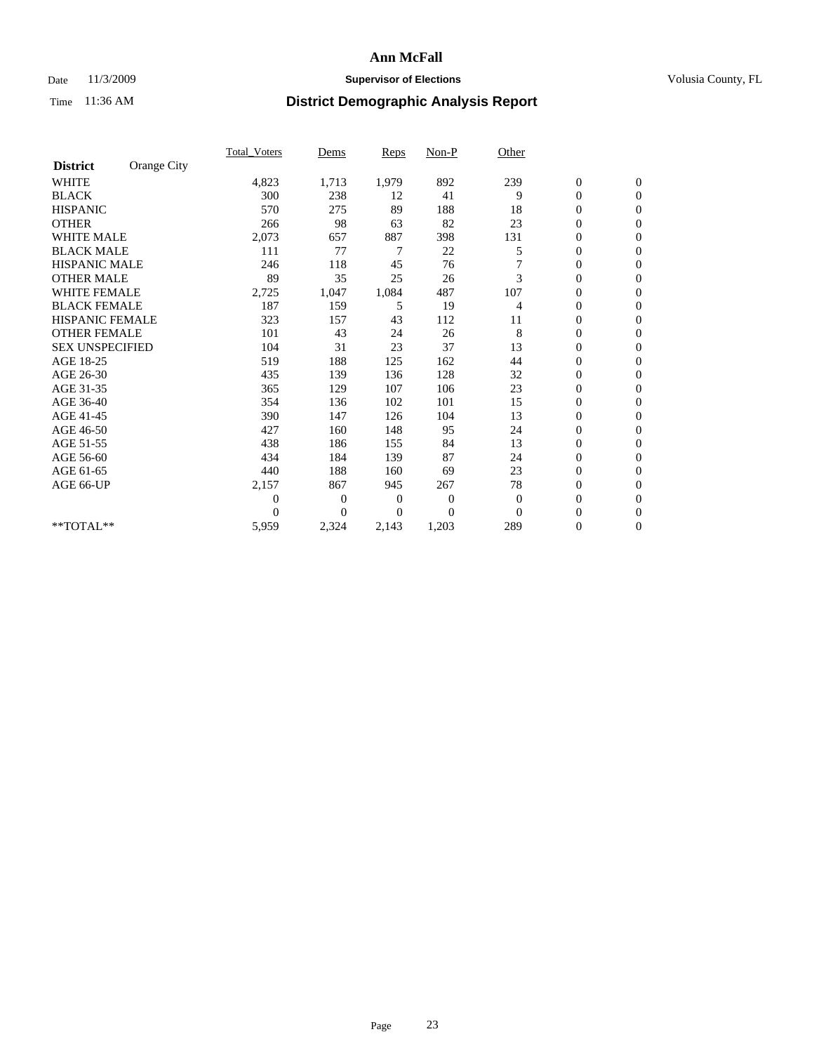# Ann McFall

Date 11/3/2009 **Supervisor of Elections** Volusia County, FL

Time 11:36 AM **District Demographic Analysis Report**

| | Total_Voters | Dems | Reps | Non-P | Other | | |
|---|---|---|---|---|---|---|---|
| **District** Orange City | | | | | | | |
| WHITE | 4,823 | 1,713 | 1,979 | 892 | 239 | 0 | 0 |
| BLACK | 300 | 238 | 12 | 41 | 9 | 0 | 0 |
| HISPANIC | 570 | 275 | 89 | 188 | 18 | 0 | 0 |
| OTHER | 266 | 98 | 63 | 82 | 23 | 0 | 0 |
| WHITE MALE | 2,073 | 657 | 887 | 398 | 131 | 0 | 0 |
| BLACK MALE | 111 | 77 | 7 | 22 | 5 | 0 | 0 |
| HISPANIC MALE | 246 | 118 | 45 | 76 | 7 | 0 | 0 |
| OTHER MALE | 89 | 35 | 25 | 26 | 3 | 0 | 0 |
| WHITE FEMALE | 2,725 | 1,047 | 1,084 | 487 | 107 | 0 | 0 |
| BLACK FEMALE | 187 | 159 | 5 | 19 | 4 | 0 | 0 |
| HISPANIC FEMALE | 323 | 157 | 43 | 112 | 11 | 0 | 0 |
| OTHER FEMALE | 101 | 43 | 24 | 26 | 8 | 0 | 0 |
| SEX UNSPECIFIED | 104 | 31 | 23 | 37 | 13 | 0 | 0 |
| AGE 18-25 | 519 | 188 | 125 | 162 | 44 | 0 | 0 |
| AGE 26-30 | 435 | 139 | 136 | 128 | 32 | 0 | 0 |
| AGE 31-35 | 365 | 129 | 107 | 106 | 23 | 0 | 0 |
| AGE 36-40 | 354 | 136 | 102 | 101 | 15 | 0 | 0 |
| AGE 41-45 | 390 | 147 | 126 | 104 | 13 | 0 | 0 |
| AGE 46-50 | 427 | 160 | 148 | 95 | 24 | 0 | 0 |
| AGE 51-55 | 438 | 186 | 155 | 84 | 13 | 0 | 0 |
| AGE 56-60 | 434 | 184 | 139 | 87 | 24 | 0 | 0 |
| AGE 61-65 | 440 | 188 | 160 | 69 | 23 | 0 | 0 |
| AGE 66-UP | 2,157 | 867 | 945 | 267 | 78 | 0 | 0 |
| | 0 | 0 | 0 | 0 | 0 | 0 | 0 |
| | 0 | 0 | 0 | 0 | 0 | 0 | 0 |
| **TOTAL** | 5,959 | 2,324 | 2,143 | 1,203 | 289 | 0 | 0 |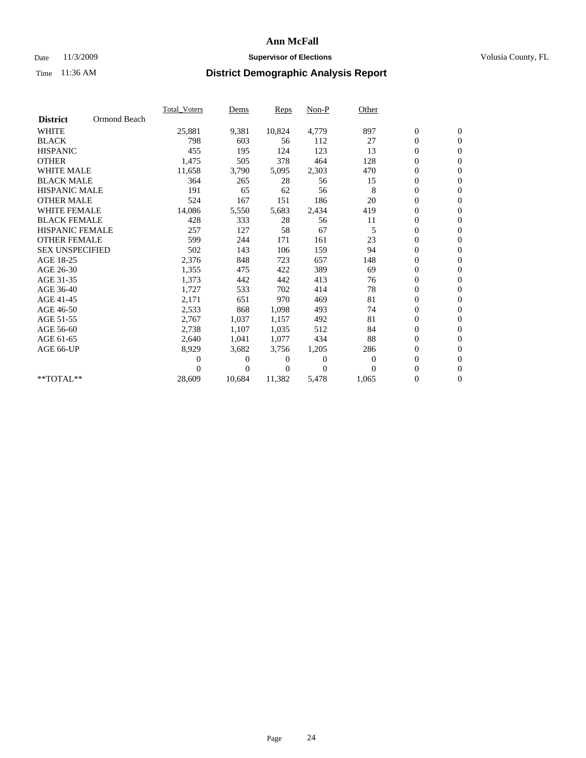# Ann McFall

Date 11/3/2009 **Supervisor of Elections** Volusia County, FL

Time 11:36 AM **District Demographic Analysis Report**

| | Total_Voters | Dems | Reps | Non-P | Other | | |
|---|---|---|---|---|---|---|---|
| **District** Ormond Beach | | | | | | | |
| WHITE | 25,881 | 9,381 | 10,824 | 4,779 | 897 | 0 | 0 |
| BLACK | 798 | 603 | 56 | 112 | 27 | 0 | 0 |
| HISPANIC | 455 | 195 | 124 | 123 | 13 | 0 | 0 |
| OTHER | 1,475 | 505 | 378 | 464 | 128 | 0 | 0 |
| WHITE MALE | 11,658 | 3,790 | 5,095 | 2,303 | 470 | 0 | 0 |
| BLACK MALE | 364 | 265 | 28 | 56 | 15 | 0 | 0 |
| HISPANIC MALE | 191 | 65 | 62 | 56 | 8 | 0 | 0 |
| OTHER MALE | 524 | 167 | 151 | 186 | 20 | 0 | 0 |
| WHITE FEMALE | 14,086 | 5,550 | 5,683 | 2,434 | 419 | 0 | 0 |
| BLACK FEMALE | 428 | 333 | 28 | 56 | 11 | 0 | 0 |
| HISPANIC FEMALE | 257 | 127 | 58 | 67 | 5 | 0 | 0 |
| OTHER FEMALE | 599 | 244 | 171 | 161 | 23 | 0 | 0 |
| SEX UNSPECIFIED | 502 | 143 | 106 | 159 | 94 | 0 | 0 |
| AGE 18-25 | 2,376 | 848 | 723 | 657 | 148 | 0 | 0 |
| AGE 26-30 | 1,355 | 475 | 422 | 389 | 69 | 0 | 0 |
| AGE 31-35 | 1,373 | 442 | 442 | 413 | 76 | 0 | 0 |
| AGE 36-40 | 1,727 | 533 | 702 | 414 | 78 | 0 | 0 |
| AGE 41-45 | 2,171 | 651 | 970 | 469 | 81 | 0 | 0 |
| AGE 46-50 | 2,533 | 868 | 1,098 | 493 | 74 | 0 | 0 |
| AGE 51-55 | 2,767 | 1,037 | 1,157 | 492 | 81 | 0 | 0 |
| AGE 56-60 | 2,738 | 1,107 | 1,035 | 512 | 84 | 0 | 0 |
| AGE 61-65 | 2,640 | 1,041 | 1,077 | 434 | 88 | 0 | 0 |
| AGE 66-UP | 8,929 | 3,682 | 3,756 | 1,205 | 286 | 0 | 0 |
| | 0 | 0 | 0 | 0 | 0 | 0 | 0 |
| | 0 | 0 | 0 | 0 | 0 | 0 | 0 |
| **TOTAL** | 28,609 | 10,684 | 11,382 | 5,478 | 1,065 | 0 | 0 |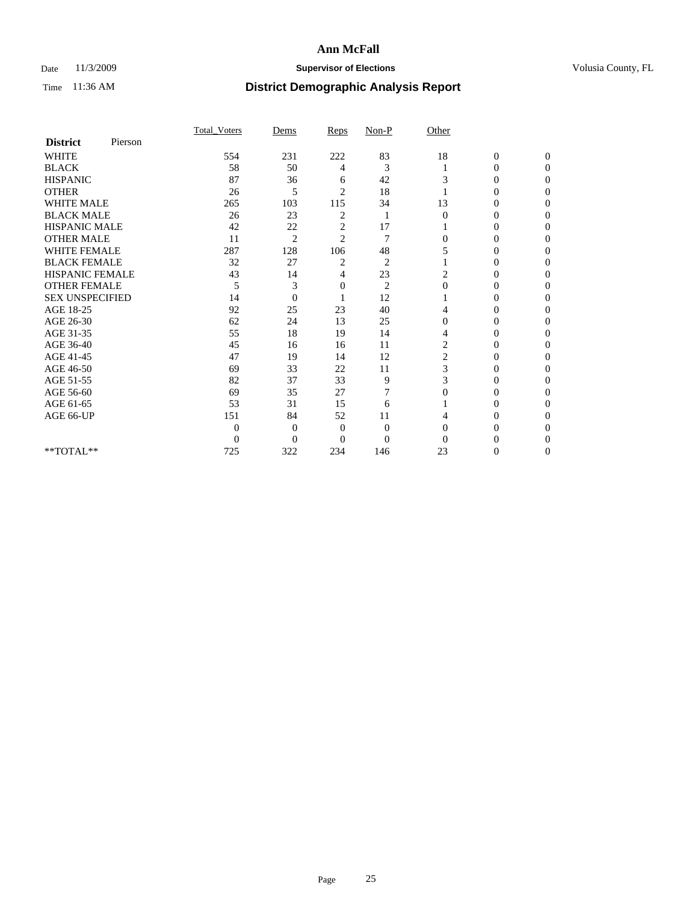# Ann McFall

Date 11/3/2009 **Supervisor of Elections** Volusia County, FL

Time 11:36 AM **District Demographic Analysis Report**

| **District** Pierson | Total_Voters | Dems | Reps | Non-P | Other | | |
|---|---|---|---|---|---|---|---|
| WHITE | 554 | 231 | 222 | 83 | 18 | 0 | 0 |
| BLACK | 58 | 50 | 4 | 3 | 1 | 0 | 0 |
| HISPANIC | 87 | 36 | 6 | 42 | 3 | 0 | 0 |
| OTHER | 26 | 5 | 2 | 18 | 1 | 0 | 0 |
| WHITE MALE | 265 | 103 | 115 | 34 | 13 | 0 | 0 |
| BLACK MALE | 26 | 23 | 2 | 1 | 0 | 0 | 0 |
| HISPANIC MALE | 42 | 22 | 2 | 17 | 1 | 0 | 0 |
| OTHER MALE | 11 | 2 | 2 | 7 | 0 | 0 | 0 |
| WHITE FEMALE | 287 | 128 | 106 | 48 | 5 | 0 | 0 |
| BLACK FEMALE | 32 | 27 | 2 | 2 | 1 | 0 | 0 |
| HISPANIC FEMALE | 43 | 14 | 4 | 23 | 2 | 0 | 0 |
| OTHER FEMALE | 5 | 3 | 0 | 2 | 0 | 0 | 0 |
| SEX UNSPECIFIED | 14 | 0 | 1 | 12 | 1 | 0 | 0 |
| AGE 18-25 | 92 | 25 | 23 | 40 | 4 | 0 | 0 |
| AGE 26-30 | 62 | 24 | 13 | 25 | 0 | 0 | 0 |
| AGE 31-35 | 55 | 18 | 19 | 14 | 4 | 0 | 0 |
| AGE 36-40 | 45 | 16 | 16 | 11 | 2 | 0 | 0 |
| AGE 41-45 | 47 | 19 | 14 | 12 | 2 | 0 | 0 |
| AGE 46-50 | 69 | 33 | 22 | 11 | 3 | 0 | 0 |
| AGE 51-55 | 82 | 37 | 33 | 9 | 3 | 0 | 0 |
| AGE 56-60 | 69 | 35 | 27 | 7 | 0 | 0 | 0 |
| AGE 61-65 | 53 | 31 | 15 | 6 | 1 | 0 | 0 |
| AGE 66-UP | 151 | 84 | 52 | 11 | 4 | 0 | 0 |
| | 0 | 0 | 0 | 0 | 0 | 0 | 0 |
| | 0 | 0 | 0 | 0 | 0 | 0 | 0 |
| **TOTAL** | 725 | 322 | 234 | 146 | 23 | 0 | 0 |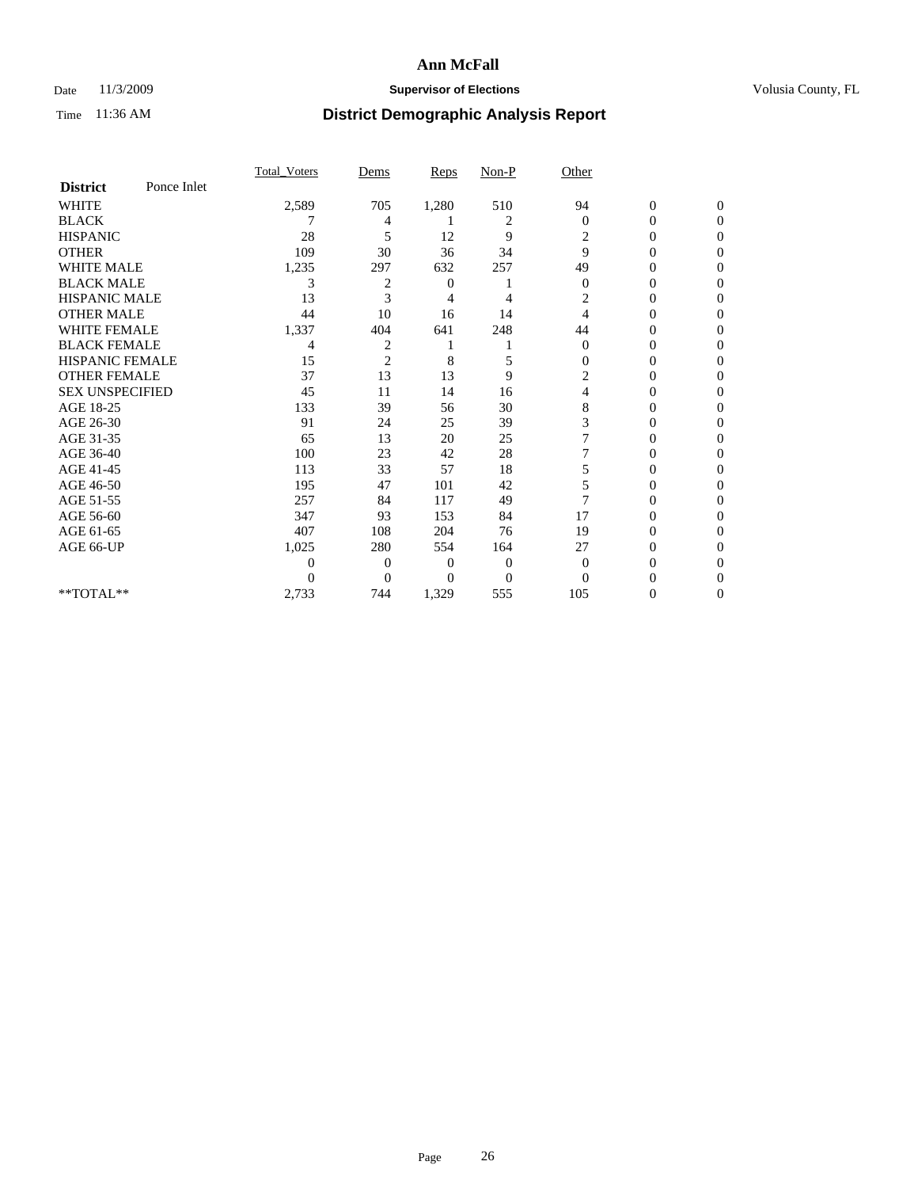# Ann McFall

Date 11/3/2009 **Supervisor of Elections** Volusia County, FL

Time 11:36 AM **District Demographic Analysis Report**

| **District** Ponce Inlet | Total_Voters | Dems | Reps | Non-P | Other | | |
|---|---|---|---|---|---|---|---|
| WHITE | 2,589 | 705 | 1,280 | 510 | 94 | 0 | 0 |
| BLACK | 7 | 4 | 1 | 2 | 0 | 0 | 0 |
| HISPANIC | 28 | 5 | 12 | 9 | 2 | 0 | 0 |
| OTHER | 109 | 30 | 36 | 34 | 9 | 0 | 0 |
| WHITE MALE | 1,235 | 297 | 632 | 257 | 49 | 0 | 0 |
| BLACK MALE | 3 | 2 | 0 | 1 | 0 | 0 | 0 |
| HISPANIC MALE | 13 | 3 | 4 | 4 | 2 | 0 | 0 |
| OTHER MALE | 44 | 10 | 16 | 14 | 4 | 0 | 0 |
| WHITE FEMALE | 1,337 | 404 | 641 | 248 | 44 | 0 | 0 |
| BLACK FEMALE | 4 | 2 | 1 | 1 | 0 | 0 | 0 |
| HISPANIC FEMALE | 15 | 2 | 8 | 5 | 0 | 0 | 0 |
| OTHER FEMALE | 37 | 13 | 13 | 9 | 2 | 0 | 0 |
| SEX UNSPECIFIED | 45 | 11 | 14 | 16 | 4 | 0 | 0 |
| AGE 18-25 | 133 | 39 | 56 | 30 | 8 | 0 | 0 |
| AGE 26-30 | 91 | 24 | 25 | 39 | 3 | 0 | 0 |
| AGE 31-35 | 65 | 13 | 20 | 25 | 7 | 0 | 0 |
| AGE 36-40 | 100 | 23 | 42 | 28 | 7 | 0 | 0 |
| AGE 41-45 | 113 | 33 | 57 | 18 | 5 | 0 | 0 |
| AGE 46-50 | 195 | 47 | 101 | 42 | 5 | 0 | 0 |
| AGE 51-55 | 257 | 84 | 117 | 49 | 7 | 0 | 0 |
| AGE 56-60 | 347 | 93 | 153 | 84 | 17 | 0 | 0 |
| AGE 61-65 | 407 | 108 | 204 | 76 | 19 | 0 | 0 |
| AGE 66-UP | 1,025 | 280 | 554 | 164 | 27 | 0 | 0 |
| | 0 | 0 | 0 | 0 | 0 | 0 | 0 |
| | 0 | 0 | 0 | 0 | 0 | 0 | 0 |
| **TOTAL** | 2,733 | 744 | 1,329 | 555 | 105 | 0 | 0 |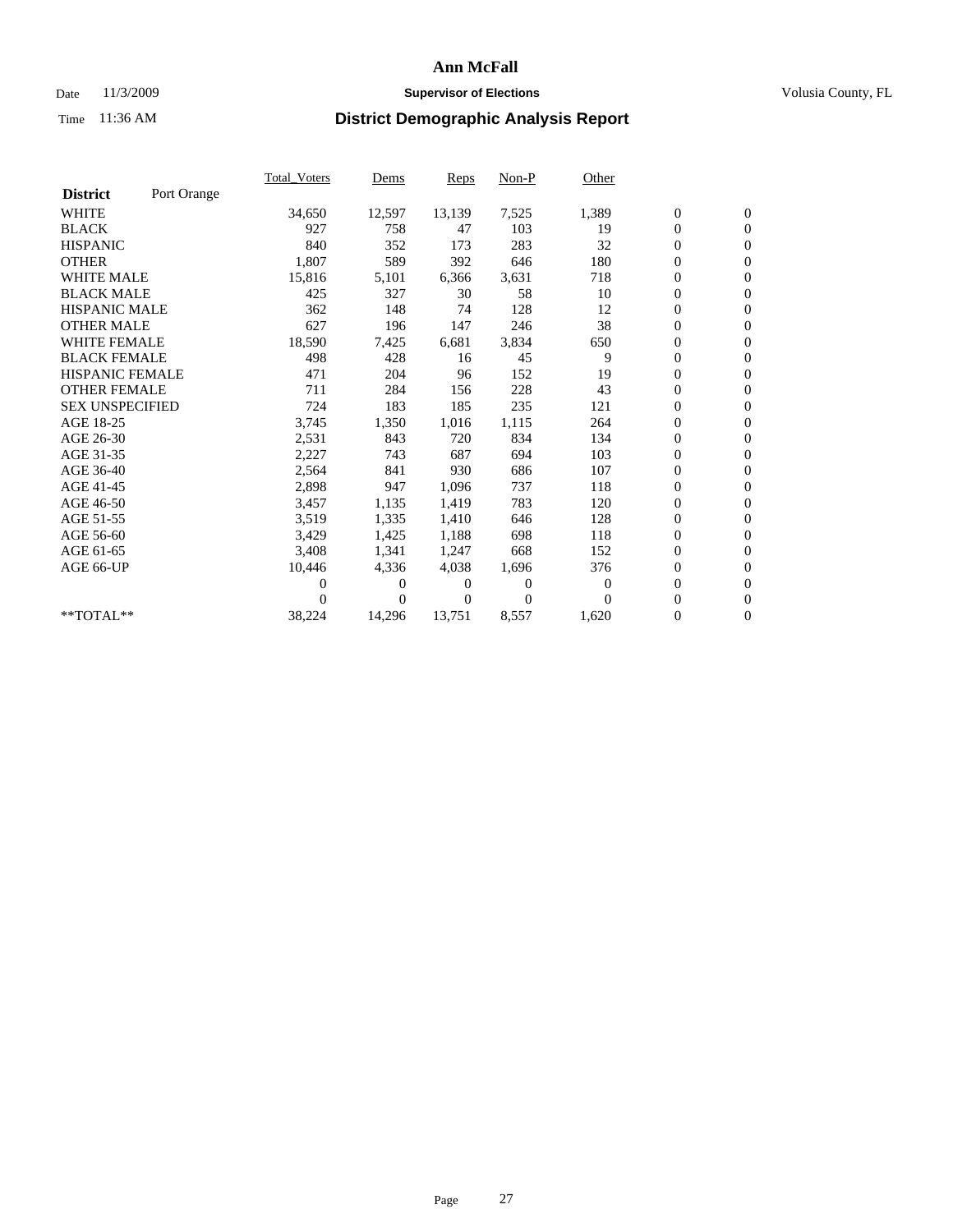# Ann McFall

Date 11/3/2009 **Supervisor of Elections** Volusia County, FL

Time 11:36 AM **District Demographic Analysis Report**

| **District** Port Orange | Total_Voters | Dems | Reps | Non-P | Other | | |
|---|---|---|---|---|---|---|---|
| WHITE | 34,650 | 12,597 | 13,139 | 7,525 | 1,389 | 0 | 0 |
| BLACK | 927 | 758 | 47 | 103 | 19 | 0 | 0 |
| HISPANIC | 840 | 352 | 173 | 283 | 32 | 0 | 0 |
| OTHER | 1,807 | 589 | 392 | 646 | 180 | 0 | 0 |
| WHITE MALE | 15,816 | 5,101 | 6,366 | 3,631 | 718 | 0 | 0 |
| BLACK MALE | 425 | 327 | 30 | 58 | 10 | 0 | 0 |
| HISPANIC MALE | 362 | 148 | 74 | 128 | 12 | 0 | 0 |
| OTHER MALE | 627 | 196 | 147 | 246 | 38 | 0 | 0 |
| WHITE FEMALE | 18,590 | 7,425 | 6,681 | 3,834 | 650 | 0 | 0 |
| BLACK FEMALE | 498 | 428 | 16 | 45 | 9 | 0 | 0 |
| HISPANIC FEMALE | 471 | 204 | 96 | 152 | 19 | 0 | 0 |
| OTHER FEMALE | 711 | 284 | 156 | 228 | 43 | 0 | 0 |
| SEX UNSPECIFIED | 724 | 183 | 185 | 235 | 121 | 0 | 0 |
| AGE 18-25 | 3,745 | 1,350 | 1,016 | 1,115 | 264 | 0 | 0 |
| AGE 26-30 | 2,531 | 843 | 720 | 834 | 134 | 0 | 0 |
| AGE 31-35 | 2,227 | 743 | 687 | 694 | 103 | 0 | 0 |
| AGE 36-40 | 2,564 | 841 | 930 | 686 | 107 | 0 | 0 |
| AGE 41-45 | 2,898 | 947 | 1,096 | 737 | 118 | 0 | 0 |
| AGE 46-50 | 3,457 | 1,135 | 1,419 | 783 | 120 | 0 | 0 |
| AGE 51-55 | 3,519 | 1,335 | 1,410 | 646 | 128 | 0 | 0 |
| AGE 56-60 | 3,429 | 1,425 | 1,188 | 698 | 118 | 0 | 0 |
| AGE 61-65 | 3,408 | 1,341 | 1,247 | 668 | 152 | 0 | 0 |
| AGE 66-UP | 10,446 | 4,336 | 4,038 | 1,696 | 376 | 0 | 0 |
| | 0 | 0 | 0 | 0 | 0 | 0 | 0 |
| | 0 | 0 | 0 | 0 | 0 | 0 | 0 |
| **TOTAL** | 38,224 | 14,296 | 13,751 | 8,557 | 1,620 | 0 | 0 |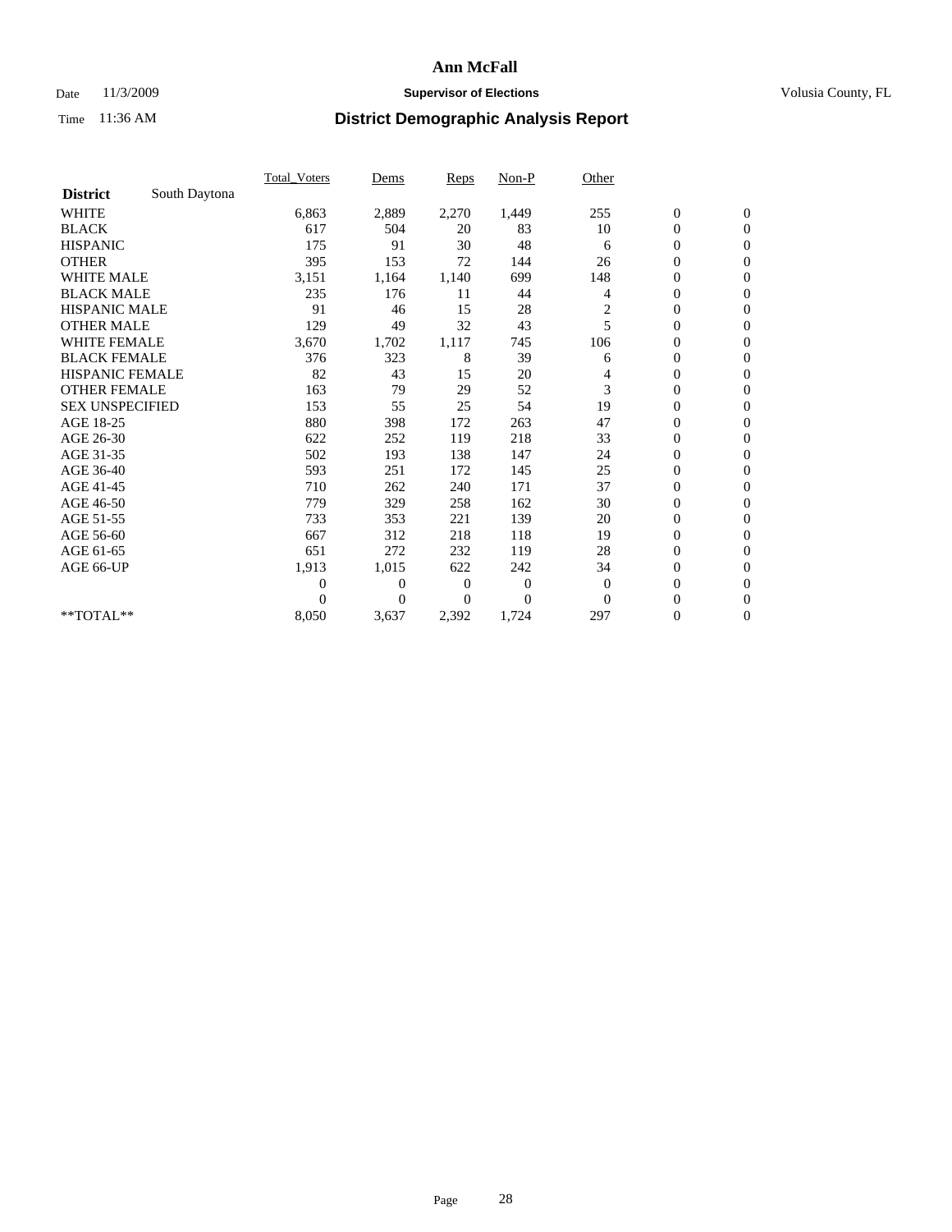# Ann McFall

Date 11/3/2009 **Supervisor of Elections** Volusia County, FL

Time 11:36 AM **District Demographic Analysis Report**

| | Total_Voters | Dems | Reps | Non-P | Other | | |
|---|---|---|---|---|---|---|---|
| **District** South Daytona | | | | | | | |
| WHITE | 6,863 | 2,889 | 2,270 | 1,449 | 255 | 0 | 0 |
| BLACK | 617 | 504 | 20 | 83 | 10 | 0 | 0 |
| HISPANIC | 175 | 91 | 30 | 48 | 6 | 0 | 0 |
| OTHER | 395 | 153 | 72 | 144 | 26 | 0 | 0 |
| WHITE MALE | 3,151 | 1,164 | 1,140 | 699 | 148 | 0 | 0 |
| BLACK MALE | 235 | 176 | 11 | 44 | 4 | 0 | 0 |
| HISPANIC MALE | 91 | 46 | 15 | 28 | 2 | 0 | 0 |
| OTHER MALE | 129 | 49 | 32 | 43 | 5 | 0 | 0 |
| WHITE FEMALE | 3,670 | 1,702 | 1,117 | 745 | 106 | 0 | 0 |
| BLACK FEMALE | 376 | 323 | 8 | 39 | 6 | 0 | 0 |
| HISPANIC FEMALE | 82 | 43 | 15 | 20 | 4 | 0 | 0 |
| OTHER FEMALE | 163 | 79 | 29 | 52 | 3 | 0 | 0 |
| SEX UNSPECIFIED | 153 | 55 | 25 | 54 | 19 | 0 | 0 |
| AGE 18-25 | 880 | 398 | 172 | 263 | 47 | 0 | 0 |
| AGE 26-30 | 622 | 252 | 119 | 218 | 33 | 0 | 0 |
| AGE 31-35 | 502 | 193 | 138 | 147 | 24 | 0 | 0 |
| AGE 36-40 | 593 | 251 | 172 | 145 | 25 | 0 | 0 |
| AGE 41-45 | 710 | 262 | 240 | 171 | 37 | 0 | 0 |
| AGE 46-50 | 779 | 329 | 258 | 162 | 30 | 0 | 0 |
| AGE 51-55 | 733 | 353 | 221 | 139 | 20 | 0 | 0 |
| AGE 56-60 | 667 | 312 | 218 | 118 | 19 | 0 | 0 |
| AGE 61-65 | 651 | 272 | 232 | 119 | 28 | 0 | 0 |
| AGE 66-UP | 1,913 | 1,015 | 622 | 242 | 34 | 0 | 0 |
| | 0 | 0 | 0 | 0 | 0 | 0 | 0 |
| | 0 | 0 | 0 | 0 | 0 | 0 | 0 |
| **TOTAL** | 8,050 | 3,637 | 2,392 | 1,724 | 297 | 0 | 0 |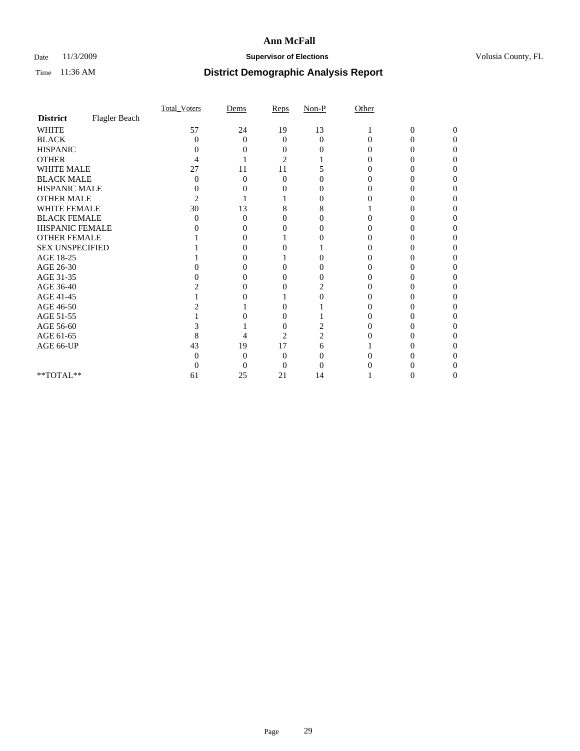# Ann McFall

Date 11/3/2009 **Supervisor of Elections** Volusia County, FL

Time 11:36 AM **District Demographic Analysis Report**

| | Total_Voters | Dems | Reps | Non-P | Other | | |
|---|---|---|---|---|---|---|---|
| **District** Flagler Beach | | | | | | | |
| WHITE | 57 | 24 | 19 | 13 | 1 | 0 | 0 |
| BLACK | 0 | 0 | 0 | 0 | 0 | 0 | 0 |
| HISPANIC | 0 | 0 | 0 | 0 | 0 | 0 | 0 |
| OTHER | 4 | 1 | 2 | 1 | 0 | 0 | 0 |
| WHITE MALE | 27 | 11 | 11 | 5 | 0 | 0 | 0 |
| BLACK MALE | 0 | 0 | 0 | 0 | 0 | 0 | 0 |
| HISPANIC MALE | 0 | 0 | 0 | 0 | 0 | 0 | 0 |
| OTHER MALE | 2 | 1 | 1 | 0 | 0 | 0 | 0 |
| WHITE FEMALE | 30 | 13 | 8 | 8 | 1 | 0 | 0 |
| BLACK FEMALE | 0 | 0 | 0 | 0 | 0 | 0 | 0 |
| HISPANIC FEMALE | 0 | 0 | 0 | 0 | 0 | 0 | 0 |
| OTHER FEMALE | 1 | 0 | 1 | 0 | 0 | 0 | 0 |
| SEX UNSPECIFIED | 1 | 0 | 0 | 1 | 0 | 0 | 0 |
| AGE 18-25 | 1 | 0 | 1 | 0 | 0 | 0 | 0 |
| AGE 26-30 | 0 | 0 | 0 | 0 | 0 | 0 | 0 |
| AGE 31-35 | 0 | 0 | 0 | 0 | 0 | 0 | 0 |
| AGE 36-40 | 2 | 0 | 0 | 2 | 0 | 0 | 0 |
| AGE 41-45 | 1 | 0 | 1 | 0 | 0 | 0 | 0 |
| AGE 46-50 | 2 | 1 | 0 | 1 | 0 | 0 | 0 |
| AGE 51-55 | 1 | 0 | 0 | 1 | 0 | 0 | 0 |
| AGE 56-60 | 3 | 1 | 0 | 2 | 0 | 0 | 0 |
| AGE 61-65 | 8 | 4 | 2 | 2 | 0 | 0 | 0 |
| AGE 66-UP | 43 | 19 | 17 | 6 | 1 | 0 | 0 |
| | 0 | 0 | 0 | 0 | 0 | 0 | 0 |
| | 0 | 0 | 0 | 0 | 0 | 0 | 0 |
| **TOTAL** | 61 | 25 | 21 | 14 | 1 | 0 | 0 |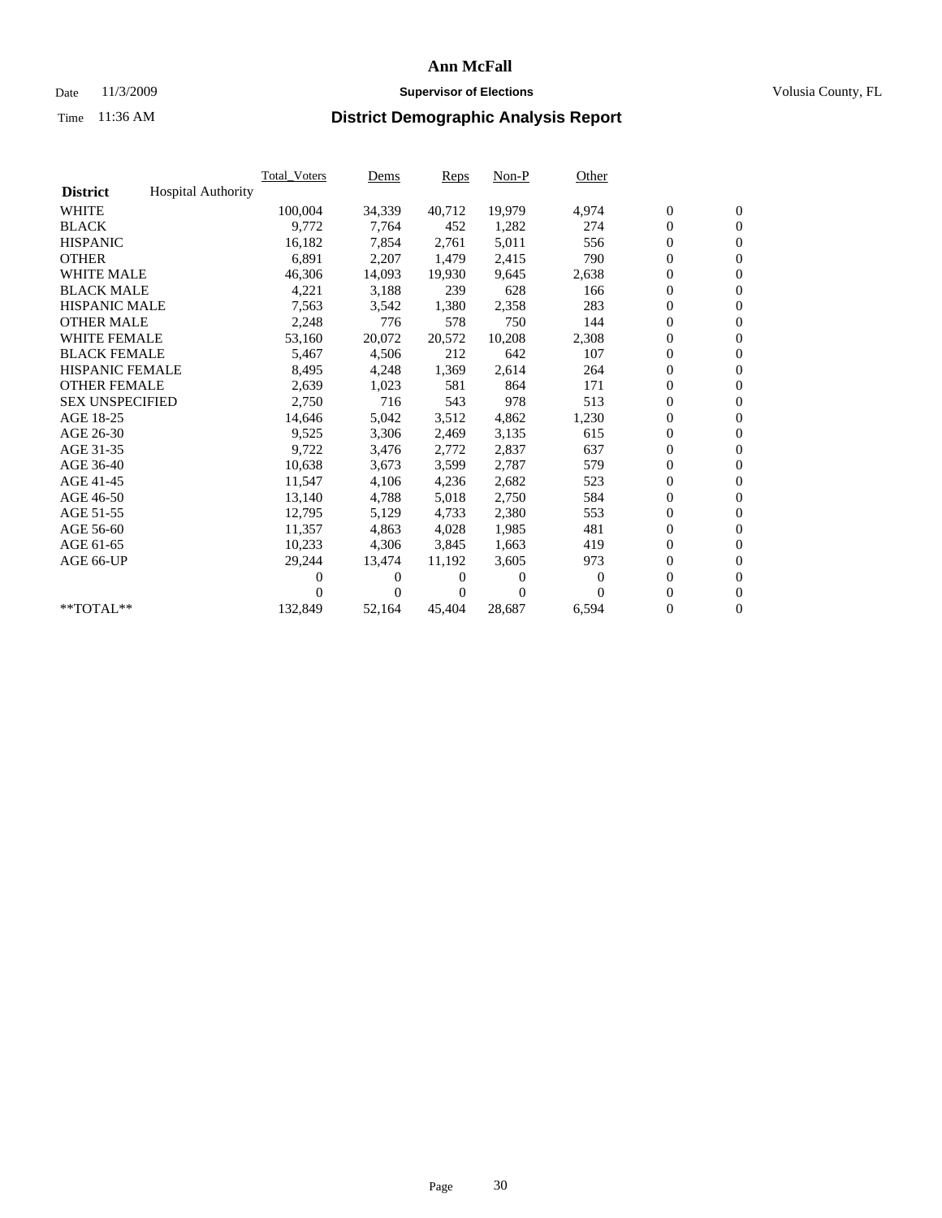# Ann McFall

Date 11/3/2009 **Supervisor of Elections** Volusia County, FL

Time 11:36 AM **District Demographic Analysis Report**

| | Total_Voters | Dems | Reps | Non-P | Other | | |
|---|---|---|---|---|---|---|---|
| **District** Hospital Authority | | | | | | | |
| WHITE | 100,004 | 34,339 | 40,712 | 19,979 | 4,974 | 0 | 0 |
| BLACK | 9,772 | 7,764 | 452 | 1,282 | 274 | 0 | 0 |
| HISPANIC | 16,182 | 7,854 | 2,761 | 5,011 | 556 | 0 | 0 |
| OTHER | 6,891 | 2,207 | 1,479 | 2,415 | 790 | 0 | 0 |
| WHITE MALE | 46,306 | 14,093 | 19,930 | 9,645 | 2,638 | 0 | 0 |
| BLACK MALE | 4,221 | 3,188 | 239 | 628 | 166 | 0 | 0 |
| HISPANIC MALE | 7,563 | 3,542 | 1,380 | 2,358 | 283 | 0 | 0 |
| OTHER MALE | 2,248 | 776 | 578 | 750 | 144 | 0 | 0 |
| WHITE FEMALE | 53,160 | 20,072 | 20,572 | 10,208 | 2,308 | 0 | 0 |
| BLACK FEMALE | 5,467 | 4,506 | 212 | 642 | 107 | 0 | 0 |
| HISPANIC FEMALE | 8,495 | 4,248 | 1,369 | 2,614 | 264 | 0 | 0 |
| OTHER FEMALE | 2,639 | 1,023 | 581 | 864 | 171 | 0 | 0 |
| SEX UNSPECIFIED | 2,750 | 716 | 543 | 978 | 513 | 0 | 0 |
| AGE 18-25 | 14,646 | 5,042 | 3,512 | 4,862 | 1,230 | 0 | 0 |
| AGE 26-30 | 9,525 | 3,306 | 2,469 | 3,135 | 615 | 0 | 0 |
| AGE 31-35 | 9,722 | 3,476 | 2,772 | 2,837 | 637 | 0 | 0 |
| AGE 36-40 | 10,638 | 3,673 | 3,599 | 2,787 | 579 | 0 | 0 |
| AGE 41-45 | 11,547 | 4,106 | 4,236 | 2,682 | 523 | 0 | 0 |
| AGE 46-50 | 13,140 | 4,788 | 5,018 | 2,750 | 584 | 0 | 0 |
| AGE 51-55 | 12,795 | 5,129 | 4,733 | 2,380 | 553 | 0 | 0 |
| AGE 56-60 | 11,357 | 4,863 | 4,028 | 1,985 | 481 | 0 | 0 |
| AGE 61-65 | 10,233 | 4,306 | 3,845 | 1,663 | 419 | 0 | 0 |
| AGE 66-UP | 29,244 | 13,474 | 11,192 | 3,605 | 973 | 0 | 0 |
| | 0 | 0 | 0 | 0 | 0 | 0 | 0 |
| | 0 | 0 | 0 | 0 | 0 | 0 | 0 |
| **TOTAL** | 132,849 | 52,164 | 45,404 | 28,687 | 6,594 | 0 | 0 |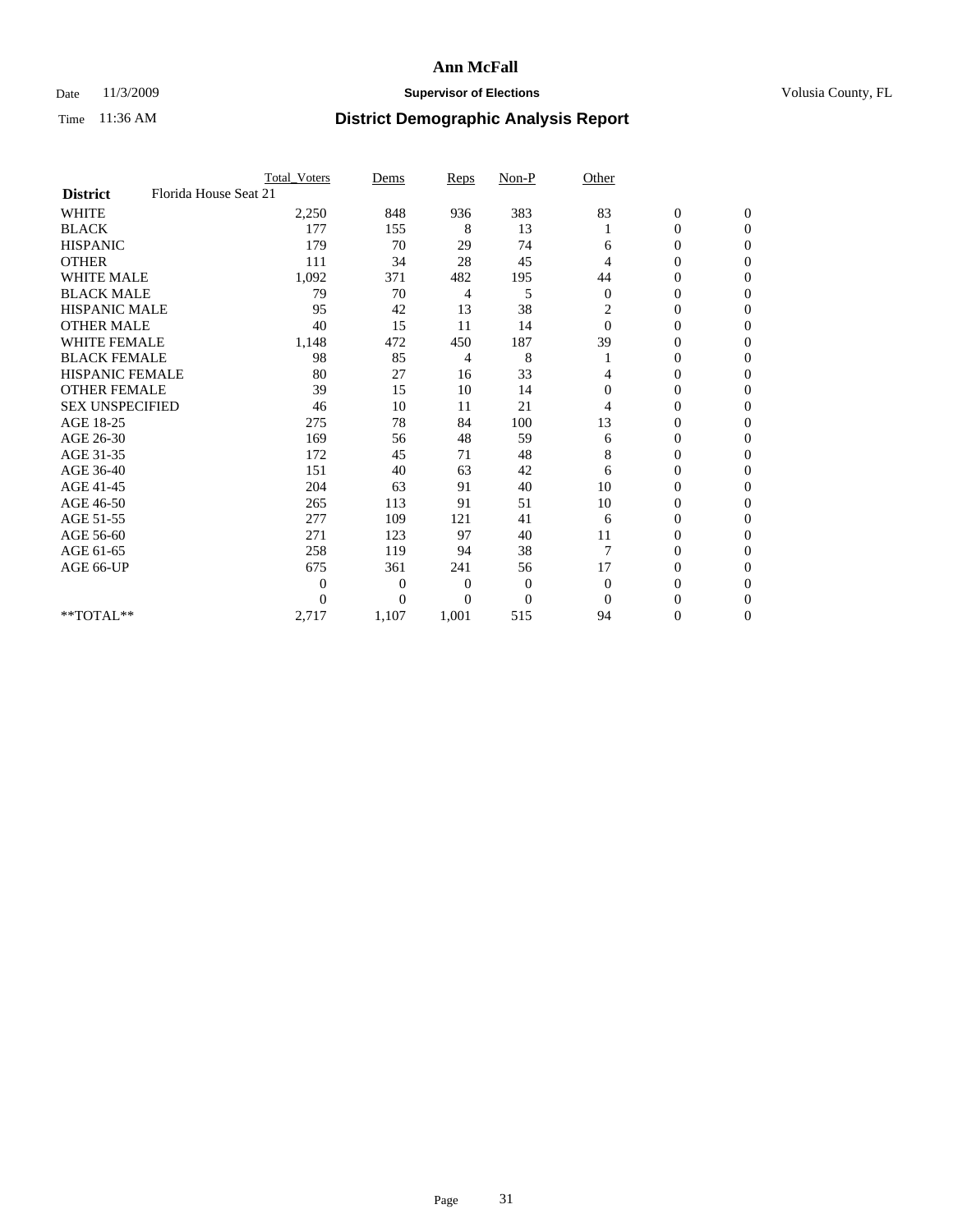# Ann McFall

Date 11/3/2009 **Supervisor of Elections** Volusia County, FL

Time 11:36 AM **District Demographic Analysis Report**

| | Total_Voters | Dems | Reps | Non-P | Other | | |
|---|---|---|---|---|---|---|---|
| **District** Florida House Seat 21 | | | | | | | |
| WHITE | 2,250 | 848 | 936 | 383 | 83 | 0 | 0 |
| BLACK | 177 | 155 | 8 | 13 | 1 | 0 | 0 |
| HISPANIC | 179 | 70 | 29 | 74 | 6 | 0 | 0 |
| OTHER | 111 | 34 | 28 | 45 | 4 | 0 | 0 |
| WHITE MALE | 1,092 | 371 | 482 | 195 | 44 | 0 | 0 |
| BLACK MALE | 79 | 70 | 4 | 5 | 0 | 0 | 0 |
| HISPANIC MALE | 95 | 42 | 13 | 38 | 2 | 0 | 0 |
| OTHER MALE | 40 | 15 | 11 | 14 | 0 | 0 | 0 |
| WHITE FEMALE | 1,148 | 472 | 450 | 187 | 39 | 0 | 0 |
| BLACK FEMALE | 98 | 85 | 4 | 8 | 1 | 0 | 0 |
| HISPANIC FEMALE | 80 | 27 | 16 | 33 | 4 | 0 | 0 |
| OTHER FEMALE | 39 | 15 | 10 | 14 | 0 | 0 | 0 |
| SEX UNSPECIFIED | 46 | 10 | 11 | 21 | 4 | 0 | 0 |
| AGE 18-25 | 275 | 78 | 84 | 100 | 13 | 0 | 0 |
| AGE 26-30 | 169 | 56 | 48 | 59 | 6 | 0 | 0 |
| AGE 31-35 | 172 | 45 | 71 | 48 | 8 | 0 | 0 |
| AGE 36-40 | 151 | 40 | 63 | 42 | 6 | 0 | 0 |
| AGE 41-45 | 204 | 63 | 91 | 40 | 10 | 0 | 0 |
| AGE 46-50 | 265 | 113 | 91 | 51 | 10 | 0 | 0 |
| AGE 51-55 | 277 | 109 | 121 | 41 | 6 | 0 | 0 |
| AGE 56-60 | 271 | 123 | 97 | 40 | 11 | 0 | 0 |
| AGE 61-65 | 258 | 119 | 94 | 38 | 7 | 0 | 0 |
| AGE 66-UP | 675 | 361 | 241 | 56 | 17 | 0 | 0 |
| | 0 | 0 | 0 | 0 | 0 | 0 | 0 |
| | 0 | 0 | 0 | 0 | 0 | 0 | 0 |
| **TOTAL** | 2,717 | 1,107 | 1,001 | 515 | 94 | 0 | 0 |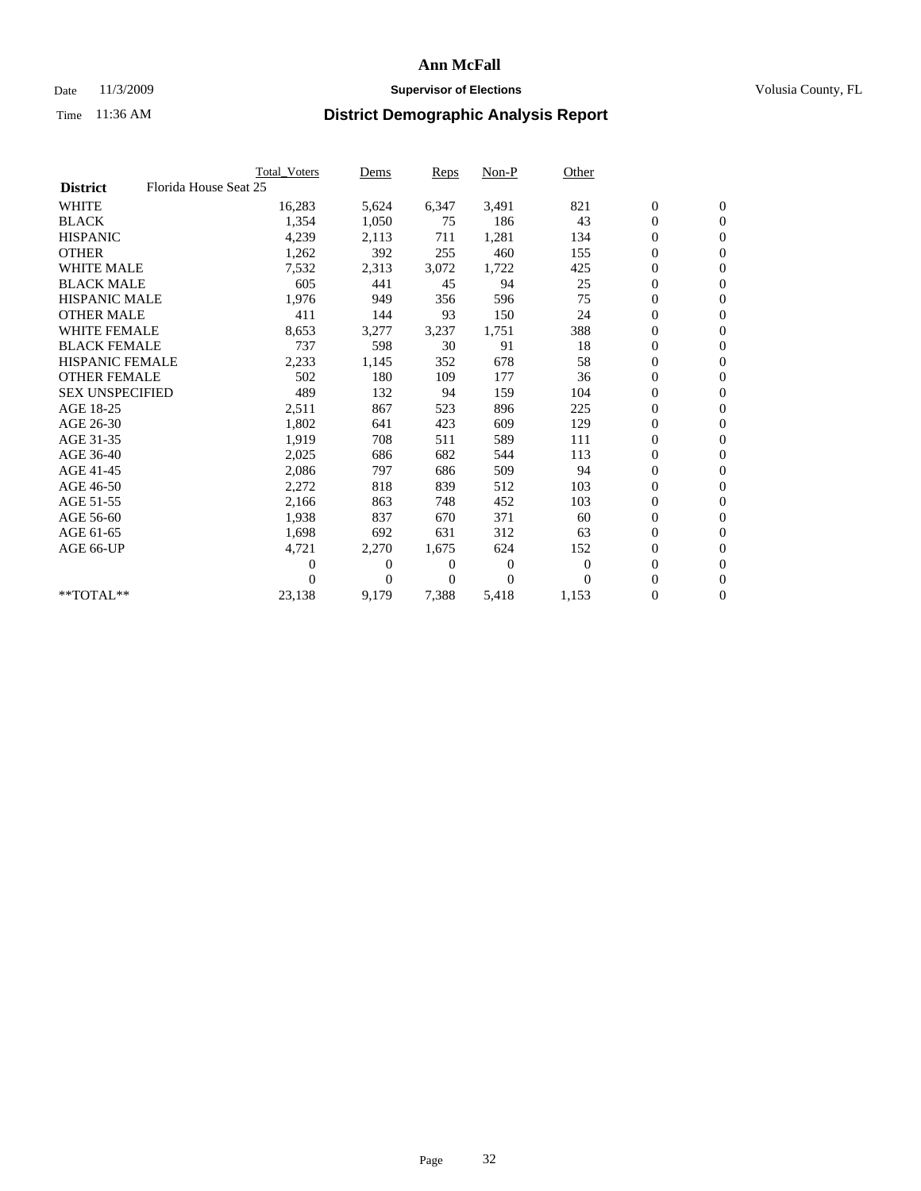# Ann McFall

Date 11/3/2009 **Supervisor of Elections** Volusia County, FL

Time 11:36 AM **District Demographic Analysis Report**

| | Total_Voters | Dems | Reps | Non-P | Other | | |
|---|---|---|---|---|---|---|---|
| **District** Florida House Seat 25 | | | | | | | |
| WHITE | 16,283 | 5,624 | 6,347 | 3,491 | 821 | 0 | 0 |
| BLACK | 1,354 | 1,050 | 75 | 186 | 43 | 0 | 0 |
| HISPANIC | 4,239 | 2,113 | 711 | 1,281 | 134 | 0 | 0 |
| OTHER | 1,262 | 392 | 255 | 460 | 155 | 0 | 0 |
| WHITE MALE | 7,532 | 2,313 | 3,072 | 1,722 | 425 | 0 | 0 |
| BLACK MALE | 605 | 441 | 45 | 94 | 25 | 0 | 0 |
| HISPANIC MALE | 1,976 | 949 | 356 | 596 | 75 | 0 | 0 |
| OTHER MALE | 411 | 144 | 93 | 150 | 24 | 0 | 0 |
| WHITE FEMALE | 8,653 | 3,277 | 3,237 | 1,751 | 388 | 0 | 0 |
| BLACK FEMALE | 737 | 598 | 30 | 91 | 18 | 0 | 0 |
| HISPANIC FEMALE | 2,233 | 1,145 | 352 | 678 | 58 | 0 | 0 |
| OTHER FEMALE | 502 | 180 | 109 | 177 | 36 | 0 | 0 |
| SEX UNSPECIFIED | 489 | 132 | 94 | 159 | 104 | 0 | 0 |
| AGE 18-25 | 2,511 | 867 | 523 | 896 | 225 | 0 | 0 |
| AGE 26-30 | 1,802 | 641 | 423 | 609 | 129 | 0 | 0 |
| AGE 31-35 | 1,919 | 708 | 511 | 589 | 111 | 0 | 0 |
| AGE 36-40 | 2,025 | 686 | 682 | 544 | 113 | 0 | 0 |
| AGE 41-45 | 2,086 | 797 | 686 | 509 | 94 | 0 | 0 |
| AGE 46-50 | 2,272 | 818 | 839 | 512 | 103 | 0 | 0 |
| AGE 51-55 | 2,166 | 863 | 748 | 452 | 103 | 0 | 0 |
| AGE 56-60 | 1,938 | 837 | 670 | 371 | 60 | 0 | 0 |
| AGE 61-65 | 1,698 | 692 | 631 | 312 | 63 | 0 | 0 |
| AGE 66-UP | 4,721 | 2,270 | 1,675 | 624 | 152 | 0 | 0 |
| | 0 | 0 | 0 | 0 | 0 | 0 | 0 |
| | 0 | 0 | 0 | 0 | 0 | 0 | 0 |
| **TOTAL** | 23,138 | 9,179 | 7,388 | 5,418 | 1,153 | 0 | 0 |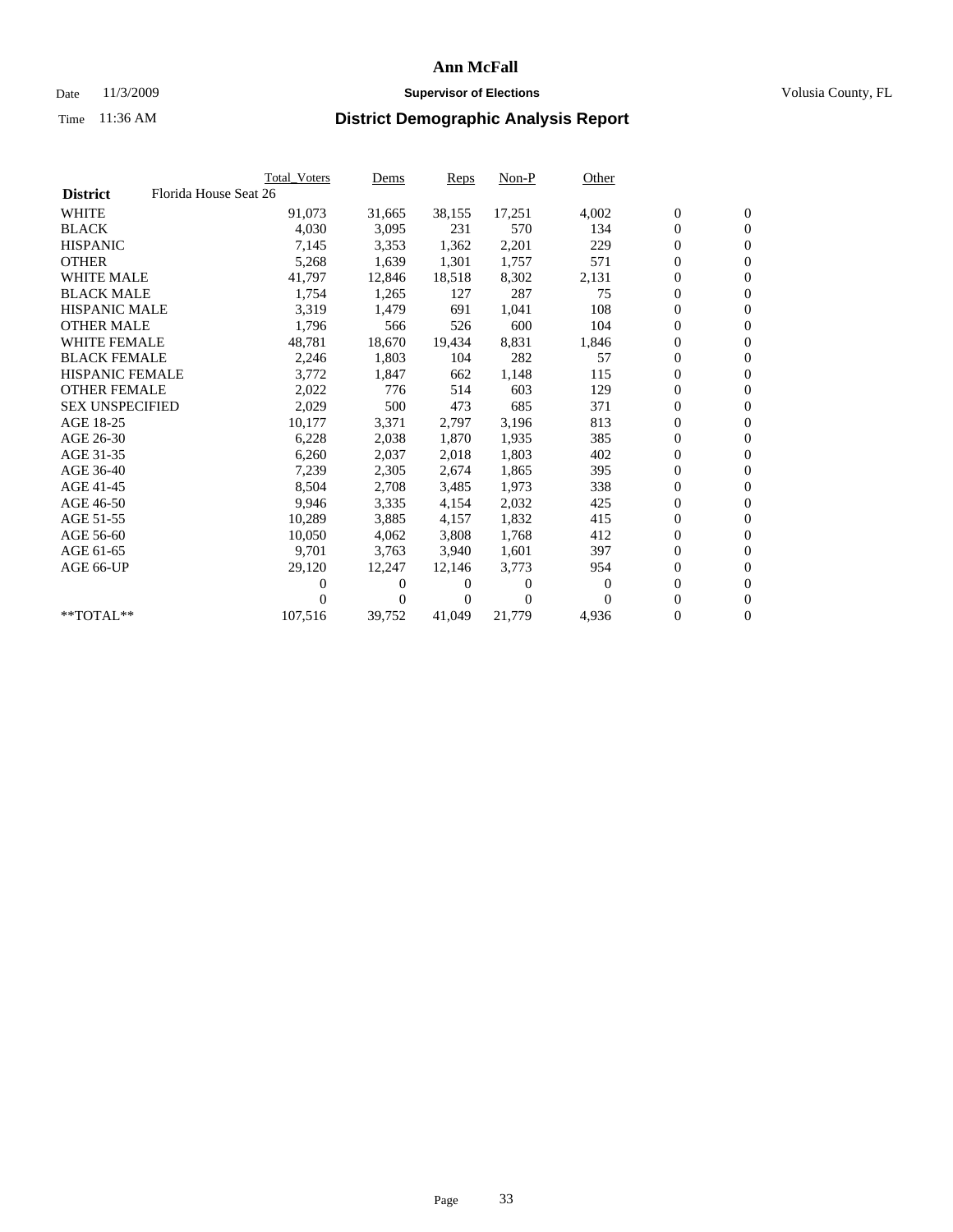# Ann McFall

Date 11/3/2009 **Supervisor of Elections** Volusia County, FL

Time 11:36 AM **District Demographic Analysis Report**

| | Total_Voters | Dems | Reps | Non-P | Other | | |
|---|---|---|---|---|---|---|---|
| **District** Florida House Seat 26 | | | | | | | |
| WHITE | 91,073 | 31,665 | 38,155 | 17,251 | 4,002 | 0 | 0 |
| BLACK | 4,030 | 3,095 | 231 | 570 | 134 | 0 | 0 |
| HISPANIC | 7,145 | 3,353 | 1,362 | 2,201 | 229 | 0 | 0 |
| OTHER | 5,268 | 1,639 | 1,301 | 1,757 | 571 | 0 | 0 |
| WHITE MALE | 41,797 | 12,846 | 18,518 | 8,302 | 2,131 | 0 | 0 |
| BLACK MALE | 1,754 | 1,265 | 127 | 287 | 75 | 0 | 0 |
| HISPANIC MALE | 3,319 | 1,479 | 691 | 1,041 | 108 | 0 | 0 |
| OTHER MALE | 1,796 | 566 | 526 | 600 | 104 | 0 | 0 |
| WHITE FEMALE | 48,781 | 18,670 | 19,434 | 8,831 | 1,846 | 0 | 0 |
| BLACK FEMALE | 2,246 | 1,803 | 104 | 282 | 57 | 0 | 0 |
| HISPANIC FEMALE | 3,772 | 1,847 | 662 | 1,148 | 115 | 0 | 0 |
| OTHER FEMALE | 2,022 | 776 | 514 | 603 | 129 | 0 | 0 |
| SEX UNSPECIFIED | 2,029 | 500 | 473 | 685 | 371 | 0 | 0 |
| AGE 18-25 | 10,177 | 3,371 | 2,797 | 3,196 | 813 | 0 | 0 |
| AGE 26-30 | 6,228 | 2,038 | 1,870 | 1,935 | 385 | 0 | 0 |
| AGE 31-35 | 6,260 | 2,037 | 2,018 | 1,803 | 402 | 0 | 0 |
| AGE 36-40 | 7,239 | 2,305 | 2,674 | 1,865 | 395 | 0 | 0 |
| AGE 41-45 | 8,504 | 2,708 | 3,485 | 1,973 | 338 | 0 | 0 |
| AGE 46-50 | 9,946 | 3,335 | 4,154 | 2,032 | 425 | 0 | 0 |
| AGE 51-55 | 10,289 | 3,885 | 4,157 | 1,832 | 415 | 0 | 0 |
| AGE 56-60 | 10,050 | 4,062 | 3,808 | 1,768 | 412 | 0 | 0 |
| AGE 61-65 | 9,701 | 3,763 | 3,940 | 1,601 | 397 | 0 | 0 |
| AGE 66-UP | 29,120 | 12,247 | 12,146 | 3,773 | 954 | 0 | 0 |
| | 0 | 0 | 0 | 0 | 0 | 0 | 0 |
| | 0 | 0 | 0 | 0 | 0 | 0 | 0 |
| **TOTAL** | 107,516 | 39,752 | 41,049 | 21,779 | 4,936 | 0 | 0 |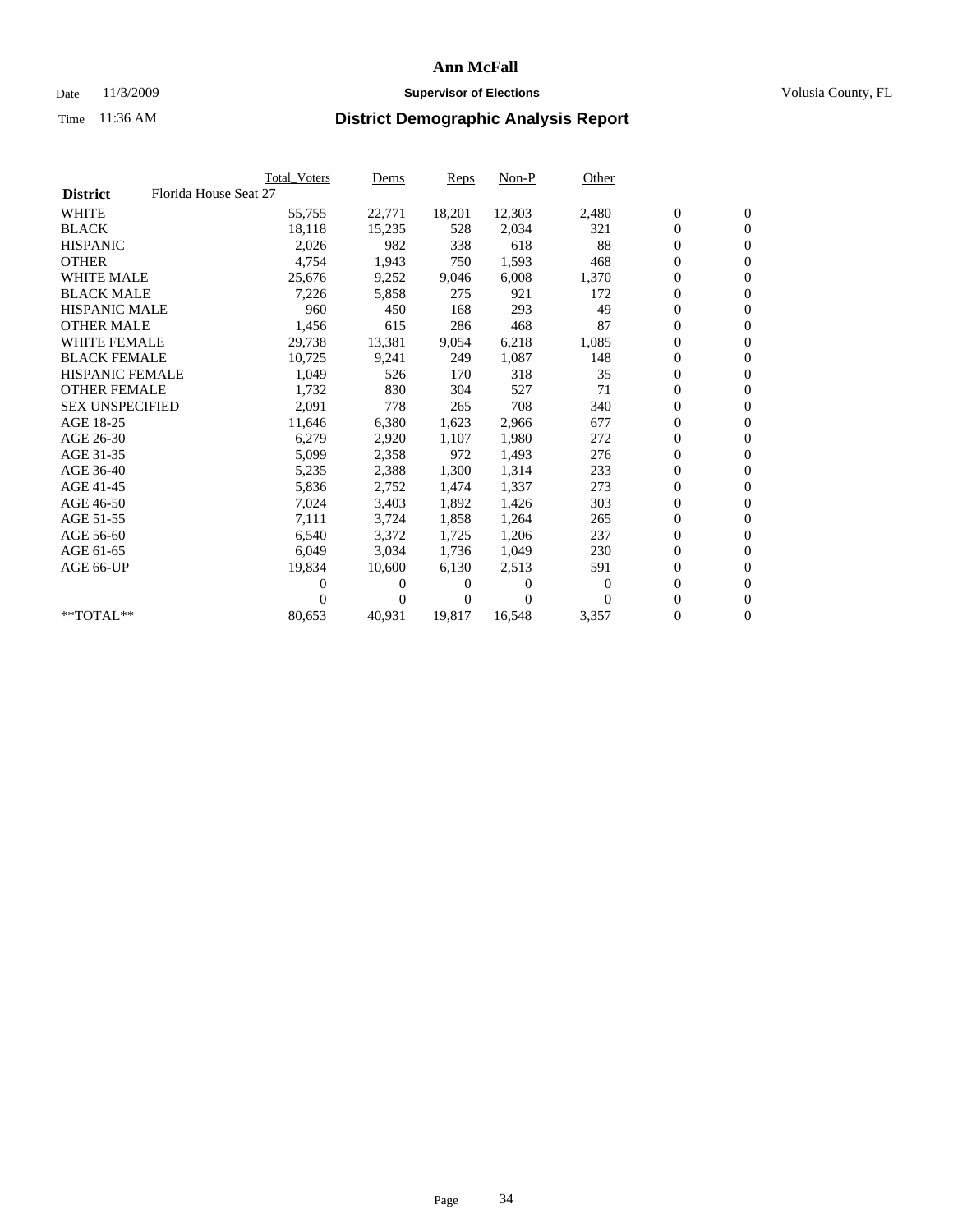# Ann McFall

Date 11/3/2009 **Supervisor of Elections** Volusia County, FL

Time 11:36 AM **District Demographic Analysis Report**

| | Total_Voters | Dems | Reps | Non-P | Other | | |
|---|---|---|---|---|---|---|---|
| **District** Florida House Seat 27 | | | | | | | |
| WHITE | 55,755 | 22,771 | 18,201 | 12,303 | 2,480 | 0 | 0 |
| BLACK | 18,118 | 15,235 | 528 | 2,034 | 321 | 0 | 0 |
| HISPANIC | 2,026 | 982 | 338 | 618 | 88 | 0 | 0 |
| OTHER | 4,754 | 1,943 | 750 | 1,593 | 468 | 0 | 0 |
| WHITE MALE | 25,676 | 9,252 | 9,046 | 6,008 | 1,370 | 0 | 0 |
| BLACK MALE | 7,226 | 5,858 | 275 | 921 | 172 | 0 | 0 |
| HISPANIC MALE | 960 | 450 | 168 | 293 | 49 | 0 | 0 |
| OTHER MALE | 1,456 | 615 | 286 | 468 | 87 | 0 | 0 |
| WHITE FEMALE | 29,738 | 13,381 | 9,054 | 6,218 | 1,085 | 0 | 0 |
| BLACK FEMALE | 10,725 | 9,241 | 249 | 1,087 | 148 | 0 | 0 |
| HISPANIC FEMALE | 1,049 | 526 | 170 | 318 | 35 | 0 | 0 |
| OTHER FEMALE | 1,732 | 830 | 304 | 527 | 71 | 0 | 0 |
| SEX UNSPECIFIED | 2,091 | 778 | 265 | 708 | 340 | 0 | 0 |
| AGE 18-25 | 11,646 | 6,380 | 1,623 | 2,966 | 677 | 0 | 0 |
| AGE 26-30 | 6,279 | 2,920 | 1,107 | 1,980 | 272 | 0 | 0 |
| AGE 31-35 | 5,099 | 2,358 | 972 | 1,493 | 276 | 0 | 0 |
| AGE 36-40 | 5,235 | 2,388 | 1,300 | 1,314 | 233 | 0 | 0 |
| AGE 41-45 | 5,836 | 2,752 | 1,474 | 1,337 | 273 | 0 | 0 |
| AGE 46-50 | 7,024 | 3,403 | 1,892 | 1,426 | 303 | 0 | 0 |
| AGE 51-55 | 7,111 | 3,724 | 1,858 | 1,264 | 265 | 0 | 0 |
| AGE 56-60 | 6,540 | 3,372 | 1,725 | 1,206 | 237 | 0 | 0 |
| AGE 61-65 | 6,049 | 3,034 | 1,736 | 1,049 | 230 | 0 | 0 |
| AGE 66-UP | 19,834 | 10,600 | 6,130 | 2,513 | 591 | 0 | 0 |
| | 0 | 0 | 0 | 0 | 0 | 0 | 0 |
| | 0 | 0 | 0 | 0 | 0 | 0 | 0 |
| **TOTAL** | 80,653 | 40,931 | 19,817 | 16,548 | 3,357 | 0 | 0 |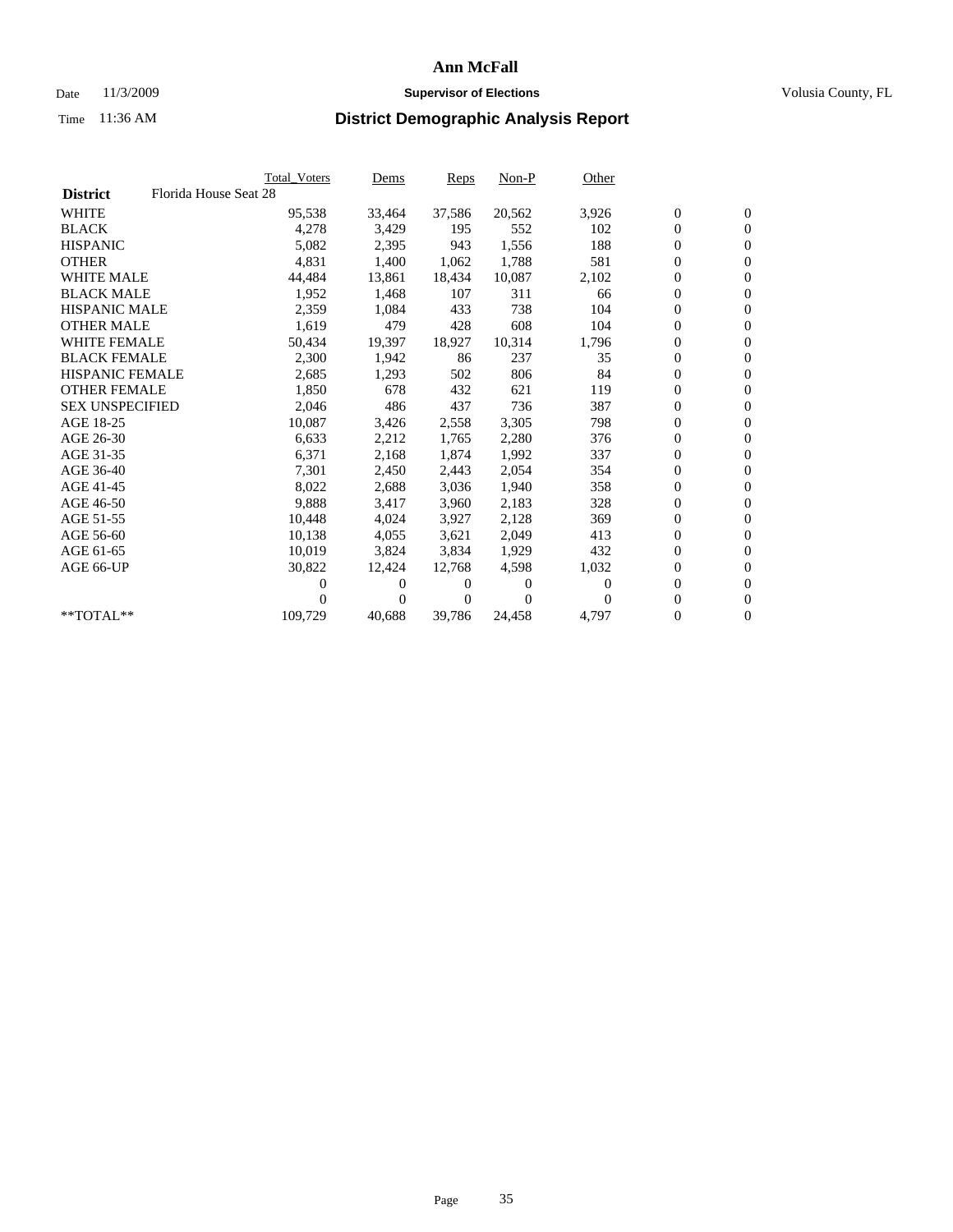# Ann McFall

Date 11/3/2009 **Supervisor of Elections** Volusia County, FL

Time 11:36 AM

## District Demographic Analysis Report

| | Total_Voters | Dems | Reps | Non-P | Other | | |
|---|---|---|---|---|---|---|---|
| **District** Florida House Seat 28 | | | | | | | |
| WHITE | 95,538 | 33,464 | 37,586 | 20,562 | 3,926 | 0 | 0 |
| BLACK | 4,278 | 3,429 | 195 | 552 | 102 | 0 | 0 |
| HISPANIC | 5,082 | 2,395 | 943 | 1,556 | 188 | 0 | 0 |
| OTHER | 4,831 | 1,400 | 1,062 | 1,788 | 581 | 0 | 0 |
| WHITE MALE | 44,484 | 13,861 | 18,434 | 10,087 | 2,102 | 0 | 0 |
| BLACK MALE | 1,952 | 1,468 | 107 | 311 | 66 | 0 | 0 |
| HISPANIC MALE | 2,359 | 1,084 | 433 | 738 | 104 | 0 | 0 |
| OTHER MALE | 1,619 | 479 | 428 | 608 | 104 | 0 | 0 |
| WHITE FEMALE | 50,434 | 19,397 | 18,927 | 10,314 | 1,796 | 0 | 0 |
| BLACK FEMALE | 2,300 | 1,942 | 86 | 237 | 35 | 0 | 0 |
| HISPANIC FEMALE | 2,685 | 1,293 | 502 | 806 | 84 | 0 | 0 |
| OTHER FEMALE | 1,850 | 678 | 432 | 621 | 119 | 0 | 0 |
| SEX UNSPECIFIED | 2,046 | 486 | 437 | 736 | 387 | 0 | 0 |
| AGE 18-25 | 10,087 | 3,426 | 2,558 | 3,305 | 798 | 0 | 0 |
| AGE 26-30 | 6,633 | 2,212 | 1,765 | 2,280 | 376 | 0 | 0 |
| AGE 31-35 | 6,371 | 2,168 | 1,874 | 1,992 | 337 | 0 | 0 |
| AGE 36-40 | 7,301 | 2,450 | 2,443 | 2,054 | 354 | 0 | 0 |
| AGE 41-45 | 8,022 | 2,688 | 3,036 | 1,940 | 358 | 0 | 0 |
| AGE 46-50 | 9,888 | 3,417 | 3,960 | 2,183 | 328 | 0 | 0 |
| AGE 51-55 | 10,448 | 4,024 | 3,927 | 2,128 | 369 | 0 | 0 |
| AGE 56-60 | 10,138 | 4,055 | 3,621 | 2,049 | 413 | 0 | 0 |
| AGE 61-65 | 10,019 | 3,824 | 3,834 | 1,929 | 432 | 0 | 0 |
| AGE 66-UP | 30,822 | 12,424 | 12,768 | 4,598 | 1,032 | 0 | 0 |
| | 0 | 0 | 0 | 0 | 0 | 0 | 0 |
| | 0 | 0 | 0 | 0 | 0 | 0 | 0 |
| **TOTAL** | 109,729 | 40,688 | 39,786 | 24,458 | 4,797 | 0 | 0 |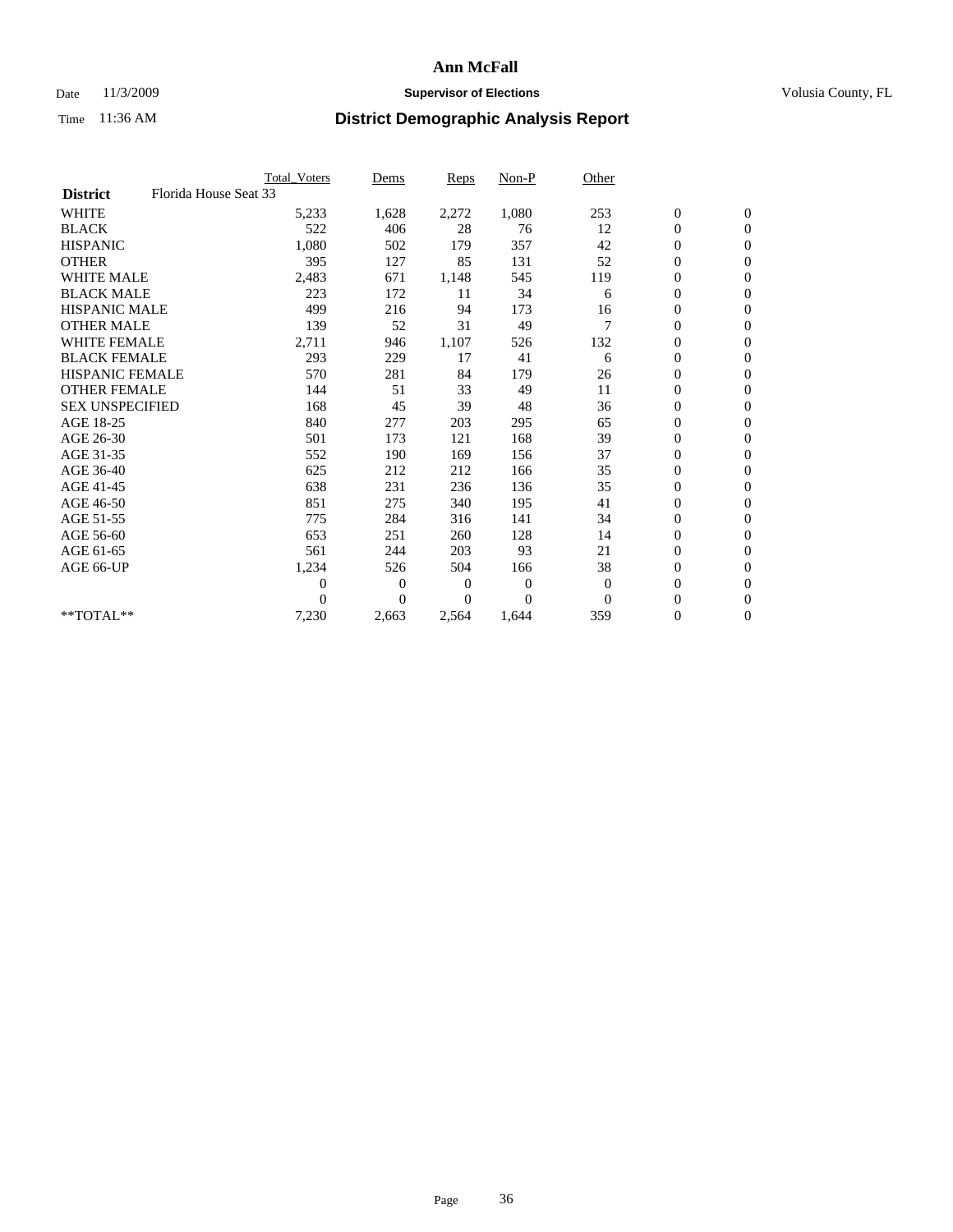# Ann McFall

Date 11/3/2009 **Supervisor of Elections** Volusia County, FL

Time 11:36 AM **District Demographic Analysis Report**

| | Total_Voters | Dems | Reps | Non-P | Other | | |
|---|---|---|---|---|---|---|---|
| **District** Florida House Seat 33 | | | | | | | |
| WHITE | 5,233 | 1,628 | 2,272 | 1,080 | 253 | 0 | 0 |
| BLACK | 522 | 406 | 28 | 76 | 12 | 0 | 0 |
| HISPANIC | 1,080 | 502 | 179 | 357 | 42 | 0 | 0 |
| OTHER | 395 | 127 | 85 | 131 | 52 | 0 | 0 |
| WHITE MALE | 2,483 | 671 | 1,148 | 545 | 119 | 0 | 0 |
| BLACK MALE | 223 | 172 | 11 | 34 | 6 | 0 | 0 |
| HISPANIC MALE | 499 | 216 | 94 | 173 | 16 | 0 | 0 |
| OTHER MALE | 139 | 52 | 31 | 49 | 7 | 0 | 0 |
| WHITE FEMALE | 2,711 | 946 | 1,107 | 526 | 132 | 0 | 0 |
| BLACK FEMALE | 293 | 229 | 17 | 41 | 6 | 0 | 0 |
| HISPANIC FEMALE | 570 | 281 | 84 | 179 | 26 | 0 | 0 |
| OTHER FEMALE | 144 | 51 | 33 | 49 | 11 | 0 | 0 |
| SEX UNSPECIFIED | 168 | 45 | 39 | 48 | 36 | 0 | 0 |
| AGE 18-25 | 840 | 277 | 203 | 295 | 65 | 0 | 0 |
| AGE 26-30 | 501 | 173 | 121 | 168 | 39 | 0 | 0 |
| AGE 31-35 | 552 | 190 | 169 | 156 | 37 | 0 | 0 |
| AGE 36-40 | 625 | 212 | 212 | 166 | 35 | 0 | 0 |
| AGE 41-45 | 638 | 231 | 236 | 136 | 35 | 0 | 0 |
| AGE 46-50 | 851 | 275 | 340 | 195 | 41 | 0 | 0 |
| AGE 51-55 | 775 | 284 | 316 | 141 | 34 | 0 | 0 |
| AGE 56-60 | 653 | 251 | 260 | 128 | 14 | 0 | 0 |
| AGE 61-65 | 561 | 244 | 203 | 93 | 21 | 0 | 0 |
| AGE 66-UP | 1,234 | 526 | 504 | 166 | 38 | 0 | 0 |
| | 0 | 0 | 0 | 0 | 0 | 0 | 0 |
| | 0 | 0 | 0 | 0 | 0 | 0 | 0 |
| **TOTAL** | 7,230 | 2,663 | 2,564 | 1,644 | 359 | 0 | 0 |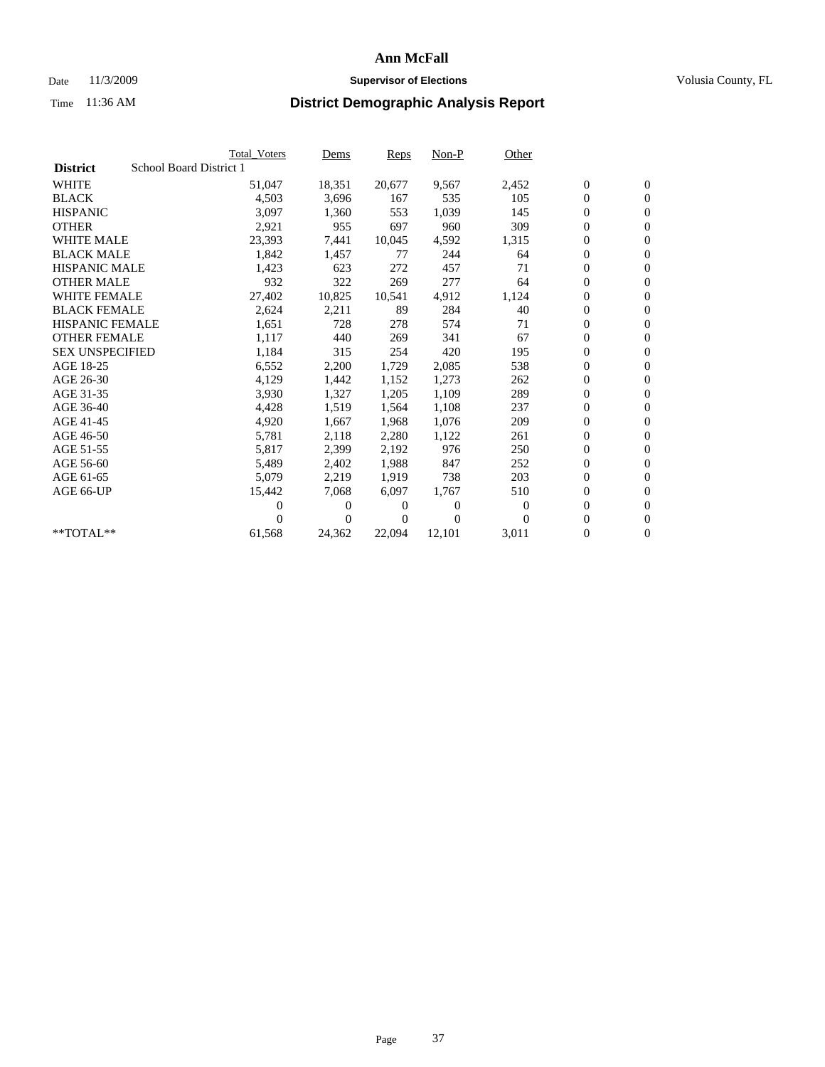# Ann McFall

Date 11/3/2009 **Supervisor of Elections** Volusia County, FL

Time 11:36 AM **District Demographic Analysis Report**

| | Total_Voters | Dems | Reps | Non-P | Other | | |
|---|---|---|---|---|---|---|---|
| **District** School Board District 1 | | | | | | | |
| WHITE | 51,047 | 18,351 | 20,677 | 9,567 | 2,452 | 0 | 0 |
| BLACK | 4,503 | 3,696 | 167 | 535 | 105 | 0 | 0 |
| HISPANIC | 3,097 | 1,360 | 553 | 1,039 | 145 | 0 | 0 |
| OTHER | 2,921 | 955 | 697 | 960 | 309 | 0 | 0 |
| WHITE MALE | 23,393 | 7,441 | 10,045 | 4,592 | 1,315 | 0 | 0 |
| BLACK MALE | 1,842 | 1,457 | 77 | 244 | 64 | 0 | 0 |
| HISPANIC MALE | 1,423 | 623 | 272 | 457 | 71 | 0 | 0 |
| OTHER MALE | 932 | 322 | 269 | 277 | 64 | 0 | 0 |
| WHITE FEMALE | 27,402 | 10,825 | 10,541 | 4,912 | 1,124 | 0 | 0 |
| BLACK FEMALE | 2,624 | 2,211 | 89 | 284 | 40 | 0 | 0 |
| HISPANIC FEMALE | 1,651 | 728 | 278 | 574 | 71 | 0 | 0 |
| OTHER FEMALE | 1,117 | 440 | 269 | 341 | 67 | 0 | 0 |
| SEX UNSPECIFIED | 1,184 | 315 | 254 | 420 | 195 | 0 | 0 |
| AGE 18-25 | 6,552 | 2,200 | 1,729 | 2,085 | 538 | 0 | 0 |
| AGE 26-30 | 4,129 | 1,442 | 1,152 | 1,273 | 262 | 0 | 0 |
| AGE 31-35 | 3,930 | 1,327 | 1,205 | 1,109 | 289 | 0 | 0 |
| AGE 36-40 | 4,428 | 1,519 | 1,564 | 1,108 | 237 | 0 | 0 |
| AGE 41-45 | 4,920 | 1,667 | 1,968 | 1,076 | 209 | 0 | 0 |
| AGE 46-50 | 5,781 | 2,118 | 2,280 | 1,122 | 261 | 0 | 0 |
| AGE 51-55 | 5,817 | 2,399 | 2,192 | 976 | 250 | 0 | 0 |
| AGE 56-60 | 5,489 | 2,402 | 1,988 | 847 | 252 | 0 | 0 |
| AGE 61-65 | 5,079 | 2,219 | 1,919 | 738 | 203 | 0 | 0 |
| AGE 66-UP | 15,442 | 7,068 | 6,097 | 1,767 | 510 | 0 | 0 |
| | 0 | 0 | 0 | 0 | 0 | 0 | 0 |
| | 0 | 0 | 0 | 0 | 0 | 0 | 0 |
| **TOTAL** | 61,568 | 24,362 | 22,094 | 12,101 | 3,011 | 0 | 0 |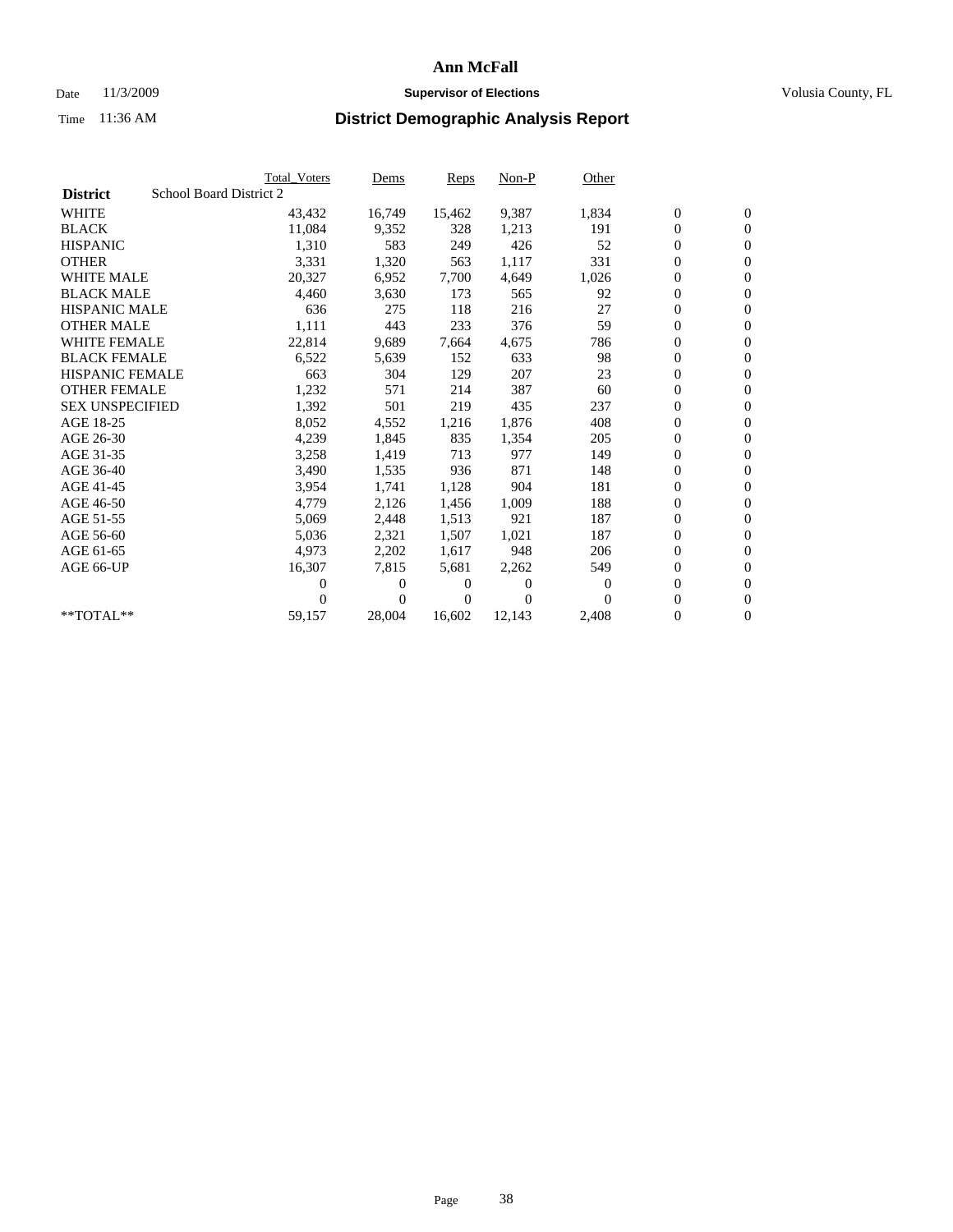# Ann McFall

Date 11/3/2009 **Supervisor of Elections** Volusia County, FL

Time 11:36 AM **District Demographic Analysis Report**

| | | Total_Voters | Dems | Reps | Non-P | Other | | |
|---|---|---|---|---|---|---|---|---|
| **District** | School Board District 2 | | | | | | | |
| WHITE | | 43,432 | 16,749 | 15,462 | 9,387 | 1,834 | 0 | 0 |
| BLACK | | 11,084 | 9,352 | 328 | 1,213 | 191 | 0 | 0 |
| HISPANIC | | 1,310 | 583 | 249 | 426 | 52 | 0 | 0 |
| OTHER | | 3,331 | 1,320 | 563 | 1,117 | 331 | 0 | 0 |
| WHITE MALE | | 20,327 | 6,952 | 7,700 | 4,649 | 1,026 | 0 | 0 |
| BLACK MALE | | 4,460 | 3,630 | 173 | 565 | 92 | 0 | 0 |
| HISPANIC MALE | | 636 | 275 | 118 | 216 | 27 | 0 | 0 |
| OTHER MALE | | 1,111 | 443 | 233 | 376 | 59 | 0 | 0 |
| WHITE FEMALE | | 22,814 | 9,689 | 7,664 | 4,675 | 786 | 0 | 0 |
| BLACK FEMALE | | 6,522 | 5,639 | 152 | 633 | 98 | 0 | 0 |
| HISPANIC FEMALE | | 663 | 304 | 129 | 207 | 23 | 0 | 0 |
| OTHER FEMALE | | 1,232 | 571 | 214 | 387 | 60 | 0 | 0 |
| SEX UNSPECIFIED | | 1,392 | 501 | 219 | 435 | 237 | 0 | 0 |
| AGE 18-25 | | 8,052 | 4,552 | 1,216 | 1,876 | 408 | 0 | 0 |
| AGE 26-30 | | 4,239 | 1,845 | 835 | 1,354 | 205 | 0 | 0 |
| AGE 31-35 | | 3,258 | 1,419 | 713 | 977 | 149 | 0 | 0 |
| AGE 36-40 | | 3,490 | 1,535 | 936 | 871 | 148 | 0 | 0 |
| AGE 41-45 | | 3,954 | 1,741 | 1,128 | 904 | 181 | 0 | 0 |
| AGE 46-50 | | 4,779 | 2,126 | 1,456 | 1,009 | 188 | 0 | 0 |
| AGE 51-55 | | 5,069 | 2,448 | 1,513 | 921 | 187 | 0 | 0 |
| AGE 56-60 | | 5,036 | 2,321 | 1,507 | 1,021 | 187 | 0 | 0 |
| AGE 61-65 | | 4,973 | 2,202 | 1,617 | 948 | 206 | 0 | 0 |
| AGE 66-UP | | 16,307 | 7,815 | 5,681 | 2,262 | 549 | 0 | 0 |
| | | 0 | 0 | 0 | 0 | 0 | 0 | 0 |
| | | 0 | 0 | 0 | 0 | 0 | 0 | 0 |
| **TOTAL** | | 59,157 | 28,004 | 16,602 | 12,143 | 2,408 | 0 | 0 |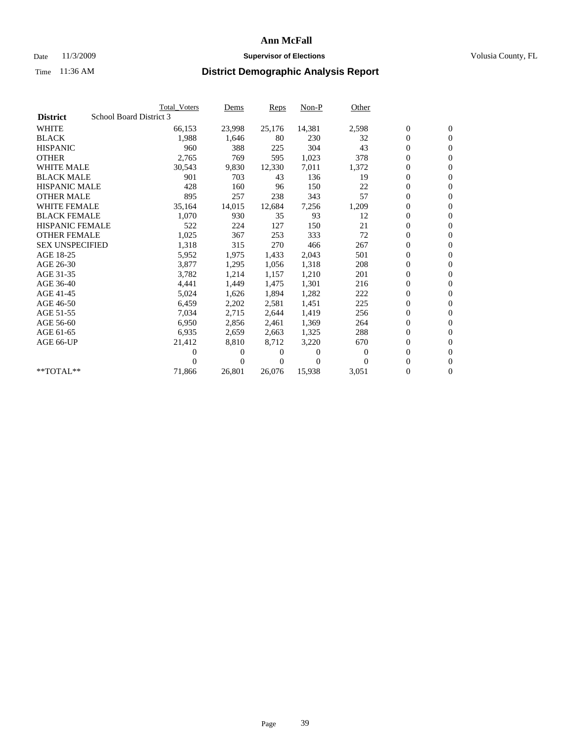# Ann McFall

Date 11/3/2009 **Supervisor of Elections** Volusia County, FL

Time 11:36 AM **District Demographic Analysis Report**

| | Total_Voters | Dems | Reps | Non-P | Other | | |
|---|---|---|---|---|---|---|---|
| **District** School Board District 3 | | | | | | | |
| WHITE | 66,153 | 23,998 | 25,176 | 14,381 | 2,598 | 0 | 0 |
| BLACK | 1,988 | 1,646 | 80 | 230 | 32 | 0 | 0 |
| HISPANIC | 960 | 388 | 225 | 304 | 43 | 0 | 0 |
| OTHER | 2,765 | 769 | 595 | 1,023 | 378 | 0 | 0 |
| WHITE MALE | 30,543 | 9,830 | 12,330 | 7,011 | 1,372 | 0 | 0 |
| BLACK MALE | 901 | 703 | 43 | 136 | 19 | 0 | 0 |
| HISPANIC MALE | 428 | 160 | 96 | 150 | 22 | 0 | 0 |
| OTHER MALE | 895 | 257 | 238 | 343 | 57 | 0 | 0 |
| WHITE FEMALE | 35,164 | 14,015 | 12,684 | 7,256 | 1,209 | 0 | 0 |
| BLACK FEMALE | 1,070 | 930 | 35 | 93 | 12 | 0 | 0 |
| HISPANIC FEMALE | 522 | 224 | 127 | 150 | 21 | 0 | 0 |
| OTHER FEMALE | 1,025 | 367 | 253 | 333 | 72 | 0 | 0 |
| SEX UNSPECIFIED | 1,318 | 315 | 270 | 466 | 267 | 0 | 0 |
| AGE 18-25 | 5,952 | 1,975 | 1,433 | 2,043 | 501 | 0 | 0 |
| AGE 26-30 | 3,877 | 1,295 | 1,056 | 1,318 | 208 | 0 | 0 |
| AGE 31-35 | 3,782 | 1,214 | 1,157 | 1,210 | 201 | 0 | 0 |
| AGE 36-40 | 4,441 | 1,449 | 1,475 | 1,301 | 216 | 0 | 0 |
| AGE 41-45 | 5,024 | 1,626 | 1,894 | 1,282 | 222 | 0 | 0 |
| AGE 46-50 | 6,459 | 2,202 | 2,581 | 1,451 | 225 | 0 | 0 |
| AGE 51-55 | 7,034 | 2,715 | 2,644 | 1,419 | 256 | 0 | 0 |
| AGE 56-60 | 6,950 | 2,856 | 2,461 | 1,369 | 264 | 0 | 0 |
| AGE 61-65 | 6,935 | 2,659 | 2,663 | 1,325 | 288 | 0 | 0 |
| AGE 66-UP | 21,412 | 8,810 | 8,712 | 3,220 | 670 | 0 | 0 |
| | 0 | 0 | 0 | 0 | 0 | 0 | 0 |
| | 0 | 0 | 0 | 0 | 0 | 0 | 0 |
| **TOTAL** | 71,866 | 26,801 | 26,076 | 15,938 | 3,051 | 0 | 0 |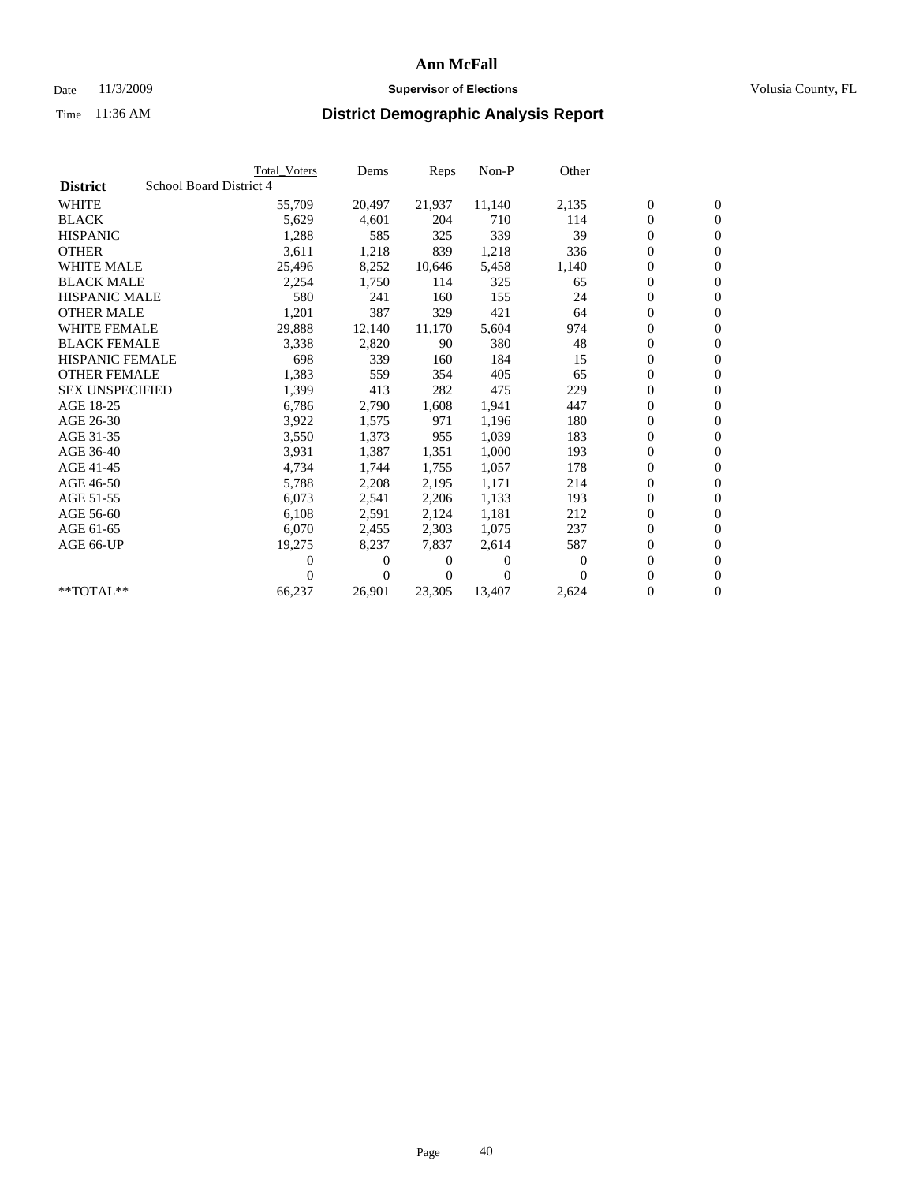# Ann McFall

Date 11/3/2009 **Supervisor of Elections** Volusia County, FL

Time 11:36 AM **District Demographic Analysis Report**

| | Total_Voters | Dems | Reps | Non-P | Other | | |
|---|---|---|---|---|---|---|---|
| **District** School Board District 4 | | | | | | | |
| WHITE | 55,709 | 20,497 | 21,937 | 11,140 | 2,135 | 0 | 0 |
| BLACK | 5,629 | 4,601 | 204 | 710 | 114 | 0 | 0 |
| HISPANIC | 1,288 | 585 | 325 | 339 | 39 | 0 | 0 |
| OTHER | 3,611 | 1,218 | 839 | 1,218 | 336 | 0 | 0 |
| WHITE MALE | 25,496 | 8,252 | 10,646 | 5,458 | 1,140 | 0 | 0 |
| BLACK MALE | 2,254 | 1,750 | 114 | 325 | 65 | 0 | 0 |
| HISPANIC MALE | 580 | 241 | 160 | 155 | 24 | 0 | 0 |
| OTHER MALE | 1,201 | 387 | 329 | 421 | 64 | 0 | 0 |
| WHITE FEMALE | 29,888 | 12,140 | 11,170 | 5,604 | 974 | 0 | 0 |
| BLACK FEMALE | 3,338 | 2,820 | 90 | 380 | 48 | 0 | 0 |
| HISPANIC FEMALE | 698 | 339 | 160 | 184 | 15 | 0 | 0 |
| OTHER FEMALE | 1,383 | 559 | 354 | 405 | 65 | 0 | 0 |
| SEX UNSPECIFIED | 1,399 | 413 | 282 | 475 | 229 | 0 | 0 |
| AGE 18-25 | 6,786 | 2,790 | 1,608 | 1,941 | 447 | 0 | 0 |
| AGE 26-30 | 3,922 | 1,575 | 971 | 1,196 | 180 | 0 | 0 |
| AGE 31-35 | 3,550 | 1,373 | 955 | 1,039 | 183 | 0 | 0 |
| AGE 36-40 | 3,931 | 1,387 | 1,351 | 1,000 | 193 | 0 | 0 |
| AGE 41-45 | 4,734 | 1,744 | 1,755 | 1,057 | 178 | 0 | 0 |
| AGE 46-50 | 5,788 | 2,208 | 2,195 | 1,171 | 214 | 0 | 0 |
| AGE 51-55 | 6,073 | 2,541 | 2,206 | 1,133 | 193 | 0 | 0 |
| AGE 56-60 | 6,108 | 2,591 | 2,124 | 1,181 | 212 | 0 | 0 |
| AGE 61-65 | 6,070 | 2,455 | 2,303 | 1,075 | 237 | 0 | 0 |
| AGE 66-UP | 19,275 | 8,237 | 7,837 | 2,614 | 587 | 0 | 0 |
| | 0 | 0 | 0 | 0 | 0 | 0 | 0 |
| | 0 | 0 | 0 | 0 | 0 | 0 | 0 |
| **TOTAL** | 66,237 | 26,901 | 23,305 | 13,407 | 2,624 | 0 | 0 |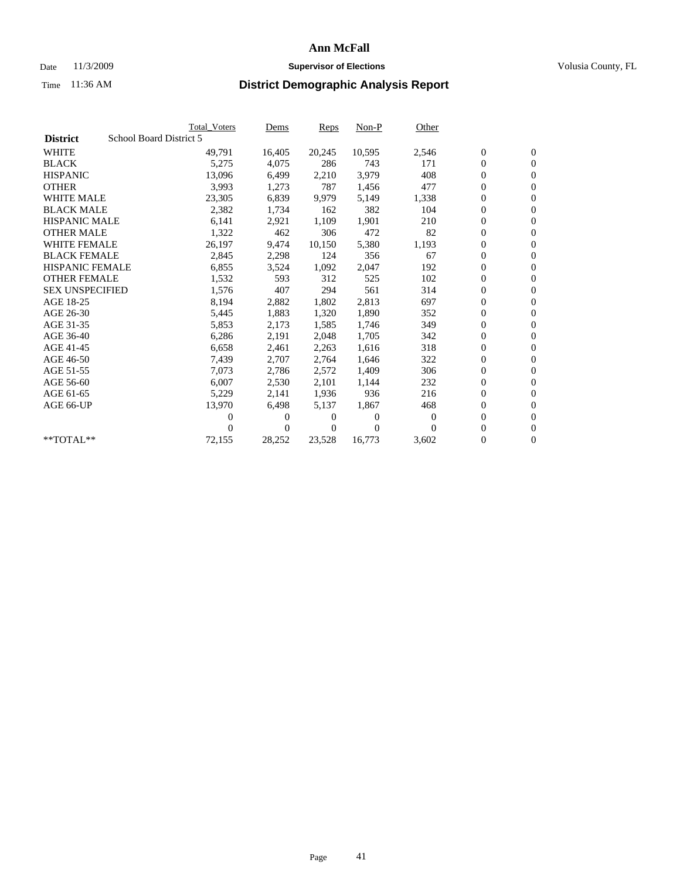# Ann McFall

Date 11/3/2009 **Supervisor of Elections** Volusia County, FL

Time 11:36 AM **District Demographic Analysis Report**

| | Total_Voters | Dems | Reps | Non-P | Other | | |
|---|---|---|---|---|---|---|---|
| **District** School Board District 5 | | | | | | | |
| WHITE | 49,791 | 16,405 | 20,245 | 10,595 | 2,546 | 0 | 0 |
| BLACK | 5,275 | 4,075 | 286 | 743 | 171 | 0 | 0 |
| HISPANIC | 13,096 | 6,499 | 2,210 | 3,979 | 408 | 0 | 0 |
| OTHER | 3,993 | 1,273 | 787 | 1,456 | 477 | 0 | 0 |
| WHITE MALE | 23,305 | 6,839 | 9,979 | 5,149 | 1,338 | 0 | 0 |
| BLACK MALE | 2,382 | 1,734 | 162 | 382 | 104 | 0 | 0 |
| HISPANIC MALE | 6,141 | 2,921 | 1,109 | 1,901 | 210 | 0 | 0 |
| OTHER MALE | 1,322 | 462 | 306 | 472 | 82 | 0 | 0 |
| WHITE FEMALE | 26,197 | 9,474 | 10,150 | 5,380 | 1,193 | 0 | 0 |
| BLACK FEMALE | 2,845 | 2,298 | 124 | 356 | 67 | 0 | 0 |
| HISPANIC FEMALE | 6,855 | 3,524 | 1,092 | 2,047 | 192 | 0 | 0 |
| OTHER FEMALE | 1,532 | 593 | 312 | 525 | 102 | 0 | 0 |
| SEX UNSPECIFIED | 1,576 | 407 | 294 | 561 | 314 | 0 | 0 |
| AGE 18-25 | 8,194 | 2,882 | 1,802 | 2,813 | 697 | 0 | 0 |
| AGE 26-30 | 5,445 | 1,883 | 1,320 | 1,890 | 352 | 0 | 0 |
| AGE 31-35 | 5,853 | 2,173 | 1,585 | 1,746 | 349 | 0 | 0 |
| AGE 36-40 | 6,286 | 2,191 | 2,048 | 1,705 | 342 | 0 | 0 |
| AGE 41-45 | 6,658 | 2,461 | 2,263 | 1,616 | 318 | 0 | 0 |
| AGE 46-50 | 7,439 | 2,707 | 2,764 | 1,646 | 322 | 0 | 0 |
| AGE 51-55 | 7,073 | 2,786 | 2,572 | 1,409 | 306 | 0 | 0 |
| AGE 56-60 | 6,007 | 2,530 | 2,101 | 1,144 | 232 | 0 | 0 |
| AGE 61-65 | 5,229 | 2,141 | 1,936 | 936 | 216 | 0 | 0 |
| AGE 66-UP | 13,970 | 6,498 | 5,137 | 1,867 | 468 | 0 | 0 |
| | 0 | 0 | 0 | 0 | 0 | 0 | 0 |
| | 0 | 0 | 0 | 0 | 0 | 0 | 0 |
| **TOTAL** | 72,155 | 28,252 | 23,528 | 16,773 | 3,602 | 0 | 0 |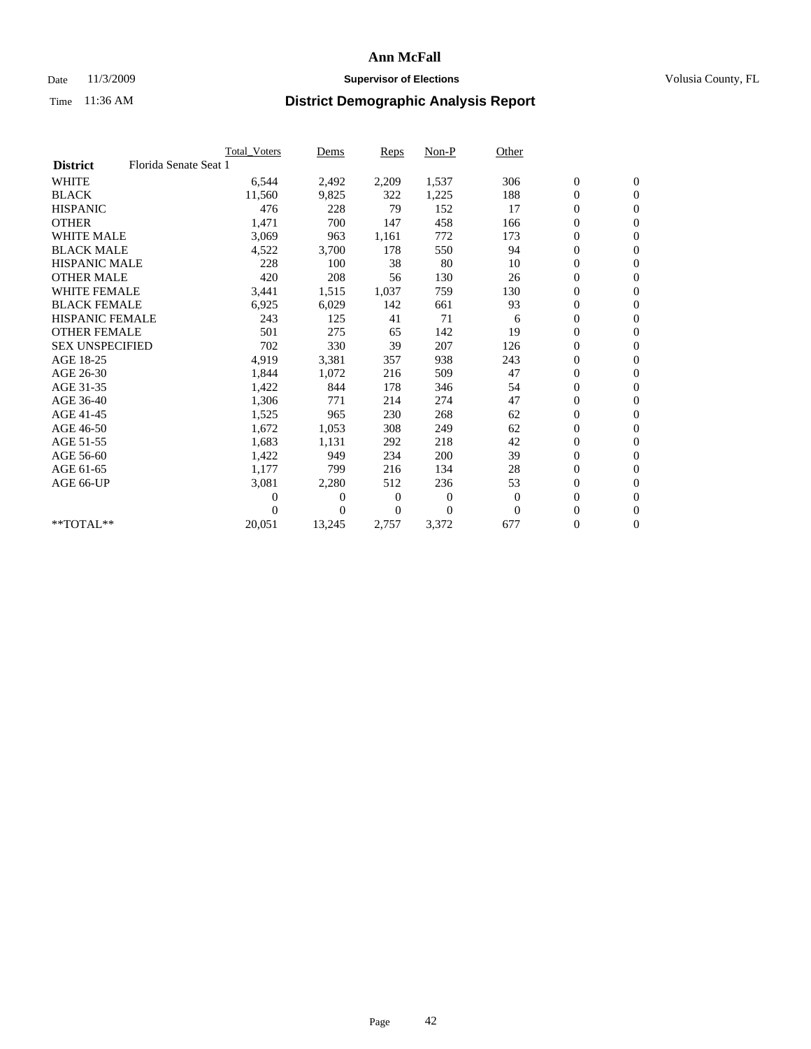# Ann McFall

Date 11/3/2009 **Supervisor of Elections** Volusia County, FL

Time 11:36 AM **District Demographic Analysis Report**

| | Total_Voters | Dems | Reps | Non-P | Other | | |
|---|---|---|---|---|---|---|---|
| **District** Florida Senate Seat 1 | | | | | | | |
| WHITE | 6,544 | 2,492 | 2,209 | 1,537 | 306 | 0 | 0 |
| BLACK | 11,560 | 9,825 | 322 | 1,225 | 188 | 0 | 0 |
| HISPANIC | 476 | 228 | 79 | 152 | 17 | 0 | 0 |
| OTHER | 1,471 | 700 | 147 | 458 | 166 | 0 | 0 |
| WHITE MALE | 3,069 | 963 | 1,161 | 772 | 173 | 0 | 0 |
| BLACK MALE | 4,522 | 3,700 | 178 | 550 | 94 | 0 | 0 |
| HISPANIC MALE | 228 | 100 | 38 | 80 | 10 | 0 | 0 |
| OTHER MALE | 420 | 208 | 56 | 130 | 26 | 0 | 0 |
| WHITE FEMALE | 3,441 | 1,515 | 1,037 | 759 | 130 | 0 | 0 |
| BLACK FEMALE | 6,925 | 6,029 | 142 | 661 | 93 | 0 | 0 |
| HISPANIC FEMALE | 243 | 125 | 41 | 71 | 6 | 0 | 0 |
| OTHER FEMALE | 501 | 275 | 65 | 142 | 19 | 0 | 0 |
| SEX UNSPECIFIED | 702 | 330 | 39 | 207 | 126 | 0 | 0 |
| AGE 18-25 | 4,919 | 3,381 | 357 | 938 | 243 | 0 | 0 |
| AGE 26-30 | 1,844 | 1,072 | 216 | 509 | 47 | 0 | 0 |
| AGE 31-35 | 1,422 | 844 | 178 | 346 | 54 | 0 | 0 |
| AGE 36-40 | 1,306 | 771 | 214 | 274 | 47 | 0 | 0 |
| AGE 41-45 | 1,525 | 965 | 230 | 268 | 62 | 0 | 0 |
| AGE 46-50 | 1,672 | 1,053 | 308 | 249 | 62 | 0 | 0 |
| AGE 51-55 | 1,683 | 1,131 | 292 | 218 | 42 | 0 | 0 |
| AGE 56-60 | 1,422 | 949 | 234 | 200 | 39 | 0 | 0 |
| AGE 61-65 | 1,177 | 799 | 216 | 134 | 28 | 0 | 0 |
| AGE 66-UP | 3,081 | 2,280 | 512 | 236 | 53 | 0 | 0 |
| | 0 | 0 | 0 | 0 | 0 | 0 | 0 |
| | 0 | 0 | 0 | 0 | 0 | 0 | 0 |
| **TOTAL** | 20,051 | 13,245 | 2,757 | 3,372 | 677 | 0 | 0 |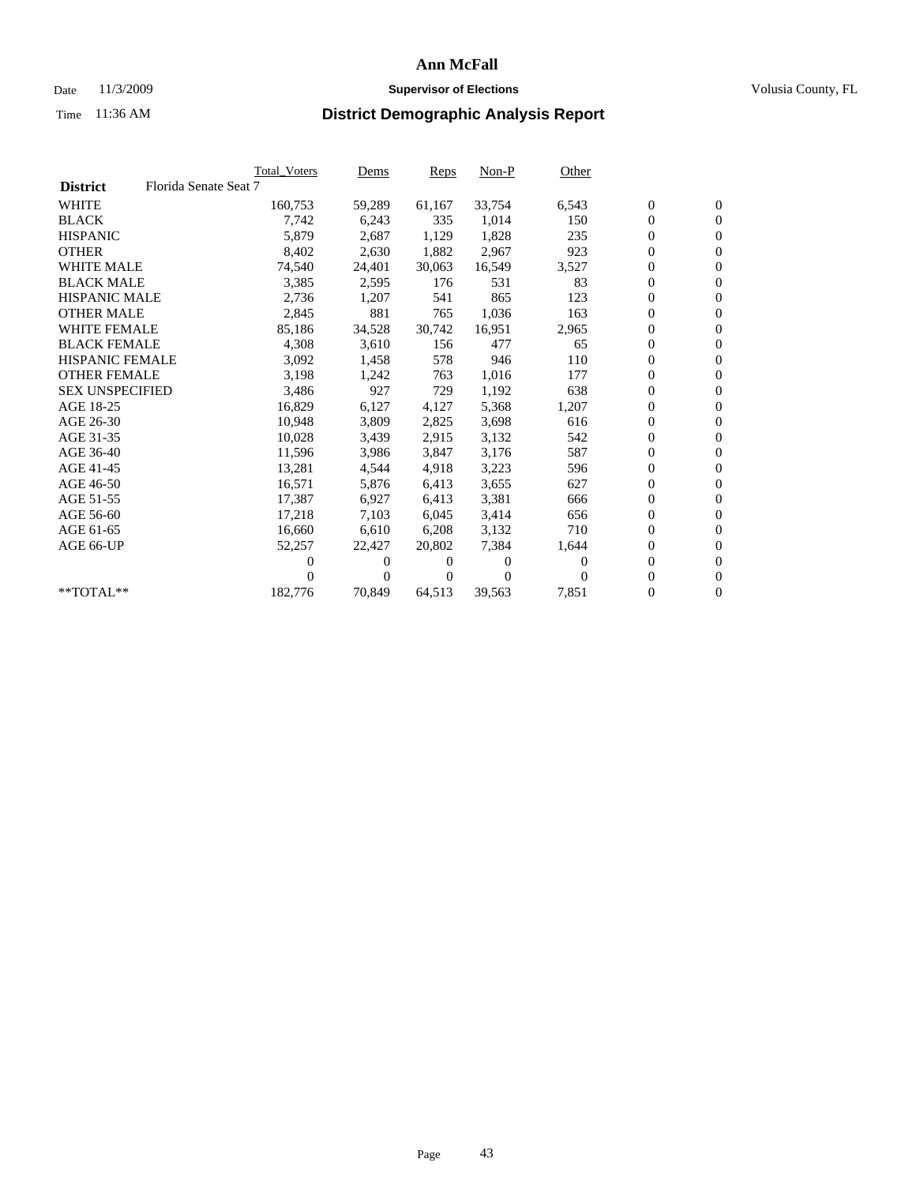# Ann McFall

Date 11/3/2009 **Supervisor of Elections** Volusia County, FL

Time 11:36 AM **District Demographic Analysis Report**

| | Total_Voters | Dems | Reps | Non-P | Other | | |
|---|---|---|---|---|---|---|---|
| **District** Florida Senate Seat 7 | | | | | | | |
| WHITE | 160,753 | 59,289 | 61,167 | 33,754 | 6,543 | 0 | 0 |
| BLACK | 7,742 | 6,243 | 335 | 1,014 | 150 | 0 | 0 |
| HISPANIC | 5,879 | 2,687 | 1,129 | 1,828 | 235 | 0 | 0 |
| OTHER | 8,402 | 2,630 | 1,882 | 2,967 | 923 | 0 | 0 |
| WHITE MALE | 74,540 | 24,401 | 30,063 | 16,549 | 3,527 | 0 | 0 |
| BLACK MALE | 3,385 | 2,595 | 176 | 531 | 83 | 0 | 0 |
| HISPANIC MALE | 2,736 | 1,207 | 541 | 865 | 123 | 0 | 0 |
| OTHER MALE | 2,845 | 881 | 765 | 1,036 | 163 | 0 | 0 |
| WHITE FEMALE | 85,186 | 34,528 | 30,742 | 16,951 | 2,965 | 0 | 0 |
| BLACK FEMALE | 4,308 | 3,610 | 156 | 477 | 65 | 0 | 0 |
| HISPANIC FEMALE | 3,092 | 1,458 | 578 | 946 | 110 | 0 | 0 |
| OTHER FEMALE | 3,198 | 1,242 | 763 | 1,016 | 177 | 0 | 0 |
| SEX UNSPECIFIED | 3,486 | 927 | 729 | 1,192 | 638 | 0 | 0 |
| AGE 18-25 | 16,829 | 6,127 | 4,127 | 5,368 | 1,207 | 0 | 0 |
| AGE 26-30 | 10,948 | 3,809 | 2,825 | 3,698 | 616 | 0 | 0 |
| AGE 31-35 | 10,028 | 3,439 | 2,915 | 3,132 | 542 | 0 | 0 |
| AGE 36-40 | 11,596 | 3,986 | 3,847 | 3,176 | 587 | 0 | 0 |
| AGE 41-45 | 13,281 | 4,544 | 4,918 | 3,223 | 596 | 0 | 0 |
| AGE 46-50 | 16,571 | 5,876 | 6,413 | 3,655 | 627 | 0 | 0 |
| AGE 51-55 | 17,387 | 6,927 | 6,413 | 3,381 | 666 | 0 | 0 |
| AGE 56-60 | 17,218 | 7,103 | 6,045 | 3,414 | 656 | 0 | 0 |
| AGE 61-65 | 16,660 | 6,610 | 6,208 | 3,132 | 710 | 0 | 0 |
| AGE 66-UP | 52,257 | 22,427 | 20,802 | 7,384 | 1,644 | 0 | 0 |
| | 0 | 0 | 0 | 0 | 0 | 0 | 0 |
| | 0 | 0 | 0 | 0 | 0 | 0 | 0 |
| **TOTAL** | 182,776 | 70,849 | 64,513 | 39,563 | 7,851 | 0 | 0 |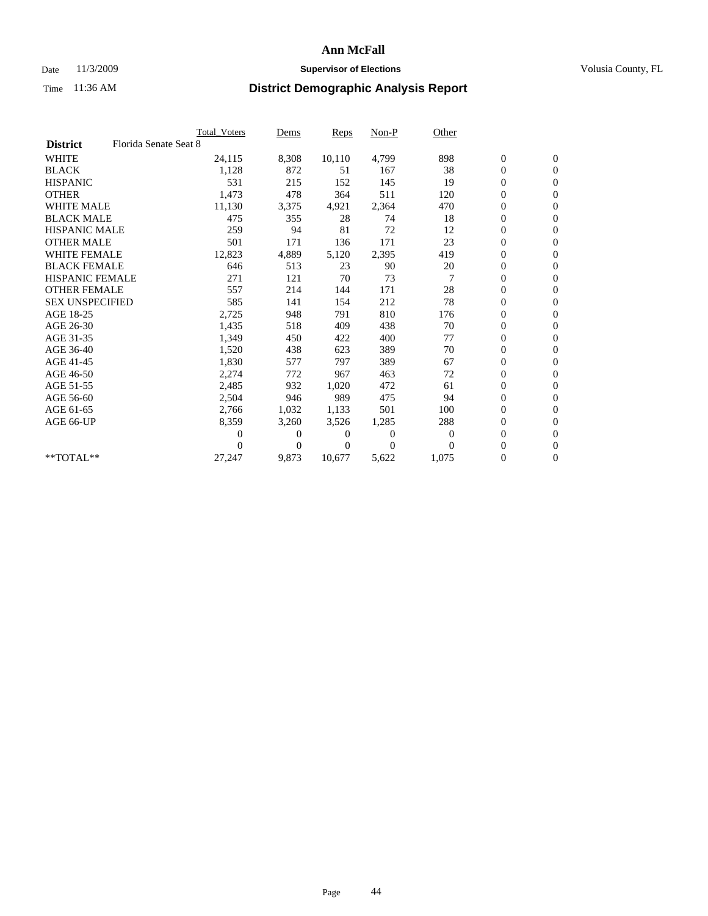**Ann McFall**

Date 11/3/2009 **Supervisor of Elections** Volusia County, FL

Time 11:36 AM **District Demographic Analysis Report**

| | Total_Voters | Dems | Reps | Non-P | Other | | |
|---|---|---|---|---|---|---|---|
| **District** Florida Senate Seat 8 | | | | | | | |
| WHITE | 24,115 | 8,308 | 10,110 | 4,799 | 898 | 0 | 0 |
| BLACK | 1,128 | 872 | 51 | 167 | 38 | 0 | 0 |
| HISPANIC | 531 | 215 | 152 | 145 | 19 | 0 | 0 |
| OTHER | 1,473 | 478 | 364 | 511 | 120 | 0 | 0 |
| WHITE MALE | 11,130 | 3,375 | 4,921 | 2,364 | 470 | 0 | 0 |
| BLACK MALE | 475 | 355 | 28 | 74 | 18 | 0 | 0 |
| HISPANIC MALE | 259 | 94 | 81 | 72 | 12 | 0 | 0 |
| OTHER MALE | 501 | 171 | 136 | 171 | 23 | 0 | 0 |
| WHITE FEMALE | 12,823 | 4,889 | 5,120 | 2,395 | 419 | 0 | 0 |
| BLACK FEMALE | 646 | 513 | 23 | 90 | 20 | 0 | 0 |
| HISPANIC FEMALE | 271 | 121 | 70 | 73 | 7 | 0 | 0 |
| OTHER FEMALE | 557 | 214 | 144 | 171 | 28 | 0 | 0 |
| SEX UNSPECIFIED | 585 | 141 | 154 | 212 | 78 | 0 | 0 |
| AGE 18-25 | 2,725 | 948 | 791 | 810 | 176 | 0 | 0 |
| AGE 26-30 | 1,435 | 518 | 409 | 438 | 70 | 0 | 0 |
| AGE 31-35 | 1,349 | 450 | 422 | 400 | 77 | 0 | 0 |
| AGE 36-40 | 1,520 | 438 | 623 | 389 | 70 | 0 | 0 |
| AGE 41-45 | 1,830 | 577 | 797 | 389 | 67 | 0 | 0 |
| AGE 46-50 | 2,274 | 772 | 967 | 463 | 72 | 0 | 0 |
| AGE 51-55 | 2,485 | 932 | 1,020 | 472 | 61 | 0 | 0 |
| AGE 56-60 | 2,504 | 946 | 989 | 475 | 94 | 0 | 0 |
| AGE 61-65 | 2,766 | 1,032 | 1,133 | 501 | 100 | 0 | 0 |
| AGE 66-UP | 8,359 | 3,260 | 3,526 | 1,285 | 288 | 0 | 0 |
| | 0 | 0 | 0 | 0 | 0 | 0 | 0 |
| | 0 | 0 | 0 | 0 | 0 | 0 | 0 |
| **TOTAL** | 27,247 | 9,873 | 10,677 | 5,622 | 1,075 | 0 | 0 |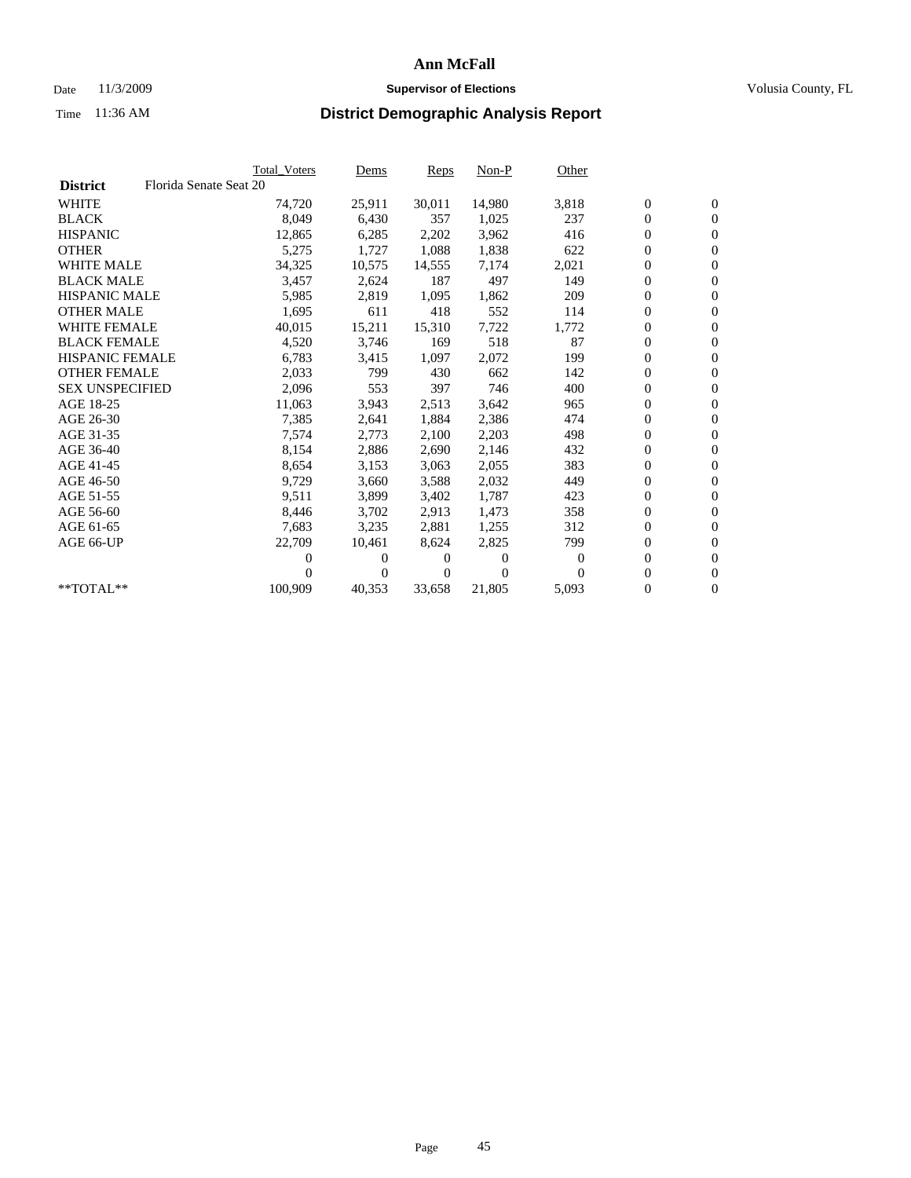# Ann McFall

Date 11/3/2009 **Supervisor of Elections** Volusia County, FL

Time 11:36 AM **District Demographic Analysis Report**

| | Total_Voters | Dems | Reps | Non-P | Other | | |
|---|---|---|---|---|---|---|---|
| **District** Florida Senate Seat 20 | | | | | | | |
| WHITE | 74,720 | 25,911 | 30,011 | 14,980 | 3,818 | 0 | 0 |
| BLACK | 8,049 | 6,430 | 357 | 1,025 | 237 | 0 | 0 |
| HISPANIC | 12,865 | 6,285 | 2,202 | 3,962 | 416 | 0 | 0 |
| OTHER | 5,275 | 1,727 | 1,088 | 1,838 | 622 | 0 | 0 |
| WHITE MALE | 34,325 | 10,575 | 14,555 | 7,174 | 2,021 | 0 | 0 |
| BLACK MALE | 3,457 | 2,624 | 187 | 497 | 149 | 0 | 0 |
| HISPANIC MALE | 5,985 | 2,819 | 1,095 | 1,862 | 209 | 0 | 0 |
| OTHER MALE | 1,695 | 611 | 418 | 552 | 114 | 0 | 0 |
| WHITE FEMALE | 40,015 | 15,211 | 15,310 | 7,722 | 1,772 | 0 | 0 |
| BLACK FEMALE | 4,520 | 3,746 | 169 | 518 | 87 | 0 | 0 |
| HISPANIC FEMALE | 6,783 | 3,415 | 1,097 | 2,072 | 199 | 0 | 0 |
| OTHER FEMALE | 2,033 | 799 | 430 | 662 | 142 | 0 | 0 |
| SEX UNSPECIFIED | 2,096 | 553 | 397 | 746 | 400 | 0 | 0 |
| AGE 18-25 | 11,063 | 3,943 | 2,513 | 3,642 | 965 | 0 | 0 |
| AGE 26-30 | 7,385 | 2,641 | 1,884 | 2,386 | 474 | 0 | 0 |
| AGE 31-35 | 7,574 | 2,773 | 2,100 | 2,203 | 498 | 0 | 0 |
| AGE 36-40 | 8,154 | 2,886 | 2,690 | 2,146 | 432 | 0 | 0 |
| AGE 41-45 | 8,654 | 3,153 | 3,063 | 2,055 | 383 | 0 | 0 |
| AGE 46-50 | 9,729 | 3,660 | 3,588 | 2,032 | 449 | 0 | 0 |
| AGE 51-55 | 9,511 | 3,899 | 3,402 | 1,787 | 423 | 0 | 0 |
| AGE 56-60 | 8,446 | 3,702 | 2,913 | 1,473 | 358 | 0 | 0 |
| AGE 61-65 | 7,683 | 3,235 | 2,881 | 1,255 | 312 | 0 | 0 |
| AGE 66-UP | 22,709 | 10,461 | 8,624 | 2,825 | 799 | 0 | 0 |
| | 0 | 0 | 0 | 0 | 0 | 0 | 0 |
| | 0 | 0 | 0 | 0 | 0 | 0 | 0 |
| **TOTAL** | 100,909 | 40,353 | 33,658 | 21,805 | 5,093 | 0 | 0 |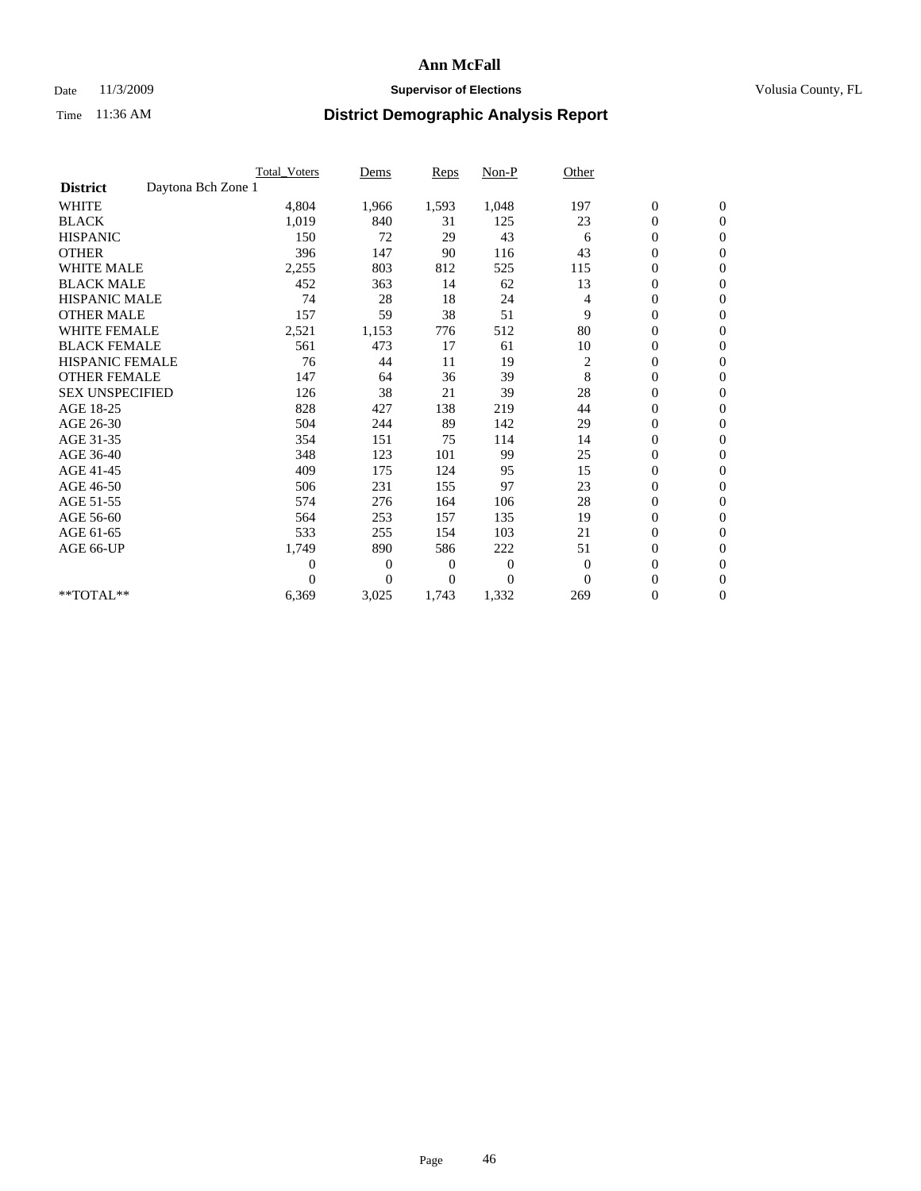# Ann McFall

Date 11/3/2009 **Supervisor of Elections** Volusia County, FL

Time 11:36 AM **District Demographic Analysis Report**

| | Total_Voters | Dems | Reps | Non-P | Other | | |
|---|---|---|---|---|---|---|---|
| **District** Daytona Bch Zone 1 | | | | | | | |
| WHITE | 4,804 | 1,966 | 1,593 | 1,048 | 197 | 0 | 0 |
| BLACK | 1,019 | 840 | 31 | 125 | 23 | 0 | 0 |
| HISPANIC | 150 | 72 | 29 | 43 | 6 | 0 | 0 |
| OTHER | 396 | 147 | 90 | 116 | 43 | 0 | 0 |
| WHITE MALE | 2,255 | 803 | 812 | 525 | 115 | 0 | 0 |
| BLACK MALE | 452 | 363 | 14 | 62 | 13 | 0 | 0 |
| HISPANIC MALE | 74 | 28 | 18 | 24 | 4 | 0 | 0 |
| OTHER MALE | 157 | 59 | 38 | 51 | 9 | 0 | 0 |
| WHITE FEMALE | 2,521 | 1,153 | 776 | 512 | 80 | 0 | 0 |
| BLACK FEMALE | 561 | 473 | 17 | 61 | 10 | 0 | 0 |
| HISPANIC FEMALE | 76 | 44 | 11 | 19 | 2 | 0 | 0 |
| OTHER FEMALE | 147 | 64 | 36 | 39 | 8 | 0 | 0 |
| SEX UNSPECIFIED | 126 | 38 | 21 | 39 | 28 | 0 | 0 |
| AGE 18-25 | 828 | 427 | 138 | 219 | 44 | 0 | 0 |
| AGE 26-30 | 504 | 244 | 89 | 142 | 29 | 0 | 0 |
| AGE 31-35 | 354 | 151 | 75 | 114 | 14 | 0 | 0 |
| AGE 36-40 | 348 | 123 | 101 | 99 | 25 | 0 | 0 |
| AGE 41-45 | 409 | 175 | 124 | 95 | 15 | 0 | 0 |
| AGE 46-50 | 506 | 231 | 155 | 97 | 23 | 0 | 0 |
| AGE 51-55 | 574 | 276 | 164 | 106 | 28 | 0 | 0 |
| AGE 56-60 | 564 | 253 | 157 | 135 | 19 | 0 | 0 |
| AGE 61-65 | 533 | 255 | 154 | 103 | 21 | 0 | 0 |
| AGE 66-UP | 1,749 | 890 | 586 | 222 | 51 | 0 | 0 |
| | 0 | 0 | 0 | 0 | 0 | 0 | 0 |
| | 0 | 0 | 0 | 0 | 0 | 0 | 0 |
| **TOTAL** | 6,369 | 3,025 | 1,743 | 1,332 | 269 | 0 | 0 |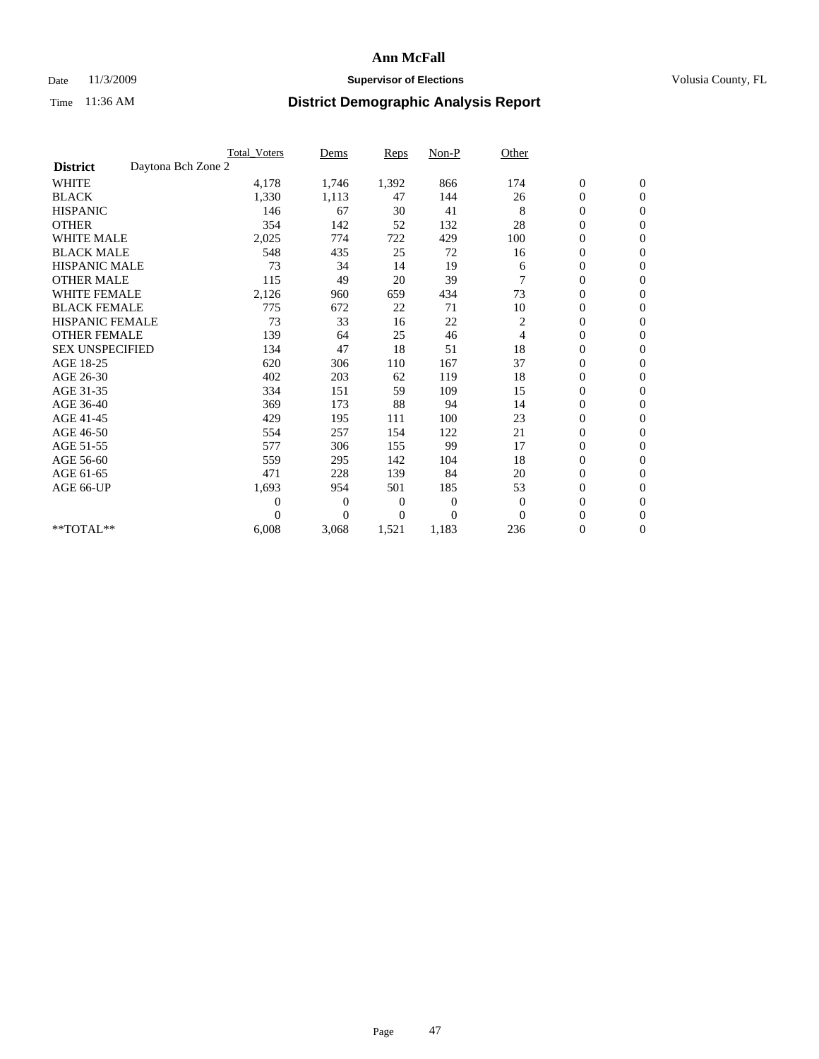# Ann McFall

Date 11/3/2009 **Supervisor of Elections** Volusia County, FL

Time 11:36 AM **District Demographic Analysis Report**

| | Total_Voters | Dems | Reps | Non-P | Other | | |
|---|---|---|---|---|---|---|---|
| **District** Daytona Bch Zone 2 | | | | | | | |
| WHITE | 4,178 | 1,746 | 1,392 | 866 | 174 | 0 | 0 |
| BLACK | 1,330 | 1,113 | 47 | 144 | 26 | 0 | 0 |
| HISPANIC | 146 | 67 | 30 | 41 | 8 | 0 | 0 |
| OTHER | 354 | 142 | 52 | 132 | 28 | 0 | 0 |
| WHITE MALE | 2,025 | 774 | 722 | 429 | 100 | 0 | 0 |
| BLACK MALE | 548 | 435 | 25 | 72 | 16 | 0 | 0 |
| HISPANIC MALE | 73 | 34 | 14 | 19 | 6 | 0 | 0 |
| OTHER MALE | 115 | 49 | 20 | 39 | 7 | 0 | 0 |
| WHITE FEMALE | 2,126 | 960 | 659 | 434 | 73 | 0 | 0 |
| BLACK FEMALE | 775 | 672 | 22 | 71 | 10 | 0 | 0 |
| HISPANIC FEMALE | 73 | 33 | 16 | 22 | 2 | 0 | 0 |
| OTHER FEMALE | 139 | 64 | 25 | 46 | 4 | 0 | 0 |
| SEX UNSPECIFIED | 134 | 47 | 18 | 51 | 18 | 0 | 0 |
| AGE 18-25 | 620 | 306 | 110 | 167 | 37 | 0 | 0 |
| AGE 26-30 | 402 | 203 | 62 | 119 | 18 | 0 | 0 |
| AGE 31-35 | 334 | 151 | 59 | 109 | 15 | 0 | 0 |
| AGE 36-40 | 369 | 173 | 88 | 94 | 14 | 0 | 0 |
| AGE 41-45 | 429 | 195 | 111 | 100 | 23 | 0 | 0 |
| AGE 46-50 | 554 | 257 | 154 | 122 | 21 | 0 | 0 |
| AGE 51-55 | 577 | 306 | 155 | 99 | 17 | 0 | 0 |
| AGE 56-60 | 559 | 295 | 142 | 104 | 18 | 0 | 0 |
| AGE 61-65 | 471 | 228 | 139 | 84 | 20 | 0 | 0 |
| AGE 66-UP | 1,693 | 954 | 501 | 185 | 53 | 0 | 0 |
| | 0 | 0 | 0 | 0 | 0 | 0 | 0 |
| | 0 | 0 | 0 | 0 | 0 | 0 | 0 |
| **TOTAL** | 6,008 | 3,068 | 1,521 | 1,183 | 236 | 0 | 0 |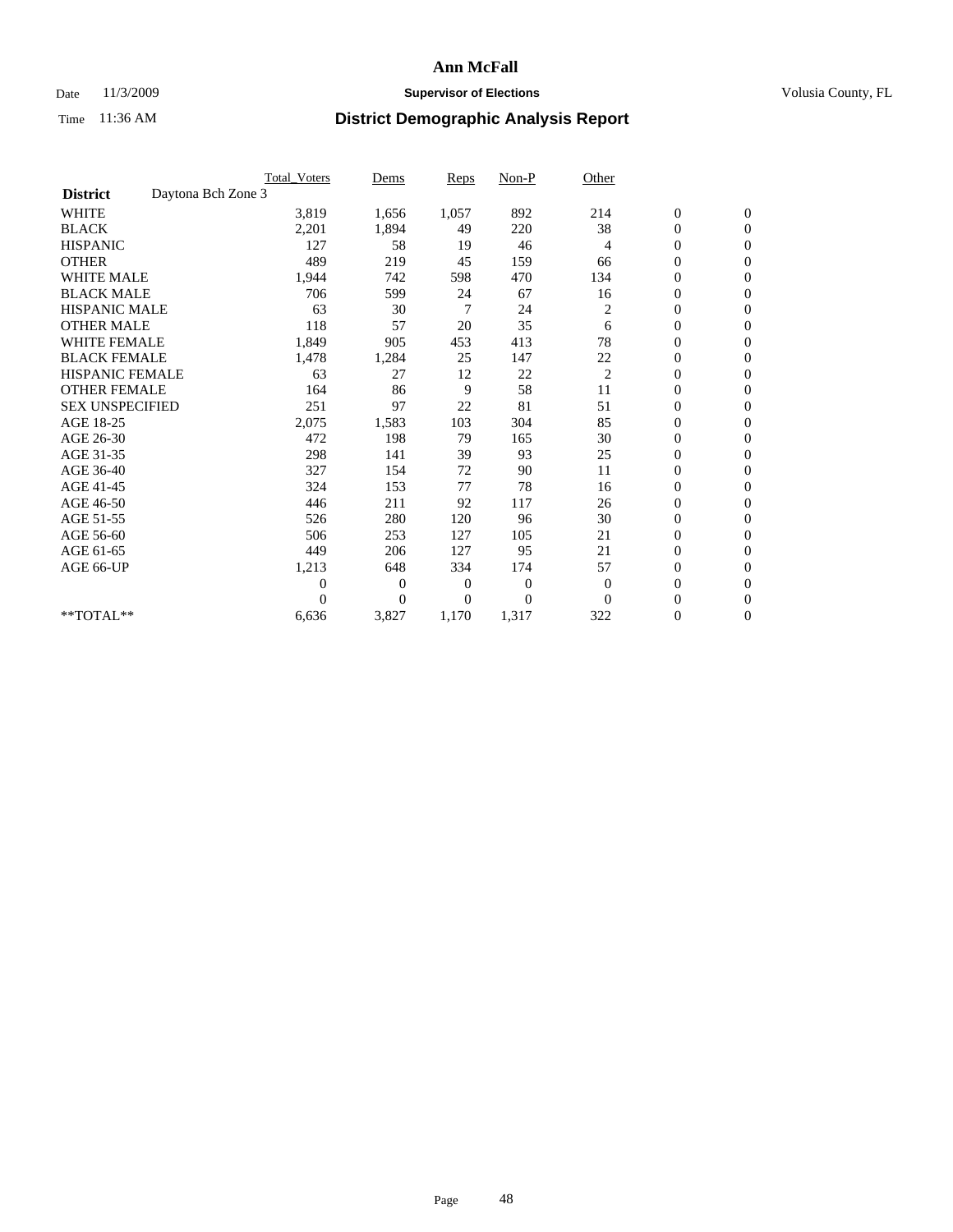# Ann McFall

Date 11/3/2009 **Supervisor of Elections** Volusia County, FL

Time 11:36 AM **District Demographic Analysis Report**

| | Total_Voters | Dems | Reps | Non-P | Other | | |
|---|---|---|---|---|---|---|---|
| **District** Daytona Bch Zone 3 | | | | | | | |
| WHITE | 3,819 | 1,656 | 1,057 | 892 | 214 | 0 | 0 |
| BLACK | 2,201 | 1,894 | 49 | 220 | 38 | 0 | 0 |
| HISPANIC | 127 | 58 | 19 | 46 | 4 | 0 | 0 |
| OTHER | 489 | 219 | 45 | 159 | 66 | 0 | 0 |
| WHITE MALE | 1,944 | 742 | 598 | 470 | 134 | 0 | 0 |
| BLACK MALE | 706 | 599 | 24 | 67 | 16 | 0 | 0 |
| HISPANIC MALE | 63 | 30 | 7 | 24 | 2 | 0 | 0 |
| OTHER MALE | 118 | 57 | 20 | 35 | 6 | 0 | 0 |
| WHITE FEMALE | 1,849 | 905 | 453 | 413 | 78 | 0 | 0 |
| BLACK FEMALE | 1,478 | 1,284 | 25 | 147 | 22 | 0 | 0 |
| HISPANIC FEMALE | 63 | 27 | 12 | 22 | 2 | 0 | 0 |
| OTHER FEMALE | 164 | 86 | 9 | 58 | 11 | 0 | 0 |
| SEX UNSPECIFIED | 251 | 97 | 22 | 81 | 51 | 0 | 0 |
| AGE 18-25 | 2,075 | 1,583 | 103 | 304 | 85 | 0 | 0 |
| AGE 26-30 | 472 | 198 | 79 | 165 | 30 | 0 | 0 |
| AGE 31-35 | 298 | 141 | 39 | 93 | 25 | 0 | 0 |
| AGE 36-40 | 327 | 154 | 72 | 90 | 11 | 0 | 0 |
| AGE 41-45 | 324 | 153 | 77 | 78 | 16 | 0 | 0 |
| AGE 46-50 | 446 | 211 | 92 | 117 | 26 | 0 | 0 |
| AGE 51-55 | 526 | 280 | 120 | 96 | 30 | 0 | 0 |
| AGE 56-60 | 506 | 253 | 127 | 105 | 21 | 0 | 0 |
| AGE 61-65 | 449 | 206 | 127 | 95 | 21 | 0 | 0 |
| AGE 66-UP | 1,213 | 648 | 334 | 174 | 57 | 0 | 0 |
| | 0 | 0 | 0 | 0 | 0 | 0 | 0 |
| | 0 | 0 | 0 | 0 | 0 | 0 | 0 |
| **TOTAL** | 6,636 | 3,827 | 1,170 | 1,317 | 322 | 0 | 0 |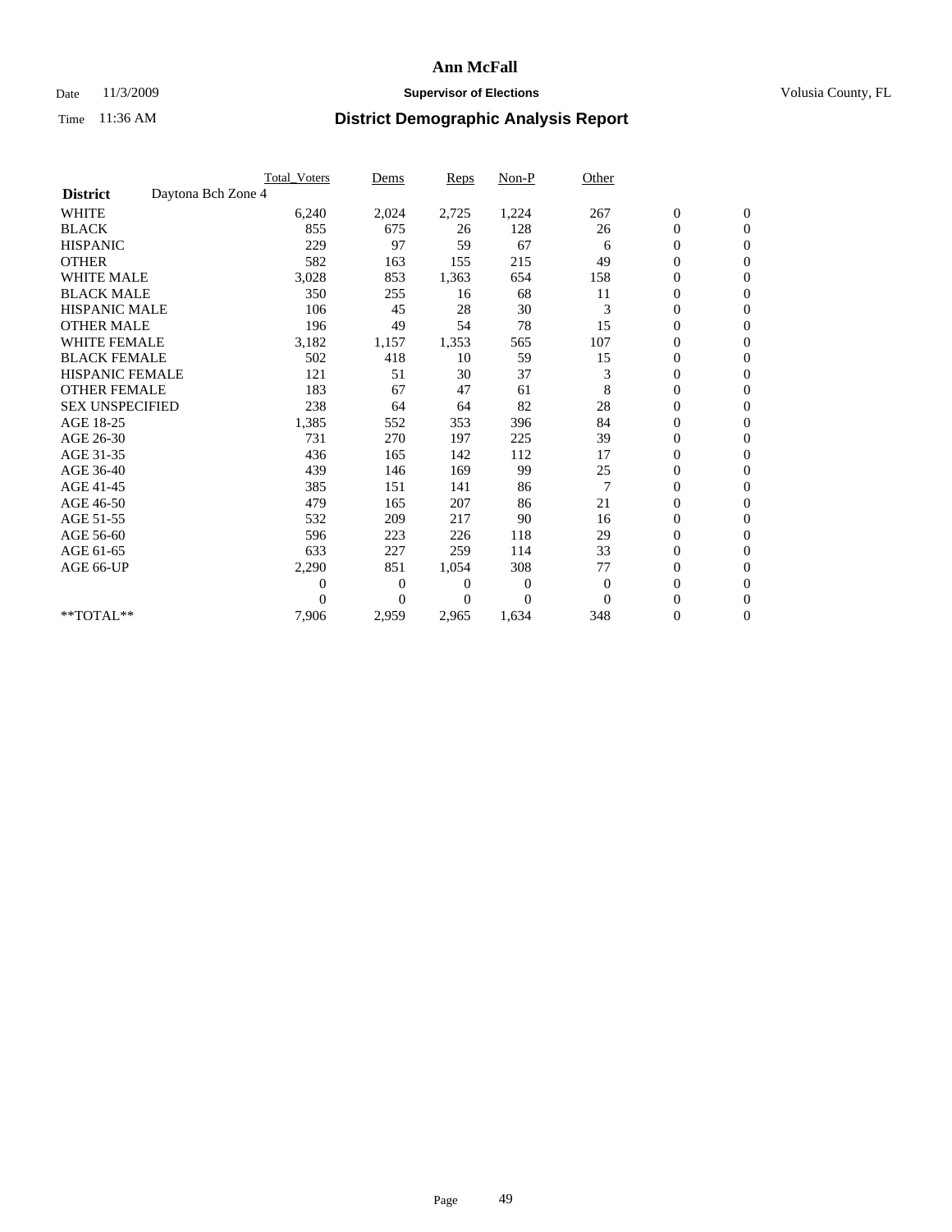# Ann McFall

Date 11/3/2009 **Supervisor of Elections** Volusia County, FL

Time 11:36 AM **District Demographic Analysis Report**

| | Total_Voters | Dems | Reps | Non-P | Other | | |
|---|---|---|---|---|---|---|---|
| **District** Daytona Bch Zone 4 | | | | | | | |
| WHITE | 6,240 | 2,024 | 2,725 | 1,224 | 267 | 0 | 0 |
| BLACK | 855 | 675 | 26 | 128 | 26 | 0 | 0 |
| HISPANIC | 229 | 97 | 59 | 67 | 6 | 0 | 0 |
| OTHER | 582 | 163 | 155 | 215 | 49 | 0 | 0 |
| WHITE MALE | 3,028 | 853 | 1,363 | 654 | 158 | 0 | 0 |
| BLACK MALE | 350 | 255 | 16 | 68 | 11 | 0 | 0 |
| HISPANIC MALE | 106 | 45 | 28 | 30 | 3 | 0 | 0 |
| OTHER MALE | 196 | 49 | 54 | 78 | 15 | 0 | 0 |
| WHITE FEMALE | 3,182 | 1,157 | 1,353 | 565 | 107 | 0 | 0 |
| BLACK FEMALE | 502 | 418 | 10 | 59 | 15 | 0 | 0 |
| HISPANIC FEMALE | 121 | 51 | 30 | 37 | 3 | 0 | 0 |
| OTHER FEMALE | 183 | 67 | 47 | 61 | 8 | 0 | 0 |
| SEX UNSPECIFIED | 238 | 64 | 64 | 82 | 28 | 0 | 0 |
| AGE 18-25 | 1,385 | 552 | 353 | 396 | 84 | 0 | 0 |
| AGE 26-30 | 731 | 270 | 197 | 225 | 39 | 0 | 0 |
| AGE 31-35 | 436 | 165 | 142 | 112 | 17 | 0 | 0 |
| AGE 36-40 | 439 | 146 | 169 | 99 | 25 | 0 | 0 |
| AGE 41-45 | 385 | 151 | 141 | 86 | 7 | 0 | 0 |
| AGE 46-50 | 479 | 165 | 207 | 86 | 21 | 0 | 0 |
| AGE 51-55 | 532 | 209 | 217 | 90 | 16 | 0 | 0 |
| AGE 56-60 | 596 | 223 | 226 | 118 | 29 | 0 | 0 |
| AGE 61-65 | 633 | 227 | 259 | 114 | 33 | 0 | 0 |
| AGE 66-UP | 2,290 | 851 | 1,054 | 308 | 77 | 0 | 0 |
| | 0 | 0 | 0 | 0 | 0 | 0 | 0 |
| | 0 | 0 | 0 | 0 | 0 | 0 | 0 |
| **TOTAL** | 7,906 | 2,959 | 2,965 | 1,634 | 348 | 0 | 0 |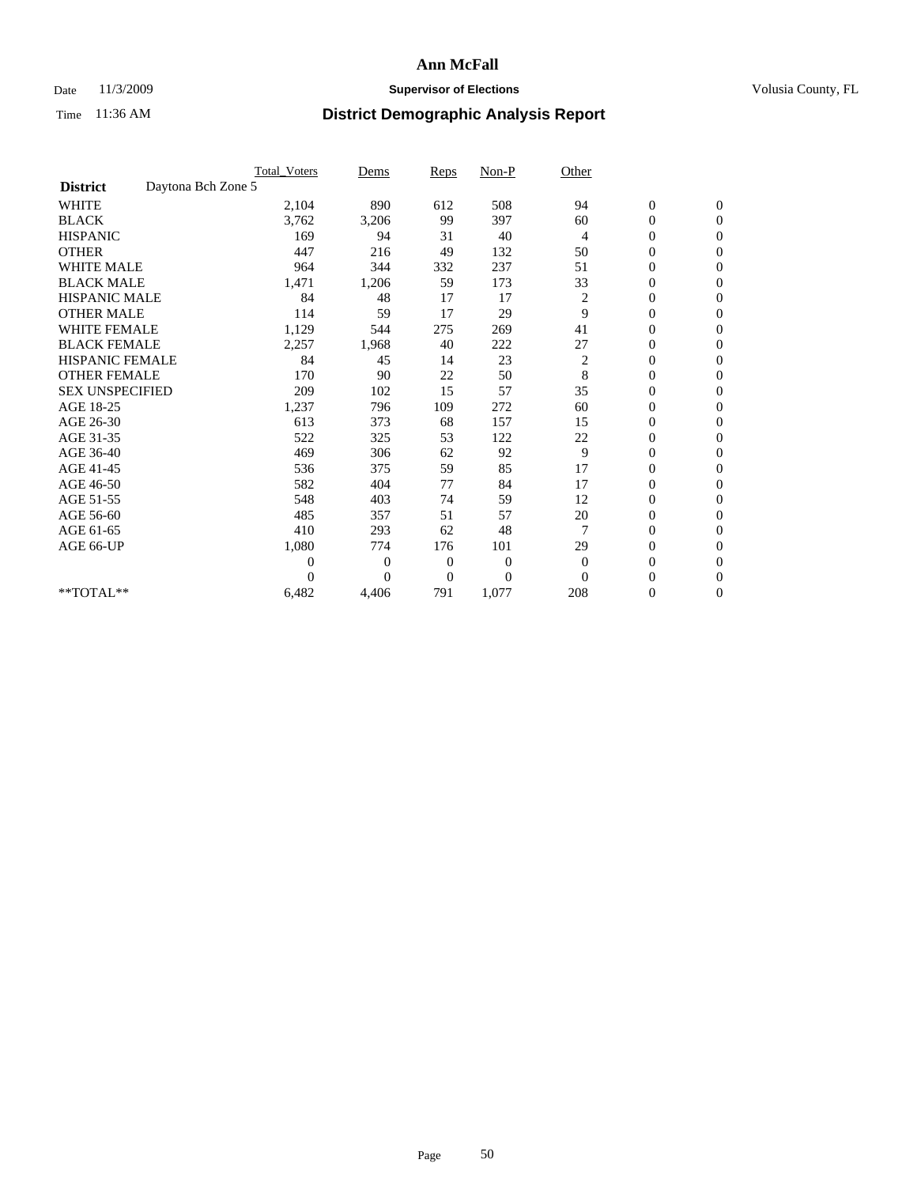# Ann McFall

Date 11/3/2009 **Supervisor of Elections** Volusia County, FL

Time 11:36 AM **District Demographic Analysis Report**

| | Total_Voters | Dems | Reps | Non-P | Other | | |
|---|---|---|---|---|---|---|---|
| **District** Daytona Bch Zone 5 | | | | | | | |
| WHITE | 2,104 | 890 | 612 | 508 | 94 | 0 | 0 |
| BLACK | 3,762 | 3,206 | 99 | 397 | 60 | 0 | 0 |
| HISPANIC | 169 | 94 | 31 | 40 | 4 | 0 | 0 |
| OTHER | 447 | 216 | 49 | 132 | 50 | 0 | 0 |
| WHITE MALE | 964 | 344 | 332 | 237 | 51 | 0 | 0 |
| BLACK MALE | 1,471 | 1,206 | 59 | 173 | 33 | 0 | 0 |
| HISPANIC MALE | 84 | 48 | 17 | 17 | 2 | 0 | 0 |
| OTHER MALE | 114 | 59 | 17 | 29 | 9 | 0 | 0 |
| WHITE FEMALE | 1,129 | 544 | 275 | 269 | 41 | 0 | 0 |
| BLACK FEMALE | 2,257 | 1,968 | 40 | 222 | 27 | 0 | 0 |
| HISPANIC FEMALE | 84 | 45 | 14 | 23 | 2 | 0 | 0 |
| OTHER FEMALE | 170 | 90 | 22 | 50 | 8 | 0 | 0 |
| SEX UNSPECIFIED | 209 | 102 | 15 | 57 | 35 | 0 | 0 |
| AGE 18-25 | 1,237 | 796 | 109 | 272 | 60 | 0 | 0 |
| AGE 26-30 | 613 | 373 | 68 | 157 | 15 | 0 | 0 |
| AGE 31-35 | 522 | 325 | 53 | 122 | 22 | 0 | 0 |
| AGE 36-40 | 469 | 306 | 62 | 92 | 9 | 0 | 0 |
| AGE 41-45 | 536 | 375 | 59 | 85 | 17 | 0 | 0 |
| AGE 46-50 | 582 | 404 | 77 | 84 | 17 | 0 | 0 |
| AGE 51-55 | 548 | 403 | 74 | 59 | 12 | 0 | 0 |
| AGE 56-60 | 485 | 357 | 51 | 57 | 20 | 0 | 0 |
| AGE 61-65 | 410 | 293 | 62 | 48 | 7 | 0 | 0 |
| AGE 66-UP | 1,080 | 774 | 176 | 101 | 29 | 0 | 0 |
| | 0 | 0 | 0 | 0 | 0 | 0 | 0 |
| | 0 | 0 | 0 | 0 | 0 | 0 | 0 |
| **TOTAL** | 6,482 | 4,406 | 791 | 1,077 | 208 | 0 | 0 |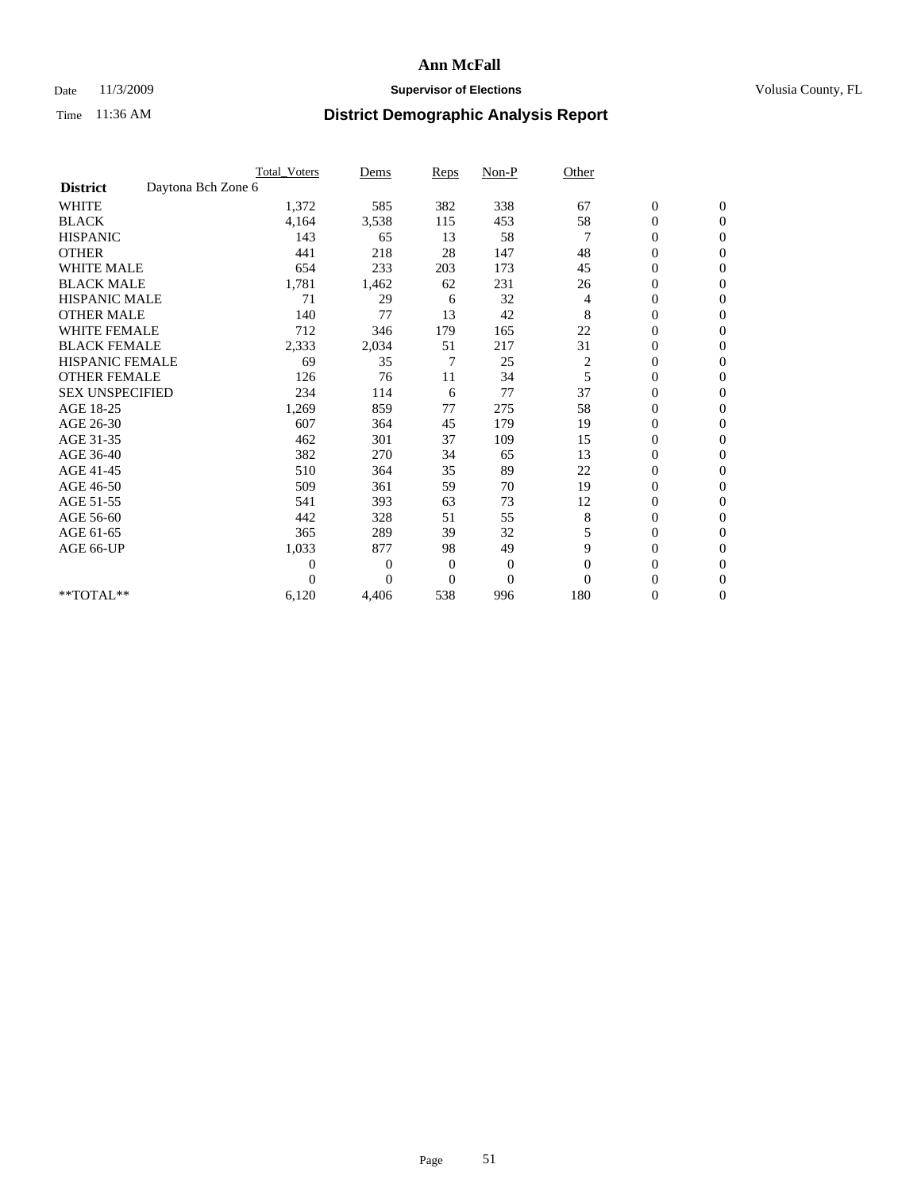# Ann McFall

Date 11/3/2009 **Supervisor of Elections** Volusia County, FL

Time 11:36 AM **District Demographic Analysis Report**

| | Total_Voters | Dems | Reps | Non-P | Other | | |
|---|---|---|---|---|---|---|---|
| **District** Daytona Bch Zone 6 | | | | | | | |
| WHITE | 1,372 | 585 | 382 | 338 | 67 | 0 | 0 |
| BLACK | 4,164 | 3,538 | 115 | 453 | 58 | 0 | 0 |
| HISPANIC | 143 | 65 | 13 | 58 | 7 | 0 | 0 |
| OTHER | 441 | 218 | 28 | 147 | 48 | 0 | 0 |
| WHITE MALE | 654 | 233 | 203 | 173 | 45 | 0 | 0 |
| BLACK MALE | 1,781 | 1,462 | 62 | 231 | 26 | 0 | 0 |
| HISPANIC MALE | 71 | 29 | 6 | 32 | 4 | 0 | 0 |
| OTHER MALE | 140 | 77 | 13 | 42 | 8 | 0 | 0 |
| WHITE FEMALE | 712 | 346 | 179 | 165 | 22 | 0 | 0 |
| BLACK FEMALE | 2,333 | 2,034 | 51 | 217 | 31 | 0 | 0 |
| HISPANIC FEMALE | 69 | 35 | 7 | 25 | 2 | 0 | 0 |
| OTHER FEMALE | 126 | 76 | 11 | 34 | 5 | 0 | 0 |
| SEX UNSPECIFIED | 234 | 114 | 6 | 77 | 37 | 0 | 0 |
| AGE 18-25 | 1,269 | 859 | 77 | 275 | 58 | 0 | 0 |
| AGE 26-30 | 607 | 364 | 45 | 179 | 19 | 0 | 0 |
| AGE 31-35 | 462 | 301 | 37 | 109 | 15 | 0 | 0 |
| AGE 36-40 | 382 | 270 | 34 | 65 | 13 | 0 | 0 |
| AGE 41-45 | 510 | 364 | 35 | 89 | 22 | 0 | 0 |
| AGE 46-50 | 509 | 361 | 59 | 70 | 19 | 0 | 0 |
| AGE 51-55 | 541 | 393 | 63 | 73 | 12 | 0 | 0 |
| AGE 56-60 | 442 | 328 | 51 | 55 | 8 | 0 | 0 |
| AGE 61-65 | 365 | 289 | 39 | 32 | 5 | 0 | 0 |
| AGE 66-UP | 1,033 | 877 | 98 | 49 | 9 | 0 | 0 |
| | 0 | 0 | 0 | 0 | 0 | 0 | 0 |
| | 0 | 0 | 0 | 0 | 0 | 0 | 0 |
| **TOTAL** | 6,120 | 4,406 | 538 | 996 | 180 | 0 | 0 |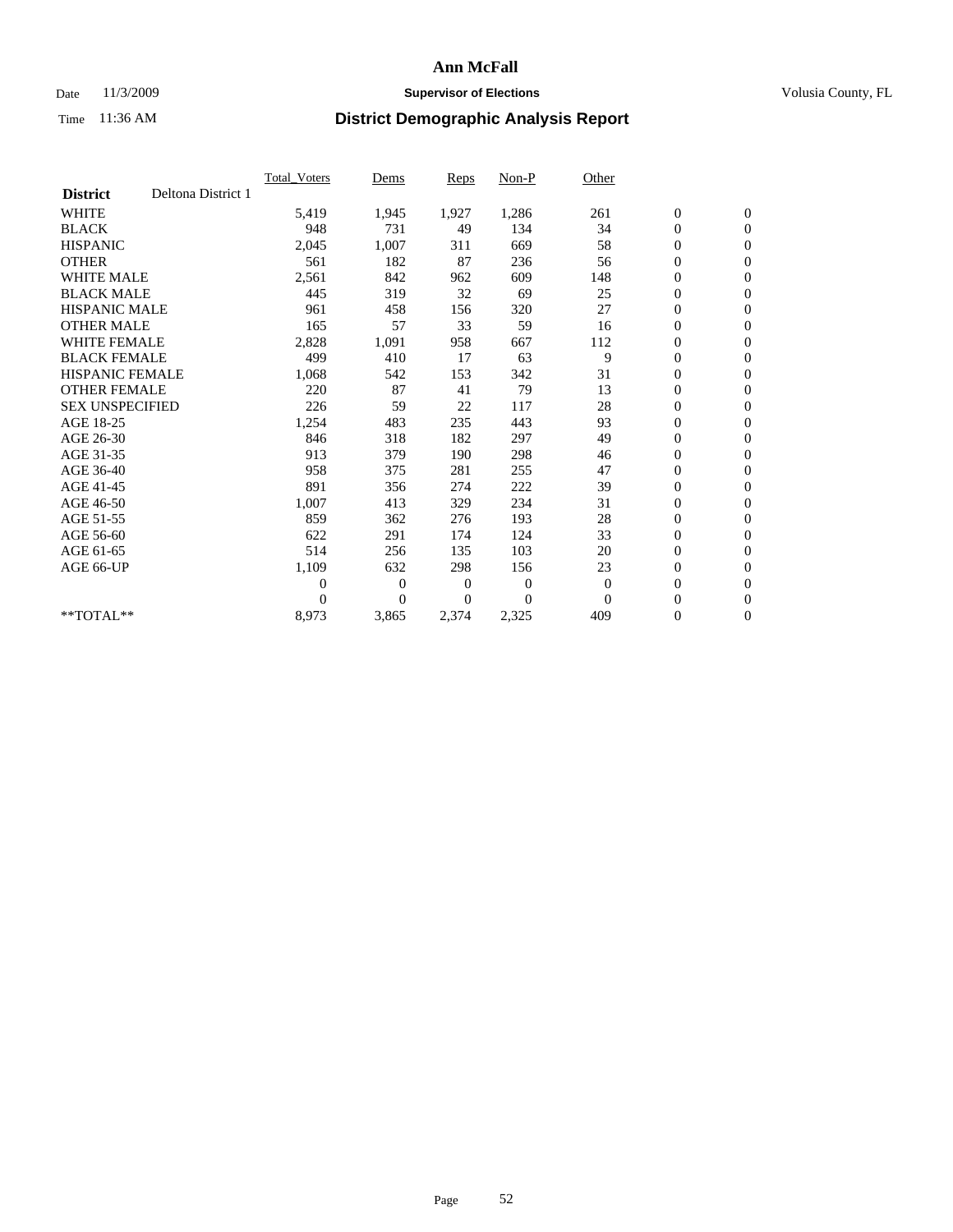# Ann McFall

Date 11/3/2009 **Supervisor of Elections** Volusia County, FL

Time 11:36 AM **District Demographic Analysis Report**

| | Total_Voters | Dems | Reps | Non-P | Other | | |
|---|---|---|---|---|---|---|---|
| **District** Deltona District 1 | | | | | | | |
| WHITE | 5,419 | 1,945 | 1,927 | 1,286 | 261 | 0 | 0 |
| BLACK | 948 | 731 | 49 | 134 | 34 | 0 | 0 |
| HISPANIC | 2,045 | 1,007 | 311 | 669 | 58 | 0 | 0 |
| OTHER | 561 | 182 | 87 | 236 | 56 | 0 | 0 |
| WHITE MALE | 2,561 | 842 | 962 | 609 | 148 | 0 | 0 |
| BLACK MALE | 445 | 319 | 32 | 69 | 25 | 0 | 0 |
| HISPANIC MALE | 961 | 458 | 156 | 320 | 27 | 0 | 0 |
| OTHER MALE | 165 | 57 | 33 | 59 | 16 | 0 | 0 |
| WHITE FEMALE | 2,828 | 1,091 | 958 | 667 | 112 | 0 | 0 |
| BLACK FEMALE | 499 | 410 | 17 | 63 | 9 | 0 | 0 |
| HISPANIC FEMALE | 1,068 | 542 | 153 | 342 | 31 | 0 | 0 |
| OTHER FEMALE | 220 | 87 | 41 | 79 | 13 | 0 | 0 |
| SEX UNSPECIFIED | 226 | 59 | 22 | 117 | 28 | 0 | 0 |
| AGE 18-25 | 1,254 | 483 | 235 | 443 | 93 | 0 | 0 |
| AGE 26-30 | 846 | 318 | 182 | 297 | 49 | 0 | 0 |
| AGE 31-35 | 913 | 379 | 190 | 298 | 46 | 0 | 0 |
| AGE 36-40 | 958 | 375 | 281 | 255 | 47 | 0 | 0 |
| AGE 41-45 | 891 | 356 | 274 | 222 | 39 | 0 | 0 |
| AGE 46-50 | 1,007 | 413 | 329 | 234 | 31 | 0 | 0 |
| AGE 51-55 | 859 | 362 | 276 | 193 | 28 | 0 | 0 |
| AGE 56-60 | 622 | 291 | 174 | 124 | 33 | 0 | 0 |
| AGE 61-65 | 514 | 256 | 135 | 103 | 20 | 0 | 0 |
| AGE 66-UP | 1,109 | 632 | 298 | 156 | 23 | 0 | 0 |
| | 0 | 0 | 0 | 0 | 0 | 0 | 0 |
| | 0 | 0 | 0 | 0 | 0 | 0 | 0 |
| **TOTAL** | 8,973 | 3,865 | 2,374 | 2,325 | 409 | 0 | 0 |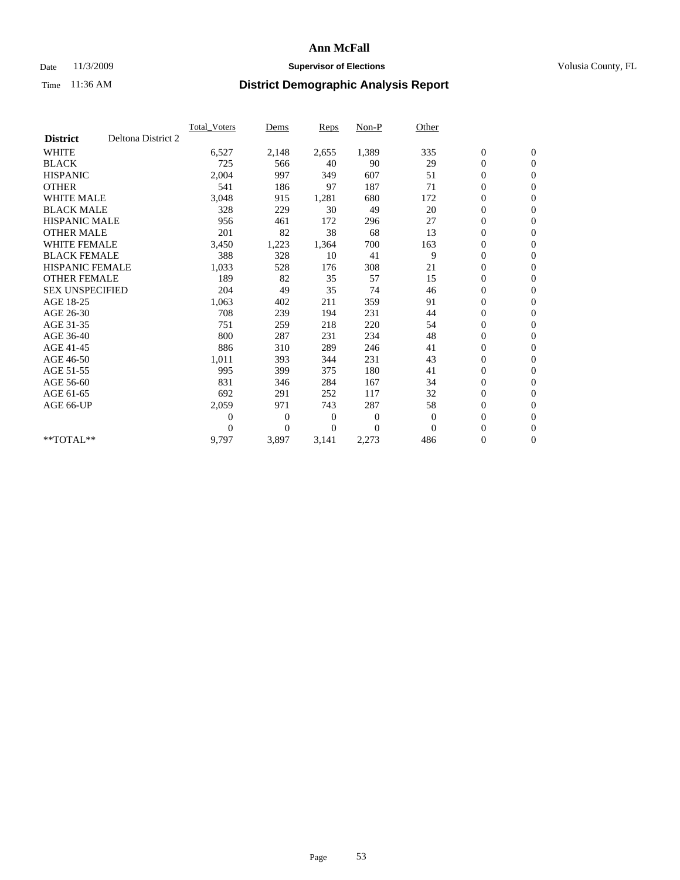# Ann McFall

Date 11/3/2009 **Supervisor of Elections** Volusia County, FL

Time 11:36 AM **District Demographic Analysis Report**

| **District** Deltona District 2 | Total_Voters | Dems | Reps | Non-P | Other | | |
|---|---|---|---|---|---|---|---|
| WHITE | 6,527 | 2,148 | 2,655 | 1,389 | 335 | 0 | 0 |
| BLACK | 725 | 566 | 40 | 90 | 29 | 0 | 0 |
| HISPANIC | 2,004 | 997 | 349 | 607 | 51 | 0 | 0 |
| OTHER | 541 | 186 | 97 | 187 | 71 | 0 | 0 |
| WHITE MALE | 3,048 | 915 | 1,281 | 680 | 172 | 0 | 0 |
| BLACK MALE | 328 | 229 | 30 | 49 | 20 | 0 | 0 |
| HISPANIC MALE | 956 | 461 | 172 | 296 | 27 | 0 | 0 |
| OTHER MALE | 201 | 82 | 38 | 68 | 13 | 0 | 0 |
| WHITE FEMALE | 3,450 | 1,223 | 1,364 | 700 | 163 | 0 | 0 |
| BLACK FEMALE | 388 | 328 | 10 | 41 | 9 | 0 | 0 |
| HISPANIC FEMALE | 1,033 | 528 | 176 | 308 | 21 | 0 | 0 |
| OTHER FEMALE | 189 | 82 | 35 | 57 | 15 | 0 | 0 |
| SEX UNSPECIFIED | 204 | 49 | 35 | 74 | 46 | 0 | 0 |
| AGE 18-25 | 1,063 | 402 | 211 | 359 | 91 | 0 | 0 |
| AGE 26-30 | 708 | 239 | 194 | 231 | 44 | 0 | 0 |
| AGE 31-35 | 751 | 259 | 218 | 220 | 54 | 0 | 0 |
| AGE 36-40 | 800 | 287 | 231 | 234 | 48 | 0 | 0 |
| AGE 41-45 | 886 | 310 | 289 | 246 | 41 | 0 | 0 |
| AGE 46-50 | 1,011 | 393 | 344 | 231 | 43 | 0 | 0 |
| AGE 51-55 | 995 | 399 | 375 | 180 | 41 | 0 | 0 |
| AGE 56-60 | 831 | 346 | 284 | 167 | 34 | 0 | 0 |
| AGE 61-65 | 692 | 291 | 252 | 117 | 32 | 0 | 0 |
| AGE 66-UP | 2,059 | 971 | 743 | 287 | 58 | 0 | 0 |
| | 0 | 0 | 0 | 0 | 0 | 0 | 0 |
| | 0 | 0 | 0 | 0 | 0 | 0 | 0 |
| **TOTAL** | 9,797 | 3,897 | 3,141 | 2,273 | 486 | 0 | 0 |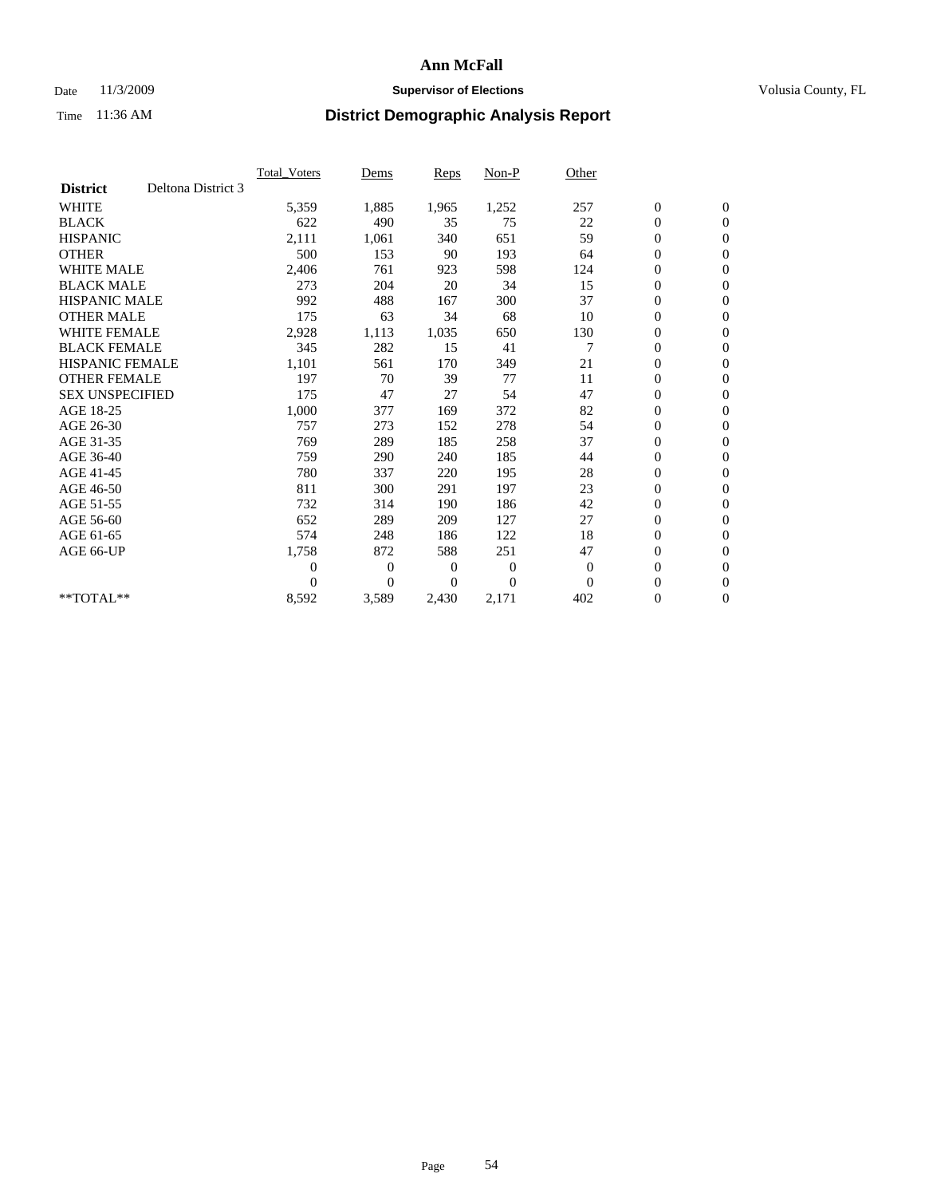# Ann McFall

Date 11/3/2009 **Supervisor of Elections** Volusia County, FL

Time 11:36 AM **District Demographic Analysis Report**

| | Total_Voters | Dems | Reps | Non-P | Other | | |
|---|---|---|---|---|---|---|---|
| **District** Deltona District 3 | | | | | | | |
| WHITE | 5,359 | 1,885 | 1,965 | 1,252 | 257 | 0 | 0 |
| BLACK | 622 | 490 | 35 | 75 | 22 | 0 | 0 |
| HISPANIC | 2,111 | 1,061 | 340 | 651 | 59 | 0 | 0 |
| OTHER | 500 | 153 | 90 | 193 | 64 | 0 | 0 |
| WHITE MALE | 2,406 | 761 | 923 | 598 | 124 | 0 | 0 |
| BLACK MALE | 273 | 204 | 20 | 34 | 15 | 0 | 0 |
| HISPANIC MALE | 992 | 488 | 167 | 300 | 37 | 0 | 0 |
| OTHER MALE | 175 | 63 | 34 | 68 | 10 | 0 | 0 |
| WHITE FEMALE | 2,928 | 1,113 | 1,035 | 650 | 130 | 0 | 0 |
| BLACK FEMALE | 345 | 282 | 15 | 41 | 7 | 0 | 0 |
| HISPANIC FEMALE | 1,101 | 561 | 170 | 349 | 21 | 0 | 0 |
| OTHER FEMALE | 197 | 70 | 39 | 77 | 11 | 0 | 0 |
| SEX UNSPECIFIED | 175 | 47 | 27 | 54 | 47 | 0 | 0 |
| AGE 18-25 | 1,000 | 377 | 169 | 372 | 82 | 0 | 0 |
| AGE 26-30 | 757 | 273 | 152 | 278 | 54 | 0 | 0 |
| AGE 31-35 | 769 | 289 | 185 | 258 | 37 | 0 | 0 |
| AGE 36-40 | 759 | 290 | 240 | 185 | 44 | 0 | 0 |
| AGE 41-45 | 780 | 337 | 220 | 195 | 28 | 0 | 0 |
| AGE 46-50 | 811 | 300 | 291 | 197 | 23 | 0 | 0 |
| AGE 51-55 | 732 | 314 | 190 | 186 | 42 | 0 | 0 |
| AGE 56-60 | 652 | 289 | 209 | 127 | 27 | 0 | 0 |
| AGE 61-65 | 574 | 248 | 186 | 122 | 18 | 0 | 0 |
| AGE 66-UP | 1,758 | 872 | 588 | 251 | 47 | 0 | 0 |
| | 0 | 0 | 0 | 0 | 0 | 0 | 0 |
| | 0 | 0 | 0 | 0 | 0 | 0 | 0 |
| **TOTAL** | 8,592 | 3,589 | 2,430 | 2,171 | 402 | 0 | 0 |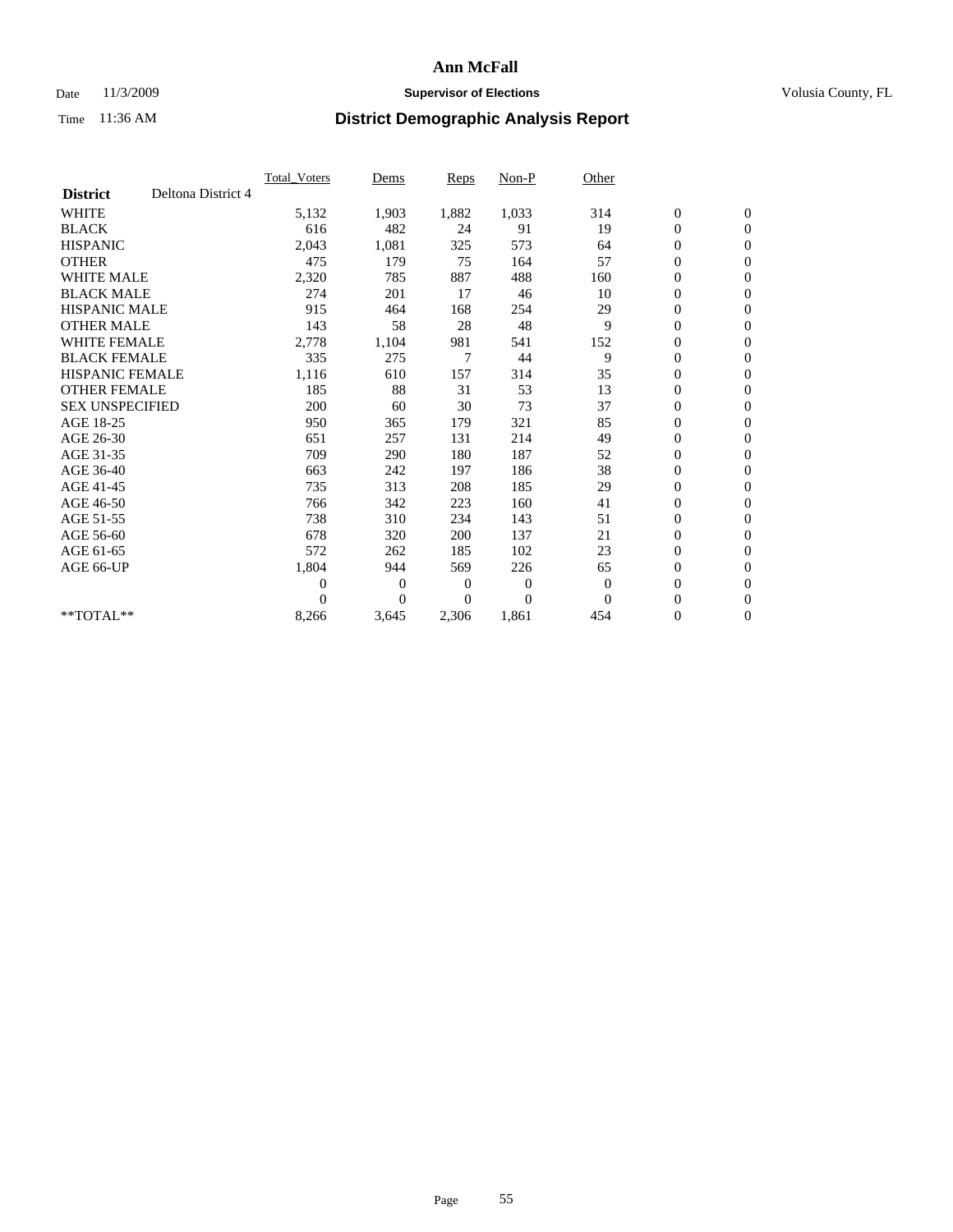# Ann McFall

Date 11/3/2009 **Supervisor of Elections** Volusia County, FL

Time 11:36 AM **District Demographic Analysis Report**

| | Total_Voters | Dems | Reps | Non-P | Other | | |
|---|---|---|---|---|---|---|---|
| **District** Deltona District 4 | | | | | | | |
| WHITE | 5,132 | 1,903 | 1,882 | 1,033 | 314 | 0 | 0 |
| BLACK | 616 | 482 | 24 | 91 | 19 | 0 | 0 |
| HISPANIC | 2,043 | 1,081 | 325 | 573 | 64 | 0 | 0 |
| OTHER | 475 | 179 | 75 | 164 | 57 | 0 | 0 |
| WHITE MALE | 2,320 | 785 | 887 | 488 | 160 | 0 | 0 |
| BLACK MALE | 274 | 201 | 17 | 46 | 10 | 0 | 0 |
| HISPANIC MALE | 915 | 464 | 168 | 254 | 29 | 0 | 0 |
| OTHER MALE | 143 | 58 | 28 | 48 | 9 | 0 | 0 |
| WHITE FEMALE | 2,778 | 1,104 | 981 | 541 | 152 | 0 | 0 |
| BLACK FEMALE | 335 | 275 | 7 | 44 | 9 | 0 | 0 |
| HISPANIC FEMALE | 1,116 | 610 | 157 | 314 | 35 | 0 | 0 |
| OTHER FEMALE | 185 | 88 | 31 | 53 | 13 | 0 | 0 |
| SEX UNSPECIFIED | 200 | 60 | 30 | 73 | 37 | 0 | 0 |
| AGE 18-25 | 950 | 365 | 179 | 321 | 85 | 0 | 0 |
| AGE 26-30 | 651 | 257 | 131 | 214 | 49 | 0 | 0 |
| AGE 31-35 | 709 | 290 | 180 | 187 | 52 | 0 | 0 |
| AGE 36-40 | 663 | 242 | 197 | 186 | 38 | 0 | 0 |
| AGE 41-45 | 735 | 313 | 208 | 185 | 29 | 0 | 0 |
| AGE 46-50 | 766 | 342 | 223 | 160 | 41 | 0 | 0 |
| AGE 51-55 | 738 | 310 | 234 | 143 | 51 | 0 | 0 |
| AGE 56-60 | 678 | 320 | 200 | 137 | 21 | 0 | 0 |
| AGE 61-65 | 572 | 262 | 185 | 102 | 23 | 0 | 0 |
| AGE 66-UP | 1,804 | 944 | 569 | 226 | 65 | 0 | 0 |
| | 0 | 0 | 0 | 0 | 0 | 0 | 0 |
| | 0 | 0 | 0 | 0 | 0 | 0 | 0 |
| **TOTAL** | 8,266 | 3,645 | 2,306 | 1,861 | 454 | 0 | 0 |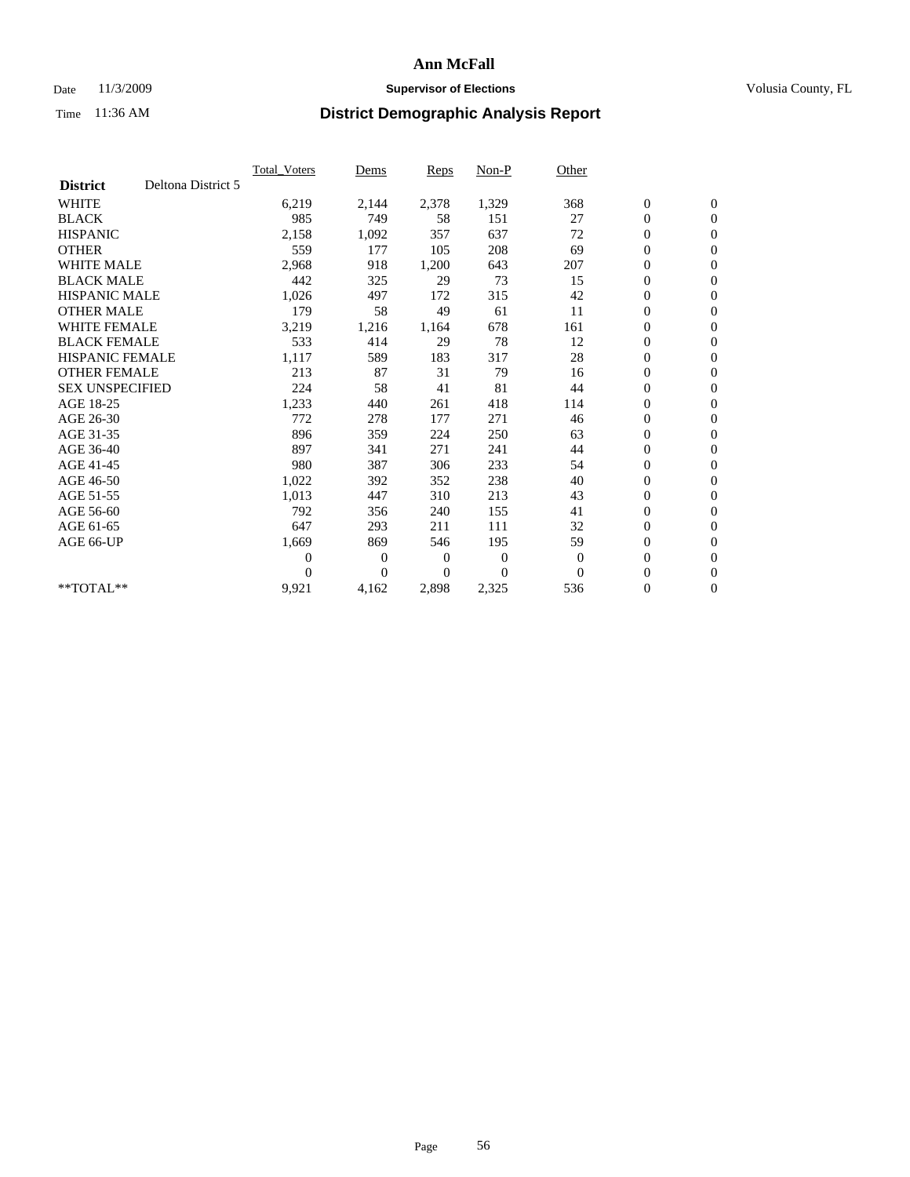# Ann McFall

Date 11/3/2009 **Supervisor of Elections** Volusia County, FL

Time 11:36 AM **District Demographic Analysis Report**

| | Total_Voters | Dems | Reps | Non-P | Other | | |
|---|---|---|---|---|---|---|---|
| **District** Deltona District 5 | | | | | | | |
| WHITE | 6,219 | 2,144 | 2,378 | 1,329 | 368 | 0 | 0 |
| BLACK | 985 | 749 | 58 | 151 | 27 | 0 | 0 |
| HISPANIC | 2,158 | 1,092 | 357 | 637 | 72 | 0 | 0 |
| OTHER | 559 | 177 | 105 | 208 | 69 | 0 | 0 |
| WHITE MALE | 2,968 | 918 | 1,200 | 643 | 207 | 0 | 0 |
| BLACK MALE | 442 | 325 | 29 | 73 | 15 | 0 | 0 |
| HISPANIC MALE | 1,026 | 497 | 172 | 315 | 42 | 0 | 0 |
| OTHER MALE | 179 | 58 | 49 | 61 | 11 | 0 | 0 |
| WHITE FEMALE | 3,219 | 1,216 | 1,164 | 678 | 161 | 0 | 0 |
| BLACK FEMALE | 533 | 414 | 29 | 78 | 12 | 0 | 0 |
| HISPANIC FEMALE | 1,117 | 589 | 183 | 317 | 28 | 0 | 0 |
| OTHER FEMALE | 213 | 87 | 31 | 79 | 16 | 0 | 0 |
| SEX UNSPECIFIED | 224 | 58 | 41 | 81 | 44 | 0 | 0 |
| AGE 18-25 | 1,233 | 440 | 261 | 418 | 114 | 0 | 0 |
| AGE 26-30 | 772 | 278 | 177 | 271 | 46 | 0 | 0 |
| AGE 31-35 | 896 | 359 | 224 | 250 | 63 | 0 | 0 |
| AGE 36-40 | 897 | 341 | 271 | 241 | 44 | 0 | 0 |
| AGE 41-45 | 980 | 387 | 306 | 233 | 54 | 0 | 0 |
| AGE 46-50 | 1,022 | 392 | 352 | 238 | 40 | 0 | 0 |
| AGE 51-55 | 1,013 | 447 | 310 | 213 | 43 | 0 | 0 |
| AGE 56-60 | 792 | 356 | 240 | 155 | 41 | 0 | 0 |
| AGE 61-65 | 647 | 293 | 211 | 111 | 32 | 0 | 0 |
| AGE 66-UP | 1,669 | 869 | 546 | 195 | 59 | 0 | 0 |
| | 0 | 0 | 0 | 0 | 0 | 0 | 0 |
| | 0 | 0 | 0 | 0 | 0 | 0 | 0 |
| **TOTAL** | 9,921 | 4,162 | 2,898 | 2,325 | 536 | 0 | 0 |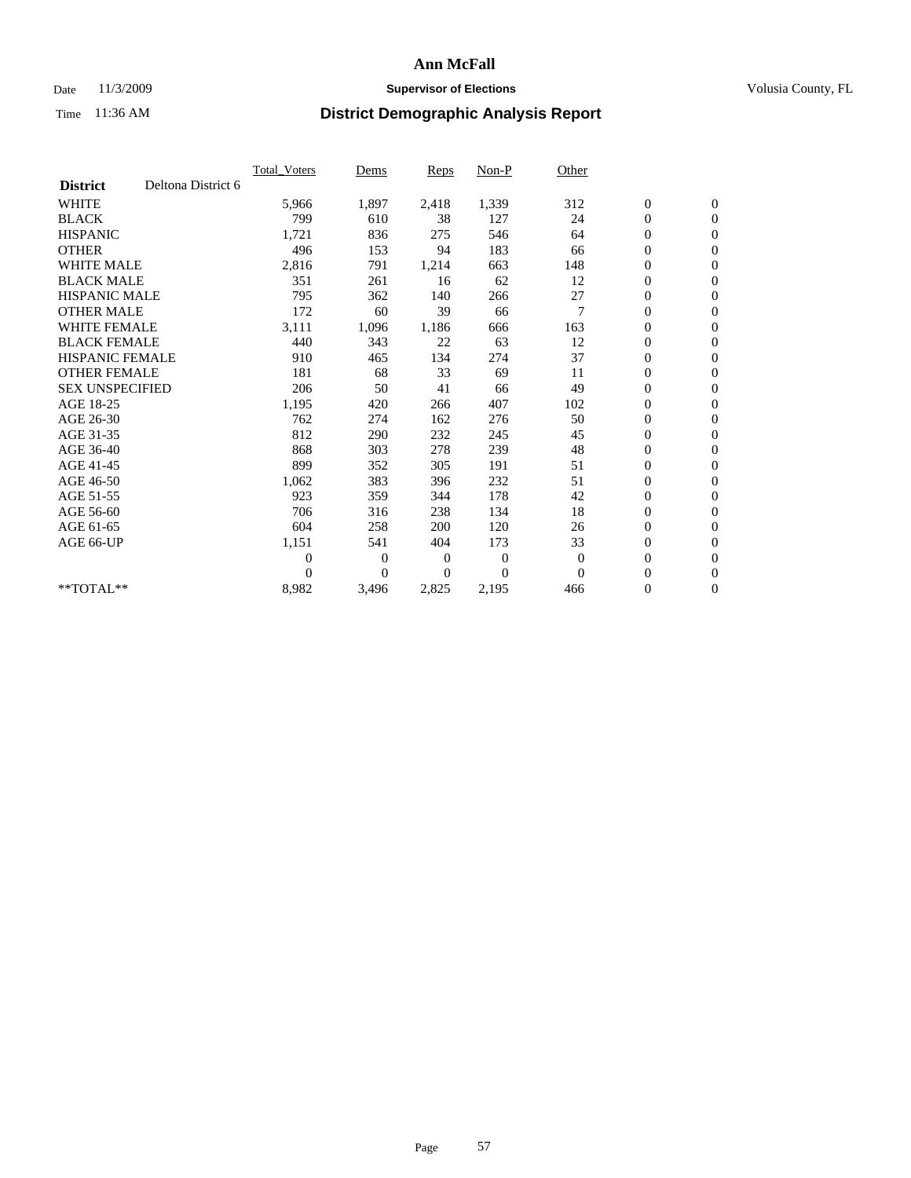# Ann McFall

Date 11/3/2009 **Supervisor of Elections** Volusia County, FL

Time 11:36 AM **District Demographic Analysis Report**

| | Total_Voters | Dems | Reps | Non-P | Other | | |
|---|---|---|---|---|---|---|---|
| **District** Deltona District 6 | | | | | | | |
| WHITE | 5,966 | 1,897 | 2,418 | 1,339 | 312 | 0 | 0 |
| BLACK | 799 | 610 | 38 | 127 | 24 | 0 | 0 |
| HISPANIC | 1,721 | 836 | 275 | 546 | 64 | 0 | 0 |
| OTHER | 496 | 153 | 94 | 183 | 66 | 0 | 0 |
| WHITE MALE | 2,816 | 791 | 1,214 | 663 | 148 | 0 | 0 |
| BLACK MALE | 351 | 261 | 16 | 62 | 12 | 0 | 0 |
| HISPANIC MALE | 795 | 362 | 140 | 266 | 27 | 0 | 0 |
| OTHER MALE | 172 | 60 | 39 | 66 | 7 | 0 | 0 |
| WHITE FEMALE | 3,111 | 1,096 | 1,186 | 666 | 163 | 0 | 0 |
| BLACK FEMALE | 440 | 343 | 22 | 63 | 12 | 0 | 0 |
| HISPANIC FEMALE | 910 | 465 | 134 | 274 | 37 | 0 | 0 |
| OTHER FEMALE | 181 | 68 | 33 | 69 | 11 | 0 | 0 |
| SEX UNSPECIFIED | 206 | 50 | 41 | 66 | 49 | 0 | 0 |
| AGE 18-25 | 1,195 | 420 | 266 | 407 | 102 | 0 | 0 |
| AGE 26-30 | 762 | 274 | 162 | 276 | 50 | 0 | 0 |
| AGE 31-35 | 812 | 290 | 232 | 245 | 45 | 0 | 0 |
| AGE 36-40 | 868 | 303 | 278 | 239 | 48 | 0 | 0 |
| AGE 41-45 | 899 | 352 | 305 | 191 | 51 | 0 | 0 |
| AGE 46-50 | 1,062 | 383 | 396 | 232 | 51 | 0 | 0 |
| AGE 51-55 | 923 | 359 | 344 | 178 | 42 | 0 | 0 |
| AGE 56-60 | 706 | 316 | 238 | 134 | 18 | 0 | 0 |
| AGE 61-65 | 604 | 258 | 200 | 120 | 26 | 0 | 0 |
| AGE 66-UP | 1,151 | 541 | 404 | 173 | 33 | 0 | 0 |
| | 0 | 0 | 0 | 0 | 0 | 0 | 0 |
| | 0 | 0 | 0 | 0 | 0 | 0 | 0 |
| **TOTAL** | 8,982 | 3,496 | 2,825 | 2,195 | 466 | 0 | 0 |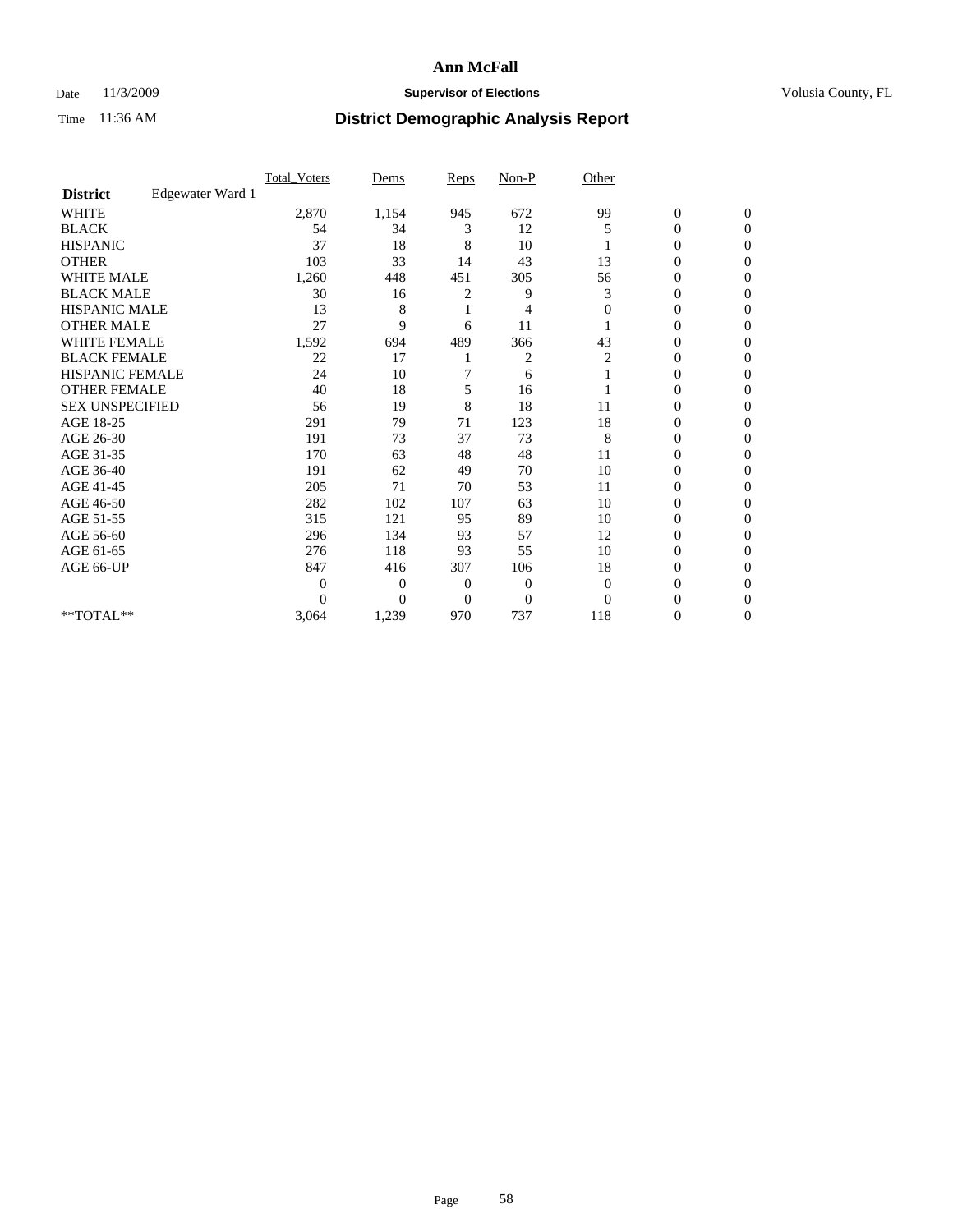# Ann McFall

Date 11/3/2009 **Supervisor of Elections** Volusia County, FL

Time 11:36 AM **District Demographic Analysis Report**

| | Total_Voters | Dems | Reps | Non-P | Other | | |
|---|---|---|---|---|---|---|---|
| **District** Edgewater Ward 1 | | | | | | | |
| WHITE | 2,870 | 1,154 | 945 | 672 | 99 | 0 | 0 |
| BLACK | 54 | 34 | 3 | 12 | 5 | 0 | 0 |
| HISPANIC | 37 | 18 | 8 | 10 | 1 | 0 | 0 |
| OTHER | 103 | 33 | 14 | 43 | 13 | 0 | 0 |
| WHITE MALE | 1,260 | 448 | 451 | 305 | 56 | 0 | 0 |
| BLACK MALE | 30 | 16 | 2 | 9 | 3 | 0 | 0 |
| HISPANIC MALE | 13 | 8 | 1 | 4 | 0 | 0 | 0 |
| OTHER MALE | 27 | 9 | 6 | 11 | 1 | 0 | 0 |
| WHITE FEMALE | 1,592 | 694 | 489 | 366 | 43 | 0 | 0 |
| BLACK FEMALE | 22 | 17 | 1 | 2 | 2 | 0 | 0 |
| HISPANIC FEMALE | 24 | 10 | 7 | 6 | 1 | 0 | 0 |
| OTHER FEMALE | 40 | 18 | 5 | 16 | 1 | 0 | 0 |
| SEX UNSPECIFIED | 56 | 19 | 8 | 18 | 11 | 0 | 0 |
| AGE 18-25 | 291 | 79 | 71 | 123 | 18 | 0 | 0 |
| AGE 26-30 | 191 | 73 | 37 | 73 | 8 | 0 | 0 |
| AGE 31-35 | 170 | 63 | 48 | 48 | 11 | 0 | 0 |
| AGE 36-40 | 191 | 62 | 49 | 70 | 10 | 0 | 0 |
| AGE 41-45 | 205 | 71 | 70 | 53 | 11 | 0 | 0 |
| AGE 46-50 | 282 | 102 | 107 | 63 | 10 | 0 | 0 |
| AGE 51-55 | 315 | 121 | 95 | 89 | 10 | 0 | 0 |
| AGE 56-60 | 296 | 134 | 93 | 57 | 12 | 0 | 0 |
| AGE 61-65 | 276 | 118 | 93 | 55 | 10 | 0 | 0 |
| AGE 66-UP | 847 | 416 | 307 | 106 | 18 | 0 | 0 |
| | 0 | 0 | 0 | 0 | 0 | 0 | 0 |
| | 0 | 0 | 0 | 0 | 0 | 0 | 0 |
| **TOTAL** | 3,064 | 1,239 | 970 | 737 | 118 | 0 | 0 |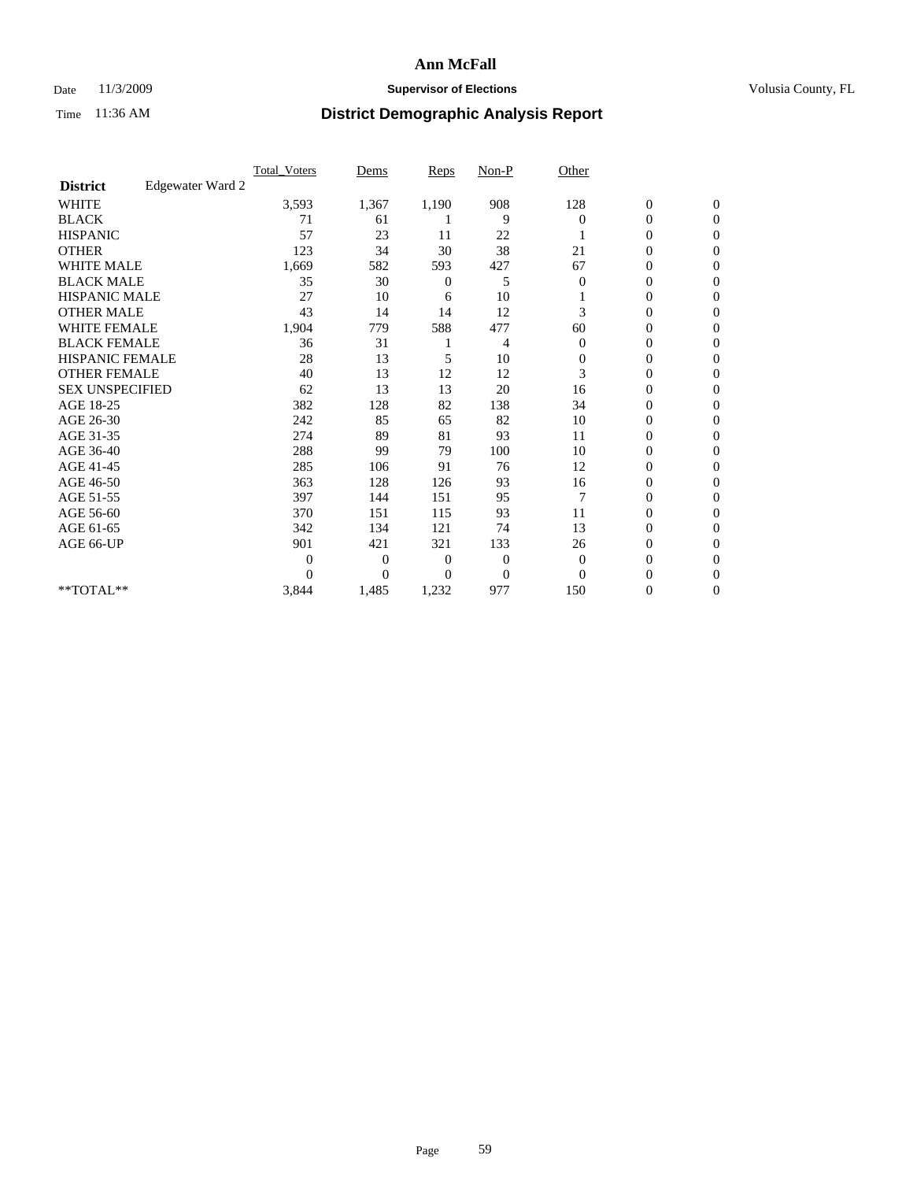# Ann McFall

Date 11/3/2009 **Supervisor of Elections** Volusia County, FL

Time 11:36 AM **District Demographic Analysis Report**

| | Total_Voters | Dems | Reps | Non-P | Other | | |
|---|---|---|---|---|---|---|---|
| **District** Edgewater Ward 2 | | | | | | | |
| WHITE | 3,593 | 1,367 | 1,190 | 908 | 128 | 0 | 0 |
| BLACK | 71 | 61 | 1 | 9 | 0 | 0 | 0 |
| HISPANIC | 57 | 23 | 11 | 22 | 1 | 0 | 0 |
| OTHER | 123 | 34 | 30 | 38 | 21 | 0 | 0 |
| WHITE MALE | 1,669 | 582 | 593 | 427 | 67 | 0 | 0 |
| BLACK MALE | 35 | 30 | 0 | 5 | 0 | 0 | 0 |
| HISPANIC MALE | 27 | 10 | 6 | 10 | 1 | 0 | 0 |
| OTHER MALE | 43 | 14 | 14 | 12 | 3 | 0 | 0 |
| WHITE FEMALE | 1,904 | 779 | 588 | 477 | 60 | 0 | 0 |
| BLACK FEMALE | 36 | 31 | 1 | 4 | 0 | 0 | 0 |
| HISPANIC FEMALE | 28 | 13 | 5 | 10 | 0 | 0 | 0 |
| OTHER FEMALE | 40 | 13 | 12 | 12 | 3 | 0 | 0 |
| SEX UNSPECIFIED | 62 | 13 | 13 | 20 | 16 | 0 | 0 |
| AGE 18-25 | 382 | 128 | 82 | 138 | 34 | 0 | 0 |
| AGE 26-30 | 242 | 85 | 65 | 82 | 10 | 0 | 0 |
| AGE 31-35 | 274 | 89 | 81 | 93 | 11 | 0 | 0 |
| AGE 36-40 | 288 | 99 | 79 | 100 | 10 | 0 | 0 |
| AGE 41-45 | 285 | 106 | 91 | 76 | 12 | 0 | 0 |
| AGE 46-50 | 363 | 128 | 126 | 93 | 16 | 0 | 0 |
| AGE 51-55 | 397 | 144 | 151 | 95 | 7 | 0 | 0 |
| AGE 56-60 | 370 | 151 | 115 | 93 | 11 | 0 | 0 |
| AGE 61-65 | 342 | 134 | 121 | 74 | 13 | 0 | 0 |
| AGE 66-UP | 901 | 421 | 321 | 133 | 26 | 0 | 0 |
| | 0 | 0 | 0 | 0 | 0 | 0 | 0 |
| | 0 | 0 | 0 | 0 | 0 | 0 | 0 |
| **TOTAL** | 3,844 | 1,485 | 1,232 | 977 | 150 | 0 | 0 |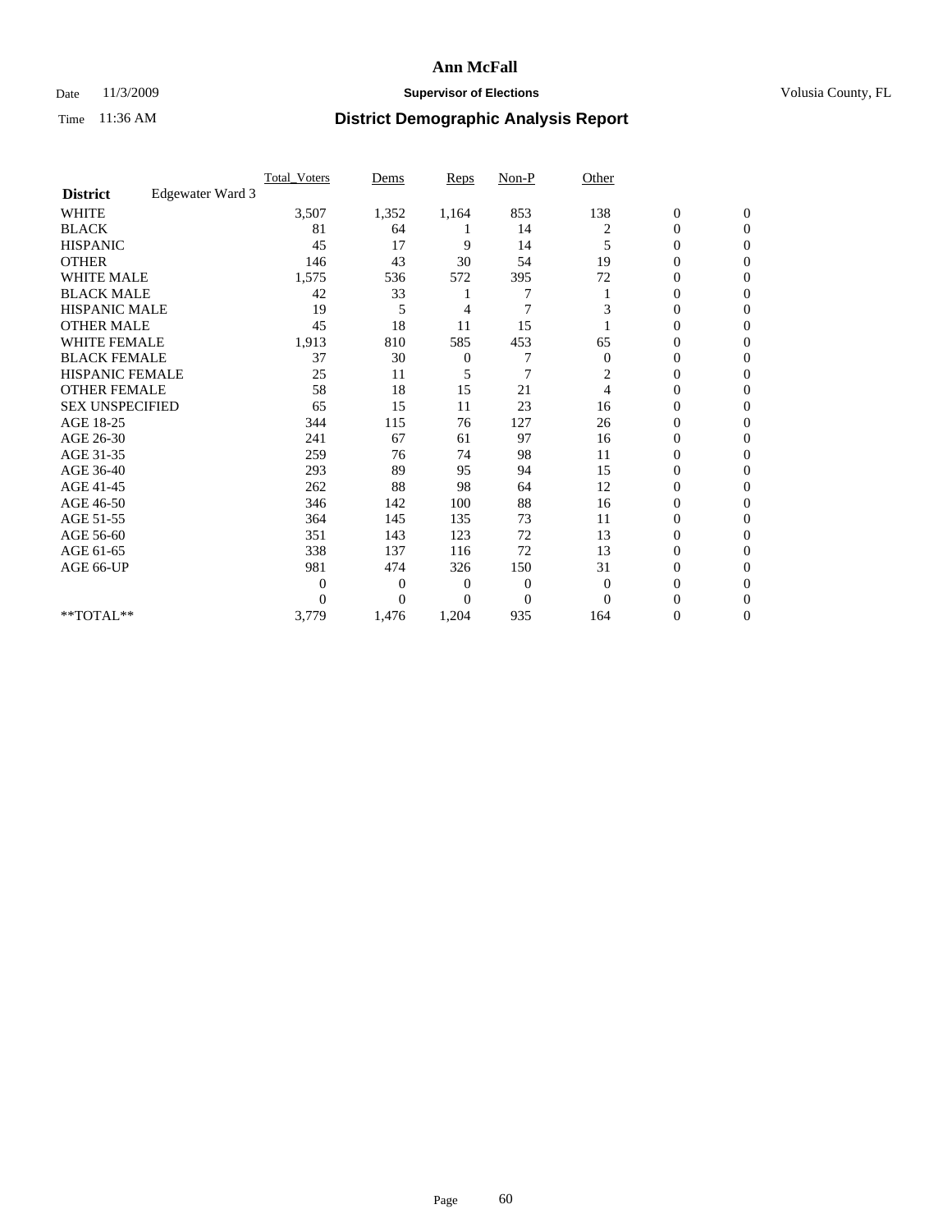# Ann McFall

Date 11/3/2009 **Supervisor of Elections** Volusia County, FL

Time 11:36 AM **District Demographic Analysis Report**

| | Total_Voters | Dems | Reps | Non-P | Other | | |
|---|---|---|---|---|---|---|---|
| **District** Edgewater Ward 3 | | | | | | | |
| WHITE | 3,507 | 1,352 | 1,164 | 853 | 138 | 0 | 0 |
| BLACK | 81 | 64 | 1 | 14 | 2 | 0 | 0 |
| HISPANIC | 45 | 17 | 9 | 14 | 5 | 0 | 0 |
| OTHER | 146 | 43 | 30 | 54 | 19 | 0 | 0 |
| WHITE MALE | 1,575 | 536 | 572 | 395 | 72 | 0 | 0 |
| BLACK MALE | 42 | 33 | 1 | 7 | 1 | 0 | 0 |
| HISPANIC MALE | 19 | 5 | 4 | 7 | 3 | 0 | 0 |
| OTHER MALE | 45 | 18 | 11 | 15 | 1 | 0 | 0 |
| WHITE FEMALE | 1,913 | 810 | 585 | 453 | 65 | 0 | 0 |
| BLACK FEMALE | 37 | 30 | 0 | 7 | 0 | 0 | 0 |
| HISPANIC FEMALE | 25 | 11 | 5 | 7 | 2 | 0 | 0 |
| OTHER FEMALE | 58 | 18 | 15 | 21 | 4 | 0 | 0 |
| SEX UNSPECIFIED | 65 | 15 | 11 | 23 | 16 | 0 | 0 |
| AGE 18-25 | 344 | 115 | 76 | 127 | 26 | 0 | 0 |
| AGE 26-30 | 241 | 67 | 61 | 97 | 16 | 0 | 0 |
| AGE 31-35 | 259 | 76 | 74 | 98 | 11 | 0 | 0 |
| AGE 36-40 | 293 | 89 | 95 | 94 | 15 | 0 | 0 |
| AGE 41-45 | 262 | 88 | 98 | 64 | 12 | 0 | 0 |
| AGE 46-50 | 346 | 142 | 100 | 88 | 16 | 0 | 0 |
| AGE 51-55 | 364 | 145 | 135 | 73 | 11 | 0 | 0 |
| AGE 56-60 | 351 | 143 | 123 | 72 | 13 | 0 | 0 |
| AGE 61-65 | 338 | 137 | 116 | 72 | 13 | 0 | 0 |
| AGE 66-UP | 981 | 474 | 326 | 150 | 31 | 0 | 0 |
| | 0 | 0 | 0 | 0 | 0 | 0 | 0 |
| | 0 | 0 | 0 | 0 | 0 | 0 | 0 |
| **TOTAL** | 3,779 | 1,476 | 1,204 | 935 | 164 | 0 | 0 |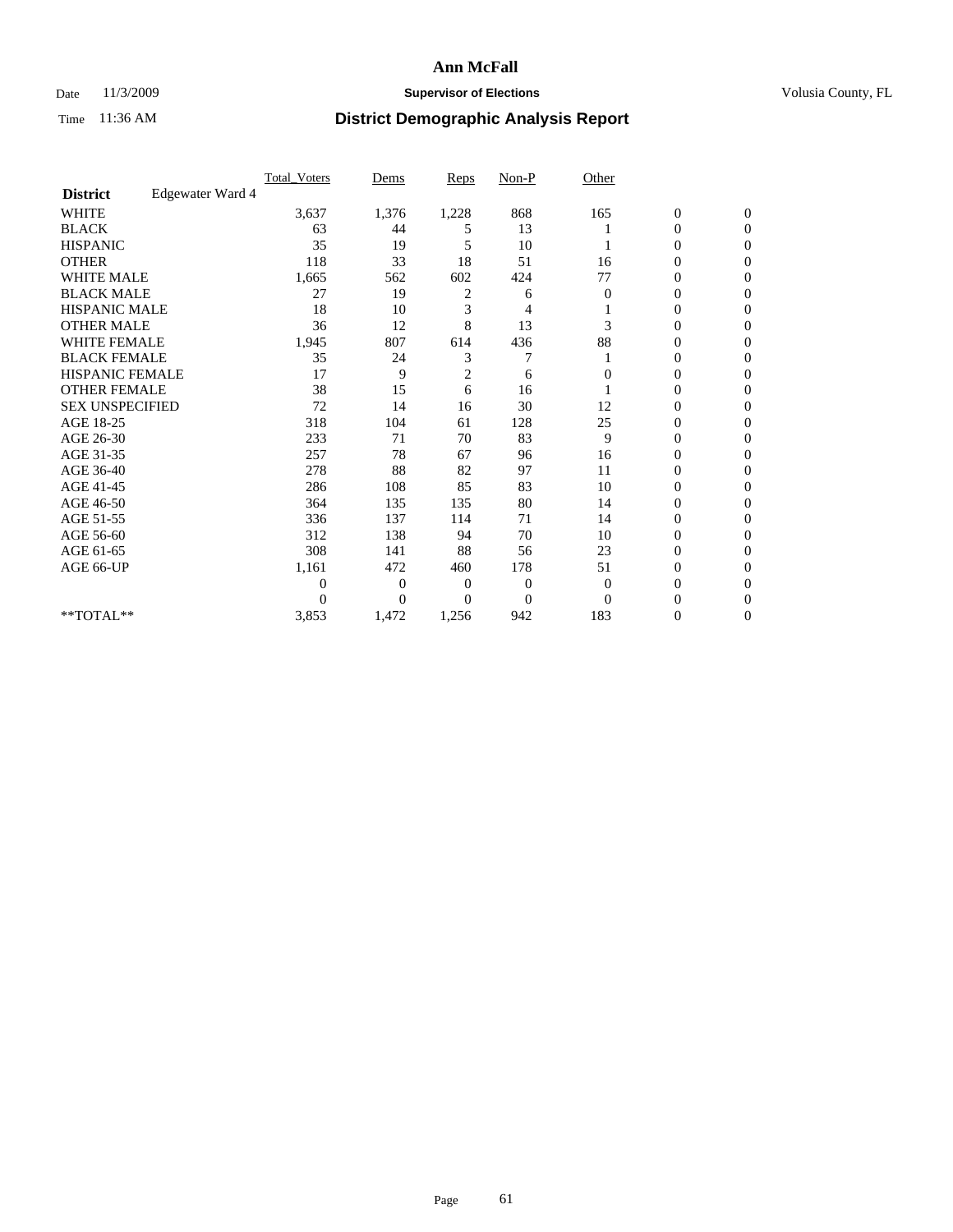# Ann McFall

Date 11/3/2009 **Supervisor of Elections** Volusia County, FL

Time 11:36 AM **District Demographic Analysis Report**

| | Total_Voters | Dems | Reps | Non-P | Other | | |
|---|---|---|---|---|---|---|---|
| **District** Edgewater Ward 4 | | | | | | | |
| WHITE | 3,637 | 1,376 | 1,228 | 868 | 165 | 0 | 0 |
| BLACK | 63 | 44 | 5 | 13 | 1 | 0 | 0 |
| HISPANIC | 35 | 19 | 5 | 10 | 1 | 0 | 0 |
| OTHER | 118 | 33 | 18 | 51 | 16 | 0 | 0 |
| WHITE MALE | 1,665 | 562 | 602 | 424 | 77 | 0 | 0 |
| BLACK MALE | 27 | 19 | 2 | 6 | 0 | 0 | 0 |
| HISPANIC MALE | 18 | 10 | 3 | 4 | 1 | 0 | 0 |
| OTHER MALE | 36 | 12 | 8 | 13 | 3 | 0 | 0 |
| WHITE FEMALE | 1,945 | 807 | 614 | 436 | 88 | 0 | 0 |
| BLACK FEMALE | 35 | 24 | 3 | 7 | 1 | 0 | 0 |
| HISPANIC FEMALE | 17 | 9 | 2 | 6 | 0 | 0 | 0 |
| OTHER FEMALE | 38 | 15 | 6 | 16 | 1 | 0 | 0 |
| SEX UNSPECIFIED | 72 | 14 | 16 | 30 | 12 | 0 | 0 |
| AGE 18-25 | 318 | 104 | 61 | 128 | 25 | 0 | 0 |
| AGE 26-30 | 233 | 71 | 70 | 83 | 9 | 0 | 0 |
| AGE 31-35 | 257 | 78 | 67 | 96 | 16 | 0 | 0 |
| AGE 36-40 | 278 | 88 | 82 | 97 | 11 | 0 | 0 |
| AGE 41-45 | 286 | 108 | 85 | 83 | 10 | 0 | 0 |
| AGE 46-50 | 364 | 135 | 135 | 80 | 14 | 0 | 0 |
| AGE 51-55 | 336 | 137 | 114 | 71 | 14 | 0 | 0 |
| AGE 56-60 | 312 | 138 | 94 | 70 | 10 | 0 | 0 |
| AGE 61-65 | 308 | 141 | 88 | 56 | 23 | 0 | 0 |
| AGE 66-UP | 1,161 | 472 | 460 | 178 | 51 | 0 | 0 |
| | 0 | 0 | 0 | 0 | 0 | 0 | 0 |
| | 0 | 0 | 0 | 0 | 0 | 0 | 0 |
| **TOTAL** | 3,853 | 1,472 | 1,256 | 942 | 183 | 0 | 0 |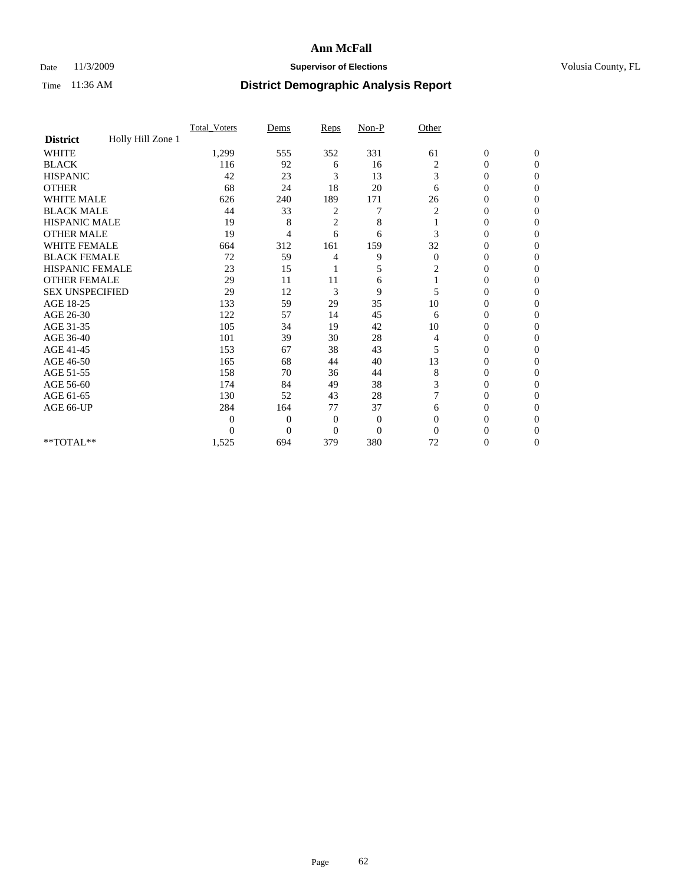# Ann McFall

Date 11/3/2009 **Supervisor of Elections** Volusia County, FL

Time 11:36 AM **District Demographic Analysis Report**

| | Total_Voters | Dems | Reps | Non-P | Other | | |
|---|---|---|---|---|---|---|---|
| **District** Holly Hill Zone 1 | | | | | | | |
| WHITE | 1,299 | 555 | 352 | 331 | 61 | 0 | 0 |
| BLACK | 116 | 92 | 6 | 16 | 2 | 0 | 0 |
| HISPANIC | 42 | 23 | 3 | 13 | 3 | 0 | 0 |
| OTHER | 68 | 24 | 18 | 20 | 6 | 0 | 0 |
| WHITE MALE | 626 | 240 | 189 | 171 | 26 | 0 | 0 |
| BLACK MALE | 44 | 33 | 2 | 7 | 2 | 0 | 0 |
| HISPANIC MALE | 19 | 8 | 2 | 8 | 1 | 0 | 0 |
| OTHER MALE | 19 | 4 | 6 | 6 | 3 | 0 | 0 |
| WHITE FEMALE | 664 | 312 | 161 | 159 | 32 | 0 | 0 |
| BLACK FEMALE | 72 | 59 | 4 | 9 | 0 | 0 | 0 |
| HISPANIC FEMALE | 23 | 15 | 1 | 5 | 2 | 0 | 0 |
| OTHER FEMALE | 29 | 11 | 11 | 6 | 1 | 0 | 0 |
| SEX UNSPECIFIED | 29 | 12 | 3 | 9 | 5 | 0 | 0 |
| AGE 18-25 | 133 | 59 | 29 | 35 | 10 | 0 | 0 |
| AGE 26-30 | 122 | 57 | 14 | 45 | 6 | 0 | 0 |
| AGE 31-35 | 105 | 34 | 19 | 42 | 10 | 0 | 0 |
| AGE 36-40 | 101 | 39 | 30 | 28 | 4 | 0 | 0 |
| AGE 41-45 | 153 | 67 | 38 | 43 | 5 | 0 | 0 |
| AGE 46-50 | 165 | 68 | 44 | 40 | 13 | 0 | 0 |
| AGE 51-55 | 158 | 70 | 36 | 44 | 8 | 0 | 0 |
| AGE 56-60 | 174 | 84 | 49 | 38 | 3 | 0 | 0 |
| AGE 61-65 | 130 | 52 | 43 | 28 | 7 | 0 | 0 |
| AGE 66-UP | 284 | 164 | 77 | 37 | 6 | 0 | 0 |
| | 0 | 0 | 0 | 0 | 0 | 0 | 0 |
| | 0 | 0 | 0 | 0 | 0 | 0 | 0 |
| **TOTAL** | 1,525 | 694 | 379 | 380 | 72 | 0 | 0 |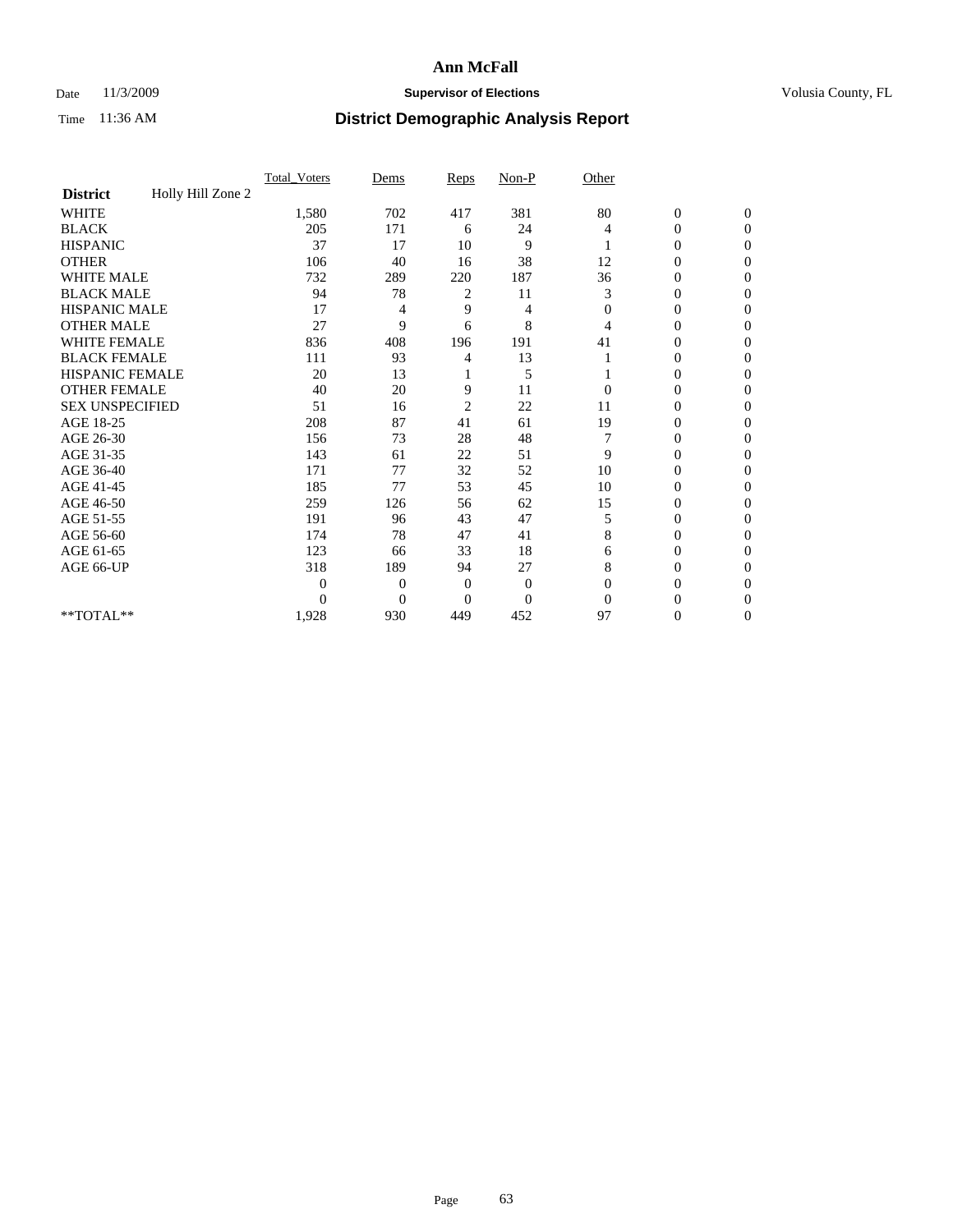# Ann McFall

Date 11/3/2009 **Supervisor of Elections** Volusia County, FL

Time 11:36 AM **District Demographic Analysis Report**

| | Total_Voters | Dems | Reps | Non-P | Other | | |
|---|---|---|---|---|---|---|---|
| **District** Holly Hill Zone 2 | | | | | | | |
| WHITE | 1,580 | 702 | 417 | 381 | 80 | 0 | 0 |
| BLACK | 205 | 171 | 6 | 24 | 4 | 0 | 0 |
| HISPANIC | 37 | 17 | 10 | 9 | 1 | 0 | 0 |
| OTHER | 106 | 40 | 16 | 38 | 12 | 0 | 0 |
| WHITE MALE | 732 | 289 | 220 | 187 | 36 | 0 | 0 |
| BLACK MALE | 94 | 78 | 2 | 11 | 3 | 0 | 0 |
| HISPANIC MALE | 17 | 4 | 9 | 4 | 0 | 0 | 0 |
| OTHER MALE | 27 | 9 | 6 | 8 | 4 | 0 | 0 |
| WHITE FEMALE | 836 | 408 | 196 | 191 | 41 | 0 | 0 |
| BLACK FEMALE | 111 | 93 | 4 | 13 | 1 | 0 | 0 |
| HISPANIC FEMALE | 20 | 13 | 1 | 5 | 1 | 0 | 0 |
| OTHER FEMALE | 40 | 20 | 9 | 11 | 0 | 0 | 0 |
| SEX UNSPECIFIED | 51 | 16 | 2 | 22 | 11 | 0 | 0 |
| AGE 18-25 | 208 | 87 | 41 | 61 | 19 | 0 | 0 |
| AGE 26-30 | 156 | 73 | 28 | 48 | 7 | 0 | 0 |
| AGE 31-35 | 143 | 61 | 22 | 51 | 9 | 0 | 0 |
| AGE 36-40 | 171 | 77 | 32 | 52 | 10 | 0 | 0 |
| AGE 41-45 | 185 | 77 | 53 | 45 | 10 | 0 | 0 |
| AGE 46-50 | 259 | 126 | 56 | 62 | 15 | 0 | 0 |
| AGE 51-55 | 191 | 96 | 43 | 47 | 5 | 0 | 0 |
| AGE 56-60 | 174 | 78 | 47 | 41 | 8 | 0 | 0 |
| AGE 61-65 | 123 | 66 | 33 | 18 | 6 | 0 | 0 |
| AGE 66-UP | 318 | 189 | 94 | 27 | 8 | 0 | 0 |
| | 0 | 0 | 0 | 0 | 0 | 0 | 0 |
| | 0 | 0 | 0 | 0 | 0 | 0 | 0 |
| **TOTAL** | 1,928 | 930 | 449 | 452 | 97 | 0 | 0 |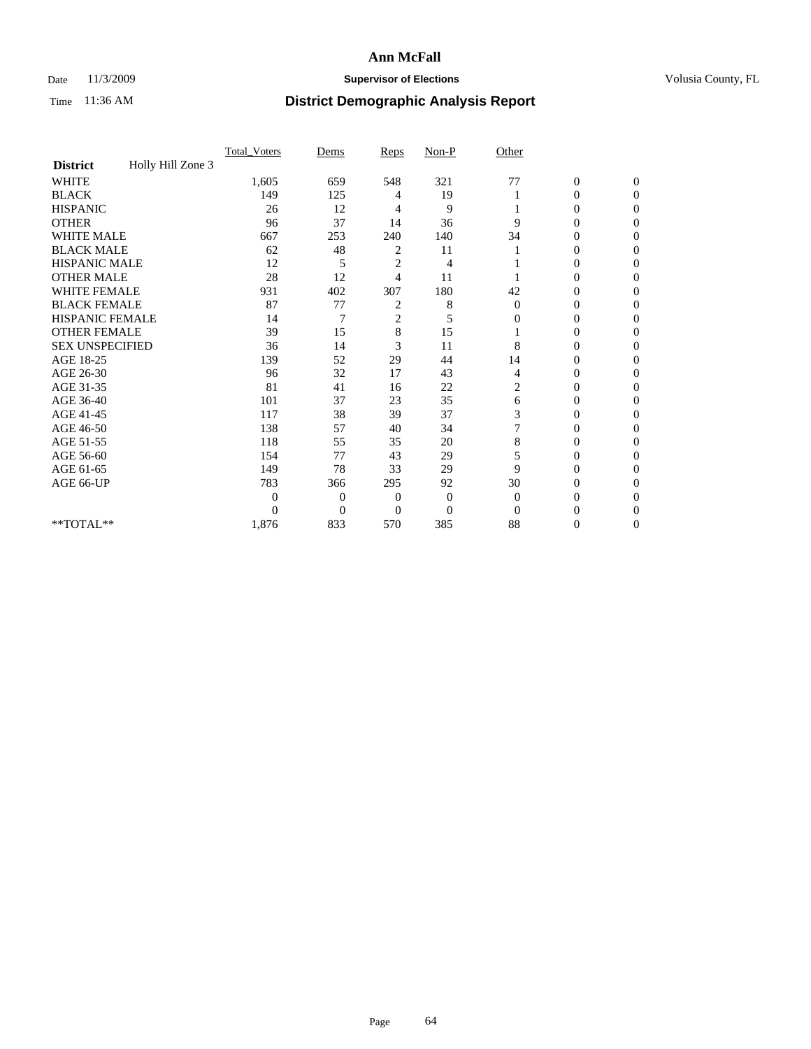# Ann McFall

Date 11/3/2009 **Supervisor of Elections** Volusia County, FL

Time 11:36 AM **District Demographic Analysis Report**

| | Total_Voters | Dems | Reps | Non-P | Other | | |
|---|---|---|---|---|---|---|---|
| **District** Holly Hill Zone 3 | | | | | | | |
| WHITE | 1,605 | 659 | 548 | 321 | 77 | 0 | 0 |
| BLACK | 149 | 125 | 4 | 19 | 1 | 0 | 0 |
| HISPANIC | 26 | 12 | 4 | 9 | 1 | 0 | 0 |
| OTHER | 96 | 37 | 14 | 36 | 9 | 0 | 0 |
| WHITE MALE | 667 | 253 | 240 | 140 | 34 | 0 | 0 |
| BLACK MALE | 62 | 48 | 2 | 11 | 1 | 0 | 0 |
| HISPANIC MALE | 12 | 5 | 2 | 4 | 1 | 0 | 0 |
| OTHER MALE | 28 | 12 | 4 | 11 | 1 | 0 | 0 |
| WHITE FEMALE | 931 | 402 | 307 | 180 | 42 | 0 | 0 |
| BLACK FEMALE | 87 | 77 | 2 | 8 | 0 | 0 | 0 |
| HISPANIC FEMALE | 14 | 7 | 2 | 5 | 0 | 0 | 0 |
| OTHER FEMALE | 39 | 15 | 8 | 15 | 1 | 0 | 0 |
| SEX UNSPECIFIED | 36 | 14 | 3 | 11 | 8 | 0 | 0 |
| AGE 18-25 | 139 | 52 | 29 | 44 | 14 | 0 | 0 |
| AGE 26-30 | 96 | 32 | 17 | 43 | 4 | 0 | 0 |
| AGE 31-35 | 81 | 41 | 16 | 22 | 2 | 0 | 0 |
| AGE 36-40 | 101 | 37 | 23 | 35 | 6 | 0 | 0 |
| AGE 41-45 | 117 | 38 | 39 | 37 | 3 | 0 | 0 |
| AGE 46-50 | 138 | 57 | 40 | 34 | 7 | 0 | 0 |
| AGE 51-55 | 118 | 55 | 35 | 20 | 8 | 0 | 0 |
| AGE 56-60 | 154 | 77 | 43 | 29 | 5 | 0 | 0 |
| AGE 61-65 | 149 | 78 | 33 | 29 | 9 | 0 | 0 |
| AGE 66-UP | 783 | 366 | 295 | 92 | 30 | 0 | 0 |
| | 0 | 0 | 0 | 0 | 0 | 0 | 0 |
| | 0 | 0 | 0 | 0 | 0 | 0 | 0 |
| **TOTAL** | 1,876 | 833 | 570 | 385 | 88 | 0 | 0 |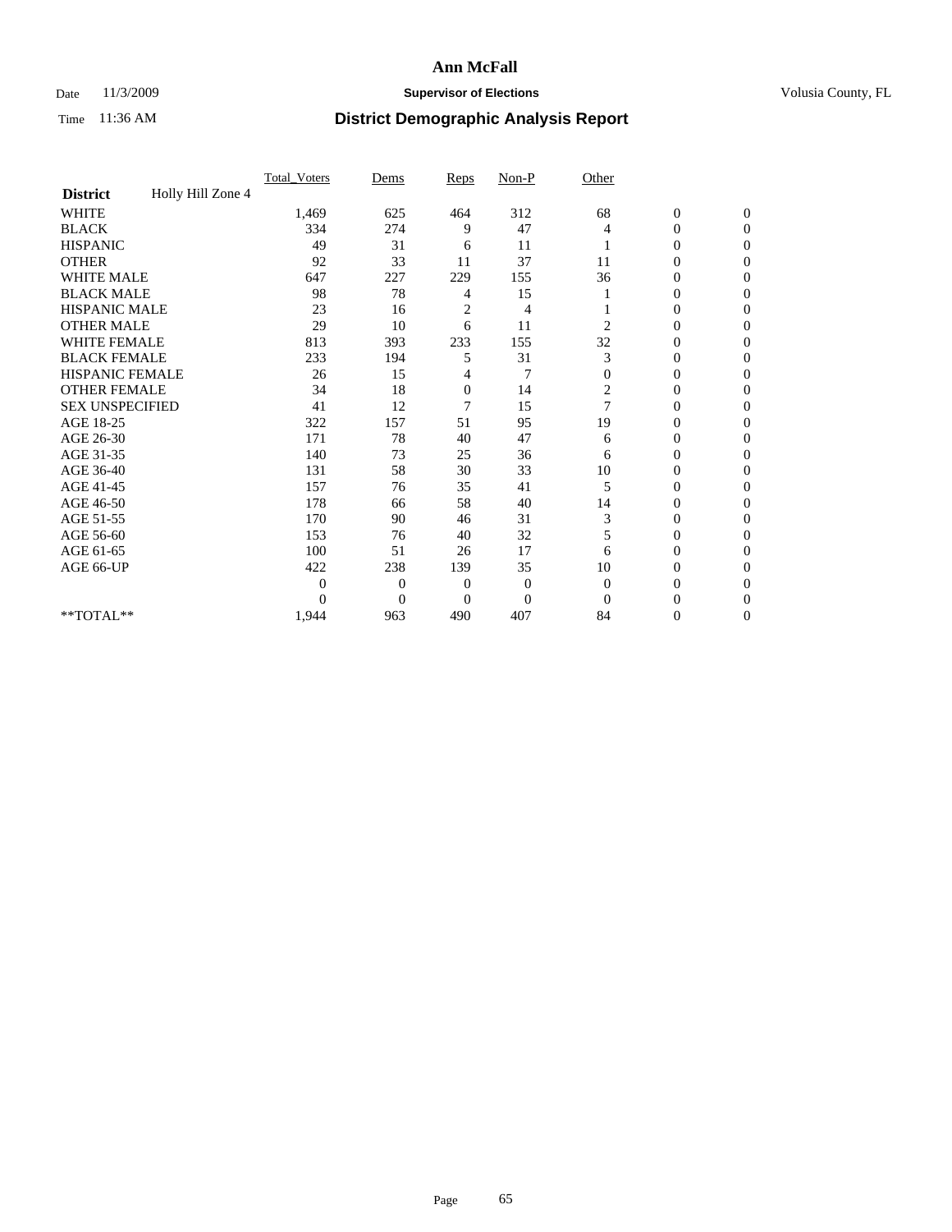# Ann McFall

Date 11/3/2009 **Supervisor of Elections** Volusia County, FL

Time 11:36 AM **District Demographic Analysis Report**

| | Total_Voters | Dems | Reps | Non-P | Other | | |
|---|---|---|---|---|---|---|---|
| **District** Holly Hill Zone 4 | | | | | | | |
| WHITE | 1,469 | 625 | 464 | 312 | 68 | 0 | 0 |
| BLACK | 334 | 274 | 9 | 47 | 4 | 0 | 0 |
| HISPANIC | 49 | 31 | 6 | 11 | 1 | 0 | 0 |
| OTHER | 92 | 33 | 11 | 37 | 11 | 0 | 0 |
| WHITE MALE | 647 | 227 | 229 | 155 | 36 | 0 | 0 |
| BLACK MALE | 98 | 78 | 4 | 15 | 1 | 0 | 0 |
| HISPANIC MALE | 23 | 16 | 2 | 4 | 1 | 0 | 0 |
| OTHER MALE | 29 | 10 | 6 | 11 | 2 | 0 | 0 |
| WHITE FEMALE | 813 | 393 | 233 | 155 | 32 | 0 | 0 |
| BLACK FEMALE | 233 | 194 | 5 | 31 | 3 | 0 | 0 |
| HISPANIC FEMALE | 26 | 15 | 4 | 7 | 0 | 0 | 0 |
| OTHER FEMALE | 34 | 18 | 0 | 14 | 2 | 0 | 0 |
| SEX UNSPECIFIED | 41 | 12 | 7 | 15 | 7 | 0 | 0 |
| AGE 18-25 | 322 | 157 | 51 | 95 | 19 | 0 | 0 |
| AGE 26-30 | 171 | 78 | 40 | 47 | 6 | 0 | 0 |
| AGE 31-35 | 140 | 73 | 25 | 36 | 6 | 0 | 0 |
| AGE 36-40 | 131 | 58 | 30 | 33 | 10 | 0 | 0 |
| AGE 41-45 | 157 | 76 | 35 | 41 | 5 | 0 | 0 |
| AGE 46-50 | 178 | 66 | 58 | 40 | 14 | 0 | 0 |
| AGE 51-55 | 170 | 90 | 46 | 31 | 3 | 0 | 0 |
| AGE 56-60 | 153 | 76 | 40 | 32 | 5 | 0 | 0 |
| AGE 61-65 | 100 | 51 | 26 | 17 | 6 | 0 | 0 |
| AGE 66-UP | 422 | 238 | 139 | 35 | 10 | 0 | 0 |
| | 0 | 0 | 0 | 0 | 0 | 0 | 0 |
| | 0 | 0 | 0 | 0 | 0 | 0 | 0 |
| **TOTAL** | 1,944 | 963 | 490 | 407 | 84 | 0 | 0 |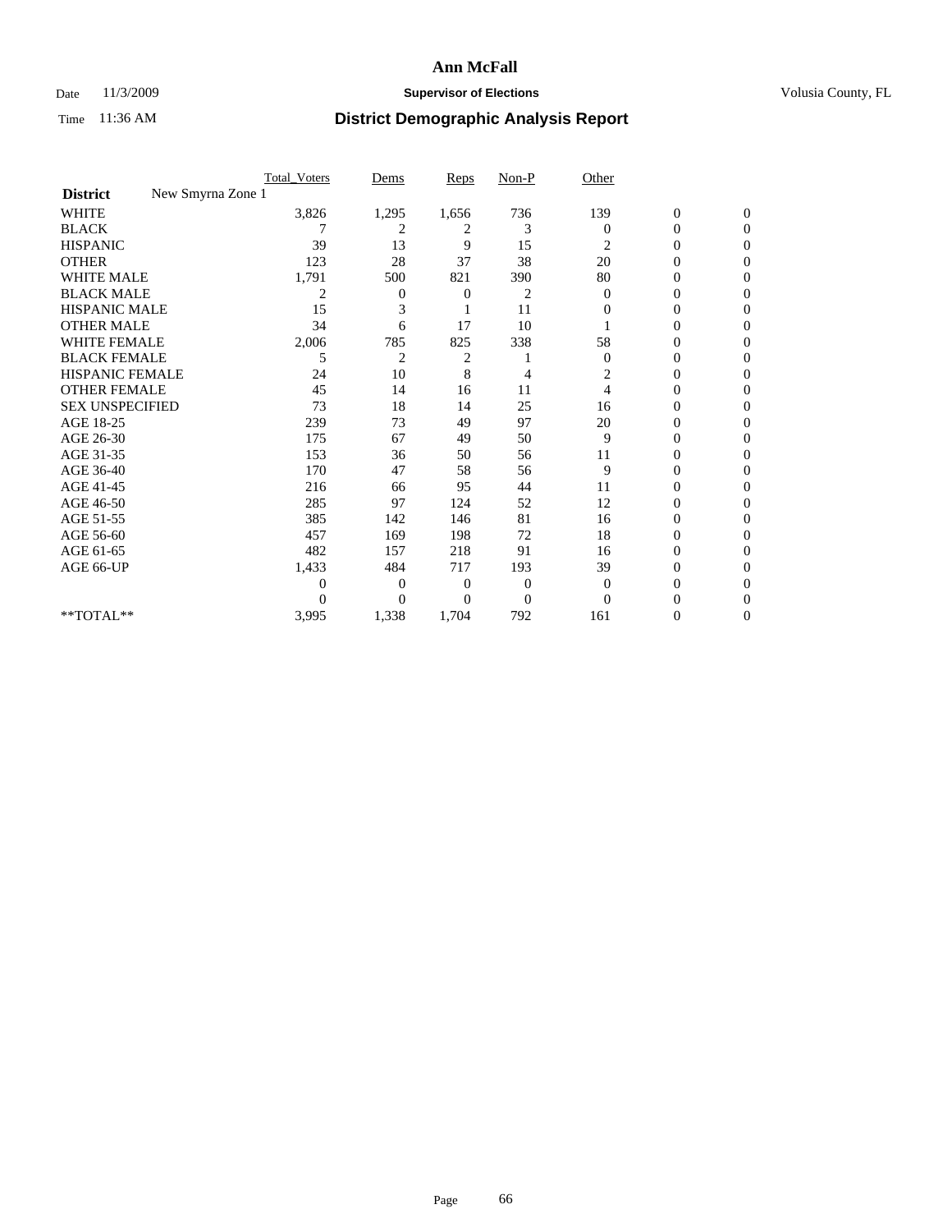# Ann McFall

Date 11/3/2009 **Supervisor of Elections** Volusia County, FL

Time 11:36 AM **District Demographic Analysis Report**

| | Total_Voters | Dems | Reps | Non-P | Other | | |
|---|---|---|---|---|---|---|---|
| **District** New Smyrna Zone 1 | | | | | | | |
| WHITE | 3,826 | 1,295 | 1,656 | 736 | 139 | 0 | 0 |
| BLACK | 7 | 2 | 2 | 3 | 0 | 0 | 0 |
| HISPANIC | 39 | 13 | 9 | 15 | 2 | 0 | 0 |
| OTHER | 123 | 28 | 37 | 38 | 20 | 0 | 0 |
| WHITE MALE | 1,791 | 500 | 821 | 390 | 80 | 0 | 0 |
| BLACK MALE | 2 | 0 | 0 | 2 | 0 | 0 | 0 |
| HISPANIC MALE | 15 | 3 | 1 | 11 | 0 | 0 | 0 |
| OTHER MALE | 34 | 6 | 17 | 10 | 1 | 0 | 0 |
| WHITE FEMALE | 2,006 | 785 | 825 | 338 | 58 | 0 | 0 |
| BLACK FEMALE | 5 | 2 | 2 | 1 | 0 | 0 | 0 |
| HISPANIC FEMALE | 24 | 10 | 8 | 4 | 2 | 0 | 0 |
| OTHER FEMALE | 45 | 14 | 16 | 11 | 4 | 0 | 0 |
| SEX UNSPECIFIED | 73 | 18 | 14 | 25 | 16 | 0 | 0 |
| AGE 18-25 | 239 | 73 | 49 | 97 | 20 | 0 | 0 |
| AGE 26-30 | 175 | 67 | 49 | 50 | 9 | 0 | 0 |
| AGE 31-35 | 153 | 36 | 50 | 56 | 11 | 0 | 0 |
| AGE 36-40 | 170 | 47 | 58 | 56 | 9 | 0 | 0 |
| AGE 41-45 | 216 | 66 | 95 | 44 | 11 | 0 | 0 |
| AGE 46-50 | 285 | 97 | 124 | 52 | 12 | 0 | 0 |
| AGE 51-55 | 385 | 142 | 146 | 81 | 16 | 0 | 0 |
| AGE 56-60 | 457 | 169 | 198 | 72 | 18 | 0 | 0 |
| AGE 61-65 | 482 | 157 | 218 | 91 | 16 | 0 | 0 |
| AGE 66-UP | 1,433 | 484 | 717 | 193 | 39 | 0 | 0 |
| | 0 | 0 | 0 | 0 | 0 | 0 | 0 |
| | 0 | 0 | 0 | 0 | 0 | 0 | 0 |
| **TOTAL** | 3,995 | 1,338 | 1,704 | 792 | 161 | 0 | 0 |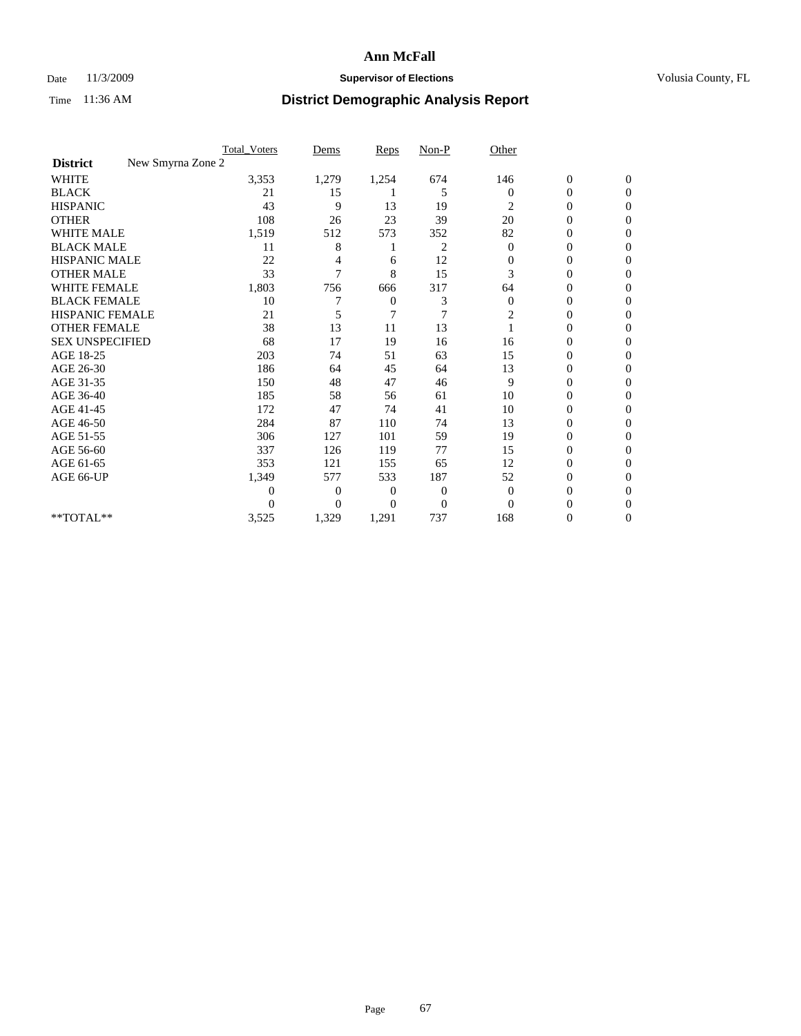# Ann McFall

Date 11/3/2009 **Supervisor of Elections** Volusia County, FL

Time 11:36 AM **District Demographic Analysis Report**

| | Total_Voters | Dems | Reps | Non-P | Other | | |
|---|---|---|---|---|---|---|---|
| **District** New Smyrna Zone 2 | | | | | | | |
| WHITE | 3,353 | 1,279 | 1,254 | 674 | 146 | 0 | 0 |
| BLACK | 21 | 15 | 1 | 5 | 0 | 0 | 0 |
| HISPANIC | 43 | 9 | 13 | 19 | 2 | 0 | 0 |
| OTHER | 108 | 26 | 23 | 39 | 20 | 0 | 0 |
| WHITE MALE | 1,519 | 512 | 573 | 352 | 82 | 0 | 0 |
| BLACK MALE | 11 | 8 | 1 | 2 | 0 | 0 | 0 |
| HISPANIC MALE | 22 | 4 | 6 | 12 | 0 | 0 | 0 |
| OTHER MALE | 33 | 7 | 8 | 15 | 3 | 0 | 0 |
| WHITE FEMALE | 1,803 | 756 | 666 | 317 | 64 | 0 | 0 |
| BLACK FEMALE | 10 | 7 | 0 | 3 | 0 | 0 | 0 |
| HISPANIC FEMALE | 21 | 5 | 7 | 7 | 2 | 0 | 0 |
| OTHER FEMALE | 38 | 13 | 11 | 13 | 1 | 0 | 0 |
| SEX UNSPECIFIED | 68 | 17 | 19 | 16 | 16 | 0 | 0 |
| AGE 18-25 | 203 | 74 | 51 | 63 | 15 | 0 | 0 |
| AGE 26-30 | 186 | 64 | 45 | 64 | 13 | 0 | 0 |
| AGE 31-35 | 150 | 48 | 47 | 46 | 9 | 0 | 0 |
| AGE 36-40 | 185 | 58 | 56 | 61 | 10 | 0 | 0 |
| AGE 41-45 | 172 | 47 | 74 | 41 | 10 | 0 | 0 |
| AGE 46-50 | 284 | 87 | 110 | 74 | 13 | 0 | 0 |
| AGE 51-55 | 306 | 127 | 101 | 59 | 19 | 0 | 0 |
| AGE 56-60 | 337 | 126 | 119 | 77 | 15 | 0 | 0 |
| AGE 61-65 | 353 | 121 | 155 | 65 | 12 | 0 | 0 |
| AGE 66-UP | 1,349 | 577 | 533 | 187 | 52 | 0 | 0 |
| | 0 | 0 | 0 | 0 | 0 | 0 | 0 |
| | 0 | 0 | 0 | 0 | 0 | 0 | 0 |
| **TOTAL** | 3,525 | 1,329 | 1,291 | 737 | 168 | 0 | 0 |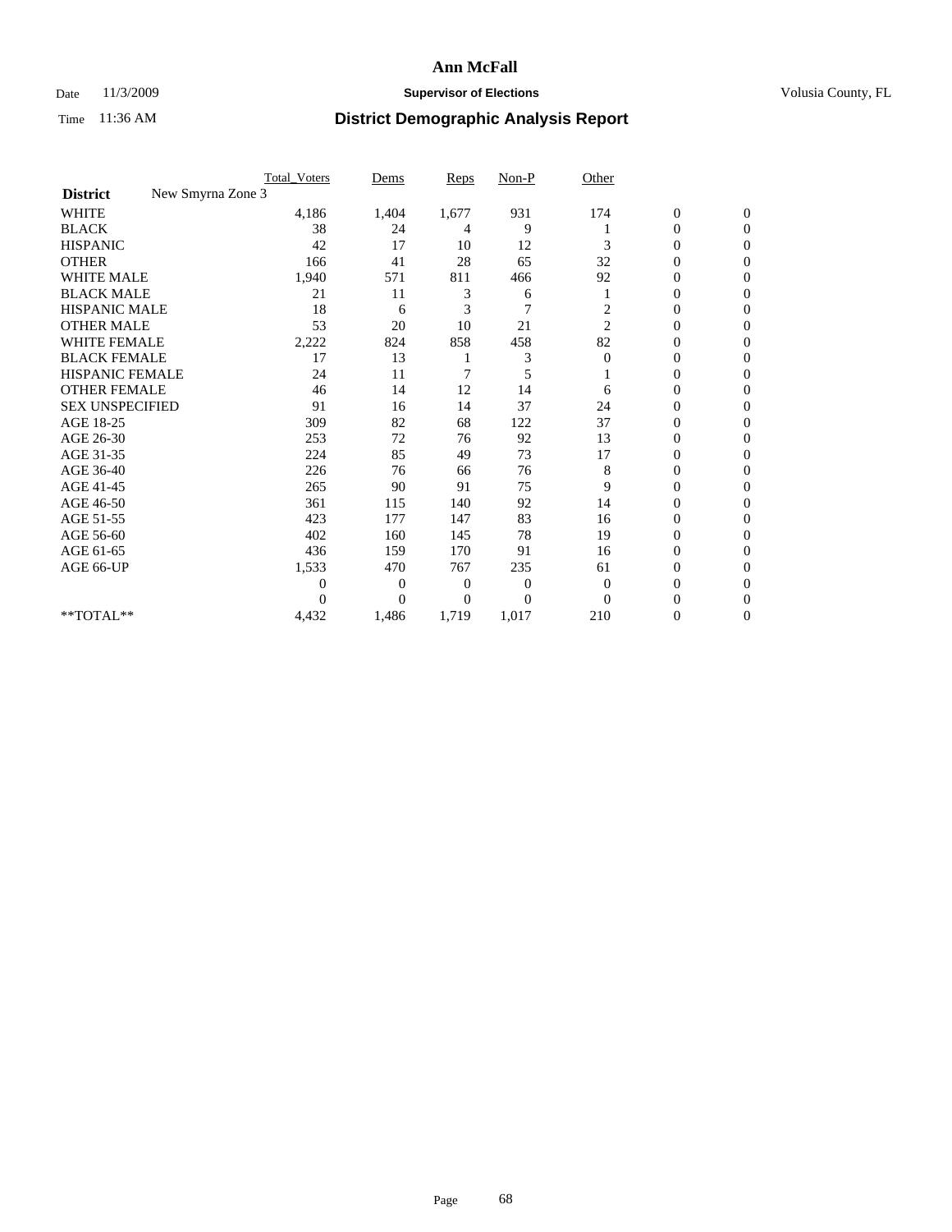# Ann McFall

Date 11/3/2009 **Supervisor of Elections** Volusia County, FL

Time 11:36 AM **District Demographic Analysis Report**

| | Total_Voters | Dems | Reps | Non-P | Other | | |
|---|---|---|---|---|---|---|---|
| **District** New Smyrna Zone 3 | | | | | | | |
| WHITE | 4,186 | 1,404 | 1,677 | 931 | 174 | 0 | 0 |
| BLACK | 38 | 24 | 4 | 9 | 1 | 0 | 0 |
| HISPANIC | 42 | 17 | 10 | 12 | 3 | 0 | 0 |
| OTHER | 166 | 41 | 28 | 65 | 32 | 0 | 0 |
| WHITE MALE | 1,940 | 571 | 811 | 466 | 92 | 0 | 0 |
| BLACK MALE | 21 | 11 | 3 | 6 | 1 | 0 | 0 |
| HISPANIC MALE | 18 | 6 | 3 | 7 | 2 | 0 | 0 |
| OTHER MALE | 53 | 20 | 10 | 21 | 2 | 0 | 0 |
| WHITE FEMALE | 2,222 | 824 | 858 | 458 | 82 | 0 | 0 |
| BLACK FEMALE | 17 | 13 | 1 | 3 | 0 | 0 | 0 |
| HISPANIC FEMALE | 24 | 11 | 7 | 5 | 1 | 0 | 0 |
| OTHER FEMALE | 46 | 14 | 12 | 14 | 6 | 0 | 0 |
| SEX UNSPECIFIED | 91 | 16 | 14 | 37 | 24 | 0 | 0 |
| AGE 18-25 | 309 | 82 | 68 | 122 | 37 | 0 | 0 |
| AGE 26-30 | 253 | 72 | 76 | 92 | 13 | 0 | 0 |
| AGE 31-35 | 224 | 85 | 49 | 73 | 17 | 0 | 0 |
| AGE 36-40 | 226 | 76 | 66 | 76 | 8 | 0 | 0 |
| AGE 41-45 | 265 | 90 | 91 | 75 | 9 | 0 | 0 |
| AGE 46-50 | 361 | 115 | 140 | 92 | 14 | 0 | 0 |
| AGE 51-55 | 423 | 177 | 147 | 83 | 16 | 0 | 0 |
| AGE 56-60 | 402 | 160 | 145 | 78 | 19 | 0 | 0 |
| AGE 61-65 | 436 | 159 | 170 | 91 | 16 | 0 | 0 |
| AGE 66-UP | 1,533 | 470 | 767 | 235 | 61 | 0 | 0 |
| | 0 | 0 | 0 | 0 | 0 | 0 | 0 |
| | 0 | 0 | 0 | 0 | 0 | 0 | 0 |
| **TOTAL** | 4,432 | 1,486 | 1,719 | 1,017 | 210 | 0 | 0 |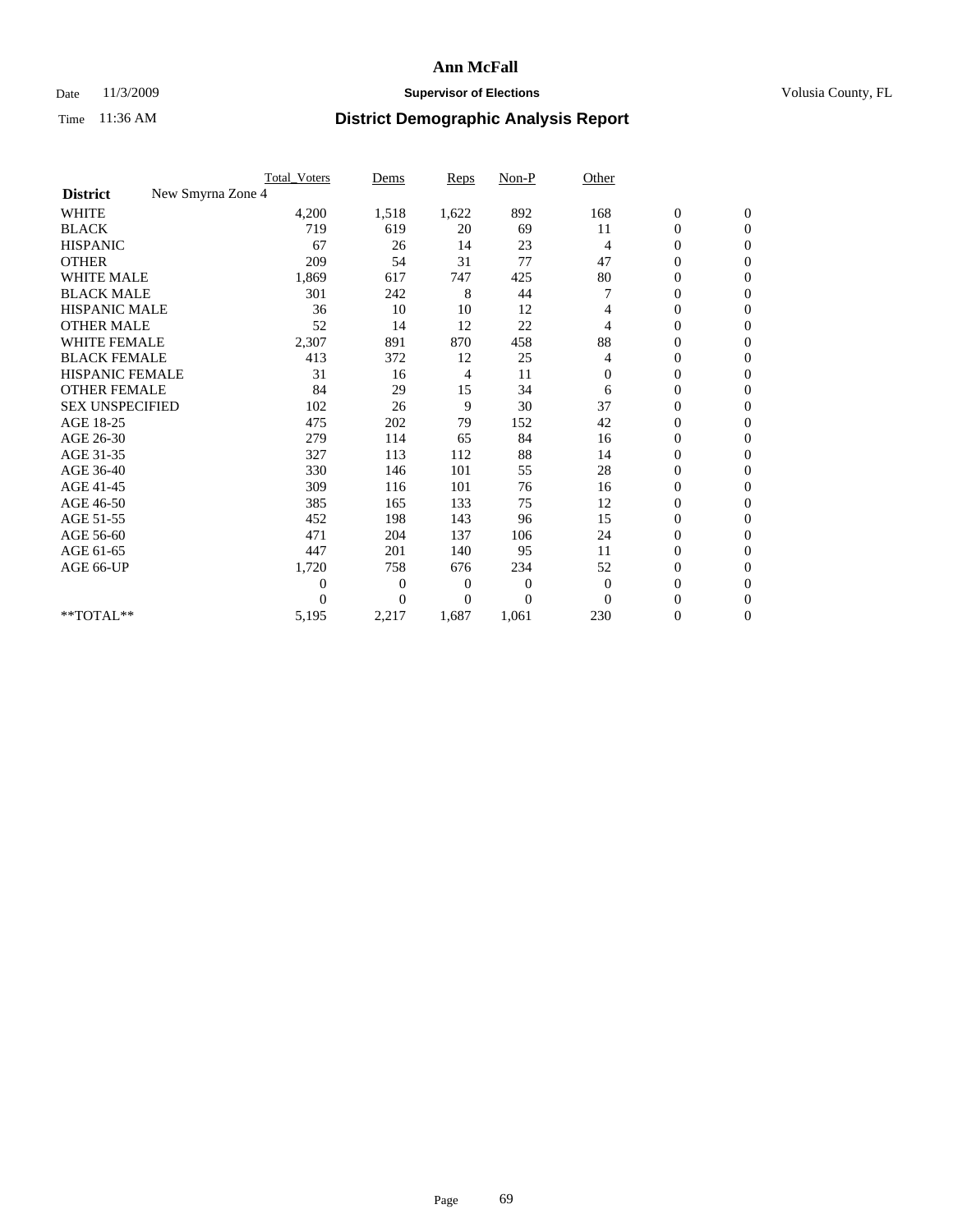# Ann McFall

Date 11/3/2009 **Supervisor of Elections** Volusia County, FL

Time 11:36 AM **District Demographic Analysis Report**

| | Total_Voters | Dems | Reps | Non-P | Other | | |
|---|---|---|---|---|---|---|---|
| **District** New Smyrna Zone 4 | | | | | | | |
| WHITE | 4,200 | 1,518 | 1,622 | 892 | 168 | 0 | 0 |
| BLACK | 719 | 619 | 20 | 69 | 11 | 0 | 0 |
| HISPANIC | 67 | 26 | 14 | 23 | 4 | 0 | 0 |
| OTHER | 209 | 54 | 31 | 77 | 47 | 0 | 0 |
| WHITE MALE | 1,869 | 617 | 747 | 425 | 80 | 0 | 0 |
| BLACK MALE | 301 | 242 | 8 | 44 | 7 | 0 | 0 |
| HISPANIC MALE | 36 | 10 | 10 | 12 | 4 | 0 | 0 |
| OTHER MALE | 52 | 14 | 12 | 22 | 4 | 0 | 0 |
| WHITE FEMALE | 2,307 | 891 | 870 | 458 | 88 | 0 | 0 |
| BLACK FEMALE | 413 | 372 | 12 | 25 | 4 | 0 | 0 |
| HISPANIC FEMALE | 31 | 16 | 4 | 11 | 0 | 0 | 0 |
| OTHER FEMALE | 84 | 29 | 15 | 34 | 6 | 0 | 0 |
| SEX UNSPECIFIED | 102 | 26 | 9 | 30 | 37 | 0 | 0 |
| AGE 18-25 | 475 | 202 | 79 | 152 | 42 | 0 | 0 |
| AGE 26-30 | 279 | 114 | 65 | 84 | 16 | 0 | 0 |
| AGE 31-35 | 327 | 113 | 112 | 88 | 14 | 0 | 0 |
| AGE 36-40 | 330 | 146 | 101 | 55 | 28 | 0 | 0 |
| AGE 41-45 | 309 | 116 | 101 | 76 | 16 | 0 | 0 |
| AGE 46-50 | 385 | 165 | 133 | 75 | 12 | 0 | 0 |
| AGE 51-55 | 452 | 198 | 143 | 96 | 15 | 0 | 0 |
| AGE 56-60 | 471 | 204 | 137 | 106 | 24 | 0 | 0 |
| AGE 61-65 | 447 | 201 | 140 | 95 | 11 | 0 | 0 |
| AGE 66-UP | 1,720 | 758 | 676 | 234 | 52 | 0 | 0 |
| | 0 | 0 | 0 | 0 | 0 | 0 | 0 |
| | 0 | 0 | 0 | 0 | 0 | 0 | 0 |
| **TOTAL** | 5,195 | 2,217 | 1,687 | 1,061 | 230 | 0 | 0 |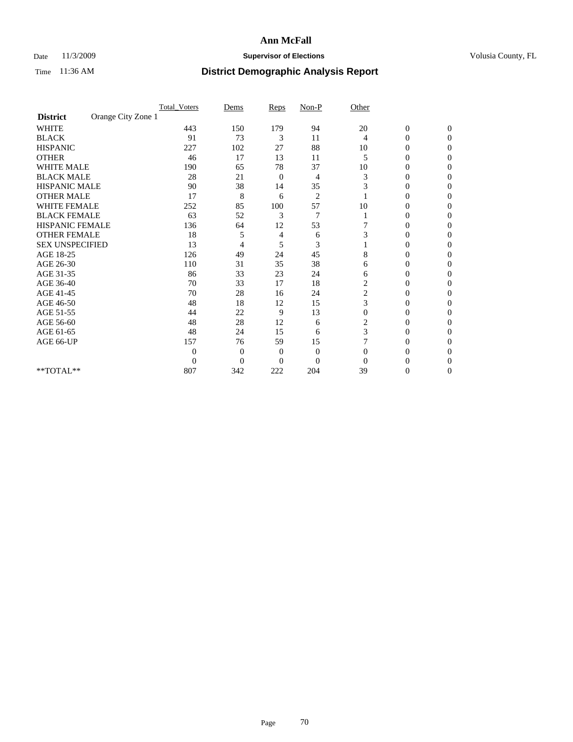# Ann McFall

Date 11/3/2009 **Supervisor of Elections** Volusia County, FL

Time 11:36 AM **District Demographic Analysis Report**

| | Total_Voters | Dems | Reps | Non-P | Other | | |
|---|---|---|---|---|---|---|---|
| **District** Orange City Zone 1 | | | | | | | |
| WHITE | 443 | 150 | 179 | 94 | 20 | 0 | 0 |
| BLACK | 91 | 73 | 3 | 11 | 4 | 0 | 0 |
| HISPANIC | 227 | 102 | 27 | 88 | 10 | 0 | 0 |
| OTHER | 46 | 17 | 13 | 11 | 5 | 0 | 0 |
| WHITE MALE | 190 | 65 | 78 | 37 | 10 | 0 | 0 |
| BLACK MALE | 28 | 21 | 0 | 4 | 3 | 0 | 0 |
| HISPANIC MALE | 90 | 38 | 14 | 35 | 3 | 0 | 0 |
| OTHER MALE | 17 | 8 | 6 | 2 | 1 | 0 | 0 |
| WHITE FEMALE | 252 | 85 | 100 | 57 | 10 | 0 | 0 |
| BLACK FEMALE | 63 | 52 | 3 | 7 | 1 | 0 | 0 |
| HISPANIC FEMALE | 136 | 64 | 12 | 53 | 7 | 0 | 0 |
| OTHER FEMALE | 18 | 5 | 4 | 6 | 3 | 0 | 0 |
| SEX UNSPECIFIED | 13 | 4 | 5 | 3 | 1 | 0 | 0 |
| AGE 18-25 | 126 | 49 | 24 | 45 | 8 | 0 | 0 |
| AGE 26-30 | 110 | 31 | 35 | 38 | 6 | 0 | 0 |
| AGE 31-35 | 86 | 33 | 23 | 24 | 6 | 0 | 0 |
| AGE 36-40 | 70 | 33 | 17 | 18 | 2 | 0 | 0 |
| AGE 41-45 | 70 | 28 | 16 | 24 | 2 | 0 | 0 |
| AGE 46-50 | 48 | 18 | 12 | 15 | 3 | 0 | 0 |
| AGE 51-55 | 44 | 22 | 9 | 13 | 0 | 0 | 0 |
| AGE 56-60 | 48 | 28 | 12 | 6 | 2 | 0 | 0 |
| AGE 61-65 | 48 | 24 | 15 | 6 | 3 | 0 | 0 |
| AGE 66-UP | 157 | 76 | 59 | 15 | 7 | 0 | 0 |
| | 0 | 0 | 0 | 0 | 0 | 0 | 0 |
| | 0 | 0 | 0 | 0 | 0 | 0 | 0 |
| **TOTAL** | 807 | 342 | 222 | 204 | 39 | 0 | 0 |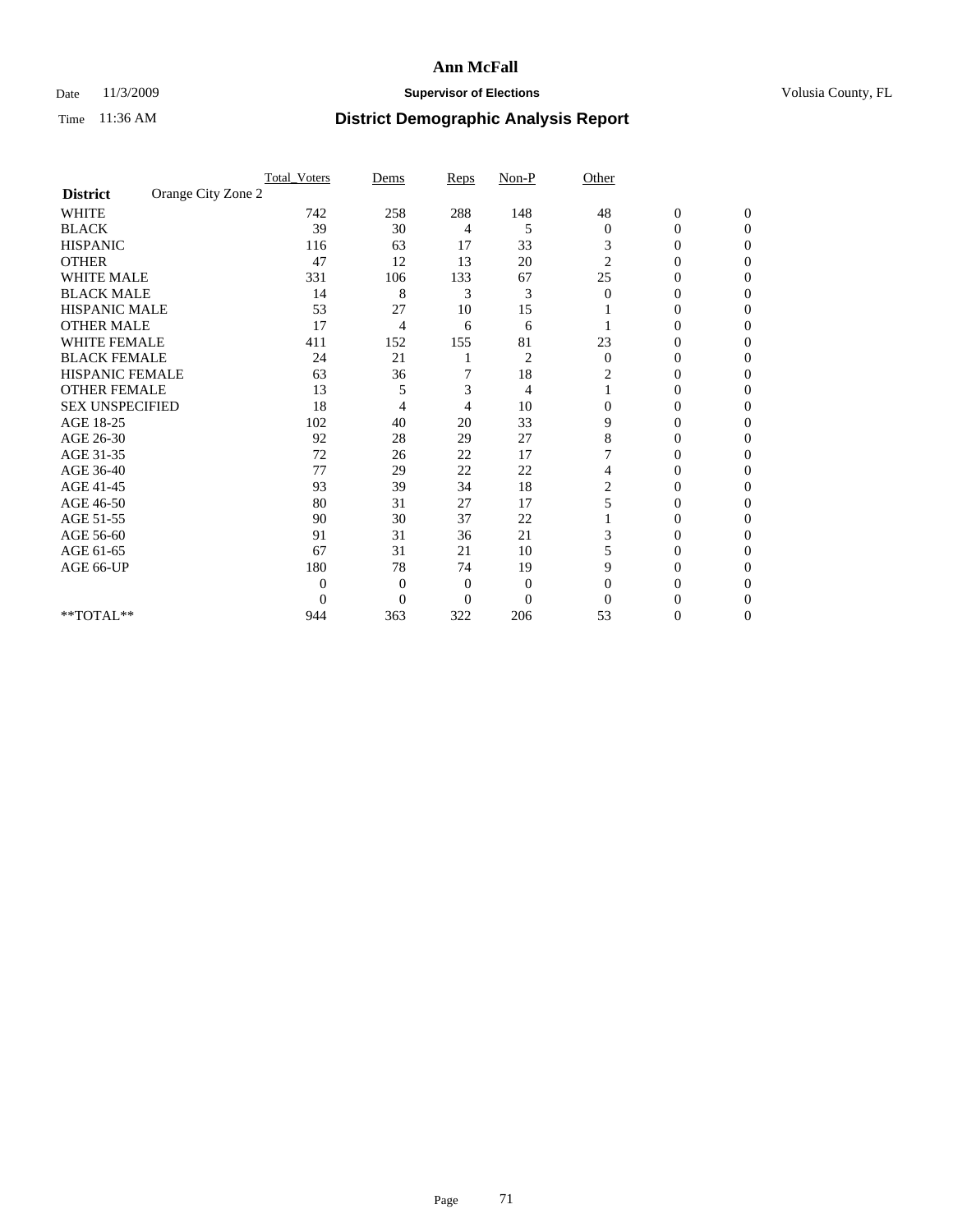# Ann McFall

Date 11/3/2009 **Supervisor of Elections** Volusia County, FL

Time 11:36 AM **District Demographic Analysis Report**

| | Total_Voters | Dems | Reps | Non-P | Other | | |
|---|---|---|---|---|---|---|---|
| **District** Orange City Zone 2 | | | | | | | |
| WHITE | 742 | 258 | 288 | 148 | 48 | 0 | 0 |
| BLACK | 39 | 30 | 4 | 5 | 0 | 0 | 0 |
| HISPANIC | 116 | 63 | 17 | 33 | 3 | 0 | 0 |
| OTHER | 47 | 12 | 13 | 20 | 2 | 0 | 0 |
| WHITE MALE | 331 | 106 | 133 | 67 | 25 | 0 | 0 |
| BLACK MALE | 14 | 8 | 3 | 3 | 0 | 0 | 0 |
| HISPANIC MALE | 53 | 27 | 10 | 15 | 1 | 0 | 0 |
| OTHER MALE | 17 | 4 | 6 | 6 | 1 | 0 | 0 |
| WHITE FEMALE | 411 | 152 | 155 | 81 | 23 | 0 | 0 |
| BLACK FEMALE | 24 | 21 | 1 | 2 | 0 | 0 | 0 |
| HISPANIC FEMALE | 63 | 36 | 7 | 18 | 2 | 0 | 0 |
| OTHER FEMALE | 13 | 5 | 3 | 4 | 1 | 0 | 0 |
| SEX UNSPECIFIED | 18 | 4 | 4 | 10 | 0 | 0 | 0 |
| AGE 18-25 | 102 | 40 | 20 | 33 | 9 | 0 | 0 |
| AGE 26-30 | 92 | 28 | 29 | 27 | 8 | 0 | 0 |
| AGE 31-35 | 72 | 26 | 22 | 17 | 7 | 0 | 0 |
| AGE 36-40 | 77 | 29 | 22 | 22 | 4 | 0 | 0 |
| AGE 41-45 | 93 | 39 | 34 | 18 | 2 | 0 | 0 |
| AGE 46-50 | 80 | 31 | 27 | 17 | 5 | 0 | 0 |
| AGE 51-55 | 90 | 30 | 37 | 22 | 1 | 0 | 0 |
| AGE 56-60 | 91 | 31 | 36 | 21 | 3 | 0 | 0 |
| AGE 61-65 | 67 | 31 | 21 | 10 | 5 | 0 | 0 |
| AGE 66-UP | 180 | 78 | 74 | 19 | 9 | 0 | 0 |
| | 0 | 0 | 0 | 0 | 0 | 0 | 0 |
| | 0 | 0 | 0 | 0 | 0 | 0 | 0 |
| **TOTAL** | 944 | 363 | 322 | 206 | 53 | 0 | 0 |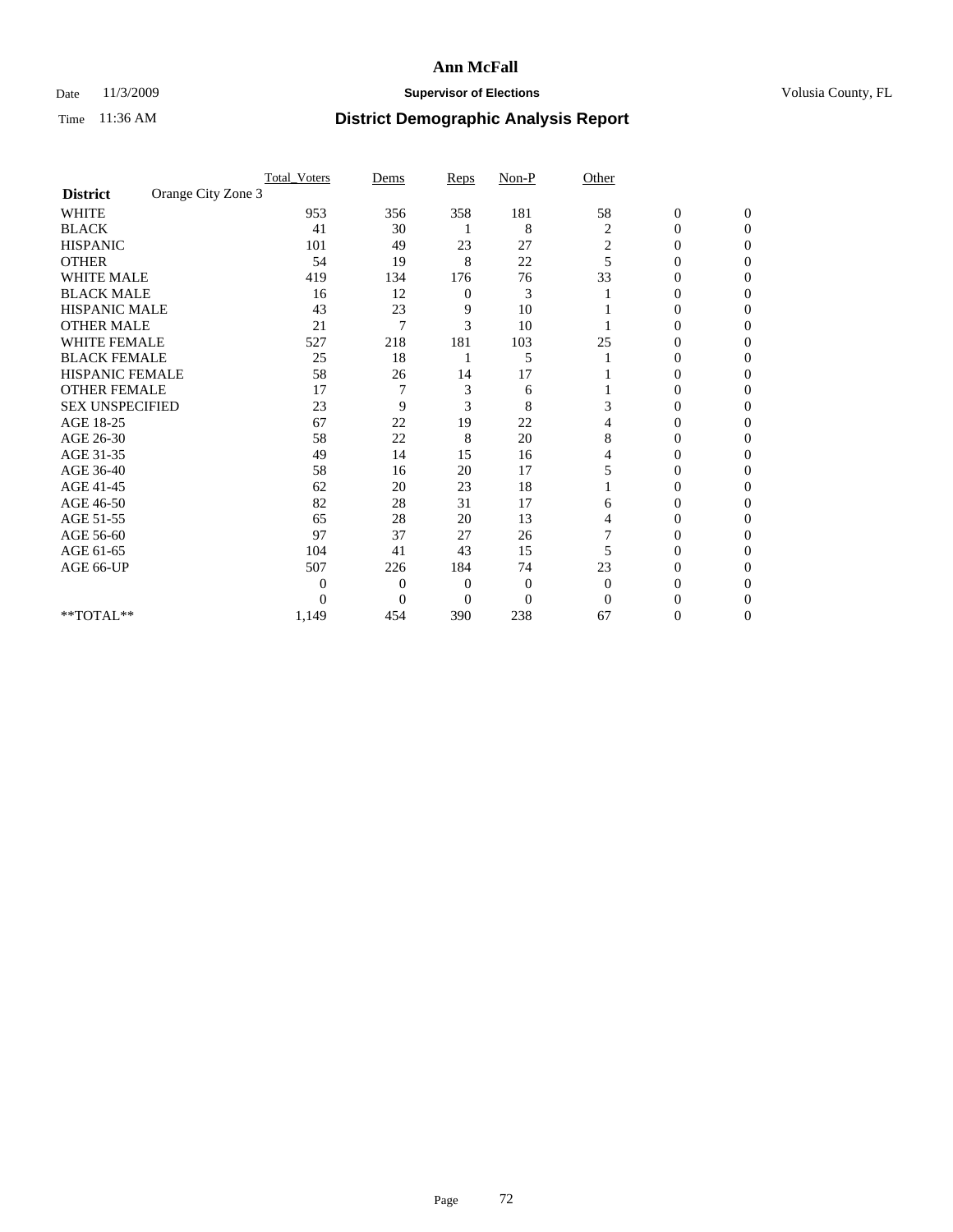# Ann McFall

Date 11/3/2009 **Supervisor of Elections** Volusia County, FL

Time 11:36 AM **District Demographic Analysis Report**

| | Total_Voters | Dems | Reps | Non-P | Other | | |
|---|---|---|---|---|---|---|---|
| **District** Orange City Zone 3 | | | | | | | |
| WHITE | 953 | 356 | 358 | 181 | 58 | 0 | 0 |
| BLACK | 41 | 30 | 1 | 8 | 2 | 0 | 0 |
| HISPANIC | 101 | 49 | 23 | 27 | 2 | 0 | 0 |
| OTHER | 54 | 19 | 8 | 22 | 5 | 0 | 0 |
| WHITE MALE | 419 | 134 | 176 | 76 | 33 | 0 | 0 |
| BLACK MALE | 16 | 12 | 0 | 3 | 1 | 0 | 0 |
| HISPANIC MALE | 43 | 23 | 9 | 10 | 1 | 0 | 0 |
| OTHER MALE | 21 | 7 | 3 | 10 | 1 | 0 | 0 |
| WHITE FEMALE | 527 | 218 | 181 | 103 | 25 | 0 | 0 |
| BLACK FEMALE | 25 | 18 | 1 | 5 | 1 | 0 | 0 |
| HISPANIC FEMALE | 58 | 26 | 14 | 17 | 1 | 0 | 0 |
| OTHER FEMALE | 17 | 7 | 3 | 6 | 1 | 0 | 0 |
| SEX UNSPECIFIED | 23 | 9 | 3 | 8 | 3 | 0 | 0 |
| AGE 18-25 | 67 | 22 | 19 | 22 | 4 | 0 | 0 |
| AGE 26-30 | 58 | 22 | 8 | 20 | 8 | 0 | 0 |
| AGE 31-35 | 49 | 14 | 15 | 16 | 4 | 0 | 0 |
| AGE 36-40 | 58 | 16 | 20 | 17 | 5 | 0 | 0 |
| AGE 41-45 | 62 | 20 | 23 | 18 | 1 | 0 | 0 |
| AGE 46-50 | 82 | 28 | 31 | 17 | 6 | 0 | 0 |
| AGE 51-55 | 65 | 28 | 20 | 13 | 4 | 0 | 0 |
| AGE 56-60 | 97 | 37 | 27 | 26 | 7 | 0 | 0 |
| AGE 61-65 | 104 | 41 | 43 | 15 | 5 | 0 | 0 |
| AGE 66-UP | 507 | 226 | 184 | 74 | 23 | 0 | 0 |
| | 0 | 0 | 0 | 0 | 0 | 0 | 0 |
| | 0 | 0 | 0 | 0 | 0 | 0 | 0 |
| **TOTAL** | 1,149 | 454 | 390 | 238 | 67 | 0 | 0 |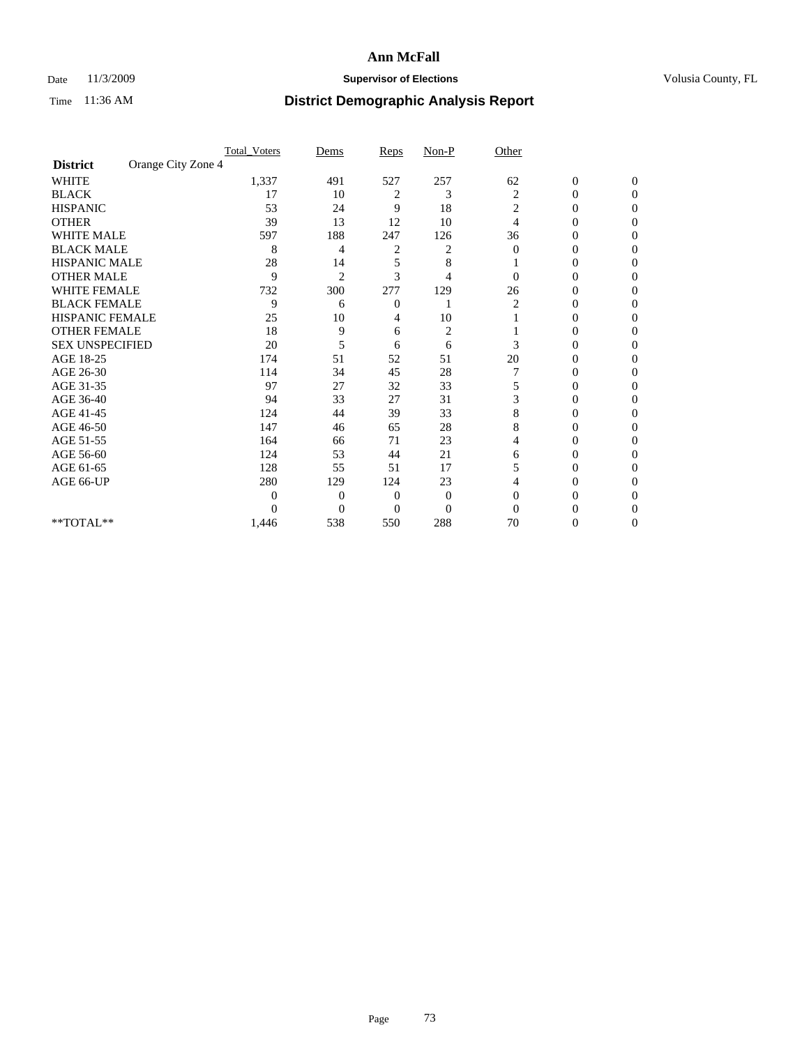# Ann McFall

Date 11/3/2009 **Supervisor of Elections** Volusia County, FL

Time 11:36 AM **District Demographic Analysis Report**

| | Total_Voters | Dems | Reps | Non-P | Other | | |
|---|---|---|---|---|---|---|---|
| **District** Orange City Zone 4 | | | | | | | |
| WHITE | 1,337 | 491 | 527 | 257 | 62 | 0 | 0 |
| BLACK | 17 | 10 | 2 | 3 | 2 | 0 | 0 |
| HISPANIC | 53 | 24 | 9 | 18 | 2 | 0 | 0 |
| OTHER | 39 | 13 | 12 | 10 | 4 | 0 | 0 |
| WHITE MALE | 597 | 188 | 247 | 126 | 36 | 0 | 0 |
| BLACK MALE | 8 | 4 | 2 | 2 | 0 | 0 | 0 |
| HISPANIC MALE | 28 | 14 | 5 | 8 | 1 | 0 | 0 |
| OTHER MALE | 9 | 2 | 3 | 4 | 0 | 0 | 0 |
| WHITE FEMALE | 732 | 300 | 277 | 129 | 26 | 0 | 0 |
| BLACK FEMALE | 9 | 6 | 0 | 1 | 2 | 0 | 0 |
| HISPANIC FEMALE | 25 | 10 | 4 | 10 | 1 | 0 | 0 |
| OTHER FEMALE | 18 | 9 | 6 | 2 | 1 | 0 | 0 |
| SEX UNSPECIFIED | 20 | 5 | 6 | 6 | 3 | 0 | 0 |
| AGE 18-25 | 174 | 51 | 52 | 51 | 20 | 0 | 0 |
| AGE 26-30 | 114 | 34 | 45 | 28 | 7 | 0 | 0 |
| AGE 31-35 | 97 | 27 | 32 | 33 | 5 | 0 | 0 |
| AGE 36-40 | 94 | 33 | 27 | 31 | 3 | 0 | 0 |
| AGE 41-45 | 124 | 44 | 39 | 33 | 8 | 0 | 0 |
| AGE 46-50 | 147 | 46 | 65 | 28 | 8 | 0 | 0 |
| AGE 51-55 | 164 | 66 | 71 | 23 | 4 | 0 | 0 |
| AGE 56-60 | 124 | 53 | 44 | 21 | 6 | 0 | 0 |
| AGE 61-65 | 128 | 55 | 51 | 17 | 5 | 0 | 0 |
| AGE 66-UP | 280 | 129 | 124 | 23 | 4 | 0 | 0 |
| | 0 | 0 | 0 | 0 | 0 | 0 | 0 |
| | 0 | 0 | 0 | 0 | 0 | 0 | 0 |
| **TOTAL** | 1,446 | 538 | 550 | 288 | 70 | 0 | 0 |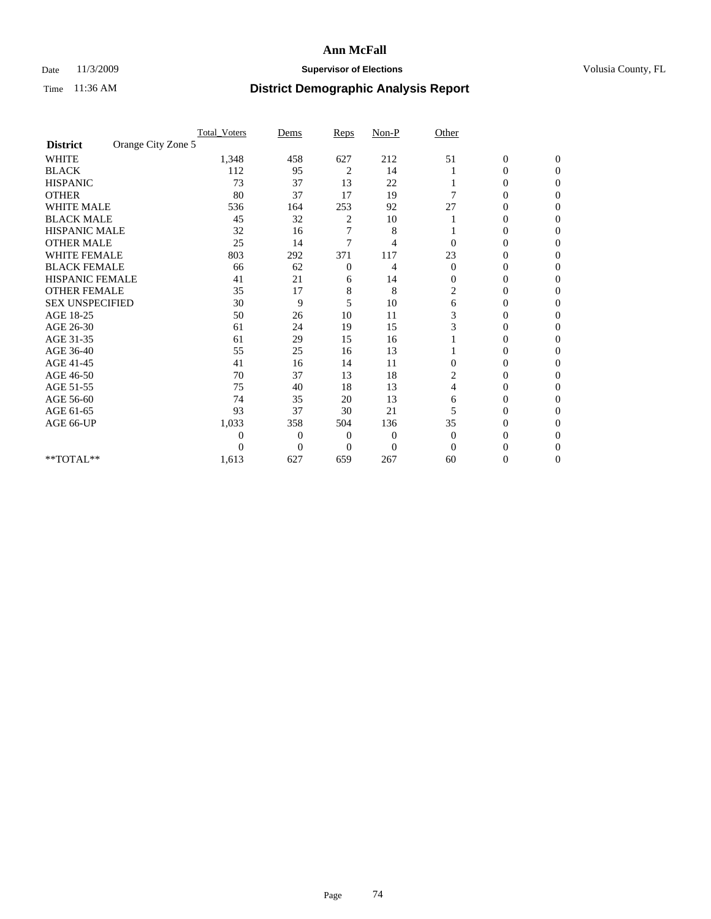# Ann McFall

Date 11/3/2009 **Supervisor of Elections** Volusia County, FL

Time 11:36 AM **District Demographic Analysis Report**

| | Total_Voters | Dems | Reps | Non-P | Other | | |
|---|---|---|---|---|---|---|---|
| **District** Orange City Zone 5 | | | | | | | |
| WHITE | 1,348 | 458 | 627 | 212 | 51 | 0 | 0 |
| BLACK | 112 | 95 | 2 | 14 | 1 | 0 | 0 |
| HISPANIC | 73 | 37 | 13 | 22 | 1 | 0 | 0 |
| OTHER | 80 | 37 | 17 | 19 | 7 | 0 | 0 |
| WHITE MALE | 536 | 164 | 253 | 92 | 27 | 0 | 0 |
| BLACK MALE | 45 | 32 | 2 | 10 | 1 | 0 | 0 |
| HISPANIC MALE | 32 | 16 | 7 | 8 | 1 | 0 | 0 |
| OTHER MALE | 25 | 14 | 7 | 4 | 0 | 0 | 0 |
| WHITE FEMALE | 803 | 292 | 371 | 117 | 23 | 0 | 0 |
| BLACK FEMALE | 66 | 62 | 0 | 4 | 0 | 0 | 0 |
| HISPANIC FEMALE | 41 | 21 | 6 | 14 | 0 | 0 | 0 |
| OTHER FEMALE | 35 | 17 | 8 | 8 | 2 | 0 | 0 |
| SEX UNSPECIFIED | 30 | 9 | 5 | 10 | 6 | 0 | 0 |
| AGE 18-25 | 50 | 26 | 10 | 11 | 3 | 0 | 0 |
| AGE 26-30 | 61 | 24 | 19 | 15 | 3 | 0 | 0 |
| AGE 31-35 | 61 | 29 | 15 | 16 | 1 | 0 | 0 |
| AGE 36-40 | 55 | 25 | 16 | 13 | 1 | 0 | 0 |
| AGE 41-45 | 41 | 16 | 14 | 11 | 0 | 0 | 0 |
| AGE 46-50 | 70 | 37 | 13 | 18 | 2 | 0 | 0 |
| AGE 51-55 | 75 | 40 | 18 | 13 | 4 | 0 | 0 |
| AGE 56-60 | 74 | 35 | 20 | 13 | 6 | 0 | 0 |
| AGE 61-65 | 93 | 37 | 30 | 21 | 5 | 0 | 0 |
| AGE 66-UP | 1,033 | 358 | 504 | 136 | 35 | 0 | 0 |
| | 0 | 0 | 0 | 0 | 0 | 0 | 0 |
| | 0 | 0 | 0 | 0 | 0 | 0 | 0 |
| **TOTAL** | 1,613 | 627 | 659 | 267 | 60 | 0 | 0 |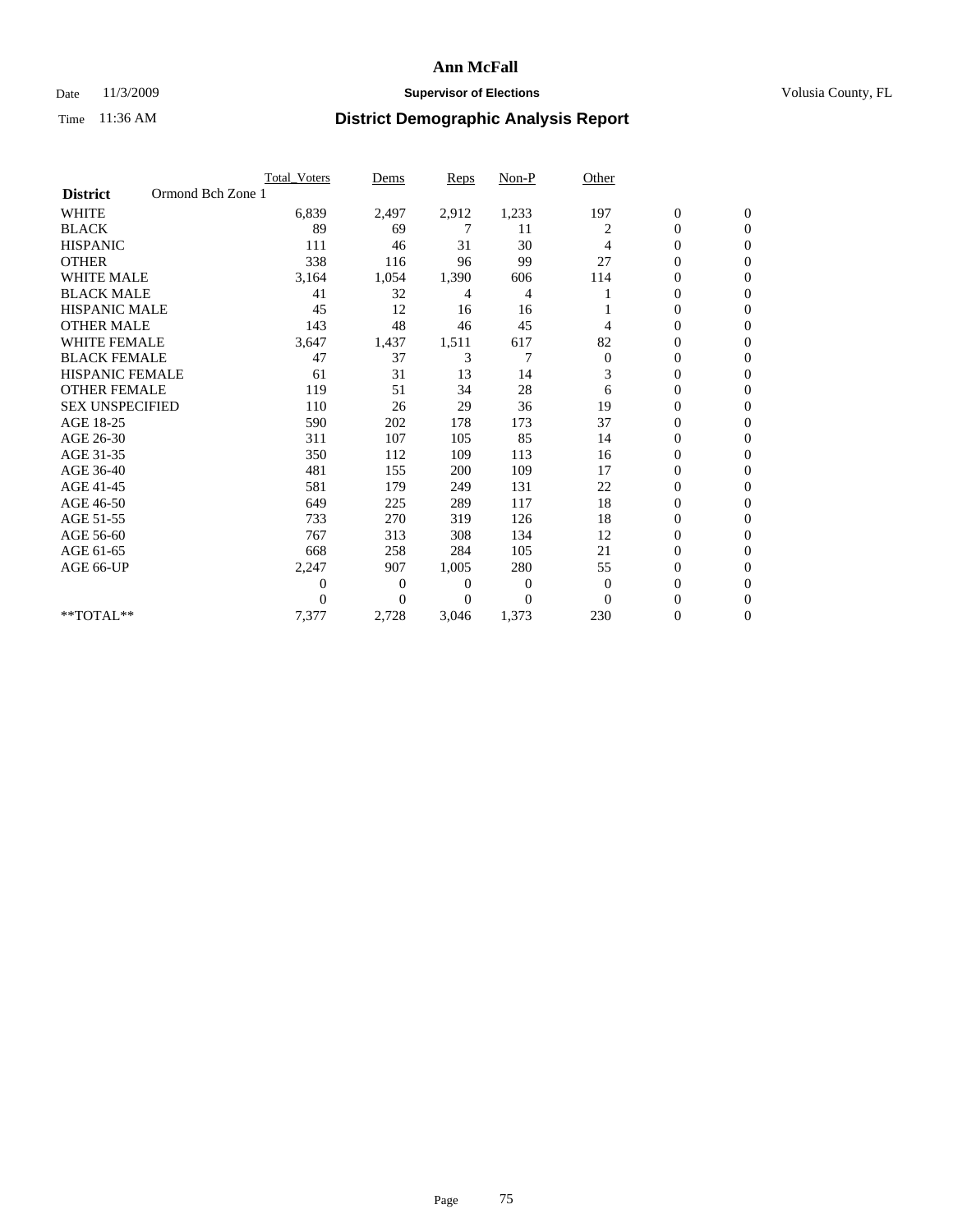# Ann McFall

Date 11/3/2009 **Supervisor of Elections** Volusia County, FL

Time 11:36 AM **District Demographic Analysis Report**

| | Total_Voters | Dems | Reps | Non-P | Other | | |
|---|---|---|---|---|---|---|---|
| **District** Ormond Bch Zone 1 | | | | | | | |
| WHITE | 6,839 | 2,497 | 2,912 | 1,233 | 197 | 0 | 0 |
| BLACK | 89 | 69 | 7 | 11 | 2 | 0 | 0 |
| HISPANIC | 111 | 46 | 31 | 30 | 4 | 0 | 0 |
| OTHER | 338 | 116 | 96 | 99 | 27 | 0 | 0 |
| WHITE MALE | 3,164 | 1,054 | 1,390 | 606 | 114 | 0 | 0 |
| BLACK MALE | 41 | 32 | 4 | 4 | 1 | 0 | 0 |
| HISPANIC MALE | 45 | 12 | 16 | 16 | 1 | 0 | 0 |
| OTHER MALE | 143 | 48 | 46 | 45 | 4 | 0 | 0 |
| WHITE FEMALE | 3,647 | 1,437 | 1,511 | 617 | 82 | 0 | 0 |
| BLACK FEMALE | 47 | 37 | 3 | 7 | 0 | 0 | 0 |
| HISPANIC FEMALE | 61 | 31 | 13 | 14 | 3 | 0 | 0 |
| OTHER FEMALE | 119 | 51 | 34 | 28 | 6 | 0 | 0 |
| SEX UNSPECIFIED | 110 | 26 | 29 | 36 | 19 | 0 | 0 |
| AGE 18-25 | 590 | 202 | 178 | 173 | 37 | 0 | 0 |
| AGE 26-30 | 311 | 107 | 105 | 85 | 14 | 0 | 0 |
| AGE 31-35 | 350 | 112 | 109 | 113 | 16 | 0 | 0 |
| AGE 36-40 | 481 | 155 | 200 | 109 | 17 | 0 | 0 |
| AGE 41-45 | 581 | 179 | 249 | 131 | 22 | 0 | 0 |
| AGE 46-50 | 649 | 225 | 289 | 117 | 18 | 0 | 0 |
| AGE 51-55 | 733 | 270 | 319 | 126 | 18 | 0 | 0 |
| AGE 56-60 | 767 | 313 | 308 | 134 | 12 | 0 | 0 |
| AGE 61-65 | 668 | 258 | 284 | 105 | 21 | 0 | 0 |
| AGE 66-UP | 2,247 | 907 | 1,005 | 280 | 55 | 0 | 0 |
| | 0 | 0 | 0 | 0 | 0 | 0 | 0 |
| | 0 | 0 | 0 | 0 | 0 | 0 | 0 |
| **TOTAL** | 7,377 | 2,728 | 3,046 | 1,373 | 230 | 0 | 0 |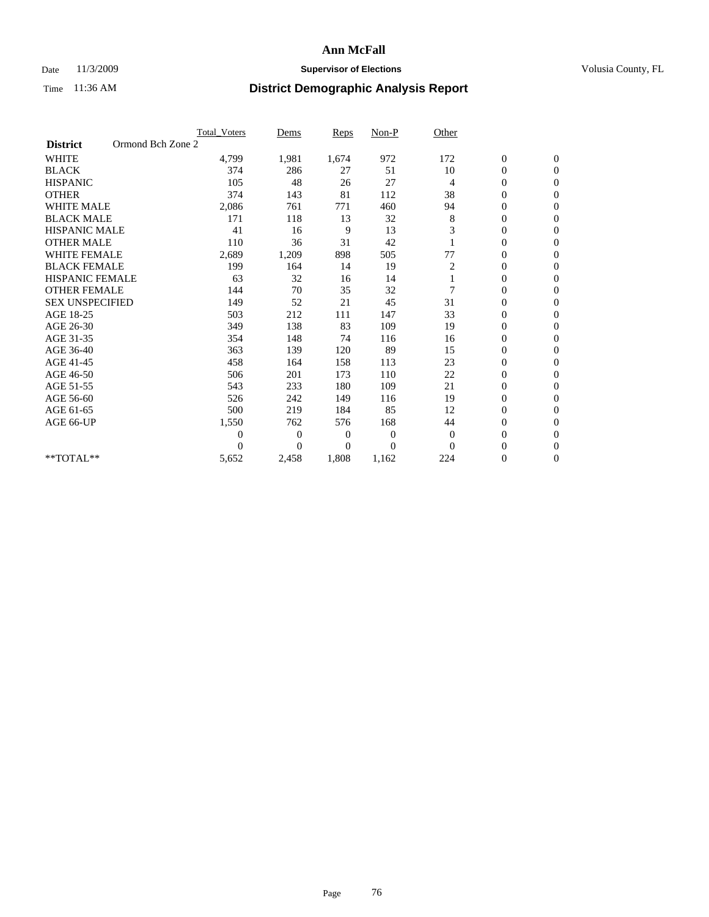# Ann McFall

Date 11/3/2009 **Supervisor of Elections** Volusia County, FL

Time 11:36 AM **District Demographic Analysis Report**

| | Total_Voters | Dems | Reps | Non-P | Other | | |
|---|---|---|---|---|---|---|---|
| **District** Ormond Bch Zone 2 | | | | | | | |
| WHITE | 4,799 | 1,981 | 1,674 | 972 | 172 | 0 | 0 |
| BLACK | 374 | 286 | 27 | 51 | 10 | 0 | 0 |
| HISPANIC | 105 | 48 | 26 | 27 | 4 | 0 | 0 |
| OTHER | 374 | 143 | 81 | 112 | 38 | 0 | 0 |
| WHITE MALE | 2,086 | 761 | 771 | 460 | 94 | 0 | 0 |
| BLACK MALE | 171 | 118 | 13 | 32 | 8 | 0 | 0 |
| HISPANIC MALE | 41 | 16 | 9 | 13 | 3 | 0 | 0 |
| OTHER MALE | 110 | 36 | 31 | 42 | 1 | 0 | 0 |
| WHITE FEMALE | 2,689 | 1,209 | 898 | 505 | 77 | 0 | 0 |
| BLACK FEMALE | 199 | 164 | 14 | 19 | 2 | 0 | 0 |
| HISPANIC FEMALE | 63 | 32 | 16 | 14 | 1 | 0 | 0 |
| OTHER FEMALE | 144 | 70 | 35 | 32 | 7 | 0 | 0 |
| SEX UNSPECIFIED | 149 | 52 | 21 | 45 | 31 | 0 | 0 |
| AGE 18-25 | 503 | 212 | 111 | 147 | 33 | 0 | 0 |
| AGE 26-30 | 349 | 138 | 83 | 109 | 19 | 0 | 0 |
| AGE 31-35 | 354 | 148 | 74 | 116 | 16 | 0 | 0 |
| AGE 36-40 | 363 | 139 | 120 | 89 | 15 | 0 | 0 |
| AGE 41-45 | 458 | 164 | 158 | 113 | 23 | 0 | 0 |
| AGE 46-50 | 506 | 201 | 173 | 110 | 22 | 0 | 0 |
| AGE 51-55 | 543 | 233 | 180 | 109 | 21 | 0 | 0 |
| AGE 56-60 | 526 | 242 | 149 | 116 | 19 | 0 | 0 |
| AGE 61-65 | 500 | 219 | 184 | 85 | 12 | 0 | 0 |
| AGE 66-UP | 1,550 | 762 | 576 | 168 | 44 | 0 | 0 |
| | 0 | 0 | 0 | 0 | 0 | 0 | 0 |
| | 0 | 0 | 0 | 0 | 0 | 0 | 0 |
| **TOTAL** | 5,652 | 2,458 | 1,808 | 1,162 | 224 | 0 | 0 |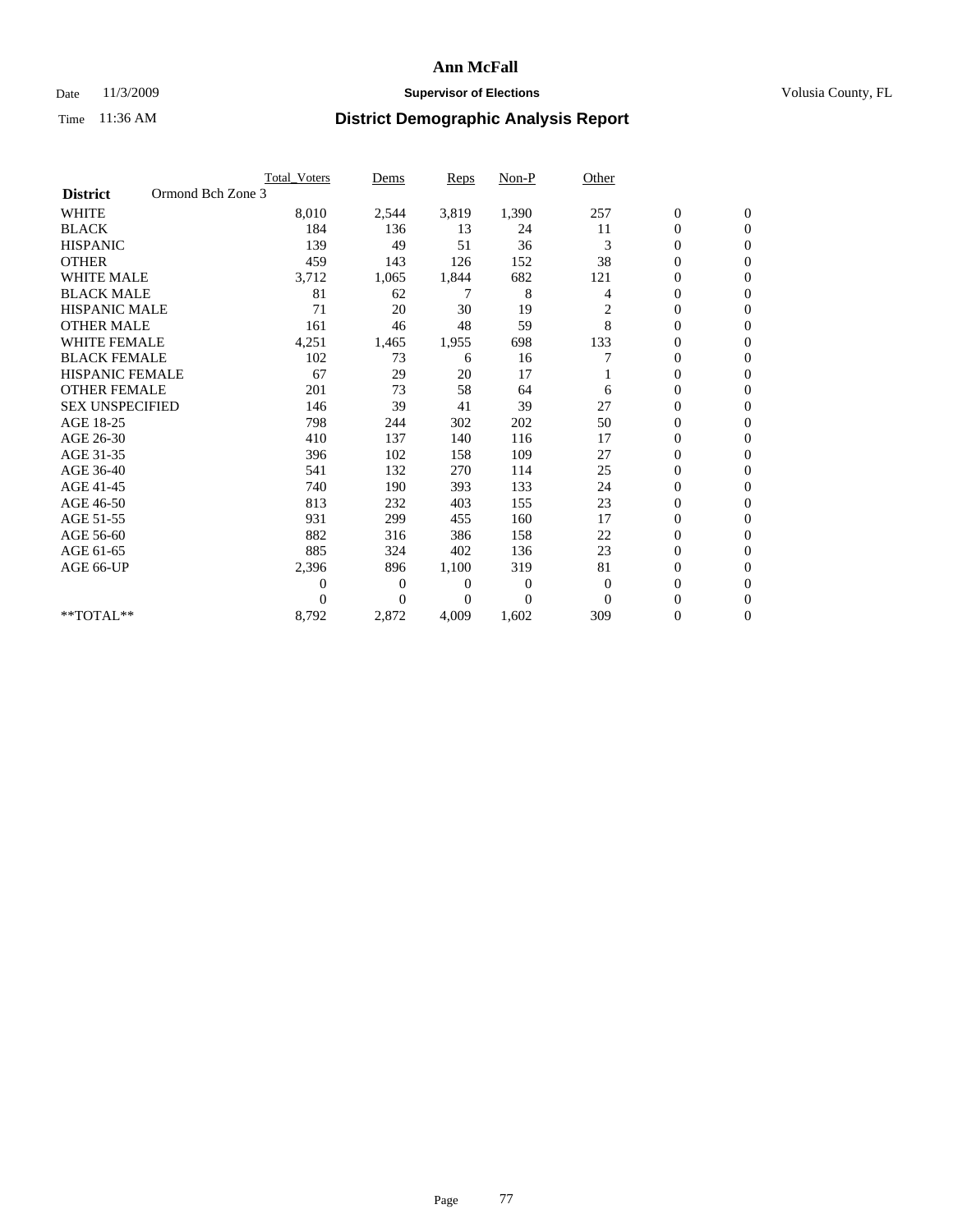# Ann McFall

Date 11/3/2009 **Supervisor of Elections** Volusia County, FL

Time 11:36 AM **District Demographic Analysis Report**

| | Total_Voters | Dems | Reps | Non-P | Other | | |
|---|---|---|---|---|---|---|---|
| **District** Ormond Bch Zone 3 | | | | | | | |
| WHITE | 8,010 | 2,544 | 3,819 | 1,390 | 257 | 0 | 0 |
| BLACK | 184 | 136 | 13 | 24 | 11 | 0 | 0 |
| HISPANIC | 139 | 49 | 51 | 36 | 3 | 0 | 0 |
| OTHER | 459 | 143 | 126 | 152 | 38 | 0 | 0 |
| WHITE MALE | 3,712 | 1,065 | 1,844 | 682 | 121 | 0 | 0 |
| BLACK MALE | 81 | 62 | 7 | 8 | 4 | 0 | 0 |
| HISPANIC MALE | 71 | 20 | 30 | 19 | 2 | 0 | 0 |
| OTHER MALE | 161 | 46 | 48 | 59 | 8 | 0 | 0 |
| WHITE FEMALE | 4,251 | 1,465 | 1,955 | 698 | 133 | 0 | 0 |
| BLACK FEMALE | 102 | 73 | 6 | 16 | 7 | 0 | 0 |
| HISPANIC FEMALE | 67 | 29 | 20 | 17 | 1 | 0 | 0 |
| OTHER FEMALE | 201 | 73 | 58 | 64 | 6 | 0 | 0 |
| SEX UNSPECIFIED | 146 | 39 | 41 | 39 | 27 | 0 | 0 |
| AGE 18-25 | 798 | 244 | 302 | 202 | 50 | 0 | 0 |
| AGE 26-30 | 410 | 137 | 140 | 116 | 17 | 0 | 0 |
| AGE 31-35 | 396 | 102 | 158 | 109 | 27 | 0 | 0 |
| AGE 36-40 | 541 | 132 | 270 | 114 | 25 | 0 | 0 |
| AGE 41-45 | 740 | 190 | 393 | 133 | 24 | 0 | 0 |
| AGE 46-50 | 813 | 232 | 403 | 155 | 23 | 0 | 0 |
| AGE 51-55 | 931 | 299 | 455 | 160 | 17 | 0 | 0 |
| AGE 56-60 | 882 | 316 | 386 | 158 | 22 | 0 | 0 |
| AGE 61-65 | 885 | 324 | 402 | 136 | 23 | 0 | 0 |
| AGE 66-UP | 2,396 | 896 | 1,100 | 319 | 81 | 0 | 0 |
| | 0 | 0 | 0 | 0 | 0 | 0 | 0 |
| | 0 | 0 | 0 | 0 | 0 | 0 | 0 |
| **TOTAL** | 8,792 | 2,872 | 4,009 | 1,602 | 309 | 0 | 0 |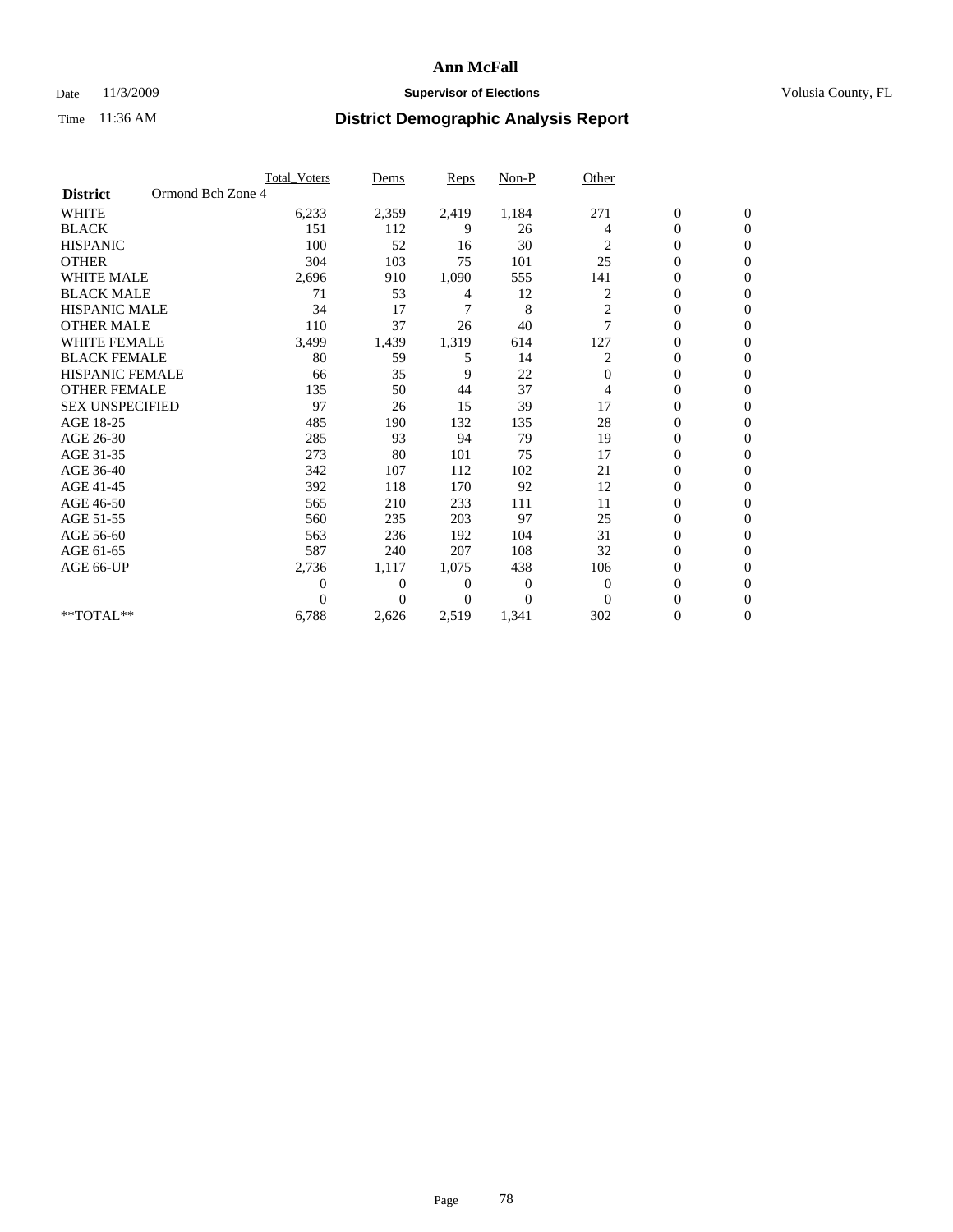# Ann McFall

Date 11/3/2009 **Supervisor of Elections** Volusia County, FL

Time 11:36 AM **District Demographic Analysis Report**

| | Total_Voters | Dems | Reps | Non-P | Other | | |
|---|---|---|---|---|---|---|---|
| **District** Ormond Bch Zone 4 | | | | | | | |
| WHITE | 6,233 | 2,359 | 2,419 | 1,184 | 271 | 0 | 0 |
| BLACK | 151 | 112 | 9 | 26 | 4 | 0 | 0 |
| HISPANIC | 100 | 52 | 16 | 30 | 2 | 0 | 0 |
| OTHER | 304 | 103 | 75 | 101 | 25 | 0 | 0 |
| WHITE MALE | 2,696 | 910 | 1,090 | 555 | 141 | 0 | 0 |
| BLACK MALE | 71 | 53 | 4 | 12 | 2 | 0 | 0 |
| HISPANIC MALE | 34 | 17 | 7 | 8 | 2 | 0 | 0 |
| OTHER MALE | 110 | 37 | 26 | 40 | 7 | 0 | 0 |
| WHITE FEMALE | 3,499 | 1,439 | 1,319 | 614 | 127 | 0 | 0 |
| BLACK FEMALE | 80 | 59 | 5 | 14 | 2 | 0 | 0 |
| HISPANIC FEMALE | 66 | 35 | 9 | 22 | 0 | 0 | 0 |
| OTHER FEMALE | 135 | 50 | 44 | 37 | 4 | 0 | 0 |
| SEX UNSPECIFIED | 97 | 26 | 15 | 39 | 17 | 0 | 0 |
| AGE 18-25 | 485 | 190 | 132 | 135 | 28 | 0 | 0 |
| AGE 26-30 | 285 | 93 | 94 | 79 | 19 | 0 | 0 |
| AGE 31-35 | 273 | 80 | 101 | 75 | 17 | 0 | 0 |
| AGE 36-40 | 342 | 107 | 112 | 102 | 21 | 0 | 0 |
| AGE 41-45 | 392 | 118 | 170 | 92 | 12 | 0 | 0 |
| AGE 46-50 | 565 | 210 | 233 | 111 | 11 | 0 | 0 |
| AGE 51-55 | 560 | 235 | 203 | 97 | 25 | 0 | 0 |
| AGE 56-60 | 563 | 236 | 192 | 104 | 31 | 0 | 0 |
| AGE 61-65 | 587 | 240 | 207 | 108 | 32 | 0 | 0 |
| AGE 66-UP | 2,736 | 1,117 | 1,075 | 438 | 106 | 0 | 0 |
| | 0 | 0 | 0 | 0 | 0 | 0 | 0 |
| | 0 | 0 | 0 | 0 | 0 | 0 | 0 |
| **TOTAL** | 6,788 | 2,626 | 2,519 | 1,341 | 302 | 0 | 0 |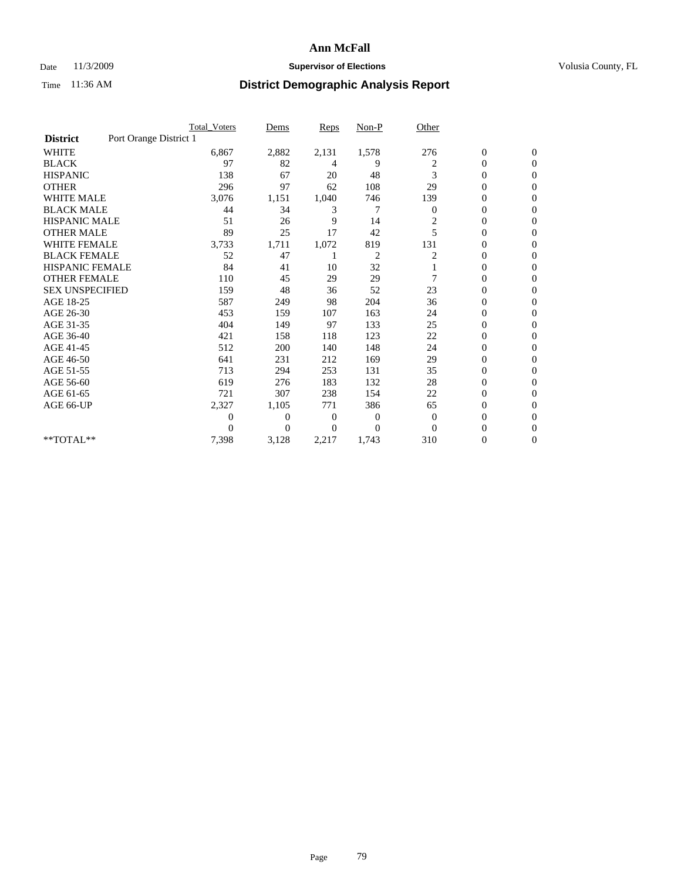# Ann McFall

Date 11/3/2009 **Supervisor of Elections** Volusia County, FL

Time 11:36 AM **District Demographic Analysis Report**

| | Total_Voters | Dems | Reps | Non-P | Other | | |
|---|---|---|---|---|---|---|---|
| **District** Port Orange District 1 | | | | | | | |
| WHITE | 6,867 | 2,882 | 2,131 | 1,578 | 276 | 0 | 0 |
| BLACK | 97 | 82 | 4 | 9 | 2 | 0 | 0 |
| HISPANIC | 138 | 67 | 20 | 48 | 3 | 0 | 0 |
| OTHER | 296 | 97 | 62 | 108 | 29 | 0 | 0 |
| WHITE MALE | 3,076 | 1,151 | 1,040 | 746 | 139 | 0 | 0 |
| BLACK MALE | 44 | 34 | 3 | 7 | 0 | 0 | 0 |
| HISPANIC MALE | 51 | 26 | 9 | 14 | 2 | 0 | 0 |
| OTHER MALE | 89 | 25 | 17 | 42 | 5 | 0 | 0 |
| WHITE FEMALE | 3,733 | 1,711 | 1,072 | 819 | 131 | 0 | 0 |
| BLACK FEMALE | 52 | 47 | 1 | 2 | 2 | 0 | 0 |
| HISPANIC FEMALE | 84 | 41 | 10 | 32 | 1 | 0 | 0 |
| OTHER FEMALE | 110 | 45 | 29 | 29 | 7 | 0 | 0 |
| SEX UNSPECIFIED | 159 | 48 | 36 | 52 | 23 | 0 | 0 |
| AGE 18-25 | 587 | 249 | 98 | 204 | 36 | 0 | 0 |
| AGE 26-30 | 453 | 159 | 107 | 163 | 24 | 0 | 0 |
| AGE 31-35 | 404 | 149 | 97 | 133 | 25 | 0 | 0 |
| AGE 36-40 | 421 | 158 | 118 | 123 | 22 | 0 | 0 |
| AGE 41-45 | 512 | 200 | 140 | 148 | 24 | 0 | 0 |
| AGE 46-50 | 641 | 231 | 212 | 169 | 29 | 0 | 0 |
| AGE 51-55 | 713 | 294 | 253 | 131 | 35 | 0 | 0 |
| AGE 56-60 | 619 | 276 | 183 | 132 | 28 | 0 | 0 |
| AGE 61-65 | 721 | 307 | 238 | 154 | 22 | 0 | 0 |
| AGE 66-UP | 2,327 | 1,105 | 771 | 386 | 65 | 0 | 0 |
| | 0 | 0 | 0 | 0 | 0 | 0 | 0 |
| | 0 | 0 | 0 | 0 | 0 | 0 | 0 |
| **TOTAL** | 7,398 | 3,128 | 2,217 | 1,743 | 310 | 0 | 0 |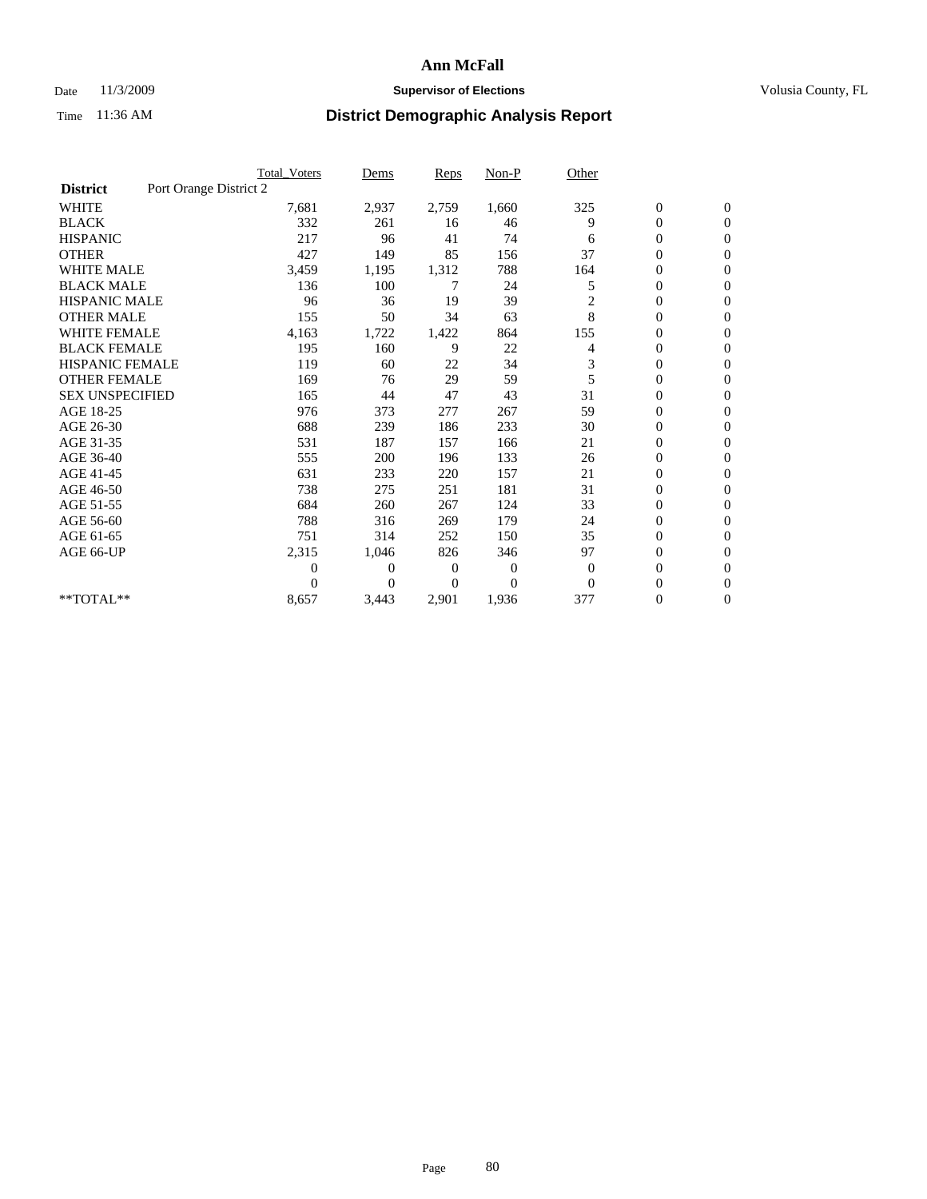# Ann McFall

Date 11/3/2009 **Supervisor of Elections** Volusia County, FL

Time 11:36 AM **District Demographic Analysis Report**

| | Total_Voters | Dems | Reps | Non-P | Other | | |
|---|---|---|---|---|---|---|---|
| **District** Port Orange District 2 | | | | | | | |
| WHITE | 7,681 | 2,937 | 2,759 | 1,660 | 325 | 0 | 0 |
| BLACK | 332 | 261 | 16 | 46 | 9 | 0 | 0 |
| HISPANIC | 217 | 96 | 41 | 74 | 6 | 0 | 0 |
| OTHER | 427 | 149 | 85 | 156 | 37 | 0 | 0 |
| WHITE MALE | 3,459 | 1,195 | 1,312 | 788 | 164 | 0 | 0 |
| BLACK MALE | 136 | 100 | 7 | 24 | 5 | 0 | 0 |
| HISPANIC MALE | 96 | 36 | 19 | 39 | 2 | 0 | 0 |
| OTHER MALE | 155 | 50 | 34 | 63 | 8 | 0 | 0 |
| WHITE FEMALE | 4,163 | 1,722 | 1,422 | 864 | 155 | 0 | 0 |
| BLACK FEMALE | 195 | 160 | 9 | 22 | 4 | 0 | 0 |
| HISPANIC FEMALE | 119 | 60 | 22 | 34 | 3 | 0 | 0 |
| OTHER FEMALE | 169 | 76 | 29 | 59 | 5 | 0 | 0 |
| SEX UNSPECIFIED | 165 | 44 | 47 | 43 | 31 | 0 | 0 |
| AGE 18-25 | 976 | 373 | 277 | 267 | 59 | 0 | 0 |
| AGE 26-30 | 688 | 239 | 186 | 233 | 30 | 0 | 0 |
| AGE 31-35 | 531 | 187 | 157 | 166 | 21 | 0 | 0 |
| AGE 36-40 | 555 | 200 | 196 | 133 | 26 | 0 | 0 |
| AGE 41-45 | 631 | 233 | 220 | 157 | 21 | 0 | 0 |
| AGE 46-50 | 738 | 275 | 251 | 181 | 31 | 0 | 0 |
| AGE 51-55 | 684 | 260 | 267 | 124 | 33 | 0 | 0 |
| AGE 56-60 | 788 | 316 | 269 | 179 | 24 | 0 | 0 |
| AGE 61-65 | 751 | 314 | 252 | 150 | 35 | 0 | 0 |
| AGE 66-UP | 2,315 | 1,046 | 826 | 346 | 97 | 0 | 0 |
| | 0 | 0 | 0 | 0 | 0 | 0 | 0 |
| | 0 | 0 | 0 | 0 | 0 | 0 | 0 |
| **TOTAL** | 8,657 | 3,443 | 2,901 | 1,936 | 377 | 0 | 0 |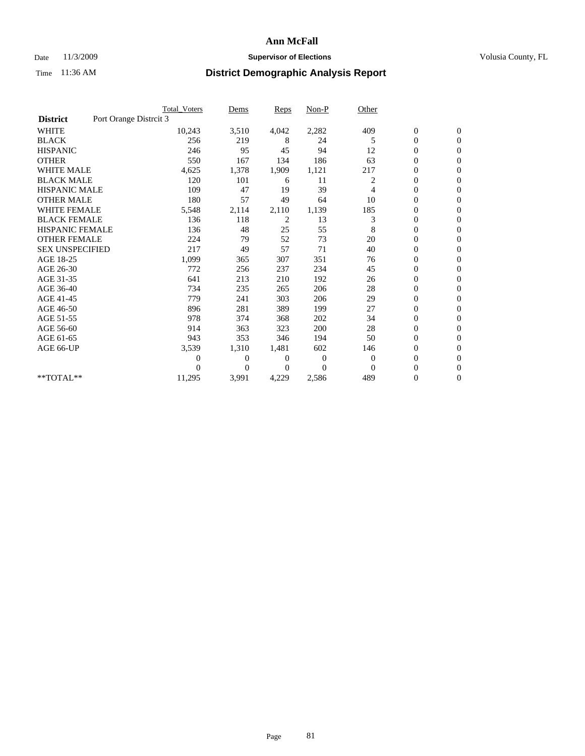# Ann McFall

Date 11/3/2009 **Supervisor of Elections** Volusia County, FL

Time 11:36 AM **District Demographic Analysis Report**

| | Total_Voters | Dems | Reps | Non-P | Other | | |
|---|---|---|---|---|---|---|---|
| **District** Port Orange Distrcit 3 | | | | | | | |
| WHITE | 10,243 | 3,510 | 4,042 | 2,282 | 409 | 0 | 0 |
| BLACK | 256 | 219 | 8 | 24 | 5 | 0 | 0 |
| HISPANIC | 246 | 95 | 45 | 94 | 12 | 0 | 0 |
| OTHER | 550 | 167 | 134 | 186 | 63 | 0 | 0 |
| WHITE MALE | 4,625 | 1,378 | 1,909 | 1,121 | 217 | 0 | 0 |
| BLACK MALE | 120 | 101 | 6 | 11 | 2 | 0 | 0 |
| HISPANIC MALE | 109 | 47 | 19 | 39 | 4 | 0 | 0 |
| OTHER MALE | 180 | 57 | 49 | 64 | 10 | 0 | 0 |
| WHITE FEMALE | 5,548 | 2,114 | 2,110 | 1,139 | 185 | 0 | 0 |
| BLACK FEMALE | 136 | 118 | 2 | 13 | 3 | 0 | 0 |
| HISPANIC FEMALE | 136 | 48 | 25 | 55 | 8 | 0 | 0 |
| OTHER FEMALE | 224 | 79 | 52 | 73 | 20 | 0 | 0 |
| SEX UNSPECIFIED | 217 | 49 | 57 | 71 | 40 | 0 | 0 |
| AGE 18-25 | 1,099 | 365 | 307 | 351 | 76 | 0 | 0 |
| AGE 26-30 | 772 | 256 | 237 | 234 | 45 | 0 | 0 |
| AGE 31-35 | 641 | 213 | 210 | 192 | 26 | 0 | 0 |
| AGE 36-40 | 734 | 235 | 265 | 206 | 28 | 0 | 0 |
| AGE 41-45 | 779 | 241 | 303 | 206 | 29 | 0 | 0 |
| AGE 46-50 | 896 | 281 | 389 | 199 | 27 | 0 | 0 |
| AGE 51-55 | 978 | 374 | 368 | 202 | 34 | 0 | 0 |
| AGE 56-60 | 914 | 363 | 323 | 200 | 28 | 0 | 0 |
| AGE 61-65 | 943 | 353 | 346 | 194 | 50 | 0 | 0 |
| AGE 66-UP | 3,539 | 1,310 | 1,481 | 602 | 146 | 0 | 0 |
| | 0 | 0 | 0 | 0 | 0 | 0 | 0 |
| | 0 | 0 | 0 | 0 | 0 | 0 | 0 |
| **TOTAL** | 11,295 | 3,991 | 4,229 | 2,586 | 489 | 0 | 0 |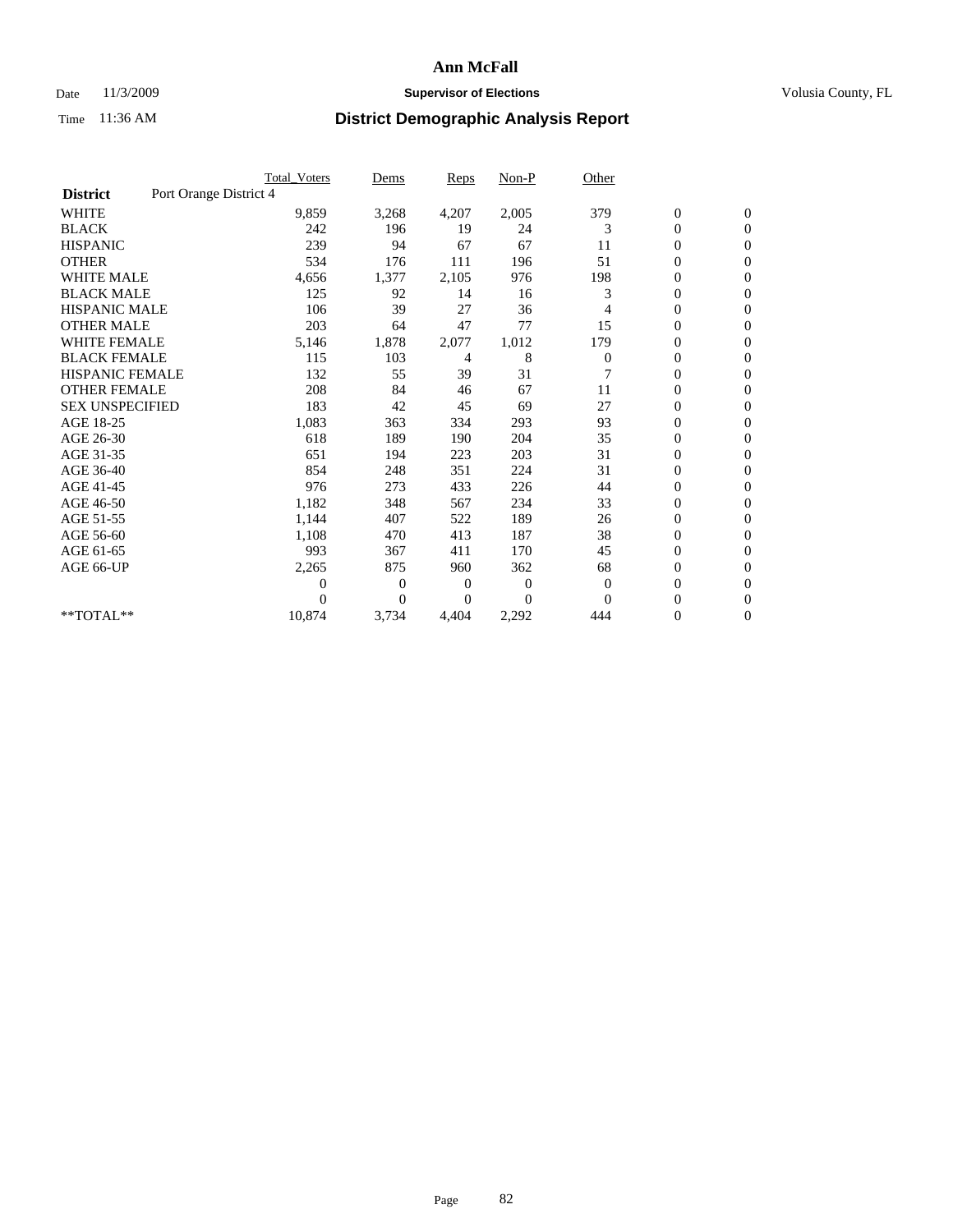# Ann McFall

Date 11/3/2009 **Supervisor of Elections** Volusia County, FL

Time 11:36 AM **District Demographic Analysis Report**

| | Total_Voters | Dems | Reps | Non-P | Other | | |
|---|---|---|---|---|---|---|---|
| **District** Port Orange District 4 | | | | | | | |
| WHITE | 9,859 | 3,268 | 4,207 | 2,005 | 379 | 0 | 0 |
| BLACK | 242 | 196 | 19 | 24 | 3 | 0 | 0 |
| HISPANIC | 239 | 94 | 67 | 67 | 11 | 0 | 0 |
| OTHER | 534 | 176 | 111 | 196 | 51 | 0 | 0 |
| WHITE MALE | 4,656 | 1,377 | 2,105 | 976 | 198 | 0 | 0 |
| BLACK MALE | 125 | 92 | 14 | 16 | 3 | 0 | 0 |
| HISPANIC MALE | 106 | 39 | 27 | 36 | 4 | 0 | 0 |
| OTHER MALE | 203 | 64 | 47 | 77 | 15 | 0 | 0 |
| WHITE FEMALE | 5,146 | 1,878 | 2,077 | 1,012 | 179 | 0 | 0 |
| BLACK FEMALE | 115 | 103 | 4 | 8 | 0 | 0 | 0 |
| HISPANIC FEMALE | 132 | 55 | 39 | 31 | 7 | 0 | 0 |
| OTHER FEMALE | 208 | 84 | 46 | 67 | 11 | 0 | 0 |
| SEX UNSPECIFIED | 183 | 42 | 45 | 69 | 27 | 0 | 0 |
| AGE 18-25 | 1,083 | 363 | 334 | 293 | 93 | 0 | 0 |
| AGE 26-30 | 618 | 189 | 190 | 204 | 35 | 0 | 0 |
| AGE 31-35 | 651 | 194 | 223 | 203 | 31 | 0 | 0 |
| AGE 36-40 | 854 | 248 | 351 | 224 | 31 | 0 | 0 |
| AGE 41-45 | 976 | 273 | 433 | 226 | 44 | 0 | 0 |
| AGE 46-50 | 1,182 | 348 | 567 | 234 | 33 | 0 | 0 |
| AGE 51-55 | 1,144 | 407 | 522 | 189 | 26 | 0 | 0 |
| AGE 56-60 | 1,108 | 470 | 413 | 187 | 38 | 0 | 0 |
| AGE 61-65 | 993 | 367 | 411 | 170 | 45 | 0 | 0 |
| AGE 66-UP | 2,265 | 875 | 960 | 362 | 68 | 0 | 0 |
| | 0 | 0 | 0 | 0 | 0 | 0 | 0 |
| | 0 | 0 | 0 | 0 | 0 | 0 | 0 |
| **TOTAL** | 10,874 | 3,734 | 4,404 | 2,292 | 444 | 0 | 0 |